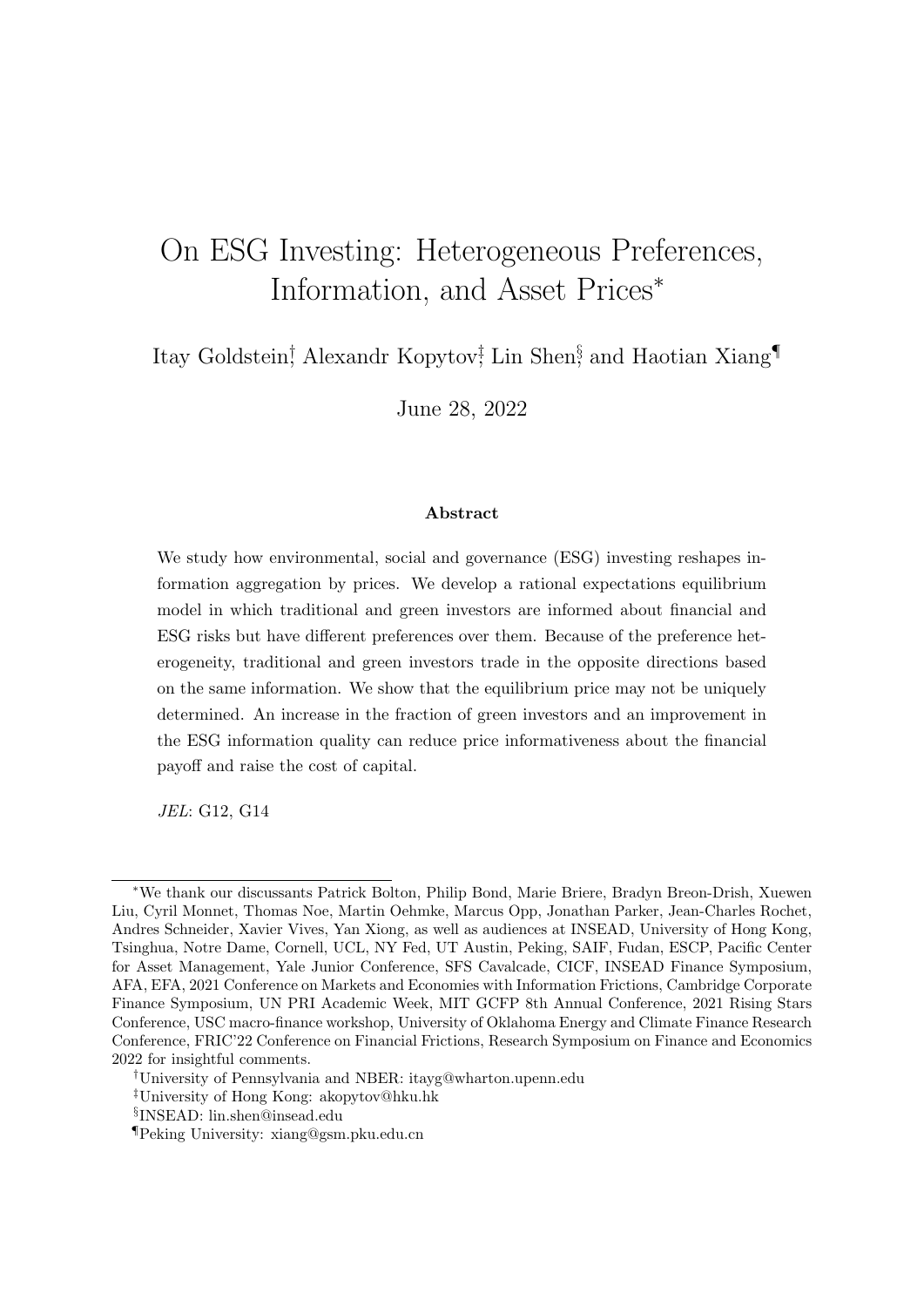# On ESG Investing: Heterogeneous Preferences, Information, and Asset Prices*

Itay Goldstein[†], Alexandr Kopytov[‡], Lin Shen[§], and Haotian Xiang[¶]

June 28, 2022

### Abstract

We study how environmental, social and governance (ESG) investing reshapes information aggregation by prices. We develop a rational expectations equilibrium model in which traditional and green investors are informed about financial and ESG risks but have different preferences over them. Because of the preference heterogeneity, traditional and green investors trade in the opposite directions based on the same information. We show that the equilibrium price may not be uniquely determined. An increase in the fraction of green investors and an improvement in the ESG information quality can reduce price informativeness about the financial payoff and raise the cost of capital.

*JEL*: G12, G14

---

*We thank our discussants Patrick Bolton, Philip Bond, Marie Briere, Bradyn Breon-Drish, Xuewen Liu, Cyril Monnet, Thomas Noe, Martin Oehmke, Marcus Opp, Jonathan Parker, Jean-Charles Rochet, Andres Schneider, Xavier Vives, Yan Xiong, as well as audiences at INSEAD, University of Hong Kong, Tsinghua, Notre Dame, Cornell, UCL, NY Fed, UT Austin, Peking, SAIF, Fudan, ESCP, Pacific Center for Asset Management, Yale Junior Conference, SFS Cavalcade, CICF, INSEAD Finance Symposium, AFA, EFA, 2021 Conference on Markets and Economies with Information Frictions, Cambridge Corporate Finance Symposium, UN PRI Academic Week, MIT GCFP 8th Annual Conference, 2021 Rising Stars Conference, USC macro-finance workshop, University of Oklahoma Energy and Climate Finance Research Conference, FRIC'22 Conference on Financial Frictions, Research Symposium on Finance and Economics 2022 for insightful comments.

[†]University of Pennsylvania and NBER: itayg@wharton.upenn.edu

[‡]University of Hong Kong: akopytov@hku.hk

[§]INSEAD: lin.shen@insead.edu

[¶]Peking University: xiang@gsm.pku.edu.cn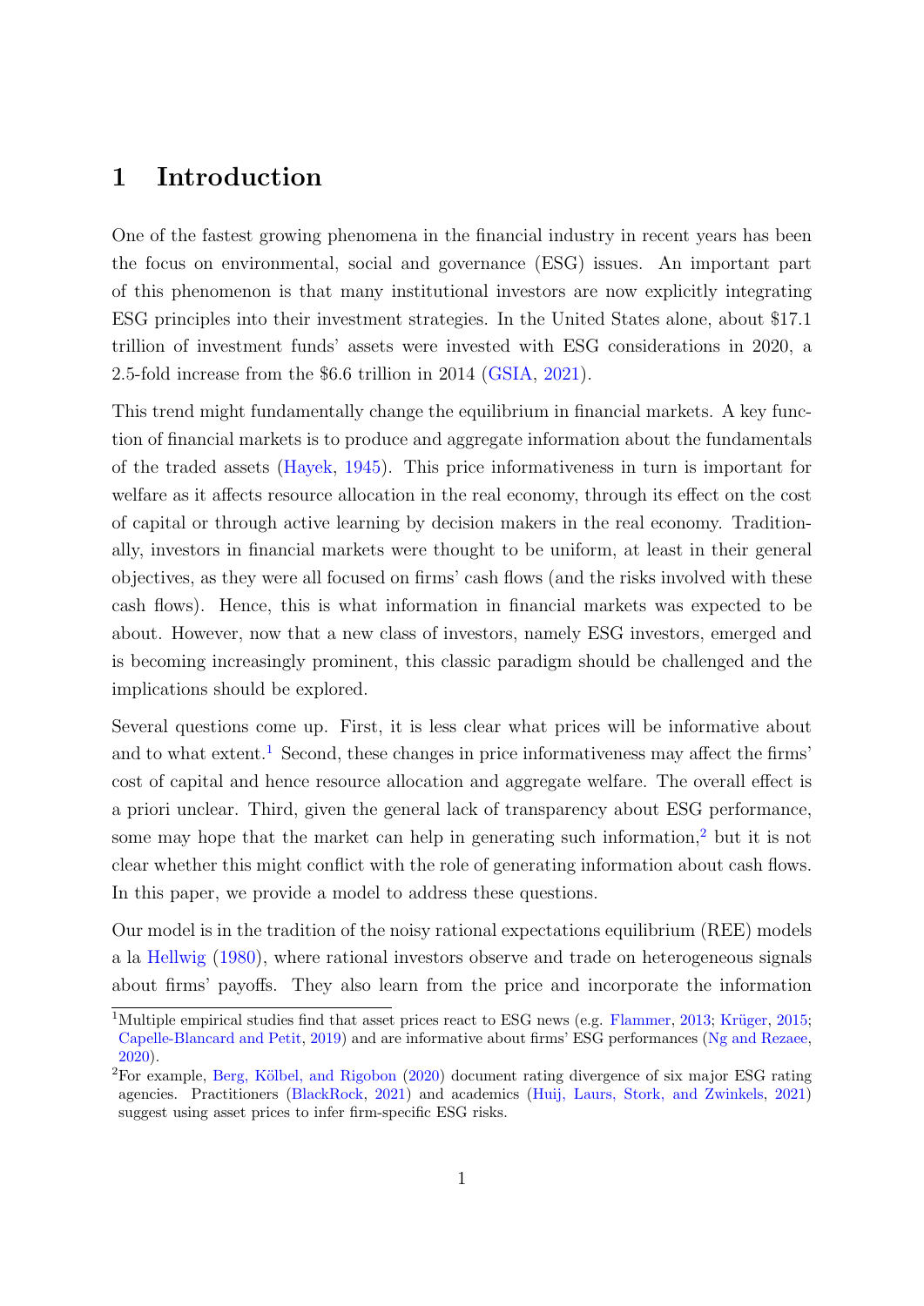# 1 Introduction

One of the fastest growing phenomena in the financial industry in recent years has been the focus on environmental, social and governance (ESG) issues. An important part of this phenomenon is that many institutional investors are now explicitly integrating ESG principles into their investment strategies. In the United States alone, about $17.1 trillion of investment funds' assets were invested with ESG considerations in 2020, a 2.5-fold increase from the $6.6 trillion in 2014 (GSIA, 2021).

This trend might fundamentally change the equilibrium in financial markets. A key function of financial markets is to produce and aggregate information about the fundamentals of the traded assets (Hayek, 1945). This price informativeness in turn is important for welfare as it affects resource allocation in the real economy, through its effect on the cost of capital or through active learning by decision makers in the real economy. Traditionally, investors in financial markets were thought to be uniform, at least in their general objectives, as they were all focused on firms' cash flows (and the risks involved with these cash flows). Hence, this is what information in financial markets was expected to be about. However, now that a new class of investors, namely ESG investors, emerged and is becoming increasingly prominent, this classic paradigm should be challenged and the implications should be explored.

Several questions come up. First, it is less clear what prices will be informative about and to what extent.[1] Second, these changes in price informativeness may affect the firms' cost of capital and hence resource allocation and aggregate welfare. The overall effect is a priori unclear. Third, given the general lack of transparency about ESG performance, some may hope that the market can help in generating such information,[2] but it is not clear whether this might conflict with the role of generating information about cash flows. In this paper, we provide a model to address these questions.

Our model is in the tradition of the noisy rational expectations equilibrium (REE) models a la Hellwig (1980), where rational investors observe and trade on heterogeneous signals about firms' payoffs. They also learn from the price and incorporate the information

[1] Multiple empirical studies find that asset prices react to ESG news (e.g. Flammer, 2013; Krüger, 2015; Capelle-Blancard and Petit, 2019) and are informative about firms' ESG performances (Ng and Rezaee, 2020).

[2] For example, Berg, Kölbel, and Rigobon (2020) document rating divergence of six major ESG rating agencies. Practitioners (BlackRock, 2021) and academics (Huij, Laurs, Stork, and Zwinkels, 2021) suggest using asset prices to infer firm-specific ESG risks.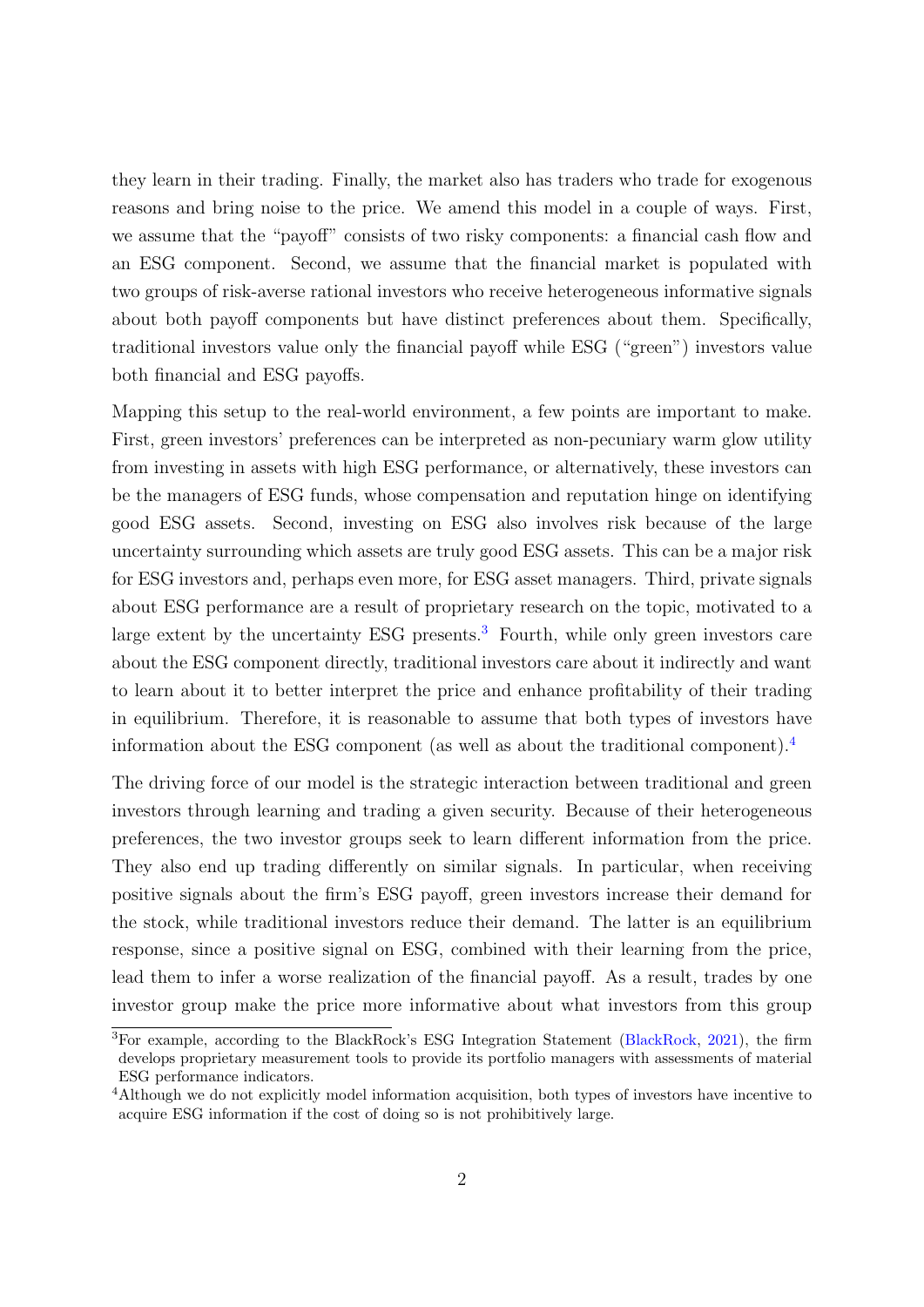they learn in their trading. Finally, the market also has traders who trade for exogenous reasons and bring noise to the price. We amend this model in a couple of ways. First, we assume that the "payoff" consists of two risky components: a financial cash flow and an ESG component. Second, we assume that the financial market is populated with two groups of risk-averse rational investors who receive heterogeneous informative signals about both payoff components but have distinct preferences about them. Specifically, traditional investors value only the financial payoff while ESG ("green") investors value both financial and ESG payoffs.

Mapping this setup to the real-world environment, a few points are important to make. First, green investors' preferences can be interpreted as non-pecuniary warm glow utility from investing in assets with high ESG performance, or alternatively, these investors can be the managers of ESG funds, whose compensation and reputation hinge on identifying good ESG assets. Second, investing on ESG also involves risk because of the large uncertainty surrounding which assets are truly good ESG assets. This can be a major risk for ESG investors and, perhaps even more, for ESG asset managers. Third, private signals about ESG performance are a result of proprietary research on the topic, motivated to a large extent by the uncertainty ESG presents.[3] Fourth, while only green investors care about the ESG component directly, traditional investors care about it indirectly and want to learn about it to better interpret the price and enhance profitability of their trading in equilibrium. Therefore, it is reasonable to assume that both types of investors have information about the ESG component (as well as about the traditional component).[4]

The driving force of our model is the strategic interaction between traditional and green investors through learning and trading a given security. Because of their heterogeneous preferences, the two investor groups seek to learn different information from the price. They also end up trading differently on similar signals. In particular, when receiving positive signals about the firm's ESG payoff, green investors increase their demand for the stock, while traditional investors reduce their demand. The latter is an equilibrium response, since a positive signal on ESG, combined with their learning from the price, lead them to infer a worse realization of the financial payoff. As a result, trades by one investor group make the price more informative about what investors from this group

[3] For example, according to the BlackRock's ESG Integration Statement (BlackRock, 2021), the firm develops proprietary measurement tools to provide its portfolio managers with assessments of material ESG performance indicators.

[4] Although we do not explicitly model information acquisition, both types of investors have incentive to acquire ESG information if the cost of doing so is not prohibitively large.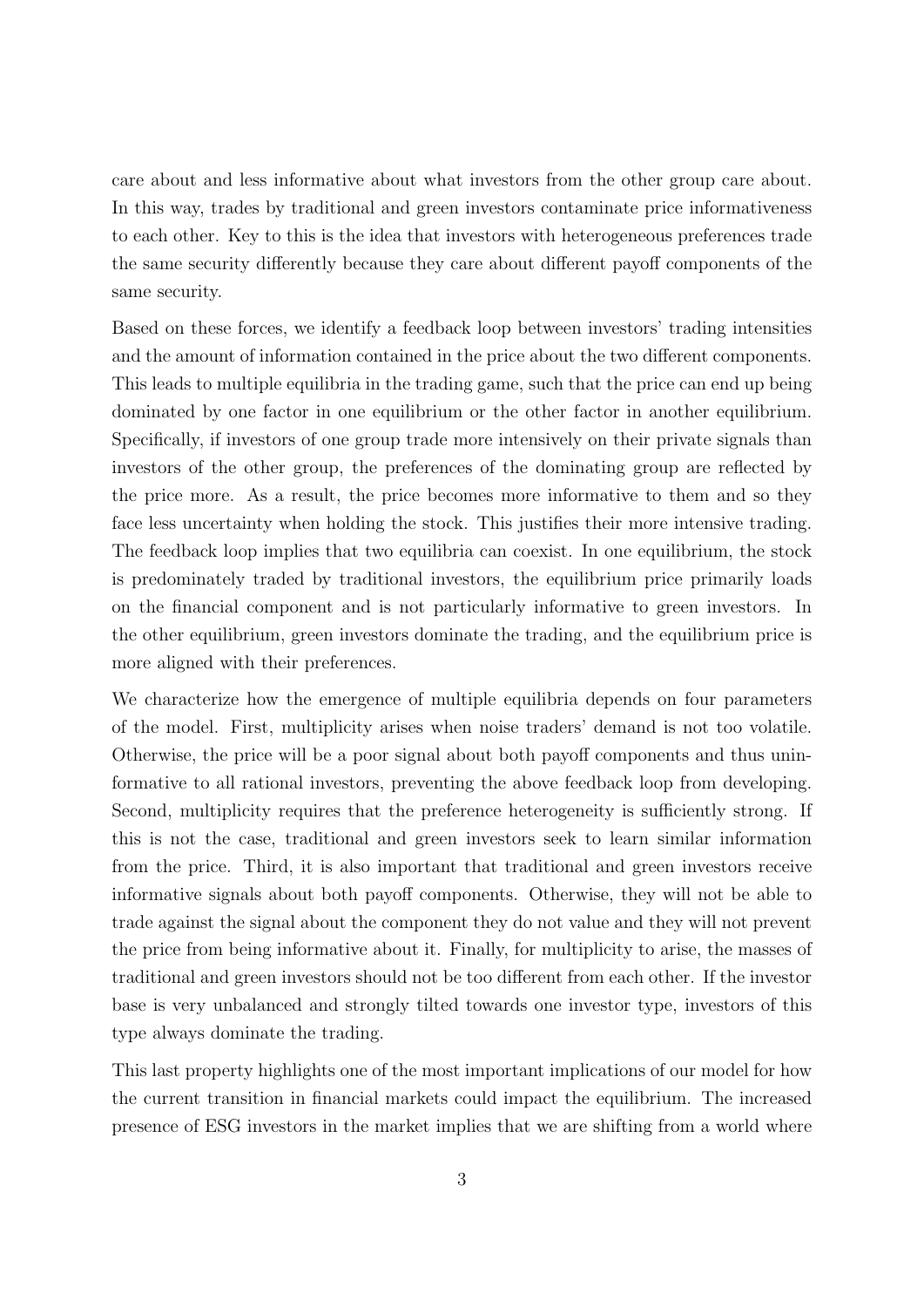care about and less informative about what investors from the other group care about. In this way, trades by traditional and green investors contaminate price informativeness to each other. Key to this is the idea that investors with heterogeneous preferences trade the same security differently because they care about different payoff components of the same security.

Based on these forces, we identify a feedback loop between investors' trading intensities and the amount of information contained in the price about the two different components. This leads to multiple equilibria in the trading game, such that the price can end up being dominated by one factor in one equilibrium or the other factor in another equilibrium. Specifically, if investors of one group trade more intensively on their private signals than investors of the other group, the preferences of the dominating group are reflected by the price more. As a result, the price becomes more informative to them and so they face less uncertainty when holding the stock. This justifies their more intensive trading. The feedback loop implies that two equilibria can coexist. In one equilibrium, the stock is predominately traded by traditional investors, the equilibrium price primarily loads on the financial component and is not particularly informative to green investors. In the other equilibrium, green investors dominate the trading, and the equilibrium price is more aligned with their preferences.

We characterize how the emergence of multiple equilibria depends on four parameters of the model. First, multiplicity arises when noise traders' demand is not too volatile. Otherwise, the price will be a poor signal about both payoff components and thus uninformative to all rational investors, preventing the above feedback loop from developing. Second, multiplicity requires that the preference heterogeneity is sufficiently strong. If this is not the case, traditional and green investors seek to learn similar information from the price. Third, it is also important that traditional and green investors receive informative signals about both payoff components. Otherwise, they will not be able to trade against the signal about the component they do not value and they will not prevent the price from being informative about it. Finally, for multiplicity to arise, the masses of traditional and green investors should not be too different from each other. If the investor base is very unbalanced and strongly tilted towards one investor type, investors of this type always dominate the trading.

This last property highlights one of the most important implications of our model for how the current transition in financial markets could impact the equilibrium. The increased presence of ESG investors in the market implies that we are shifting from a world where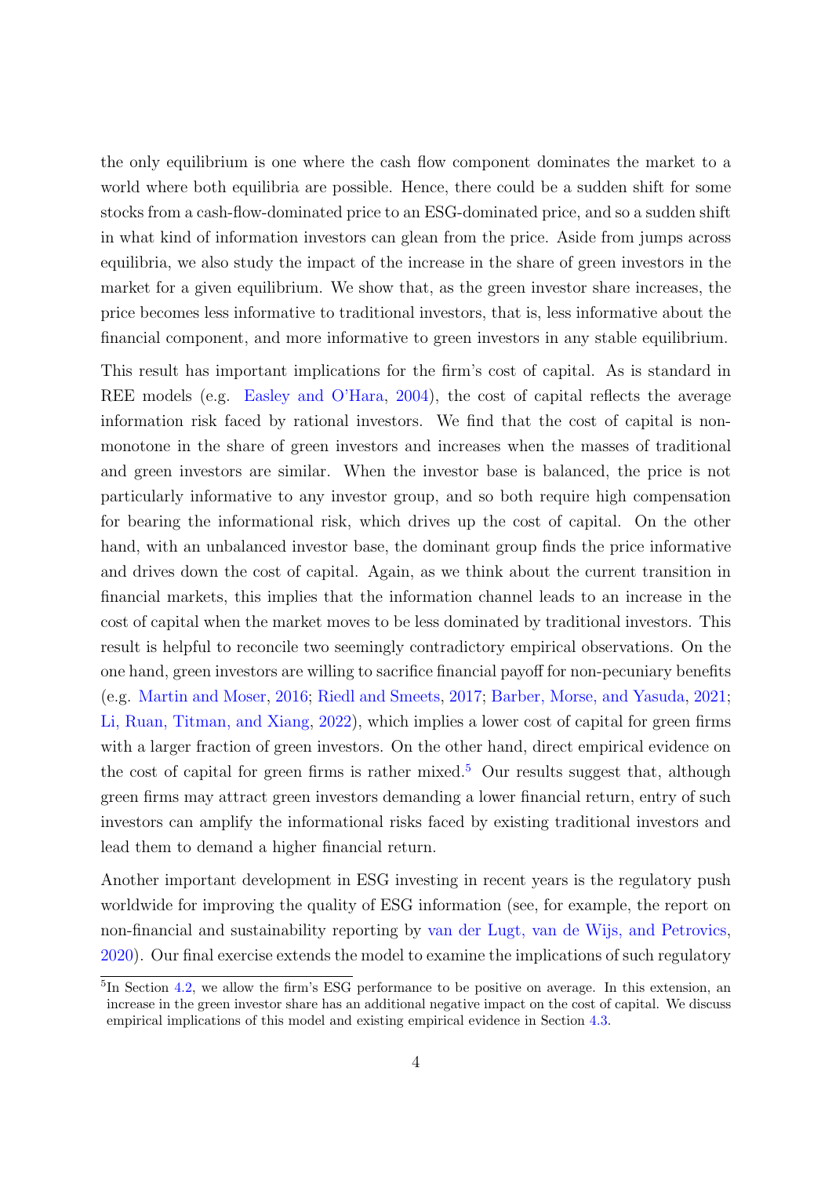the only equilibrium is one where the cash flow component dominates the market to a world where both equilibria are possible. Hence, there could be a sudden shift for some stocks from a cash-flow-dominated price to an ESG-dominated price, and so a sudden shift in what kind of information investors can glean from the price. Aside from jumps across equilibria, we also study the impact of the increase in the share of green investors in the market for a given equilibrium. We show that, as the green investor share increases, the price becomes less informative to traditional investors, that is, less informative about the financial component, and more informative to green investors in any stable equilibrium.

This result has important implications for the firm's cost of capital. As is standard in REE models (e.g. Easley and O'Hara, 2004), the cost of capital reflects the average information risk faced by rational investors. We find that the cost of capital is non-monotone in the share of green investors and increases when the masses of traditional and green investors are similar. When the investor base is balanced, the price is not particularly informative to any investor group, and so both require high compensation for bearing the informational risk, which drives up the cost of capital. On the other hand, with an unbalanced investor base, the dominant group finds the price informative and drives down the cost of capital. Again, as we think about the current transition in financial markets, this implies that the information channel leads to an increase in the cost of capital when the market moves to be less dominated by traditional investors. This result is helpful to reconcile two seemingly contradictory empirical observations. On the one hand, green investors are willing to sacrifice financial payoff for non-pecuniary benefits (e.g. Martin and Moser, 2016; Riedl and Smeets, 2017; Barber, Morse, and Yasuda, 2021; Li, Ruan, Titman, and Xiang, 2022), which implies a lower cost of capital for green firms with a larger fraction of green investors. On the other hand, direct empirical evidence on the cost of capital for green firms is rather mixed.[5] Our results suggest that, although green firms may attract green investors demanding a lower financial return, entry of such investors can amplify the informational risks faced by existing traditional investors and lead them to demand a higher financial return.

Another important development in ESG investing in recent years is the regulatory push worldwide for improving the quality of ESG information (see, for example, the report on non-financial and sustainability reporting by van der Lugt, van de Wijs, and Petrovics, 2020). Our final exercise extends the model to examine the implications of such regulatory

[5] In Section 4.2, we allow the firm's ESG performance to be positive on average. In this extension, an increase in the green investor share has an additional negative impact on the cost of capital. We discuss empirical implications of this model and existing empirical evidence in Section 4.3.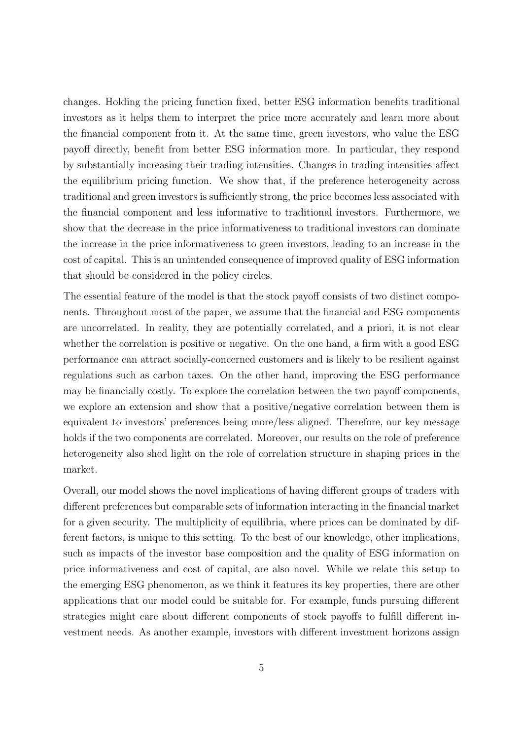changes. Holding the pricing function fixed, better ESG information benefits traditional investors as it helps them to interpret the price more accurately and learn more about the financial component from it. At the same time, green investors, who value the ESG payoff directly, benefit from better ESG information more. In particular, they respond by substantially increasing their trading intensities. Changes in trading intensities affect the equilibrium pricing function. We show that, if the preference heterogeneity across traditional and green investors is sufficiently strong, the price becomes less associated with the financial component and less informative to traditional investors. Furthermore, we show that the decrease in the price informativeness to traditional investors can dominate the increase in the price informativeness to green investors, leading to an increase in the cost of capital. This is an unintended consequence of improved quality of ESG information that should be considered in the policy circles.

The essential feature of the model is that the stock payoff consists of two distinct components. Throughout most of the paper, we assume that the financial and ESG components are uncorrelated. In reality, they are potentially correlated, and a priori, it is not clear whether the correlation is positive or negative. On the one hand, a firm with a good ESG performance can attract socially-concerned customers and is likely to be resilient against regulations such as carbon taxes. On the other hand, improving the ESG performance may be financially costly. To explore the correlation between the two payoff components, we explore an extension and show that a positive/negative correlation between them is equivalent to investors' preferences being more/less aligned. Therefore, our key message holds if the two components are correlated. Moreover, our results on the role of preference heterogeneity also shed light on the role of correlation structure in shaping prices in the market.

Overall, our model shows the novel implications of having different groups of traders with different preferences but comparable sets of information interacting in the financial market for a given security. The multiplicity of equilibria, where prices can be dominated by different factors, is unique to this setting. To the best of our knowledge, other implications, such as impacts of the investor base composition and the quality of ESG information on price informativeness and cost of capital, are also novel. While we relate this setup to the emerging ESG phenomenon, as we think it features its key properties, there are other applications that our model could be suitable for. For example, funds pursuing different strategies might care about different components of stock payoffs to fulfill different investment needs. As another example, investors with different investment horizons assign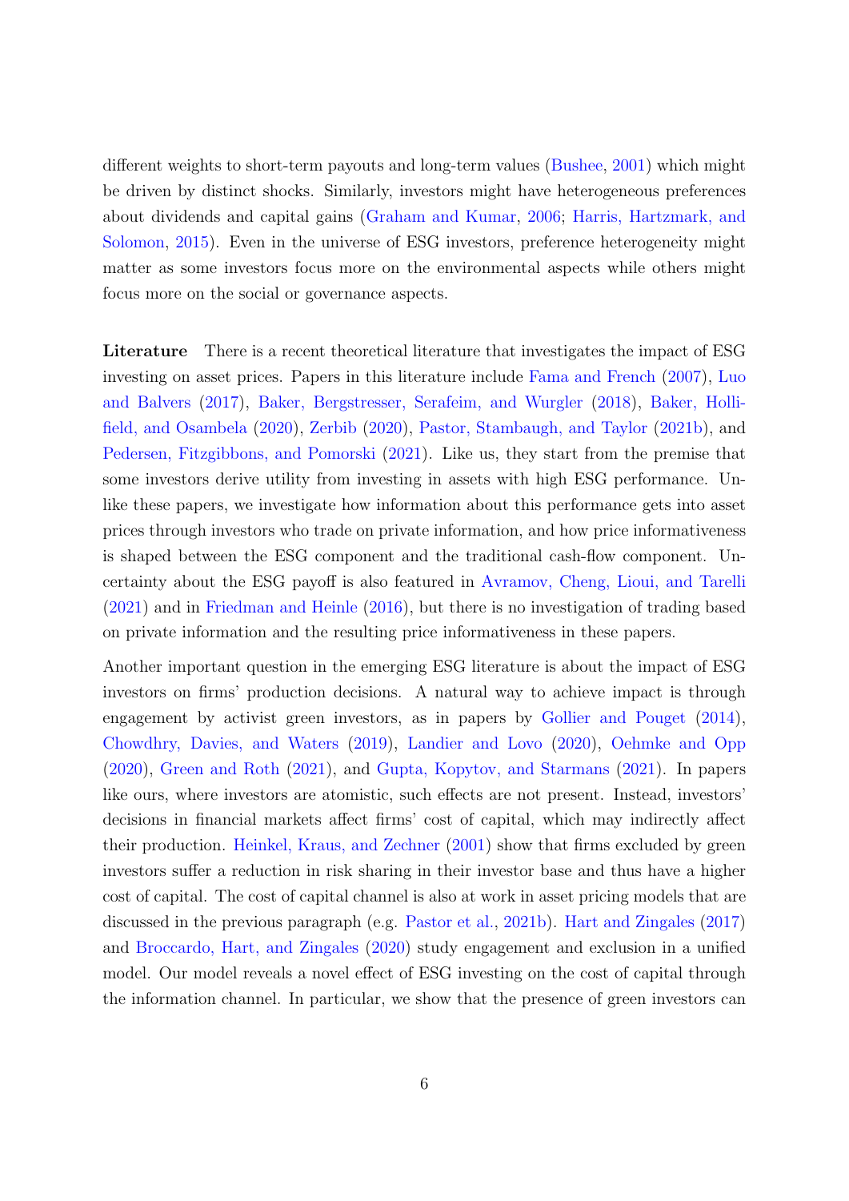different weights to short-term payouts and long-term values (Bushee, 2001) which might be driven by distinct shocks. Similarly, investors might have heterogeneous preferences about dividends and capital gains (Graham and Kumar, 2006; Harris, Hartzmark, and Solomon, 2015). Even in the universe of ESG investors, preference heterogeneity might matter as some investors focus more on the environmental aspects while others might focus more on the social or governance aspects.

**Literature** There is a recent theoretical literature that investigates the impact of ESG investing on asset prices. Papers in this literature include Fama and French (2007), Luo and Balvers (2017), Baker, Bergstresser, Serafeim, and Wurgler (2018), Baker, Hollifield, and Osambela (2020), Zerbib (2020), Pastor, Stambaugh, and Taylor (2021b), and Pedersen, Fitzgibbons, and Pomorski (2021). Like us, they start from the premise that some investors derive utility from investing in assets with high ESG performance. Unlike these papers, we investigate how information about this performance gets into asset prices through investors who trade on private information, and how price informativeness is shaped between the ESG component and the traditional cash-flow component. Uncertainty about the ESG payoff is also featured in Avramov, Cheng, Lioui, and Tarelli (2021) and in Friedman and Heinle (2016), but there is no investigation of trading based on private information and the resulting price informativeness in these papers.

Another important question in the emerging ESG literature is about the impact of ESG investors on firms' production decisions. A natural way to achieve impact is through engagement by activist green investors, as in papers by Gollier and Pouget (2014), Chowdhry, Davies, and Waters (2019), Landier and Lovo (2020), Oehmke and Opp (2020), Green and Roth (2021), and Gupta, Kopytov, and Starmans (2021). In papers like ours, where investors are atomistic, such effects are not present. Instead, investors' decisions in financial markets affect firms' cost of capital, which may indirectly affect their production. Heinkel, Kraus, and Zechner (2001) show that firms excluded by green investors suffer a reduction in risk sharing in their investor base and thus have a higher cost of capital. The cost of capital channel is also at work in asset pricing models that are discussed in the previous paragraph (e.g. Pastor et al., 2021b). Hart and Zingales (2017) and Broccardo, Hart, and Zingales (2020) study engagement and exclusion in a unified model. Our model reveals a novel effect of ESG investing on the cost of capital through the information channel. In particular, we show that the presence of green investors can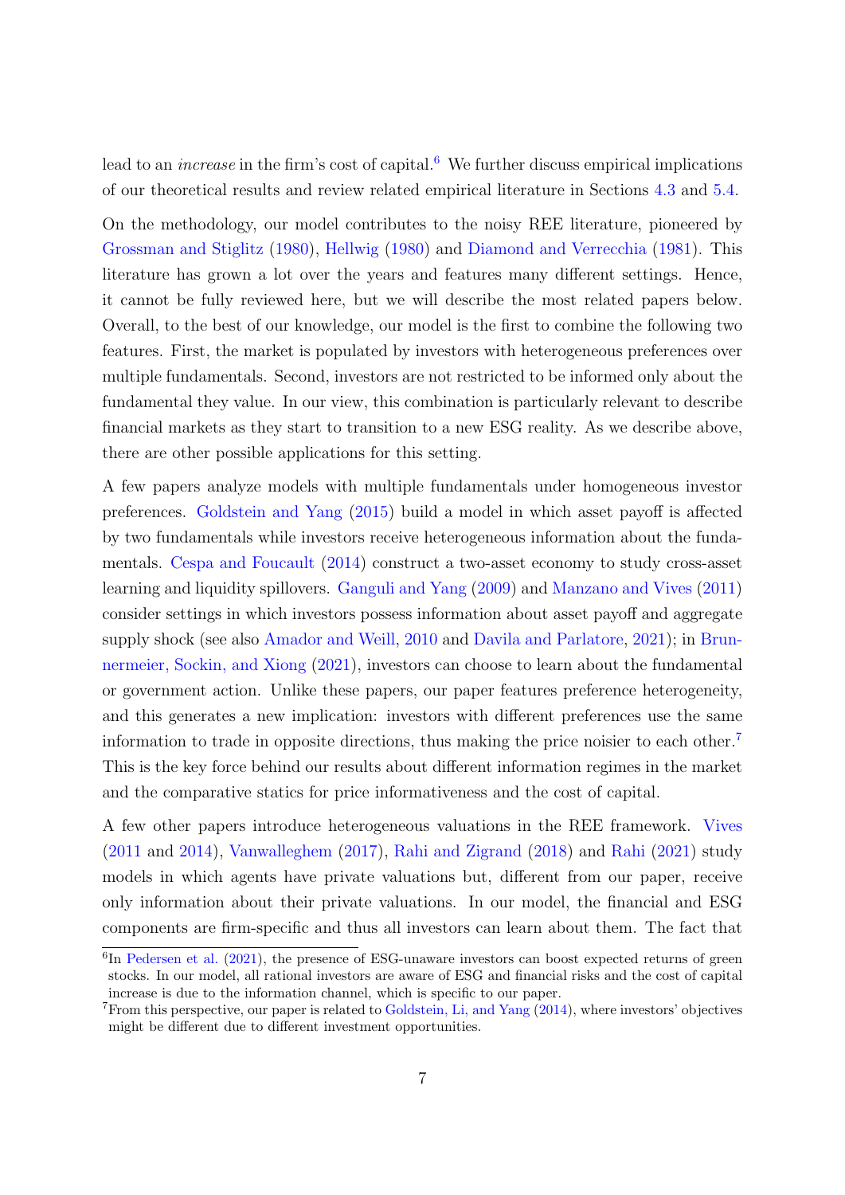lead to an *increase* in the firm's cost of capital.[6] We further discuss empirical implications of our theoretical results and review related empirical literature in Sections 4.3 and 5.4.

On the methodology, our model contributes to the noisy REE literature, pioneered by Grossman and Stiglitz (1980), Hellwig (1980) and Diamond and Verrecchia (1981). This literature has grown a lot over the years and features many different settings. Hence, it cannot be fully reviewed here, but we will describe the most related papers below. Overall, to the best of our knowledge, our model is the first to combine the following two features. First, the market is populated by investors with heterogeneous preferences over multiple fundamentals. Second, investors are not restricted to be informed only about the fundamental they value. In our view, this combination is particularly relevant to describe financial markets as they start to transition to a new ESG reality. As we describe above, there are other possible applications for this setting.

A few papers analyze models with multiple fundamentals under homogeneous investor preferences. Goldstein and Yang (2015) build a model in which asset payoff is affected by two fundamentals while investors receive heterogeneous information about the fundamentals. Cespa and Foucault (2014) construct a two-asset economy to study cross-asset learning and liquidity spillovers. Ganguli and Yang (2009) and Manzano and Vives (2011) consider settings in which investors possess information about asset payoff and aggregate supply shock (see also Amador and Weill, 2010 and Davila and Parlatore, 2021); in Brunnermeier, Sockin, and Xiong (2021), investors can choose to learn about the fundamental or government action. Unlike these papers, our paper features preference heterogeneity, and this generates a new implication: investors with different preferences use the same information to trade in opposite directions, thus making the price noisier to each other.[7] This is the key force behind our results about different information regimes in the market and the comparative statics for price informativeness and the cost of capital.

A few other papers introduce heterogeneous valuations in the REE framework. Vives (2011 and 2014), Vanwalleghem (2017), Rahi and Zigrand (2018) and Rahi (2021) study models in which agents have private valuations but, different from our paper, receive only information about their private valuations. In our model, the financial and ESG components are firm-specific and thus all investors can learn about them. The fact that

[6] In Pedersen et al. (2021), the presence of ESG-unaware investors can boost expected returns of green stocks. In our model, all rational investors are aware of ESG and financial risks and the cost of capital increase is due to the information channel, which is specific to our paper.

[7] From this perspective, our paper is related to Goldstein, Li, and Yang (2014), where investors' objectives might be different due to different investment opportunities.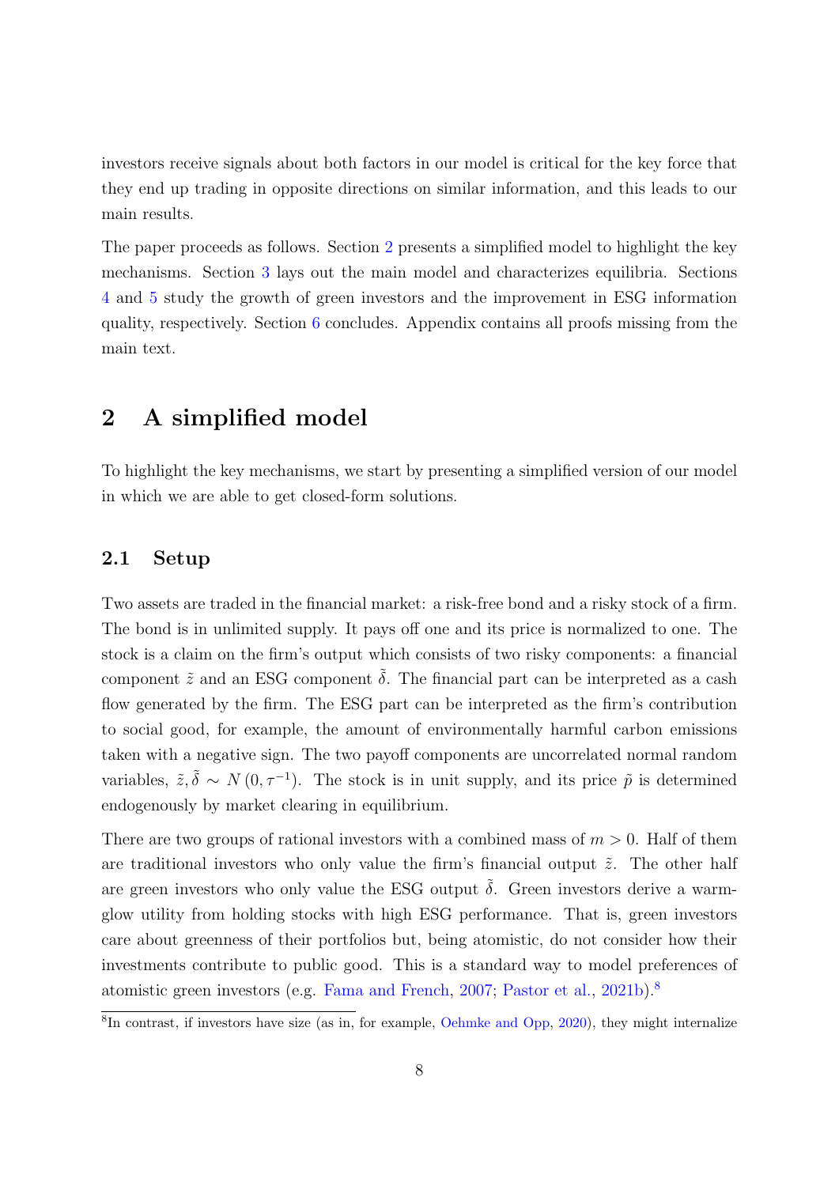investors receive signals about both factors in our model is critical for the key force that they end up trading in opposite directions on similar information, and this leads to our main results.

The paper proceeds as follows. Section 2 presents a simplified model to highlight the key mechanisms. Section 3 lays out the main model and characterizes equilibria. Sections 4 and 5 study the growth of green investors and the improvement in ESG information quality, respectively. Section 6 concludes. Appendix contains all proofs missing from the main text.

## 2 A simplified model

To highlight the key mechanisms, we start by presenting a simplified version of our model in which we are able to get closed-form solutions.

### 2.1 Setup

Two assets are traded in the financial market: a risk-free bond and a risky stock of a firm. The bond is in unlimited supply. It pays off one and its price is normalized to one. The stock is a claim on the firm's output which consists of two risky components: a financial component $\tilde{z}$ and an ESG component $\tilde{\delta}$. The financial part can be interpreted as a cash flow generated by the firm. The ESG part can be interpreted as the firm's contribution to social good, for example, the amount of environmentally harmful carbon emissions taken with a negative sign. The two payoff components are uncorrelated normal random variables, $\tilde{z}, \tilde{\delta} \sim N(0, \tau^{-1})$. The stock is in unit supply, and its price $\tilde{p}$ is determined endogenously by market clearing in equilibrium.

There are two groups of rational investors with a combined mass of $m > 0$. Half of them are traditional investors who only value the firm's financial output $\tilde{z}$. The other half are green investors who only value the ESG output $\tilde{\delta}$. Green investors derive a warm-glow utility from holding stocks with high ESG performance. That is, green investors care about greenness of their portfolios but, being atomistic, do not consider how their investments contribute to public good. This is a standard way to model preferences of atomistic green investors (e.g. Fama and French, 2007; Pastor et al., 2021b).[8]

[8]In contrast, if investors have size (as in, for example, Oehmke and Opp, 2020), they might internalize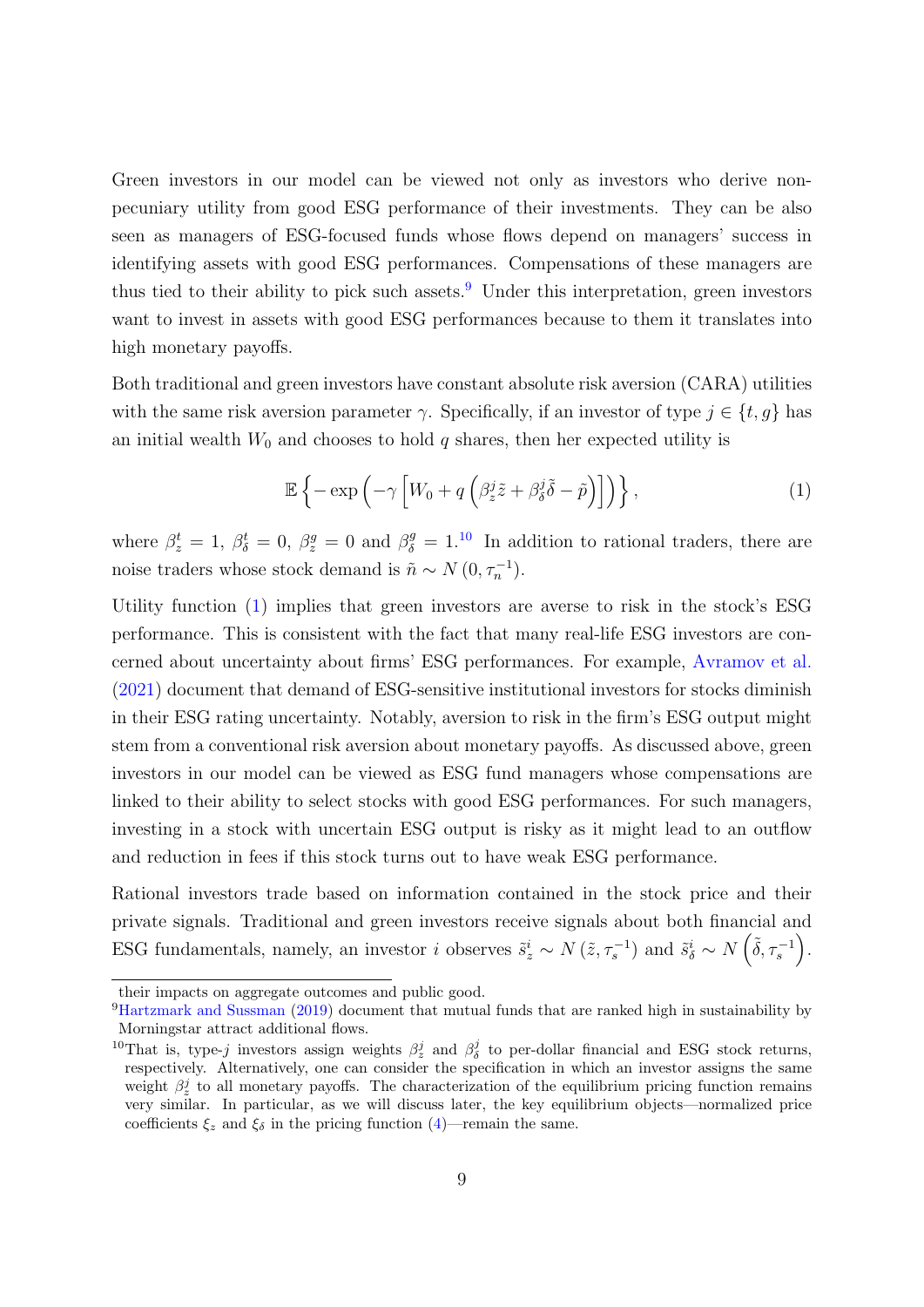Green investors in our model can be viewed not only as investors who derive non-pecuniary utility from good ESG performance of their investments. They can be also seen as managers of ESG-focused funds whose flows depend on managers' success in identifying assets with good ESG performances. Compensations of these managers are thus tied to their ability to pick such assets.[9] Under this interpretation, green investors want to invest in assets with good ESG performances because to them it translates into high monetary payoffs.

Both traditional and green investors have constant absolute risk aversion (CARA) utilities with the same risk aversion parameter $\gamma$. Specifically, if an investor of type $j \in \{t, g\}$ has an initial wealth $W_0$ and chooses to hold $q$ shares, then her expected utility is

$$\mathbb{E}\left\{-\exp\left(-\gamma\left[W_0 + q\left(\beta_z^j \tilde{z} + \beta_\delta^j \tilde{\delta} - \tilde{p}\right)\right]\right)\right\}, \tag{1}$$

where $\beta_z^t = 1$, $\beta_\delta^t = 0$, $\beta_z^g = 0$ and $\beta_\delta^g = 1$.[10] In addition to rational traders, there are noise traders whose stock demand is $\tilde{n} \sim N(0, \tau_n^{-1})$.

Utility function (1) implies that green investors are averse to risk in the stock's ESG performance. This is consistent with the fact that many real-life ESG investors are concerned about uncertainty about firms' ESG performances. For example, Avramov et al. (2021) document that demand of ESG-sensitive institutional investors for stocks diminish in their ESG rating uncertainty. Notably, aversion to risk in the firm's ESG output might stem from a conventional risk aversion about monetary payoffs. As discussed above, green investors in our model can be viewed as ESG fund managers whose compensations are linked to their ability to select stocks with good ESG performances. For such managers, investing in a stock with uncertain ESG output is risky as it might lead to an outflow and reduction in fees if this stock turns out to have weak ESG performance.

Rational investors trade based on information contained in the stock price and their private signals. Traditional and green investors receive signals about both financial and ESG fundamentals, namely, an investor $i$ observes $\tilde{s}_z^i \sim N(\tilde{z}, \tau_s^{-1})$ and $\tilde{s}_\delta^i \sim N\left(\tilde{\delta}, \tau_s^{-1}\right)$.

their impacts on aggregate outcomes and public good.

[9] Hartzmark and Sussman (2019) document that mutual funds that are ranked high in sustainability by Morningstar attract additional flows.

[10] That is, type-$j$ investors assign weights $\beta_z^j$ and $\beta_\delta^j$ to per-dollar financial and ESG stock returns, respectively. Alternatively, one can consider the specification in which an investor assigns the same weight $\beta_z^j$ to all monetary payoffs. The characterization of the equilibrium pricing function remains very similar. In particular, as we will discuss later, the key equilibrium objects—normalized price coefficients $\xi_z$ and $\xi_\delta$ in the pricing function (4)—remain the same.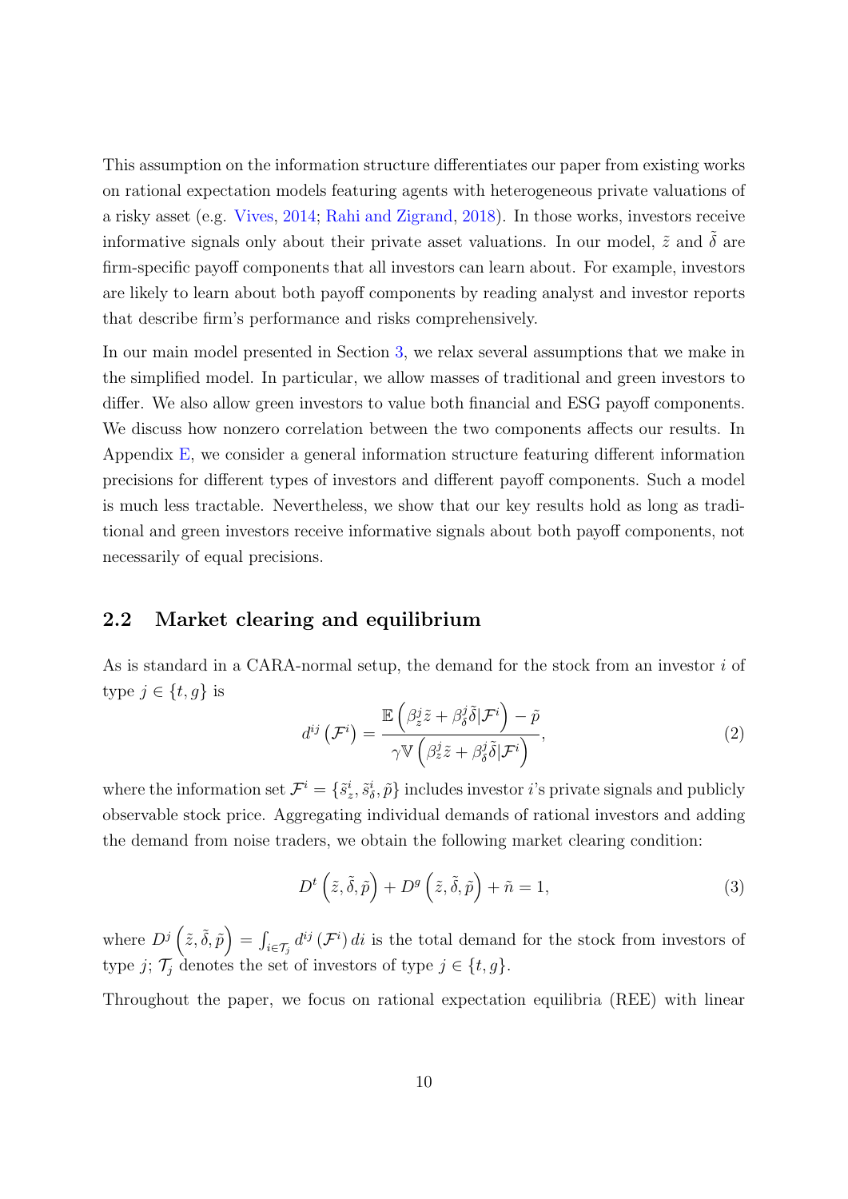This assumption on the information structure differentiates our paper from existing works on rational expectation models featuring agents with heterogeneous private valuations of a risky asset (e.g. Vives, 2014; Rahi and Zigrand, 2018). In those works, investors receive informative signals only about their private asset valuations. In our model, $\tilde{z}$ and $\tilde{\delta}$ are firm-specific payoff components that all investors can learn about. For example, investors are likely to learn about both payoff components by reading analyst and investor reports that describe firm's performance and risks comprehensively.

In our main model presented in Section 3, we relax several assumptions that we make in the simplified model. In particular, we allow masses of traditional and green investors to differ. We also allow green investors to value both financial and ESG payoff components. We discuss how nonzero correlation between the two components affects our results. In Appendix E, we consider a general information structure featuring different information precisions for different types of investors and different payoff components. Such a model is much less tractable. Nevertheless, we show that our key results hold as long as traditional and green investors receive informative signals about both payoff components, not necessarily of equal precisions.

## 2.2 Market clearing and equilibrium

As is standard in a CARA-normal setup, the demand for the stock from an investor $i$ of type $j \in \{t, g\}$ is

$$d^{ij}\left(\mathcal{F}^i\right) = \frac{\mathbb{E}\left(\beta_z^j \tilde{z} + \beta_\delta^j \tilde{\delta} | \mathcal{F}^i\right) - \tilde{p}}{\gamma \mathbb{V}\left(\beta_z^j \tilde{z} + \beta_\delta^j \tilde{\delta} | \mathcal{F}^i\right)}, \tag{2}$$

where the information set $\mathcal{F}^i = \{\tilde{s}_z^i, \tilde{s}_\delta^i, \tilde{p}\}$ includes investor $i$'s private signals and publicly observable stock price. Aggregating individual demands of rational investors and adding the demand from noise traders, we obtain the following market clearing condition:

$$D^t\left(\tilde{z}, \tilde{\delta}, \tilde{p}\right) + D^g\left(\tilde{z}, \tilde{\delta}, \tilde{p}\right) + \tilde{n} = 1, \tag{3}$$

where $D^j\left(\tilde{z}, \tilde{\delta}, \tilde{p}\right) = \int_{i \in \mathcal{T}_j} d^{ij}\left(\mathcal{F}^i\right) di$ is the total demand for the stock from investors of type $j$; $\mathcal{T}_j$ denotes the set of investors of type $j \in \{t, g\}$.

Throughout the paper, we focus on rational expectation equilibria (REE) with linear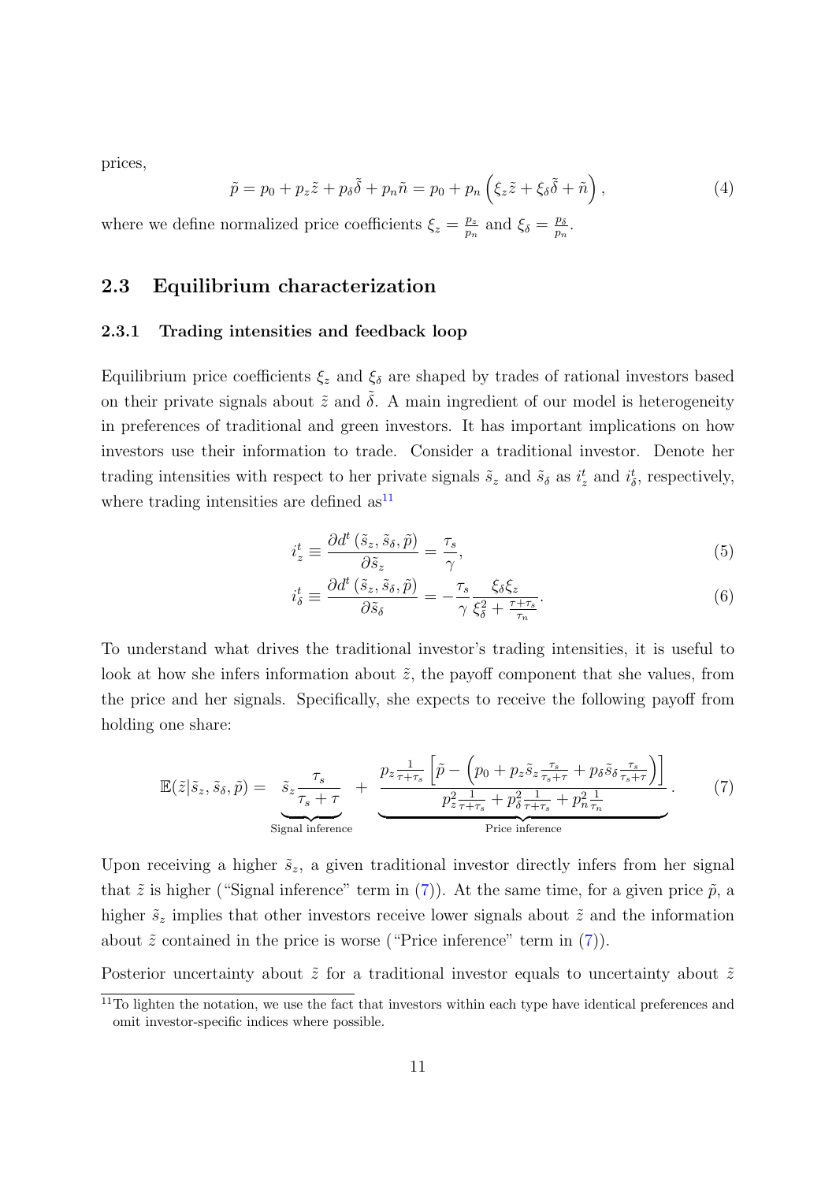prices,

$$\tilde{p} = p_0 + p_z \tilde{z} + p_\delta \tilde{\delta} + p_n \tilde{n} = p_0 + p_n \left( \xi_z \tilde{z} + \xi_\delta \tilde{\delta} + \tilde{n} \right), \tag{4}$$

where we define normalized price coefficients $\xi_z = \frac{p_z}{p_n}$ and $\xi_\delta = \frac{p_\delta}{p_n}$.

## 2.3 Equilibrium characterization

### 2.3.1 Trading intensities and feedback loop

Equilibrium price coefficients $\xi_z$ and $\xi_\delta$ are shaped by trades of rational investors based on their private signals about $\tilde{z}$ and $\tilde{\delta}$. A main ingredient of our model is heterogeneity in preferences of traditional and green investors. It has important implications on how investors use their information to trade. Consider a traditional investor. Denote her trading intensities with respect to her private signals $\tilde{s}_z$ and $\tilde{s}_\delta$ as $i_z^t$ and $i_\delta^t$, respectively, where trading intensities are defined as[11]

$$i_z^t \equiv \frac{\partial d^t \left( \tilde{s}_z, \tilde{s}_\delta, \tilde{p} \right)}{\partial \tilde{s}_z} = \frac{\tau_s}{\gamma}, \tag{5}$$

$$i_\delta^t \equiv \frac{\partial d^t \left( \tilde{s}_z, \tilde{s}_\delta, \tilde{p} \right)}{\partial \tilde{s}_\delta} = -\frac{\tau_s}{\gamma} \frac{\xi_\delta \xi_z}{\xi_\delta^2 + \frac{\tau + \tau_s}{\tau_n}}. \tag{6}$$

To understand what drives the traditional investor's trading intensities, it is useful to look at how she infers information about $\tilde{z}$, the payoff component that she values, from the price and her signals. Specifically, she expects to receive the following payoff from holding one share:

$$\mathbb{E}(\tilde{z}|\tilde{s}_z, \tilde{s}_\delta, \tilde{p}) = \underbrace{\tilde{s}_z \frac{\tau_s}{\tau_s + \tau}}_{\text{Signal inference}} + \underbrace{\frac{p_z \frac{1}{\tau + \tau_s} \left[ \tilde{p} - \left( p_0 + p_z \tilde{s}_z \frac{\tau_s}{\tau_s + \tau} + p_\delta \tilde{s}_\delta \frac{\tau_s}{\tau_s + \tau} \right) \right]}{p_z^2 \frac{1}{\tau + \tau_s} + p_\delta^2 \frac{1}{\tau + \tau_s} + p_n^2 \frac{1}{\tau_n}}}_{\text{Price inference}}. \tag{7}$$

Upon receiving a higher $\tilde{s}_z$, a given traditional investor directly infers from her signal that $\tilde{z}$ is higher ("Signal inference" term in (7)). At the same time, for a given price $\tilde{p}$, a higher $\tilde{s}_z$ implies that other investors receive lower signals about $\tilde{z}$ and the information about $\tilde{z}$ contained in the price is worse ("Price inference" term in (7)).

Posterior uncertainty about $\tilde{z}$ for a traditional investor equals to uncertainty about $\tilde{z}$

[11] To lighten the notation, we use the fact that investors within each type have identical preferences and omit investor-specific indices where possible.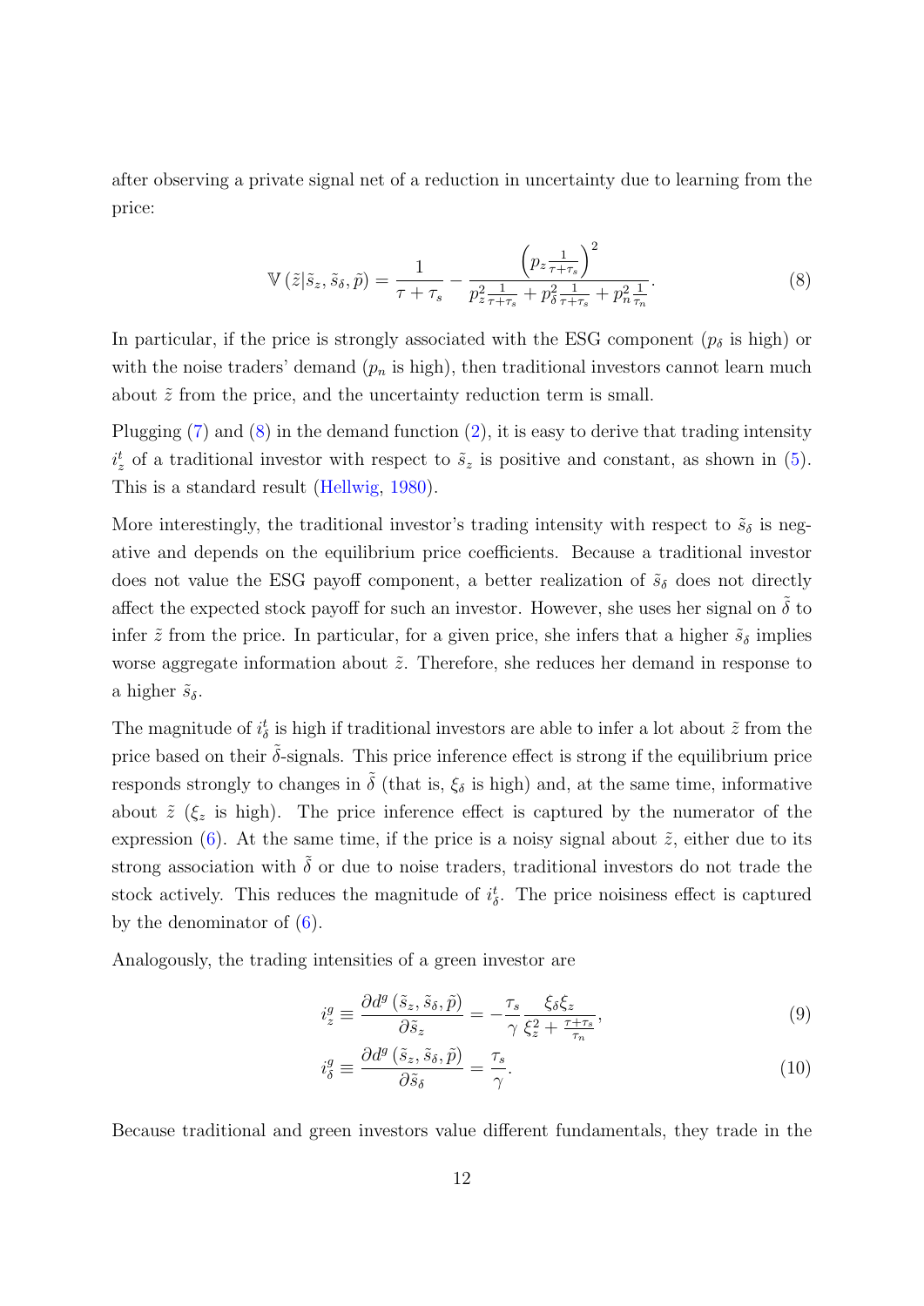after observing a private signal net of a reduction in uncertainty due to learning from the price:

$$\mathbb{V}\left(\tilde{z}|\tilde{s}_z, \tilde{s}_\delta, \tilde{p}\right) = \frac{1}{\tau + \tau_s} - \frac{\left(p_z \frac{1}{\tau+\tau_s}\right)^2}{p_z^2 \frac{1}{\tau+\tau_s} + p_\delta^2 \frac{1}{\tau+\tau_s} + p_n^2 \frac{1}{\tau_n}}. \tag{8}$$

In particular, if the price is strongly associated with the ESG component ($p_\delta$ is high) or with the noise traders' demand ($p_n$ is high), then traditional investors cannot learn much about $\tilde{z}$ from the price, and the uncertainty reduction term is small.

Plugging (7) and (8) in the demand function (2), it is easy to derive that trading intensity $i_z^t$ of a traditional investor with respect to $\tilde{s}_z$ is positive and constant, as shown in (5). This is a standard result (Hellwig, 1980).

More interestingly, the traditional investor's trading intensity with respect to $\tilde{s}_\delta$ is negative and depends on the equilibrium price coefficients. Because a traditional investor does not value the ESG payoff component, a better realization of $\tilde{s}_\delta$ does not directly affect the expected stock payoff for such an investor. However, she uses her signal on $\tilde{\delta}$ to infer $\tilde{z}$ from the price. In particular, for a given price, she infers that a higher $\tilde{s}_\delta$ implies worse aggregate information about $\tilde{z}$. Therefore, she reduces her demand in response to a higher $\tilde{s}_\delta$.

The magnitude of $i_\delta^t$ is high if traditional investors are able to infer a lot about $\tilde{z}$ from the price based on their $\tilde{\delta}$-signals. This price inference effect is strong if the equilibrium price responds strongly to changes in $\tilde{\delta}$ (that is, $\xi_\delta$ is high) and, at the same time, informative about $\tilde{z}$ ($\xi_z$ is high). The price inference effect is captured by the numerator of the expression (6). At the same time, if the price is a noisy signal about $\tilde{z}$, either due to its strong association with $\tilde{\delta}$ or due to noise traders, traditional investors do not trade the stock actively. This reduces the magnitude of $i_\delta^t$. The price noisiness effect is captured by the denominator of (6).

Analogously, the trading intensities of a green investor are

$$i_z^g \equiv \frac{\partial d^g\left(\tilde{s}_z, \tilde{s}_\delta, \tilde{p}\right)}{\partial \tilde{s}_z} = -\frac{\tau_s}{\gamma} \frac{\xi_\delta \xi_z}{\xi_z^2 + \frac{\tau+\tau_s}{\tau_n}}, \tag{9}$$

$$i_\delta^g \equiv \frac{\partial d^g\left(\tilde{s}_z, \tilde{s}_\delta, \tilde{p}\right)}{\partial \tilde{s}_\delta} = \frac{\tau_s}{\gamma}. \tag{10}$$

Because traditional and green investors value different fundamentals, they trade in the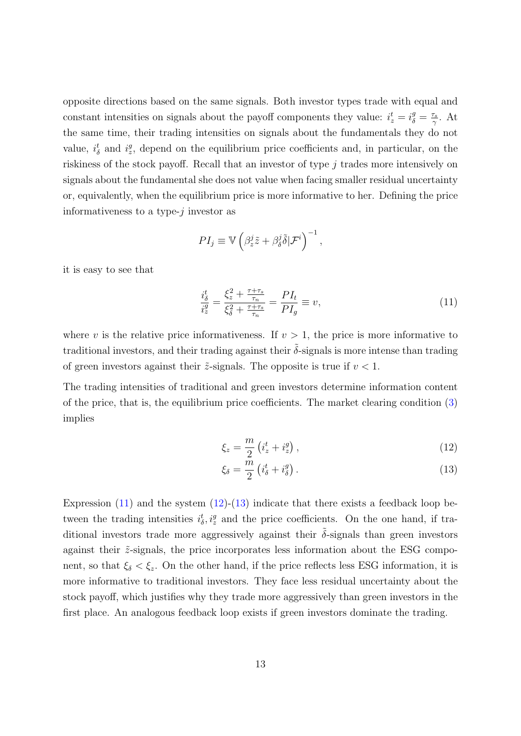opposite directions based on the same signals. Both investor types trade with equal and constant intensities on signals about the payoff components they value: $i_z^t = i_\delta^g = \frac{\tau_s}{\gamma}$. At the same time, their trading intensities on signals about the fundamentals they do not value, $i_\delta^t$ and $i_z^g$, depend on the equilibrium price coefficients and, in particular, on the riskiness of the stock payoff. Recall that an investor of type $j$ trades more intensively on signals about the fundamental she does not value when facing smaller residual uncertainty or, equivalently, when the equilibrium price is more informative to her. Defining the price informativeness to a type-$j$ investor as

$$PI_j \equiv \mathbb{V}\left(\beta_z^j \tilde{z} + \beta_\delta^j \tilde{\delta} | \mathcal{F}^i\right)^{-1},$$

it is easy to see that

$$\frac{i_\delta^t}{i_z^g} = \frac{\xi_z^2 + \frac{\tau+\tau_s}{\tau_n}}{\xi_\delta^2 + \frac{\tau+\tau_s}{\tau_n}} = \frac{PI_t}{PI_g} \equiv v, \tag{11}$$

where $v$ is the relative price informativeness. If $v > 1$, the price is more informative to traditional investors, and their trading against their $\tilde{\delta}$-signals is more intense than trading of green investors against their $\tilde{z}$-signals. The opposite is true if $v < 1$.

The trading intensities of traditional and green investors determine information content of the price, that is, the equilibrium price coefficients. The market clearing condition (3) implies

$$\xi_z = \frac{m}{2}\left(i_z^t + i_z^g\right), \tag{12}$$

$$\xi_\delta = \frac{m}{2}\left(i_\delta^t + i_\delta^g\right). \tag{13}$$

Expression (11) and the system (12)-(13) indicate that there exists a feedback loop between the trading intensities $i_\delta^t, i_z^g$ and the price coefficients. On the one hand, if traditional investors trade more aggressively against their $\tilde{\delta}$-signals than green investors against their $\tilde{z}$-signals, the price incorporates less information about the ESG component, so that $\xi_\delta < \xi_z$. On the other hand, if the price reflects less ESG information, it is more informative to traditional investors. They face less residual uncertainty about the stock payoff, which justifies why they trade more aggressively than green investors in the first place. An analogous feedback loop exists if green investors dominate the trading.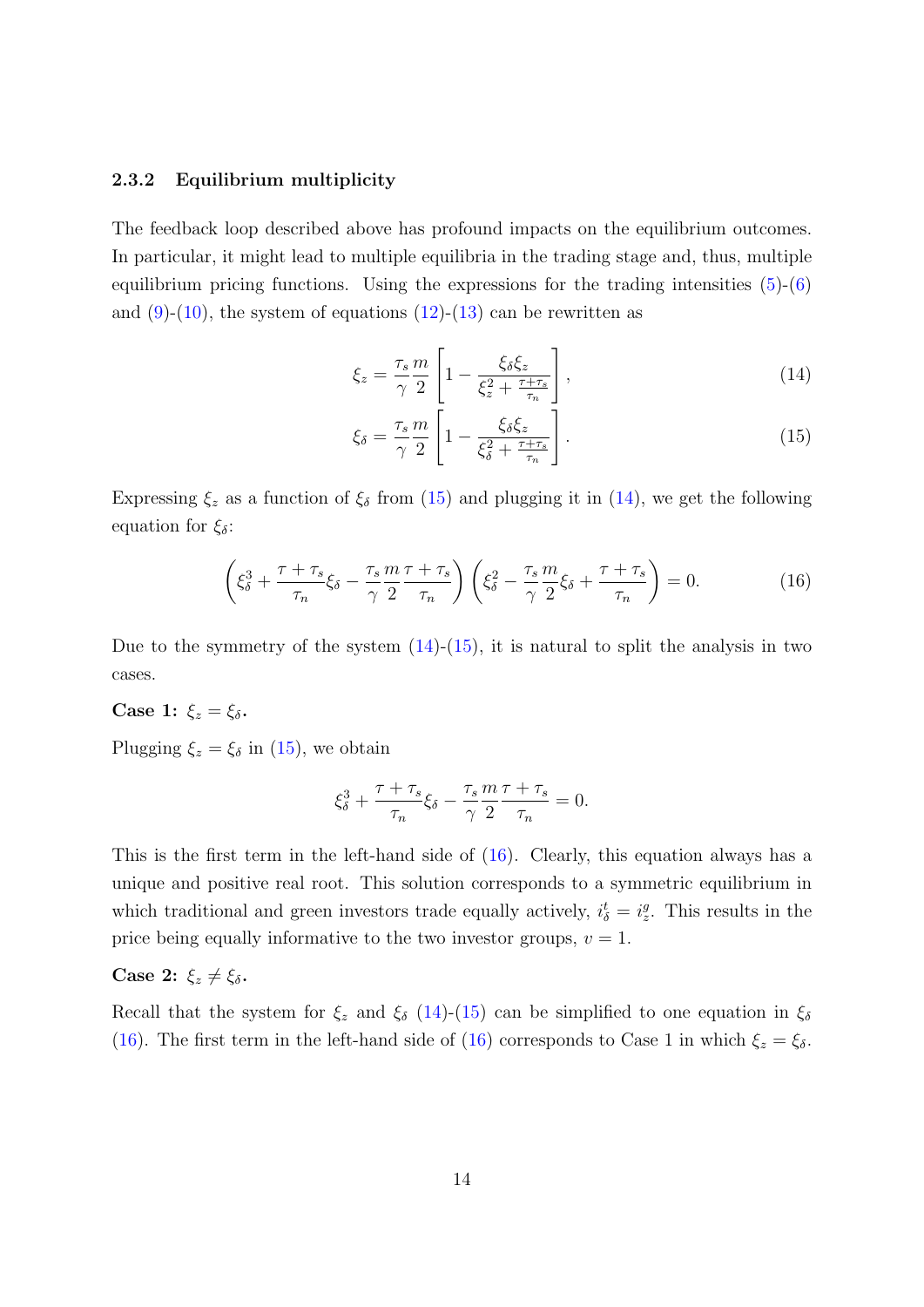### 2.3.2 Equilibrium multiplicity

The feedback loop described above has profound impacts on the equilibrium outcomes. In particular, it might lead to multiple equilibria in the trading stage and, thus, multiple equilibrium pricing functions. Using the expressions for the trading intensities (5)-(6) and (9)-(10), the system of equations (12)-(13) can be rewritten as

$$\xi_z = \frac{\tau_s}{\gamma}\frac{m}{2}\left[1 - \frac{\xi_\delta \xi_z}{\xi_z^2 + \frac{\tau+\tau_s}{\tau_n}}\right], \tag{14}$$

$$\xi_\delta = \frac{\tau_s}{\gamma}\frac{m}{2}\left[1 - \frac{\xi_\delta \xi_z}{\xi_\delta^2 + \frac{\tau+\tau_s}{\tau_n}}\right]. \tag{15}$$

Expressing $\xi_z$ as a function of $\xi_\delta$ from (15) and plugging it in (14), we get the following equation for $\xi_\delta$:

$$\left(\xi_\delta^3 + \frac{\tau+\tau_s}{\tau_n}\xi_\delta - \frac{\tau_s}{\gamma}\frac{m}{2}\frac{\tau+\tau_s}{\tau_n}\right)\left(\xi_\delta^2 - \frac{\tau_s}{\gamma}\frac{m}{2}\xi_\delta + \frac{\tau+\tau_s}{\tau_n}\right) = 0. \tag{16}$$

Due to the symmetry of the system (14)-(15), it is natural to split the analysis in two cases.

**Case 1: $\xi_z = \xi_\delta$.**

Plugging $\xi_z = \xi_\delta$ in (15), we obtain

$$\xi_\delta^3 + \frac{\tau+\tau_s}{\tau_n}\xi_\delta - \frac{\tau_s}{\gamma}\frac{m}{2}\frac{\tau+\tau_s}{\tau_n} = 0.$$

This is the first term in the left-hand side of (16). Clearly, this equation always has a unique and positive real root. This solution corresponds to a symmetric equilibrium in which traditional and green investors trade equally actively, $i_\delta^t = i_z^g$. This results in the price being equally informative to the two investor groups, $v = 1$.

**Case 2: $\xi_z \neq \xi_\delta$.**

Recall that the system for $\xi_z$ and $\xi_\delta$ (14)-(15) can be simplified to one equation in $\xi_\delta$ (16). The first term in the left-hand side of (16) corresponds to Case 1 in which $\xi_z = \xi_\delta$.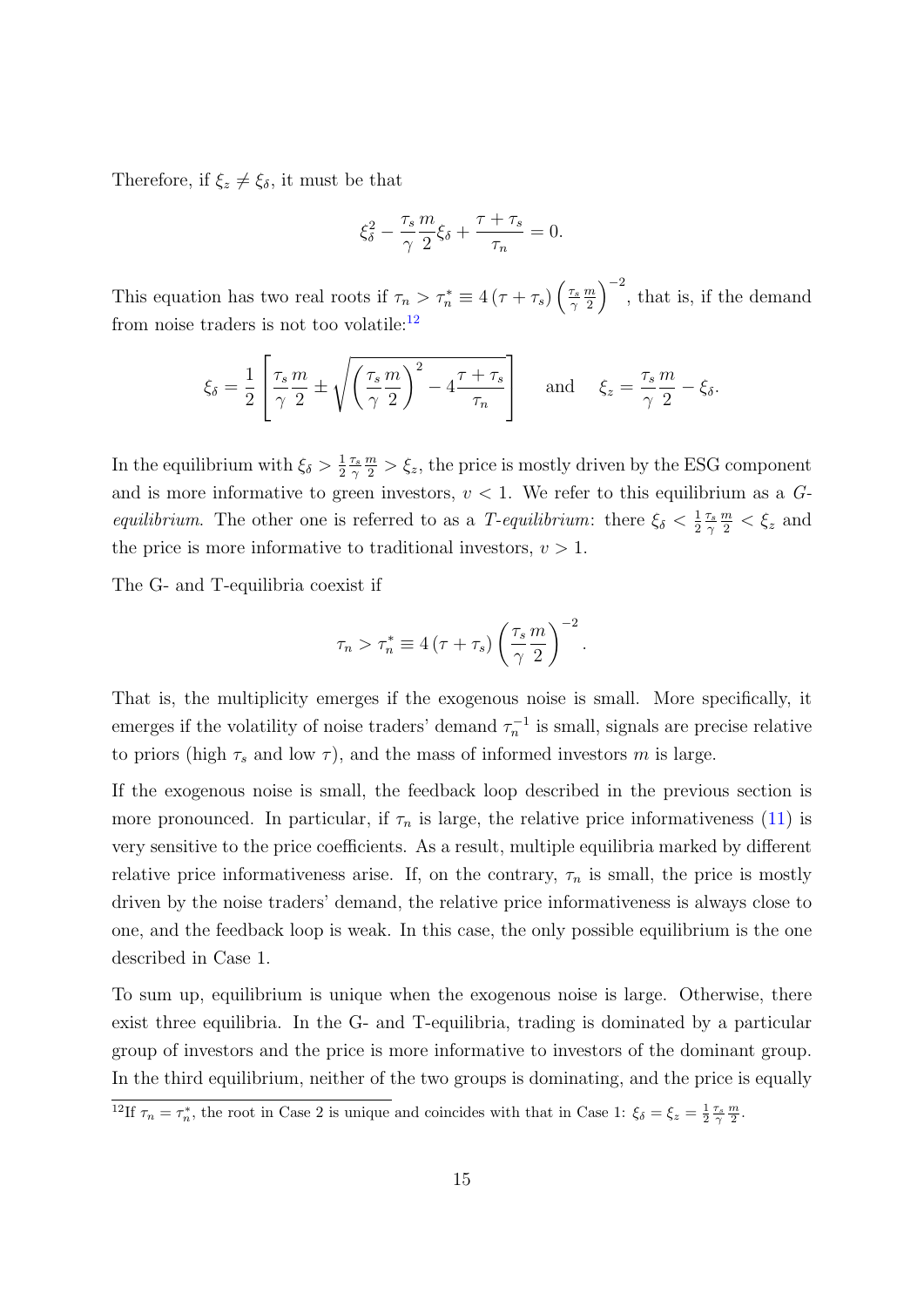Therefore, if $\xi_z \neq \xi_\delta$, it must be that

$$\xi_\delta^2 - \frac{\tau_s}{\gamma}\frac{m}{2}\xi_\delta + \frac{\tau + \tau_s}{\tau_n} = 0.$$

This equation has two real roots if $\tau_n > \tau_n^* \equiv 4\left(\tau + \tau_s\right)\left(\frac{\tau_s}{\gamma}\frac{m}{2}\right)^{-2}$, that is, if the demand from noise traders is not too volatile:[12]

$$\xi_\delta = \frac{1}{2}\left[\frac{\tau_s}{\gamma}\frac{m}{2} \pm \sqrt{\left(\frac{\tau_s}{\gamma}\frac{m}{2}\right)^2 - 4\frac{\tau + \tau_s}{\tau_n}}\right] \quad \text{and} \quad \xi_z = \frac{\tau_s}{\gamma}\frac{m}{2} - \xi_\delta.$$

In the equilibrium with $\xi_\delta > \frac{1}{2}\frac{\tau_s}{\gamma}\frac{m}{2} > \xi_z$, the price is mostly driven by the ESG component and is more informative to green investors, $\upsilon < 1$. We refer to this equilibrium as a *G-equilibrium*. The other one is referred to as a *T-equilibrium*: there $\xi_\delta < \frac{1}{2}\frac{\tau_s}{\gamma}\frac{m}{2} < \xi_z$ and the price is more informative to traditional investors, $\upsilon > 1$.

The G- and T-equilibria coexist if

$$\tau_n > \tau_n^* \equiv 4\left(\tau + \tau_s\right)\left(\frac{\tau_s}{\gamma}\frac{m}{2}\right)^{-2}.$$

That is, the multiplicity emerges if the exogenous noise is small. More specifically, it emerges if the volatility of noise traders' demand $\tau_n^{-1}$ is small, signals are precise relative to priors (high $\tau_s$ and low $\tau$), and the mass of informed investors $m$ is large.

If the exogenous noise is small, the feedback loop described in the previous section is more pronounced. In particular, if $\tau_n$ is large, the relative price informativeness (11) is very sensitive to the price coefficients. As a result, multiple equilibria marked by different relative price informativeness arise. If, on the contrary, $\tau_n$ is small, the price is mostly driven by the noise traders' demand, the relative price informativeness is always close to one, and the feedback loop is weak. In this case, the only possible equilibrium is the one described in Case 1.

To sum up, equilibrium is unique when the exogenous noise is large. Otherwise, there exist three equilibria. In the G- and T-equilibria, trading is dominated by a particular group of investors and the price is more informative to investors of the dominant group. In the third equilibrium, neither of the two groups is dominating, and the price is equally

[12] If $\tau_n = \tau_n^*$, the root in Case 2 is unique and coincides with that in Case 1: $\xi_\delta = \xi_z = \frac{1}{2}\frac{\tau_s}{\gamma}\frac{m}{2}$.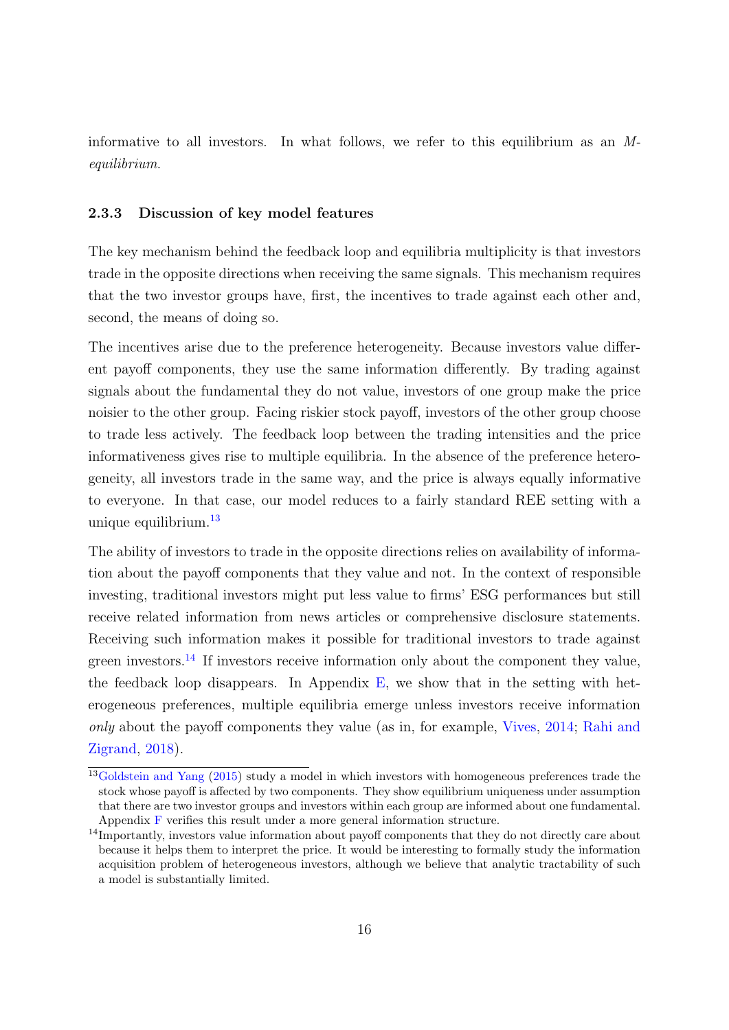informative to all investors. In what follows, we refer to this equilibrium as an *M-equilibrium*.

### 2.3.3 Discussion of key model features

The key mechanism behind the feedback loop and equilibria multiplicity is that investors trade in the opposite directions when receiving the same signals. This mechanism requires that the two investor groups have, first, the incentives to trade against each other and, second, the means of doing so.

The incentives arise due to the preference heterogeneity. Because investors value different payoff components, they use the same information differently. By trading against signals about the fundamental they do not value, investors of one group make the price noisier to the other group. Facing riskier stock payoff, investors of the other group choose to trade less actively. The feedback loop between the trading intensities and the price informativeness gives rise to multiple equilibria. In the absence of the preference heterogeneity, all investors trade in the same way, and the price is always equally informative to everyone. In that case, our model reduces to a fairly standard REE setting with a unique equilibrium.[13]

The ability of investors to trade in the opposite directions relies on availability of information about the payoff components that they value and not. In the context of responsible investing, traditional investors might put less value to firms' ESG performances but still receive related information from news articles or comprehensive disclosure statements. Receiving such information makes it possible for traditional investors to trade against green investors.[14] If investors receive information only about the component they value, the feedback loop disappears. In Appendix E, we show that in the setting with heterogeneous preferences, multiple equilibria emerge unless investors receive information *only* about the payoff components they value (as in, for example, Vives, 2014; Rahi and Zigrand, 2018).

[13] Goldstein and Yang (2015) study a model in which investors with homogeneous preferences trade the stock whose payoff is affected by two components. They show equilibrium uniqueness under assumption that there are two investor groups and investors within each group are informed about one fundamental. Appendix F verifies this result under a more general information structure.

[14] Importantly, investors value information about payoff components that they do not directly care about because it helps them to interpret the price. It would be interesting to formally study the information acquisition problem of heterogeneous investors, although we believe that analytic tractability of such a model is substantially limited.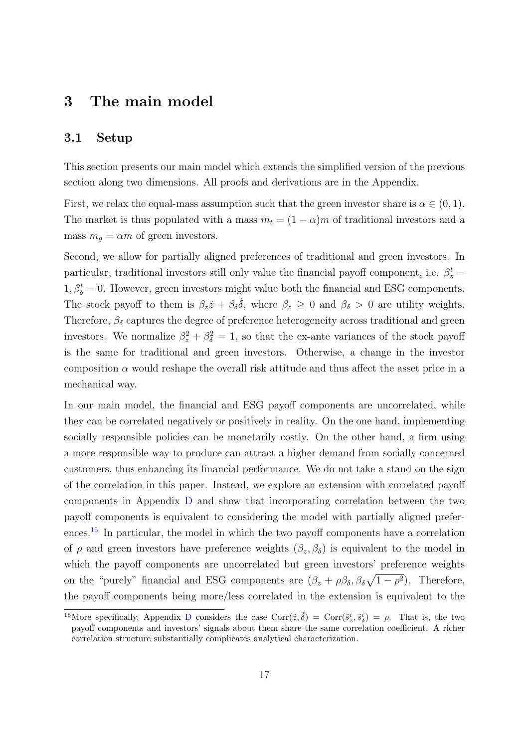# 3 The main model

## 3.1 Setup

This section presents our main model which extends the simplified version of the previous section along two dimensions. All proofs and derivations are in the Appendix.

First, we relax the equal-mass assumption such that the green investor share is $\alpha \in (0, 1)$. The market is thus populated with a mass $m_t = (1-\alpha)m$ of traditional investors and a mass $m_g = \alpha m$ of green investors.

Second, we allow for partially aligned preferences of traditional and green investors. In particular, traditional investors still only value the financial payoff component, i.e. $\beta_z^t = 1, \beta_\delta^t = 0$. However, green investors might value both the financial and ESG components. The stock payoff to them is $\beta_z \tilde{z} + \beta_\delta \tilde{\delta}$, where $\beta_z \geq 0$ and $\beta_\delta > 0$ are utility weights. Therefore, $\beta_\delta$ captures the degree of preference heterogeneity across traditional and green investors. We normalize $\beta_z^2 + \beta_\delta^2 = 1$, so that the ex-ante variances of the stock payoff is the same for traditional and green investors. Otherwise, a change in the investor composition $\alpha$ would reshape the overall risk attitude and thus affect the asset price in a mechanical way.

In our main model, the financial and ESG payoff components are uncorrelated, while they can be correlated negatively or positively in reality. On the one hand, implementing socially responsible policies can be monetarily costly. On the other hand, a firm using a more responsible way to produce can attract a higher demand from socially concerned customers, thus enhancing its financial performance. We do not take a stand on the sign of the correlation in this paper. Instead, we explore an extension with correlated payoff components in Appendix D and show that incorporating correlation between the two payoff components is equivalent to considering the model with partially aligned preferences.[15] In particular, the model in which the two payoff components have a correlation of $\rho$ and green investors have preference weights $(\beta_z, \beta_\delta)$ is equivalent to the model in which the payoff components are uncorrelated but green investors' preference weights on the "purely" financial and ESG components are $(\beta_z + \rho\beta_\delta, \beta_\delta\sqrt{1-\rho^2})$. Therefore, the payoff components being more/less correlated in the extension is equivalent to the

[15] More specifically, Appendix D considers the case $\text{Corr}(\tilde{z}, \tilde{\delta}) = \text{Corr}(\tilde{s}_z^i, \tilde{s}_\delta^i) = \rho$. That is, the two payoff components and investors' signals about them share the same correlation coefficient. A richer correlation structure substantially complicates analytical characterization.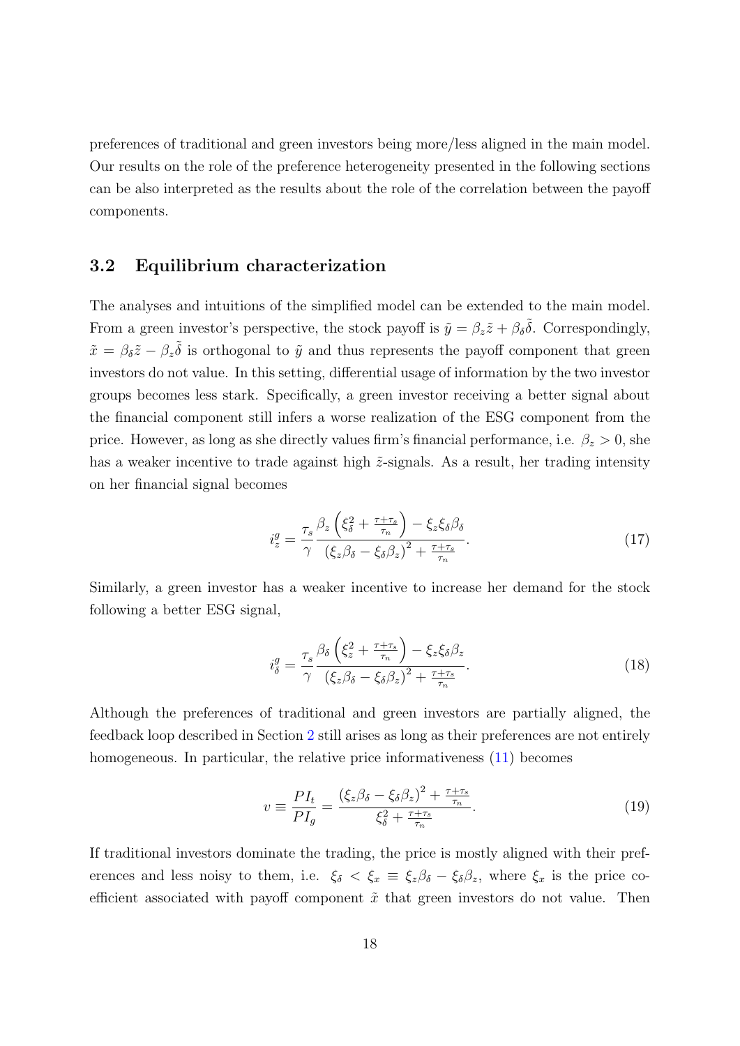preferences of traditional and green investors being more/less aligned in the main model. Our results on the role of the preference heterogeneity presented in the following sections can be also interpreted as the results about the role of the correlation between the payoff components.

## 3.2 Equilibrium characterization

The analyses and intuitions of the simplified model can be extended to the main model. From a green investor's perspective, the stock payoff is $\tilde{y} = \beta_z \tilde{z} + \beta_\delta \tilde{\delta}$. Correspondingly, $\tilde{x} = \beta_\delta \tilde{z} - \beta_z \tilde{\delta}$ is orthogonal to $\tilde{y}$ and thus represents the payoff component that green investors do not value. In this setting, differential usage of information by the two investor groups becomes less stark. Specifically, a green investor receiving a better signal about the financial component still infers a worse realization of the ESG component from the price. However, as long as she directly values firm's financial performance, i.e. $\beta_z > 0$, she has a weaker incentive to trade against high $\tilde{z}$-signals. As a result, her trading intensity on her financial signal becomes

$$i_z^g = \frac{\tau_s}{\gamma} \frac{\beta_z \left( \xi_\delta^2 + \frac{\tau + \tau_s}{\tau_n} \right) - \xi_z \xi_\delta \beta_\delta}{\left( \xi_z \beta_\delta - \xi_\delta \beta_z \right)^2 + \frac{\tau + \tau_s}{\tau_n}}. \tag{17}$$

Similarly, a green investor has a weaker incentive to increase her demand for the stock following a better ESG signal,

$$i_\delta^g = \frac{\tau_s}{\gamma} \frac{\beta_\delta \left( \xi_z^2 + \frac{\tau + \tau_s}{\tau_n} \right) - \xi_z \xi_\delta \beta_z}{\left( \xi_z \beta_\delta - \xi_\delta \beta_z \right)^2 + \frac{\tau + \tau_s}{\tau_n}}. \tag{18}$$

Although the preferences of traditional and green investors are partially aligned, the feedback loop described in Section 2 still arises as long as their preferences are not entirely homogeneous. In particular, the relative price informativeness (11) becomes

$$v \equiv \frac{PI_t}{PI_g} = \frac{\left( \xi_z \beta_\delta - \xi_\delta \beta_z \right)^2 + \frac{\tau + \tau_s}{\tau_n}}{\xi_\delta^2 + \frac{\tau + \tau_s}{\tau_n}}. \tag{19}$$

If traditional investors dominate the trading, the price is mostly aligned with their preferences and less noisy to them, i.e. $\xi_\delta < \xi_x \equiv \xi_z \beta_\delta - \xi_\delta \beta_z$, where $\xi_x$ is the price coefficient associated with payoff component $\tilde{x}$ that green investors do not value. Then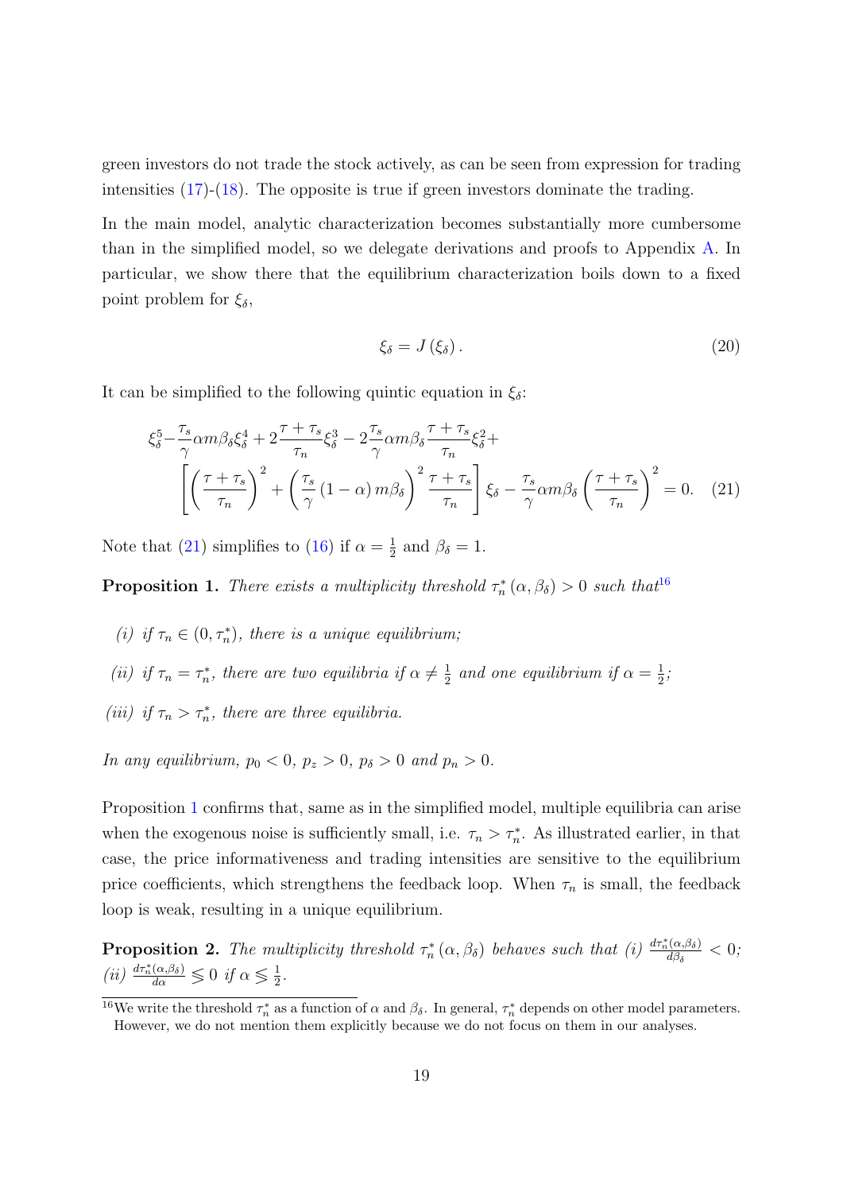green investors do not trade the stock actively, as can be seen from expression for trading intensities (17)-(18). The opposite is true if green investors dominate the trading.

In the main model, analytic characterization becomes substantially more cumbersome than in the simplified model, so we delegate derivations and proofs to Appendix A. In particular, we show there that the equilibrium characterization boils down to a fixed point problem for $\xi_\delta$,

$$\xi_\delta = J(\xi_\delta). \tag{20}$$

It can be simplified to the following quintic equation in $\xi_\delta$:

$$\xi_\delta^5 - \frac{\tau_s}{\gamma}\alpha m \beta_\delta \xi_\delta^4 + 2\frac{\tau+\tau_s}{\tau_n}\xi_\delta^3 - 2\frac{\tau_s}{\gamma}\alpha m \beta_\delta \frac{\tau+\tau_s}{\tau_n}\xi_\delta^2 + \left[\left(\frac{\tau+\tau_s}{\tau_n}\right)^2 + \left(\frac{\tau_s}{\gamma}(1-\alpha)m\beta_\delta\right)^2\frac{\tau+\tau_s}{\tau_n}\right]\xi_\delta - \frac{\tau_s}{\gamma}\alpha m \beta_\delta\left(\frac{\tau+\tau_s}{\tau_n}\right)^2 = 0. \tag{21}$$

Note that (21) simplifies to (16) if $\alpha = \frac{1}{2}$ and $\beta_\delta = 1$.

**Proposition 1.** *There exists a multiplicity threshold $\tau_n^*(\alpha, \beta_\delta) > 0$ such that*[16]

*(i) if $\tau_n \in (0, \tau_n^*)$, there is a unique equilibrium;*

*(ii) if $\tau_n = \tau_n^*$, there are two equilibria if $\alpha \neq \frac{1}{2}$ and one equilibrium if $\alpha = \frac{1}{2}$;*

*(iii) if $\tau_n > \tau_n^*$, there are three equilibria.*

*In any equilibrium, $p_0 < 0$, $p_z > 0$, $p_\delta > 0$ and $p_n > 0$.*

Proposition 1 confirms that, same as in the simplified model, multiple equilibria can arise when the exogenous noise is sufficiently small, i.e. $\tau_n > \tau_n^*$. As illustrated earlier, in that case, the price informativeness and trading intensities are sensitive to the equilibrium price coefficients, which strengthens the feedback loop. When $\tau_n$ is small, the feedback loop is weak, resulting in a unique equilibrium.

**Proposition 2.** *The multiplicity threshold $\tau_n^*(\alpha, \beta_\delta)$ behaves such that (i) $\frac{d\tau_n^*(\alpha,\beta_\delta)}{d\beta_\delta} < 0$; (ii) $\frac{d\tau_n^*(\alpha,\beta_\delta)}{d\alpha} \lesseqgtr 0$ if $\alpha \lesseqgtr \frac{1}{2}$.*

[16] We write the threshold $\tau_n^*$ as a function of $\alpha$ and $\beta_\delta$. In general, $\tau_n^*$ depends on other model parameters. However, we do not mention them explicitly because we do not focus on them in our analyses.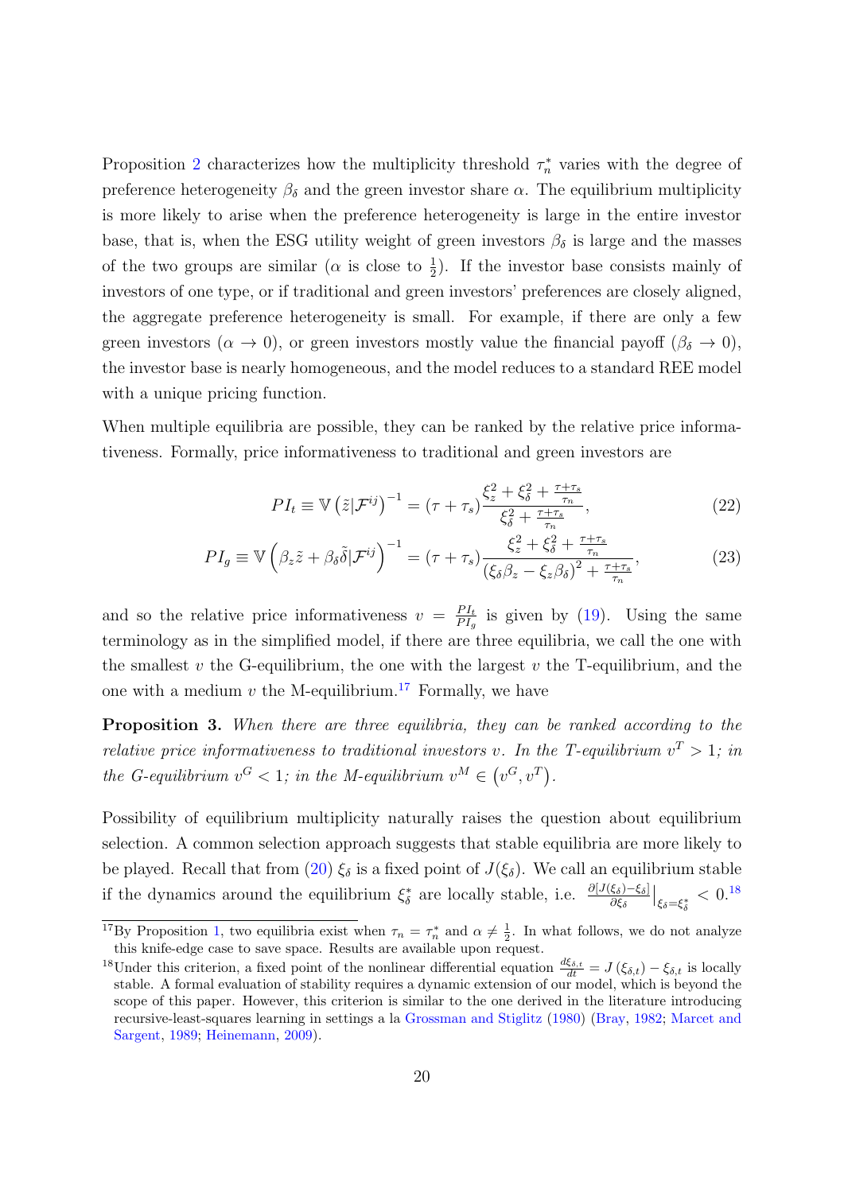Proposition 2 characterizes how the multiplicity threshold $\tau_n^*$ varies with the degree of preference heterogeneity $\beta_\delta$ and the green investor share $\alpha$. The equilibrium multiplicity is more likely to arise when the preference heterogeneity is large in the entire investor base, that is, when the ESG utility weight of green investors $\beta_\delta$ is large and the masses of the two groups are similar ($\alpha$ is close to $\frac{1}{2}$). If the investor base consists mainly of investors of one type, or if traditional and green investors' preferences are closely aligned, the aggregate preference heterogeneity is small. For example, if there are only a few green investors ($\alpha \to 0$), or green investors mostly value the financial payoff ($\beta_\delta \to 0$), the investor base is nearly homogeneous, and the model reduces to a standard REE model with a unique pricing function.

When multiple equilibria are possible, they can be ranked by the relative price informativeness. Formally, price informativeness to traditional and green investors are

$$PI_t \equiv \mathbb{V}\left(\tilde{z}|\mathcal{F}^{ij}\right)^{-1} = (\tau + \tau_s)\frac{\xi_z^2 + \xi_\delta^2 + \frac{\tau+\tau_s}{\tau_n}}{\xi_\delta^2 + \frac{\tau+\tau_s}{\tau_n}}, \tag{22}$$

$$PI_g \equiv \mathbb{V}\left(\beta_z\tilde{z} + \beta_\delta\tilde{\delta}|\mathcal{F}^{ij}\right)^{-1} = (\tau + \tau_s)\frac{\xi_z^2 + \xi_\delta^2 + \frac{\tau+\tau_s}{\tau_n}}{\left(\xi_\delta\beta_z - \xi_z\beta_\delta\right)^2 + \frac{\tau+\tau_s}{\tau_n}}, \tag{23}$$

and so the relative price informativeness $v = \frac{PI_t}{PI_g}$ is given by (19). Using the same terminology as in the simplified model, if there are three equilibria, we call the one with the smallest $v$ the G-equilibrium, the one with the largest $v$ the T-equilibrium, and the one with a medium $v$ the M-equilibrium.[17] Formally, we have

**Proposition 3.** *When there are three equilibria, they can be ranked according to the relative price informativeness to traditional investors $v$. In the T-equilibrium $v^T > 1$; in the G-equilibrium $v^G < 1$; in the M-equilibrium $v^M \in \left(v^G, v^T\right)$.*

Possibility of equilibrium multiplicity naturally raises the question about equilibrium selection. A common selection approach suggests that stable equilibria are more likely to be played. Recall that from (20) $\xi_\delta$ is a fixed point of $J(\xi_\delta)$. We call an equilibrium stable if the dynamics around the equilibrium $\xi_\delta^*$ are locally stable, i.e. $\frac{\partial[J(\xi_\delta)-\xi_\delta]}{\partial\xi_\delta}\big|_{\xi_\delta=\xi_\delta^*} < 0$.[18]

[17] By Proposition 1, two equilibria exist when $\tau_n = \tau_n^*$ and $\alpha \neq \frac{1}{2}$. In what follows, we do not analyze this knife-edge case to save space. Results are available upon request.

[18] Under this criterion, a fixed point of the nonlinear differential equation $\frac{d\xi_{\delta,t}}{dt} = J\left(\xi_{\delta,t}\right) - \xi_{\delta,t}$ is locally stable. A formal evaluation of stability requires a dynamic extension of our model, which is beyond the scope of this paper. However, this criterion is similar to the one derived in the literature introducing recursive-least-squares learning in settings a la Grossman and Stiglitz (1980) (Bray, 1982; Marcet and Sargent, 1989; Heinemann, 2009).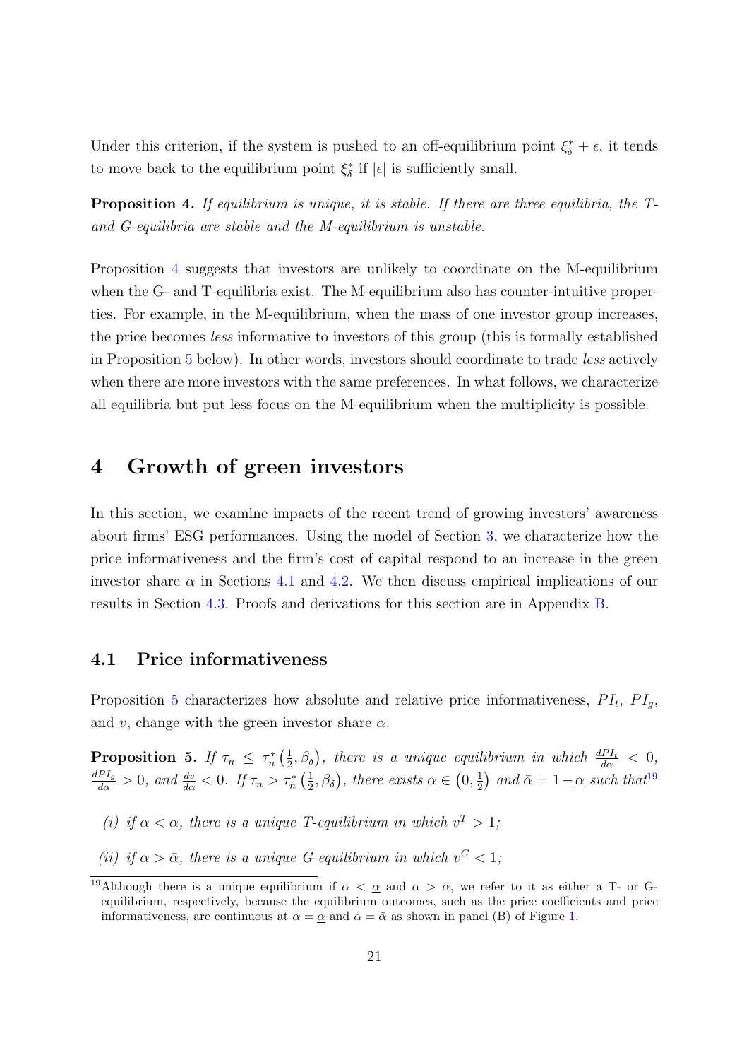Under this criterion, if the system is pushed to an off-equilibrium point $\xi^*_\delta + \epsilon$, it tends to move back to the equilibrium point $\xi^*_\delta$ if $|\epsilon|$ is sufficiently small.

**Proposition 4.** *If equilibrium is unique, it is stable. If there are three equilibria, the T- and G-equilibria are stable and the M-equilibrium is unstable.*

Proposition 4 suggests that investors are unlikely to coordinate on the M-equilibrium when the G- and T-equilibria exist. The M-equilibrium also has counter-intuitive properties. For example, in the M-equilibrium, when the mass of one investor group increases, the price becomes *less* informative to investors of this group (this is formally established in Proposition 5 below). In other words, investors should coordinate to trade *less* actively when there are more investors with the same preferences. In what follows, we characterize all equilibria but put less focus on the M-equilibrium when the multiplicity is possible.

# 4 Growth of green investors

In this section, we examine impacts of the recent trend of growing investors' awareness about firms' ESG performances. Using the model of Section 3, we characterize how the price informativeness and the firm's cost of capital respond to an increase in the green investor share $\alpha$ in Sections 4.1 and 4.2. We then discuss empirical implications of our results in Section 4.3. Proofs and derivations for this section are in Appendix B.

## 4.1 Price informativeness

Proposition 5 characterizes how absolute and relative price informativeness, $PI_t$, $PI_g$, and $v$, change with the green investor share $\alpha$.

**Proposition 5.** *If $\tau_n \leq \tau_n^*\left(\frac{1}{2}, \beta_\delta\right)$, there is a unique equilibrium in which $\frac{dPI_t}{d\alpha} < 0$, $\frac{dPI_g}{d\alpha} > 0$, and $\frac{dv}{d\alpha} < 0$. If $\tau_n > \tau_n^*\left(\frac{1}{2}, \beta_\delta\right)$, there exists $\underline{\alpha} \in \left(0, \frac{1}{2}\right)$ and $\bar{\alpha} = 1 - \underline{\alpha}$ such that*[19]

*(i) if $\alpha < \underline{\alpha}$, there is a unique T-equilibrium in which $v^T > 1$;*

*(ii) if $\alpha > \bar{\alpha}$, there is a unique G-equilibrium in which $v^G < 1$;*

[19]Although there is a unique equilibrium if $\alpha < \underline{\alpha}$ and $\alpha > \bar{\alpha}$, we refer to it as either a T- or G-equilibrium, respectively, because the equilibrium outcomes, such as the price coefficients and price informativeness, are continuous at $\alpha = \underline{\alpha}$ and $\alpha = \bar{\alpha}$ as shown in panel (B) of Figure 1.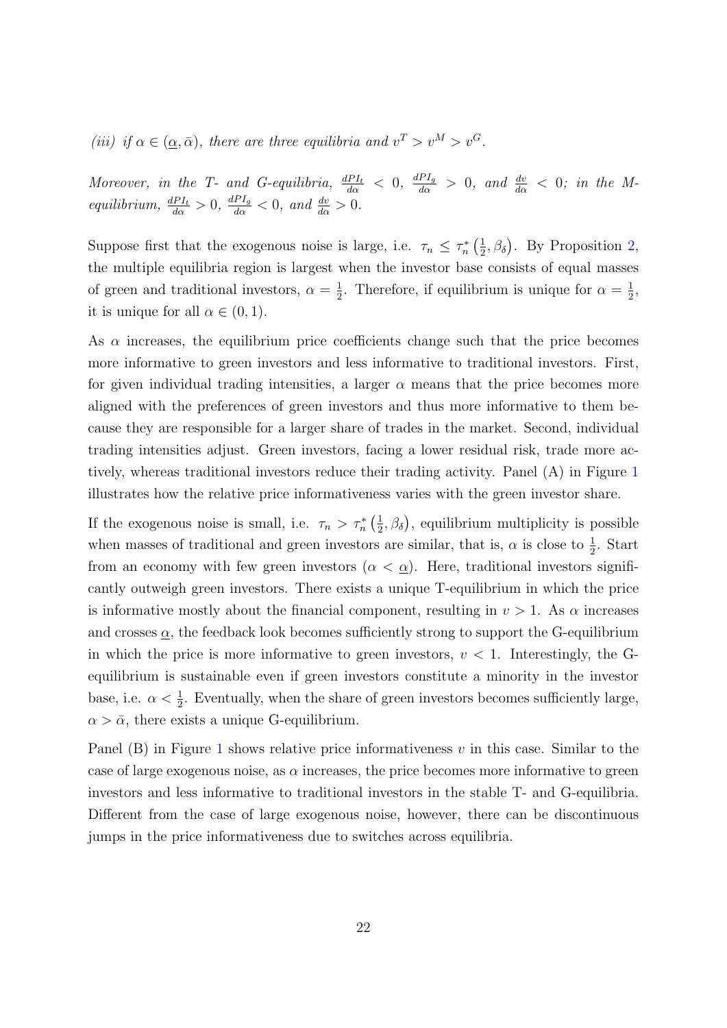*(iii) if $\alpha \in (\underline{\alpha}, \bar{\alpha})$, there are three equilibria and $v^T > v^M > v^G$.*

*Moreover, in the T- and G-equilibria, $\frac{dPI_t}{d\alpha} < 0$, $\frac{dPI_g}{d\alpha} > 0$, and $\frac{dv}{d\alpha} < 0$; in the M-equilibrium, $\frac{dPI_t}{d\alpha} > 0$, $\frac{dPI_g}{d\alpha} < 0$, and $\frac{dv}{d\alpha} > 0$.*

Suppose first that the exogenous noise is large, i.e. $\tau_n \leq \tau_n^*\left(\frac{1}{2}, \beta_\delta\right)$. By Proposition 2, the multiple equilibria region is largest when the investor base consists of equal masses of green and traditional investors, $\alpha = \frac{1}{2}$. Therefore, if equilibrium is unique for $\alpha = \frac{1}{2}$, it is unique for all $\alpha \in (0, 1)$.

As $\alpha$ increases, the equilibrium price coefficients change such that the price becomes more informative to green investors and less informative to traditional investors. First, for given individual trading intensities, a larger $\alpha$ means that the price becomes more aligned with the preferences of green investors and thus more informative to them because they are responsible for a larger share of trades in the market. Second, individual trading intensities adjust. Green investors, facing a lower residual risk, trade more actively, whereas traditional investors reduce their trading activity. Panel (A) in Figure 1 illustrates how the relative price informativeness varies with the green investor share.

If the exogenous noise is small, i.e. $\tau_n > \tau_n^*\left(\frac{1}{2}, \beta_\delta\right)$, equilibrium multiplicity is possible when masses of traditional and green investors are similar, that is, $\alpha$ is close to $\frac{1}{2}$. Start from an economy with few green investors ($\alpha < \underline{\alpha}$). Here, traditional investors significantly outweigh green investors. There exists a unique T-equilibrium in which the price is informative mostly about the financial component, resulting in $v > 1$. As $\alpha$ increases and crosses $\underline{\alpha}$, the feedback look becomes sufficiently strong to support the G-equilibrium in which the price is more informative to green investors, $v < 1$. Interestingly, the G-equilibrium is sustainable even if green investors constitute a minority in the investor base, i.e. $\alpha < \frac{1}{2}$. Eventually, when the share of green investors becomes sufficiently large, $\alpha > \bar{\alpha}$, there exists a unique G-equilibrium.

Panel (B) in Figure 1 shows relative price informativeness $v$ in this case. Similar to the case of large exogenous noise, as $\alpha$ increases, the price becomes more informative to green investors and less informative to traditional investors in the stable T- and G-equilibria. Different from the case of large exogenous noise, however, there can be discontinuous jumps in the price informativeness due to switches across equilibria.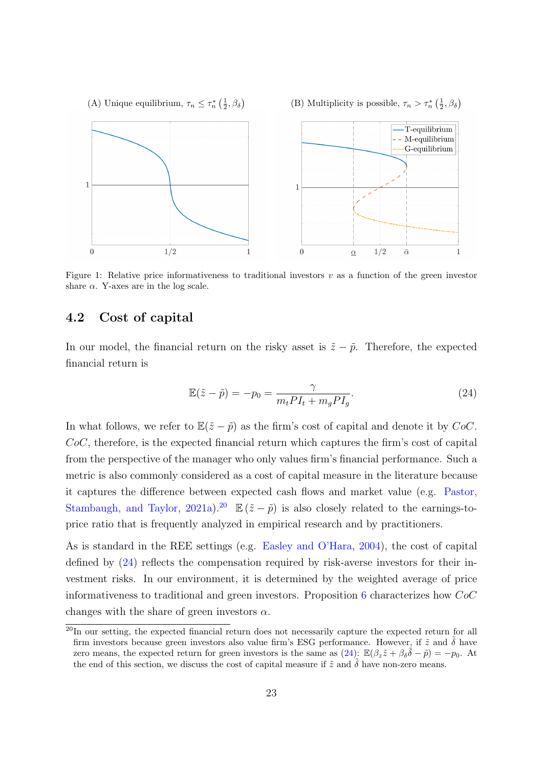(A) Unique equilibrium, $\tau_n \leq \tau_n^*\left(\frac{1}{2}, \beta_\delta\right)$

(B) Multiplicity is possible, $\tau_n > \tau_n^*\left(\frac{1}{2}, \beta_\delta\right)$

Figure 1: Relative price informativeness to traditional investors $v$ as a function of the green investor share $\alpha$. Y-axes are in the log scale.

## 4.2 Cost of capital

In our model, the financial return on the risky asset is $\tilde{z} - \tilde{p}$. Therefore, the expected financial return is

$$\mathbb{E}(\tilde{z} - \tilde{p}) = -p_0 = \frac{\gamma}{m_t PI_t + m_g PI_g}. \tag{24}$$

In what follows, we refer to $\mathbb{E}(\tilde{z} - \tilde{p})$ as the firm's cost of capital and denote it by $CoC$. $CoC$, therefore, is the expected financial return which captures the firm's cost of capital from the perspective of the manager who only values firm's financial performance. Such a metric is also commonly considered as a cost of capital measure in the literature because it captures the difference between expected cash flows and market value (e.g. Pastor, Stambaugh, and Taylor, 2021a).[20] $\mathbb{E}(\tilde{z} - \tilde{p})$ is also closely related to the earnings-to-price ratio that is frequently analyzed in empirical research and by practitioners.

As is standard in the REE settings (e.g. Easley and O'Hara, 2004), the cost of capital defined by (24) reflects the compensation required by risk-averse investors for their investment risks. In our environment, it is determined by the weighted average of price informativeness to traditional and green investors. Proposition 6 characterizes how $CoC$ changes with the share of green investors $\alpha$.

[20] In our setting, the expected financial return does not necessarily capture the expected return for all firm investors because green investors also value firm's ESG performance. However, if $\tilde{z}$ and $\tilde{\delta}$ have zero means, the expected return for green investors is the same as (24): $\mathbb{E}(\beta_z\tilde{z} + \beta_\delta\tilde{\delta} - \tilde{p}) = -p_0$. At the end of this section, we discuss the cost of capital measure if $\tilde{z}$ and $\tilde{\delta}$ have non-zero means.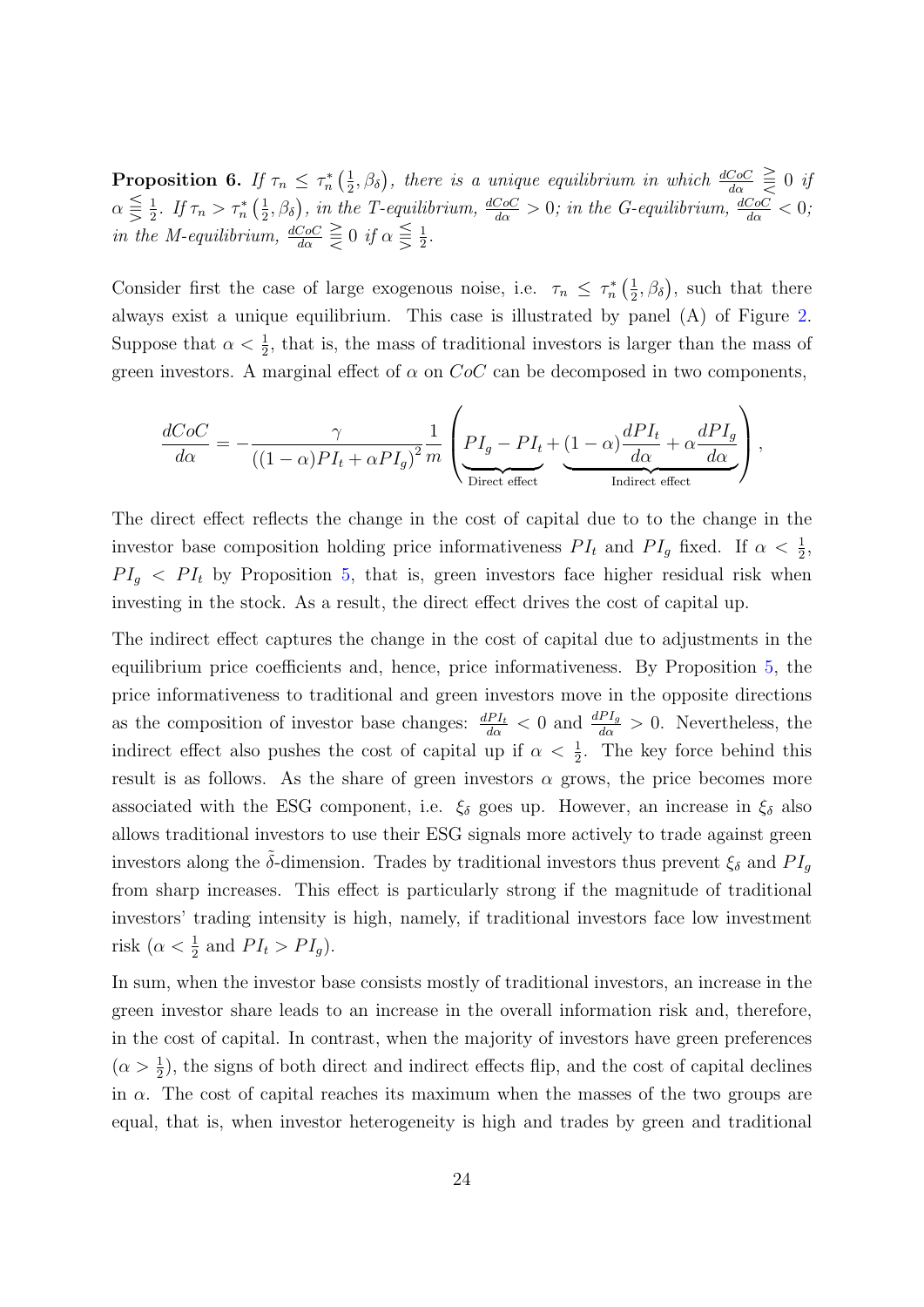**Proposition 6.** *If $\tau_n \leq \tau_n^*\left(\frac{1}{2}, \beta_\delta\right)$, there is a unique equilibrium in which $\frac{dCoC}{d\alpha} \gtreqless 0$ if $\alpha \lesseqgtr \frac{1}{2}$. If $\tau_n > \tau_n^*\left(\frac{1}{2}, \beta_\delta\right)$, in the T-equilibrium, $\frac{dCoC}{d\alpha} > 0$; in the G-equilibrium, $\frac{dCoC}{d\alpha} < 0$; in the M-equilibrium, $\frac{dCoC}{d\alpha} \gtreqless 0$ if $\alpha \lesseqgtr \frac{1}{2}$.*

Consider first the case of large exogenous noise, i.e. $\tau_n \leq \tau_n^*\left(\frac{1}{2}, \beta_\delta\right)$, such that there always exist a unique equilibrium. This case is illustrated by panel (A) of Figure 2. Suppose that $\alpha < \frac{1}{2}$, that is, the mass of traditional investors is larger than the mass of green investors. A marginal effect of $\alpha$ on $CoC$ can be decomposed in two components,

$$\frac{dCoC}{d\alpha} = -\frac{\gamma}{\left((1-\alpha)PI_t + \alpha PI_g\right)^2}\frac{1}{m}\left(\underbrace{PI_g - PI_t}_{\text{Direct effect}} + \underbrace{(1-\alpha)\frac{dPI_t}{d\alpha} + \alpha\frac{dPI_g}{d\alpha}}_{\text{Indirect effect}}\right),$$

The direct effect reflects the change in the cost of capital due to to the change in the investor base composition holding price informativeness $PI_t$ and $PI_g$ fixed. If $\alpha < \frac{1}{2}$, $PI_g < PI_t$ by Proposition 5, that is, green investors face higher residual risk when investing in the stock. As a result, the direct effect drives the cost of capital up.

The indirect effect captures the change in the cost of capital due to adjustments in the equilibrium price coefficients and, hence, price informativeness. By Proposition 5, the price informativeness to traditional and green investors move in the opposite directions as the composition of investor base changes: $\frac{dPI_t}{d\alpha} < 0$ and $\frac{dPI_g}{d\alpha} > 0$. Nevertheless, the indirect effect also pushes the cost of capital up if $\alpha < \frac{1}{2}$. The key force behind this result is as follows. As the share of green investors $\alpha$ grows, the price becomes more associated with the ESG component, i.e. $\xi_\delta$ goes up. However, an increase in $\xi_\delta$ also allows traditional investors to use their ESG signals more actively to trade against green investors along the $\tilde{\delta}$-dimension. Trades by traditional investors thus prevent $\xi_\delta$ and $PI_g$ from sharp increases. This effect is particularly strong if the magnitude of traditional investors' trading intensity is high, namely, if traditional investors face low investment risk ($\alpha < \frac{1}{2}$ and $PI_t > PI_g$).

In sum, when the investor base consists mostly of traditional investors, an increase in the green investor share leads to an increase in the overall information risk and, therefore, in the cost of capital. In contrast, when the majority of investors have green preferences ($\alpha > \frac{1}{2}$), the signs of both direct and indirect effects flip, and the cost of capital declines in $\alpha$. The cost of capital reaches its maximum when the masses of the two groups are equal, that is, when investor heterogeneity is high and trades by green and traditional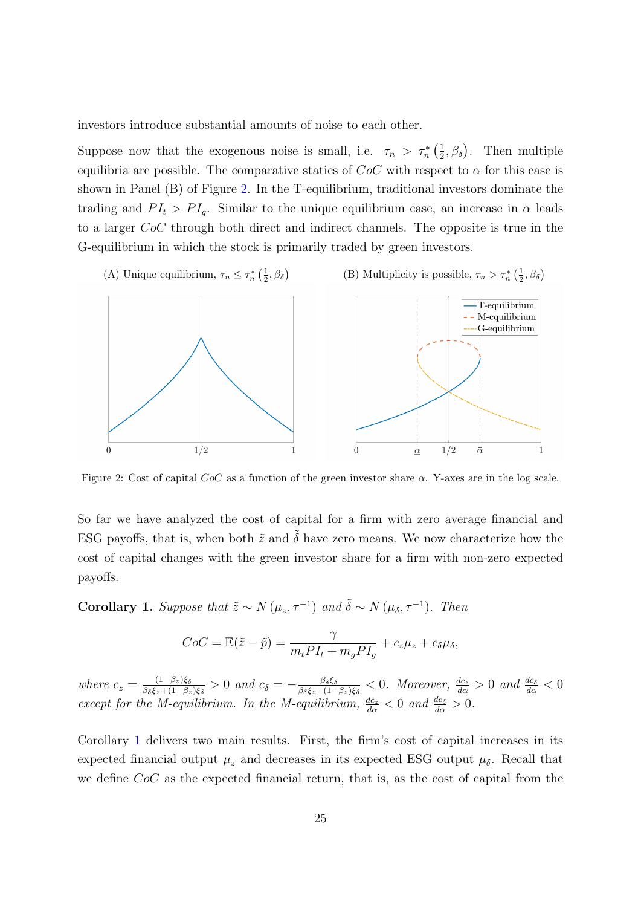investors introduce substantial amounts of noise to each other.

Suppose now that the exogenous noise is small, i.e. $\tau_n > \tau_n^*\left(\frac{1}{2}, \beta_\delta\right)$. Then multiple equilibria are possible. The comparative statics of $CoC$ with respect to $\alpha$ for this case is shown in Panel (B) of Figure 2. In the T-equilibrium, traditional investors dominate the trading and $PI_t > PI_g$. Similar to the unique equilibrium case, an increase in $\alpha$ leads to a larger $CoC$ through both direct and indirect channels. The opposite is true in the G-equilibrium in which the stock is primarily traded by green investors.

(A) Unique equilibrium, $\tau_n \leq \tau_n^*\left(\frac{1}{2}, \beta_\delta\right)$

(B) Multiplicity is possible, $\tau_n > \tau_n^*\left(\frac{1}{2}, \beta_\delta\right)$

Figure 2: Cost of capital $CoC$ as a function of the green investor share $\alpha$. Y-axes are in the log scale.

So far we have analyzed the cost of capital for a firm with zero average financial and ESG payoffs, that is, when both $\tilde{z}$ and $\tilde{\delta}$ have zero means. We now characterize how the cost of capital changes with the green investor share for a firm with non-zero expected payoffs.

**Corollary 1.** *Suppose that $\tilde{z} \sim N\left(\mu_z, \tau^{-1}\right)$ and $\tilde{\delta} \sim N\left(\mu_\delta, \tau^{-1}\right)$. Then*

$$CoC = \mathbb{E}(\tilde{z} - \tilde{p}) = \frac{\gamma}{m_t PI_t + m_g PI_g} + c_z \mu_z + c_\delta \mu_\delta,$$

*where $c_z = \frac{(1-\beta_z)\xi_\delta}{\beta_\delta \xi_z + (1-\beta_z)\xi_\delta} > 0$ and $c_\delta = -\frac{\beta_\delta \xi_\delta}{\beta_\delta \xi_z + (1-\beta_z)\xi_\delta} < 0$. Moreover, $\frac{dc_z}{d\alpha} > 0$ and $\frac{dc_\delta}{d\alpha} < 0$ except for the M-equilibrium. In the M-equilibrium, $\frac{dc_z}{d\alpha} < 0$ and $\frac{dc_\delta}{d\alpha} > 0$.*

Corollary 1 delivers two main results. First, the firm's cost of capital increases in its expected financial output $\mu_z$ and decreases in its expected ESG output $\mu_\delta$. Recall that we define $CoC$ as the expected financial return, that is, as the cost of capital from the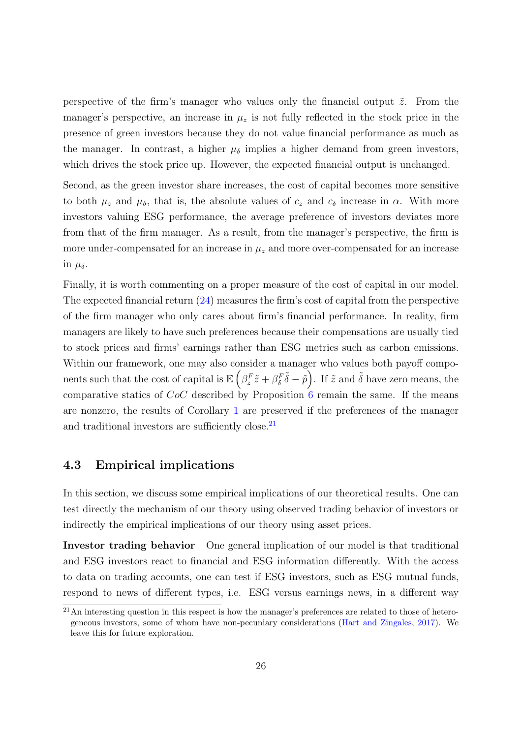perspective of the firm's manager who values only the financial output $\tilde{z}$. From the manager's perspective, an increase in $\mu_z$ is not fully reflected in the stock price in the presence of green investors because they do not value financial performance as much as the manager. In contrast, a higher $\mu_\delta$ implies a higher demand from green investors, which drives the stock price up. However, the expected financial output is unchanged.

Second, as the green investor share increases, the cost of capital becomes more sensitive to both $\mu_z$ and $\mu_\delta$, that is, the absolute values of $c_z$ and $c_\delta$ increase in $\alpha$. With more investors valuing ESG performance, the average preference of investors deviates more from that of the firm manager. As a result, from the manager's perspective, the firm is more under-compensated for an increase in $\mu_z$ and more over-compensated for an increase in $\mu_\delta$.

Finally, it is worth commenting on a proper measure of the cost of capital in our model. The expected financial return (24) measures the firm's cost of capital from the perspective of the firm manager who only cares about firm's financial performance. In reality, firm managers are likely to have such preferences because their compensations are usually tied to stock prices and firms' earnings rather than ESG metrics such as carbon emissions. Within our framework, one may also consider a manager who values both payoff components such that the cost of capital is $\mathbb{E}\left(\beta_z^F \tilde{z} + \beta_\delta^F \tilde{\delta} - \tilde{p}\right)$. If $\tilde{z}$ and $\tilde{\delta}$ have zero means, the comparative statics of $CoC$ described by Proposition 6 remain the same. If the means are nonzero, the results of Corollary 1 are preserved if the preferences of the manager and traditional investors are sufficiently close.[21]

## 4.3 Empirical implications

In this section, we discuss some empirical implications of our theoretical results. One can test directly the mechanism of our theory using observed trading behavior of investors or indirectly the empirical implications of our theory using asset prices.

**Investor trading behavior** One general implication of our model is that traditional and ESG investors react to financial and ESG information differently. With the access to data on trading accounts, one can test if ESG investors, such as ESG mutual funds, respond to news of different types, i.e. ESG versus earnings news, in a different way

[21] An interesting question in this respect is how the manager's preferences are related to those of heterogeneous investors, some of whom have non-pecuniary considerations (Hart and Zingales, 2017). We leave this for future exploration.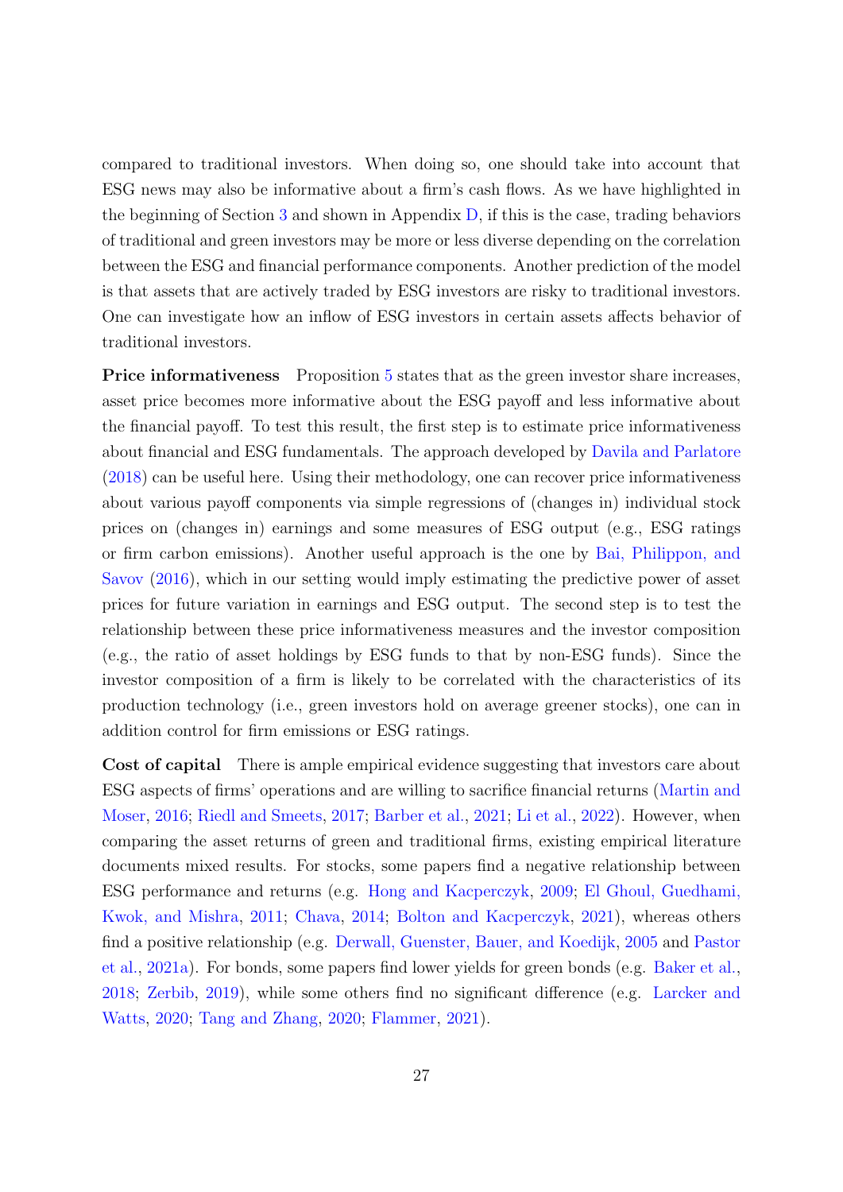compared to traditional investors. When doing so, one should take into account that ESG news may also be informative about a firm's cash flows. As we have highlighted in the beginning of Section 3 and shown in Appendix D, if this is the case, trading behaviors of traditional and green investors may be more or less diverse depending on the correlation between the ESG and financial performance components. Another prediction of the model is that assets that are actively traded by ESG investors are risky to traditional investors. One can investigate how an inflow of ESG investors in certain assets affects behavior of traditional investors.

**Price informativeness** Proposition 5 states that as the green investor share increases, asset price becomes more informative about the ESG payoff and less informative about the financial payoff. To test this result, the first step is to estimate price informativeness about financial and ESG fundamentals. The approach developed by Davila and Parlatore (2018) can be useful here. Using their methodology, one can recover price informativeness about various payoff components via simple regressions of (changes in) individual stock prices on (changes in) earnings and some measures of ESG output (e.g., ESG ratings or firm carbon emissions). Another useful approach is the one by Bai, Philippon, and Savov (2016), which in our setting would imply estimating the predictive power of asset prices for future variation in earnings and ESG output. The second step is to test the relationship between these price informativeness measures and the investor composition (e.g., the ratio of asset holdings by ESG funds to that by non-ESG funds). Since the investor composition of a firm is likely to be correlated with the characteristics of its production technology (i.e., green investors hold on average greener stocks), one can in addition control for firm emissions or ESG ratings.

**Cost of capital** There is ample empirical evidence suggesting that investors care about ESG aspects of firms' operations and are willing to sacrifice financial returns (Martin and Moser, 2016; Riedl and Smeets, 2017; Barber et al., 2021; Li et al., 2022). However, when comparing the asset returns of green and traditional firms, existing empirical literature documents mixed results. For stocks, some papers find a negative relationship between ESG performance and returns (e.g. Hong and Kacperczyk, 2009; El Ghoul, Guedhami, Kwok, and Mishra, 2011; Chava, 2014; Bolton and Kacperczyk, 2021), whereas others find a positive relationship (e.g. Derwall, Guenster, Bauer, and Koedijk, 2005 and Pastor et al., 2021a). For bonds, some papers find lower yields for green bonds (e.g. Baker et al., 2018; Zerbib, 2019), while some others find no significant difference (e.g. Larcker and Watts, 2020; Tang and Zhang, 2020; Flammer, 2021).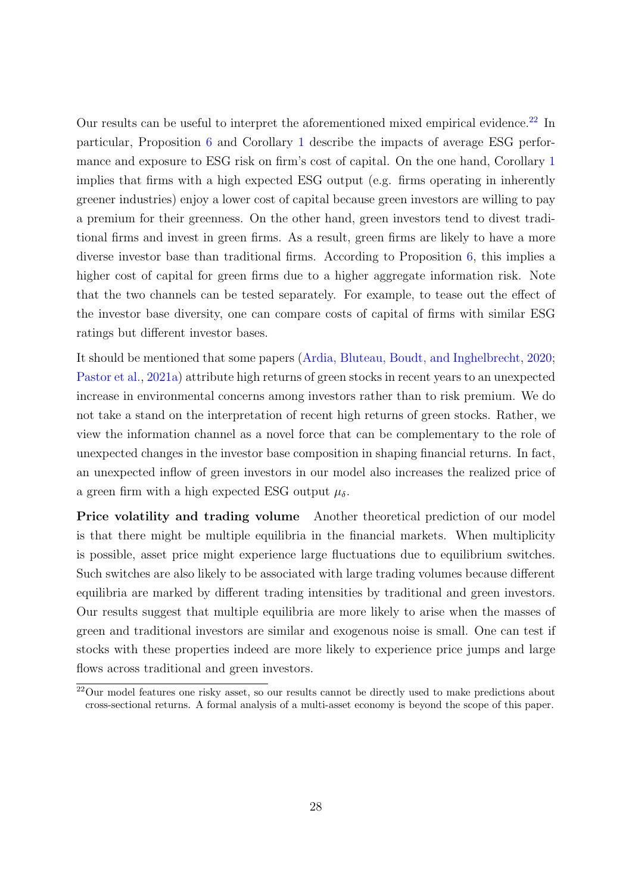Our results can be useful to interpret the aforementioned mixed empirical evidence.[22] In particular, Proposition 6 and Corollary 1 describe the impacts of average ESG performance and exposure to ESG risk on firm's cost of capital. On the one hand, Corollary 1 implies that firms with a high expected ESG output (e.g. firms operating in inherently greener industries) enjoy a lower cost of capital because green investors are willing to pay a premium for their greenness. On the other hand, green investors tend to divest traditional firms and invest in green firms. As a result, green firms are likely to have a more diverse investor base than traditional firms. According to Proposition 6, this implies a higher cost of capital for green firms due to a higher aggregate information risk. Note that the two channels can be tested separately. For example, to tease out the effect of the investor base diversity, one can compare costs of capital of firms with similar ESG ratings but different investor bases.

It should be mentioned that some papers (Ardia, Bluteau, Boudt, and Inghelbrecht, 2020; Pastor et al., 2021a) attribute high returns of green stocks in recent years to an unexpected increase in environmental concerns among investors rather than to risk premium. We do not take a stand on the interpretation of recent high returns of green stocks. Rather, we view the information channel as a novel force that can be complementary to the role of unexpected changes in the investor base composition in shaping financial returns. In fact, an unexpected inflow of green investors in our model also increases the realized price of a green firm with a high expected ESG output $\mu_\delta$.

**Price volatility and trading volume** Another theoretical prediction of our model is that there might be multiple equilibria in the financial markets. When multiplicity is possible, asset price might experience large fluctuations due to equilibrium switches. Such switches are also likely to be associated with large trading volumes because different equilibria are marked by different trading intensities by traditional and green investors. Our results suggest that multiple equilibria are more likely to arise when the masses of green and traditional investors are similar and exogenous noise is small. One can test if stocks with these properties indeed are more likely to experience price jumps and large flows across traditional and green investors.

[22] Our model features one risky asset, so our results cannot be directly used to make predictions about cross-sectional returns. A formal analysis of a multi-asset economy is beyond the scope of this paper.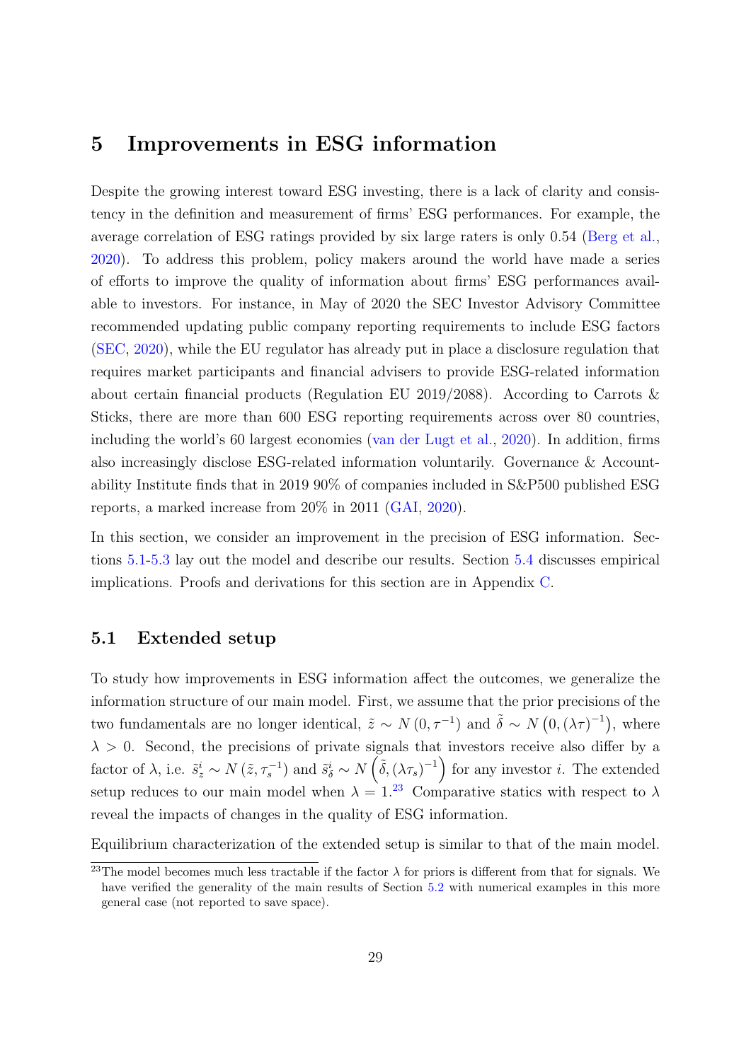# 5 Improvements in ESG information

Despite the growing interest toward ESG investing, there is a lack of clarity and consistency in the definition and measurement of firms' ESG performances. For example, the average correlation of ESG ratings provided by six large raters is only 0.54 (Berg et al., 2020). To address this problem, policy makers around the world have made a series of efforts to improve the quality of information about firms' ESG performances available to investors. For instance, in May of 2020 the SEC Investor Advisory Committee recommended updating public company reporting requirements to include ESG factors (SEC, 2020), while the EU regulator has already put in place a disclosure regulation that requires market participants and financial advisers to provide ESG-related information about certain financial products (Regulation EU 2019/2088). According to Carrots & Sticks, there are more than 600 ESG reporting requirements across over 80 countries, including the world's 60 largest economies (van der Lugt et al., 2020). In addition, firms also increasingly disclose ESG-related information voluntarily. Governance & Accountability Institute finds that in 2019 90% of companies included in S&P500 published ESG reports, a marked increase from 20% in 2011 (GAI, 2020).

In this section, we consider an improvement in the precision of ESG information. Sections 5.1-5.3 lay out the model and describe our results. Section 5.4 discusses empirical implications. Proofs and derivations for this section are in Appendix C.

## 5.1 Extended setup

To study how improvements in ESG information affect the outcomes, we generalize the information structure of our main model. First, we assume that the prior precisions of the two fundamentals are no longer identical, $\tilde{z} \sim N\left(0, \tau^{-1}\right)$ and $\tilde{\delta} \sim N\left(0, (\lambda\tau)^{-1}\right)$, where $\lambda > 0$. Second, the precisions of private signals that investors receive also differ by a factor of $\lambda$, i.e. $\tilde{s}_z^i \sim N\left(\tilde{z}, \tau_s^{-1}\right)$ and $\tilde{s}_\delta^i \sim N\left(\tilde{\delta}, (\lambda\tau_s)^{-1}\right)$ for any investor $i$. The extended setup reduces to our main model when $\lambda = 1$.[23] Comparative statics with respect to $\lambda$ reveal the impacts of changes in the quality of ESG information.

Equilibrium characterization of the extended setup is similar to that of the main model.

[23]The model becomes much less tractable if the factor $\lambda$ for priors is different from that for signals. We have verified the generality of the main results of Section 5.2 with numerical examples in this more general case (not reported to save space).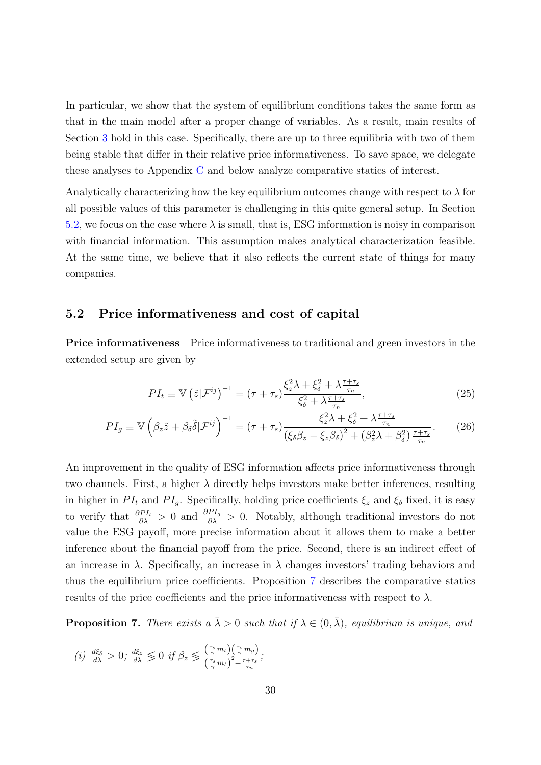In particular, we show that the system of equilibrium conditions takes the same form as that in the main model after a proper change of variables. As a result, main results of Section 3 hold in this case. Specifically, there are up to three equilibria with two of them being stable that differ in their relative price informativeness. To save space, we delegate these analyses to Appendix C and below analyze comparative statics of interest.

Analytically characterizing how the key equilibrium outcomes change with respect to $\lambda$ for all possible values of this parameter is challenging in this quite general setup. In Section 5.2, we focus on the case where $\lambda$ is small, that is, ESG information is noisy in comparison with financial information. This assumption makes analytical characterization feasible. At the same time, we believe that it also reflects the current state of things for many companies.

## 5.2 Price informativeness and cost of capital

**Price informativeness** Price informativeness to traditional and green investors in the extended setup are given by

$$PI_t \equiv \mathbb{V}\left(\tilde{z}|\mathcal{F}^{ij}\right)^{-1} = (\tau + \tau_s)\frac{\xi_z^2\lambda + \xi_\delta^2 + \lambda\frac{\tau+\tau_s}{\tau_n}}{\xi_\delta^2 + \lambda\frac{\tau+\tau_s}{\tau_n}}, \tag{25}$$

$$PI_g \equiv \mathbb{V}\left(\beta_z\tilde{z} + \beta_\delta\tilde{\delta}|\mathcal{F}^{ij}\right)^{-1} = (\tau + \tau_s)\frac{\xi_z^2\lambda + \xi_\delta^2 + \lambda\frac{\tau+\tau_s}{\tau_n}}{\left(\xi_\delta\beta_z - \xi_z\beta_\delta\right)^2 + \left(\beta_z^2\lambda + \beta_\delta^2\right)\frac{\tau+\tau_s}{\tau_n}}. \tag{26}$$

An improvement in the quality of ESG information affects price informativeness through two channels. First, a higher $\lambda$ directly helps investors make better inferences, resulting in higher in $PI_t$ and $PI_g$. Specifically, holding price coefficients $\xi_z$ and $\xi_\delta$ fixed, it is easy to verify that $\frac{\partial PI_t}{\partial\lambda} > 0$ and $\frac{\partial PI_g}{\partial\lambda} > 0$. Notably, although traditional investors do not value the ESG payoff, more precise information about it allows them to make a better inference about the financial payoff from the price. Second, there is an indirect effect of an increase in $\lambda$. Specifically, an increase in $\lambda$ changes investors' trading behaviors and thus the equilibrium price coefficients. Proposition 7 describes the comparative statics results of the price coefficients and the price informativeness with respect to $\lambda$.

**Proposition 7.** *There exists a $\bar{\lambda} > 0$ such that if $\lambda \in (0, \bar{\lambda})$, equilibrium is unique, and*

*(i)* $\frac{d\xi_\delta}{d\lambda} > 0$; $\frac{d\xi_z}{d\lambda} \lesseqgtr 0$ *if* $\beta_z \lesseqgtr \frac{\left(\frac{\tau_s}{\gamma}m_t\right)\left(\frac{\tau_s}{\gamma}m_g\right)}{\left(\frac{\tau_s}{\gamma}m_t\right)^2 + \frac{\tau+\tau_s}{\tau_n}}$;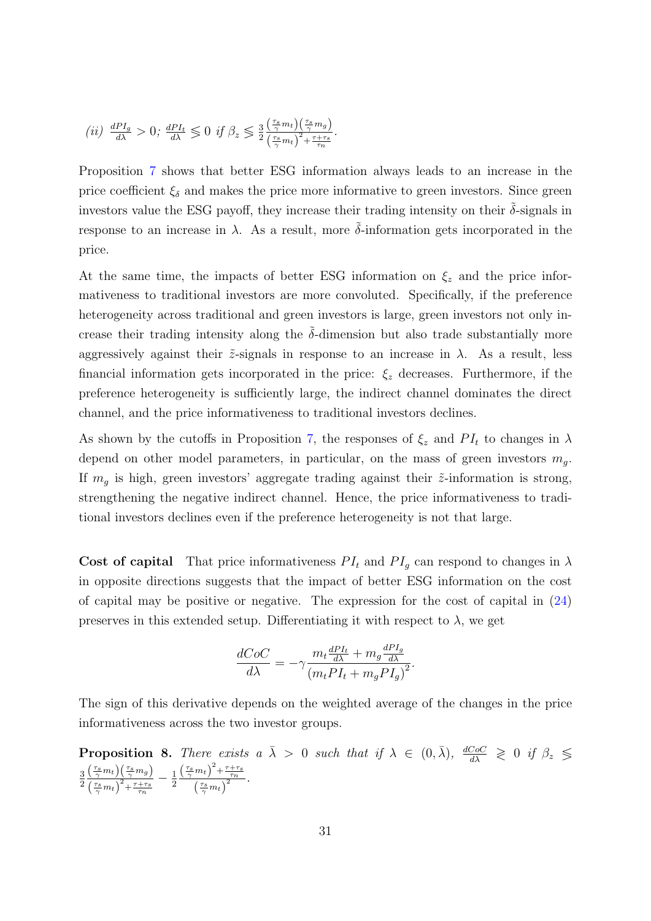*(ii)* $\frac{dPI_g}{d\lambda} > 0$; $\frac{dPI_t}{d\lambda} \lesseqgtr 0$ *if* $\beta_z \lesseqgtr \frac{3}{2} \frac{\left(\frac{\tau_s}{\gamma} m_t\right)\left(\frac{\tau_s}{\gamma} m_g\right)}{\left(\frac{\tau_s}{\gamma} m_t\right)^2 + \frac{\tau + \tau_s}{\tau_n}}$.

Proposition 7 shows that better ESG information always leads to an increase in the price coefficient $\xi_\delta$ and makes the price more informative to green investors. Since green investors value the ESG payoff, they increase their trading intensity on their $\tilde{\delta}$-signals in response to an increase in $\lambda$. As a result, more $\tilde{\delta}$-information gets incorporated in the price.

At the same time, the impacts of better ESG information on $\xi_z$ and the price informativeness to traditional investors are more convoluted. Specifically, if the preference heterogeneity across traditional and green investors is large, green investors not only increase their trading intensity along the $\tilde{\delta}$-dimension but also trade substantially more aggressively against their $\tilde{z}$-signals in response to an increase in $\lambda$. As a result, less financial information gets incorporated in the price: $\xi_z$ decreases. Furthermore, if the preference heterogeneity is sufficiently large, the indirect channel dominates the direct channel, and the price informativeness to traditional investors declines.

As shown by the cutoffs in Proposition 7, the responses of $\xi_z$ and $PI_t$ to changes in $\lambda$ depend on other model parameters, in particular, on the mass of green investors $m_g$. If $m_g$ is high, green investors' aggregate trading against their $\tilde{z}$-information is strong, strengthening the negative indirect channel. Hence, the price informativeness to traditional investors declines even if the preference heterogeneity is not that large.

**Cost of capital** That price informativeness $PI_t$ and $PI_g$ can respond to changes in $\lambda$ in opposite directions suggests that the impact of better ESG information on the cost of capital may be positive or negative. The expression for the cost of capital in (24) preserves in this extended setup. Differentiating it with respect to $\lambda$, we get

$$\frac{dCoC}{d\lambda} = -\gamma \frac{m_t \frac{dPI_t}{d\lambda} + m_g \frac{dPI_g}{d\lambda}}{\left(m_t PI_t + m_g PI_g\right)^2}.$$

The sign of this derivative depends on the weighted average of the changes in the price informativeness across the two investor groups.

**Proposition 8.** *There exists a* $\bar{\lambda} > 0$ *such that if* $\lambda \in (0, \bar{\lambda})$, $\frac{dCoC}{d\lambda} \gtreqless 0$ *if* $\beta_z \lesseqgtr \frac{3}{2} \frac{\left(\frac{\tau_s}{\gamma} m_t\right)\left(\frac{\tau_s}{\gamma} m_g\right)}{\left(\frac{\tau_s}{\gamma} m_t\right)^2 + \frac{\tau + \tau_s}{\tau_n}} - \frac{1}{2} \frac{\left(\frac{\tau_s}{\gamma} m_t\right)^2 + \frac{\tau + \tau_s}{\tau_n}}{\left(\frac{\tau_s}{\gamma} m_t\right)^2}$.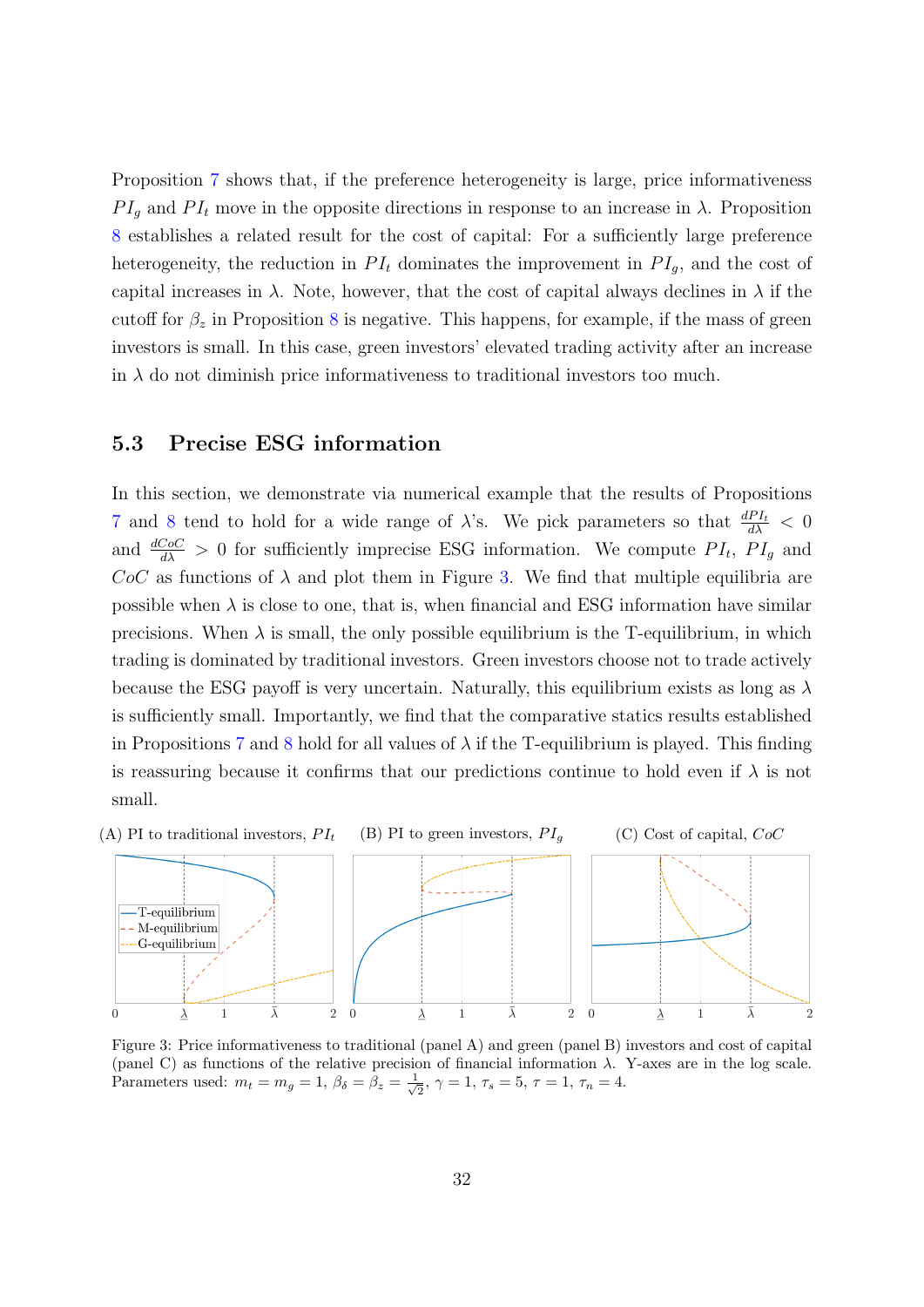Proposition 7 shows that, if the preference heterogeneity is large, price informativeness $PI_g$ and $PI_t$ move in the opposite directions in response to an increase in $\lambda$. Proposition 8 establishes a related result for the cost of capital: For a sufficiently large preference heterogeneity, the reduction in $PI_t$ dominates the improvement in $PI_g$, and the cost of capital increases in $\lambda$. Note, however, that the cost of capital always declines in $\lambda$ if the cutoff for $\beta_z$ in Proposition 8 is negative. This happens, for example, if the mass of green investors is small. In this case, green investors' elevated trading activity after an increase in $\lambda$ do not diminish price informativeness to traditional investors too much.

### 5.3 Precise ESG information

In this section, we demonstrate via numerical example that the results of Propositions 7 and 8 tend to hold for a wide range of $\lambda$'s. We pick parameters so that $\frac{dPI_t}{d\lambda} < 0$ and $\frac{dCoC}{d\lambda} > 0$ for sufficiently imprecise ESG information. We compute $PI_t$, $PI_g$ and $CoC$ as functions of $\lambda$ and plot them in Figure 3. We find that multiple equilibria are possible when $\lambda$ is close to one, that is, when financial and ESG information have similar precisions. When $\lambda$ is small, the only possible equilibrium is the T-equilibrium, in which trading is dominated by traditional investors. Green investors choose not to trade actively because the ESG payoff is very uncertain. Naturally, this equilibrium exists as long as $\lambda$ is sufficiently small. Importantly, we find that the comparative statics results established in Propositions 7 and 8 hold for all values of $\lambda$ if the T-equilibrium is played. This finding is reassuring because it confirms that our predictions continue to hold even if $\lambda$ is not small.

Figure 3: Price informativeness to traditional (panel A) and green (panel B) investors and cost of capital (panel C) as functions of the relative precision of financial information $\lambda$. Y-axes are in the log scale. Parameters used: $m_t = m_g = 1$, $\beta_\delta = \beta_z = \frac{1}{\sqrt{2}}$, $\gamma = 1$, $\tau_s = 5$, $\tau = 1$, $\tau_n = 4$.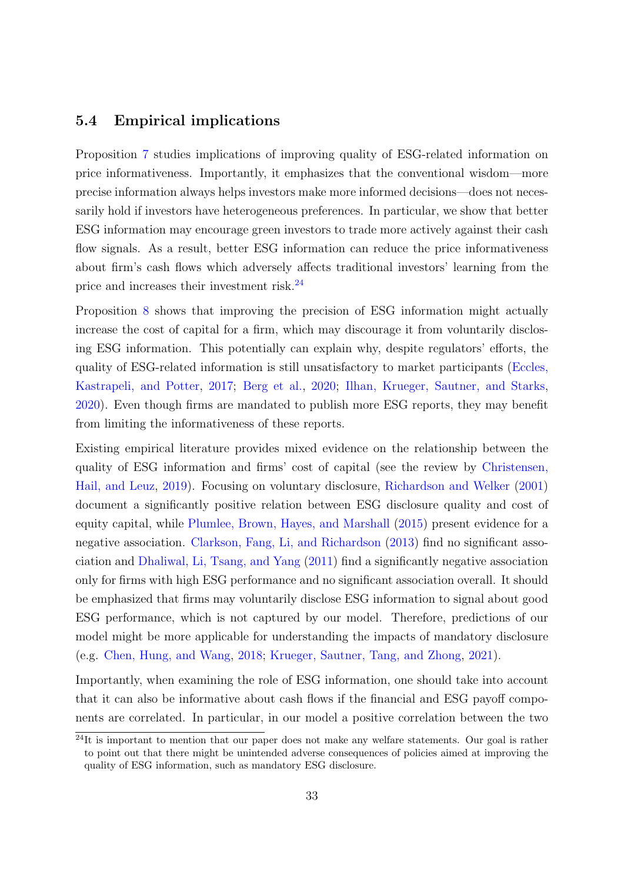### 5.4 Empirical implications

Proposition 7 studies implications of improving quality of ESG-related information on price informativeness. Importantly, it emphasizes that the conventional wisdom—more precise information always helps investors make more informed decisions—does not necessarily hold if investors have heterogeneous preferences. In particular, we show that better ESG information may encourage green investors to trade more actively against their cash flow signals. As a result, better ESG information can reduce the price informativeness about firm's cash flows which adversely affects traditional investors' learning from the price and increases their investment risk.[24]

Proposition 8 shows that improving the precision of ESG information might actually increase the cost of capital for a firm, which may discourage it from voluntarily disclosing ESG information. This potentially can explain why, despite regulators' efforts, the quality of ESG-related information is still unsatisfactory to market participants (Eccles, Kastrapeli, and Potter, 2017; Berg et al., 2020; Ilhan, Krueger, Sautner, and Starks, 2020). Even though firms are mandated to publish more ESG reports, they may benefit from limiting the informativeness of these reports.

Existing empirical literature provides mixed evidence on the relationship between the quality of ESG information and firms' cost of capital (see the review by Christensen, Hail, and Leuz, 2019). Focusing on voluntary disclosure, Richardson and Welker (2001) document a significantly positive relation between ESG disclosure quality and cost of equity capital, while Plumlee, Brown, Hayes, and Marshall (2015) present evidence for a negative association. Clarkson, Fang, Li, and Richardson (2013) find no significant association and Dhaliwal, Li, Tsang, and Yang (2011) find a significantly negative association only for firms with high ESG performance and no significant association overall. It should be emphasized that firms may voluntarily disclose ESG information to signal about good ESG performance, which is not captured by our model. Therefore, predictions of our model might be more applicable for understanding the impacts of mandatory disclosure (e.g. Chen, Hung, and Wang, 2018; Krueger, Sautner, Tang, and Zhong, 2021).

Importantly, when examining the role of ESG information, one should take into account that it can also be informative about cash flows if the financial and ESG payoff components are correlated. In particular, in our model a positive correlation between the two

[24] It is important to mention that our paper does not make any welfare statements. Our goal is rather to point out that there might be unintended adverse consequences of policies aimed at improving the quality of ESG information, such as mandatory ESG disclosure.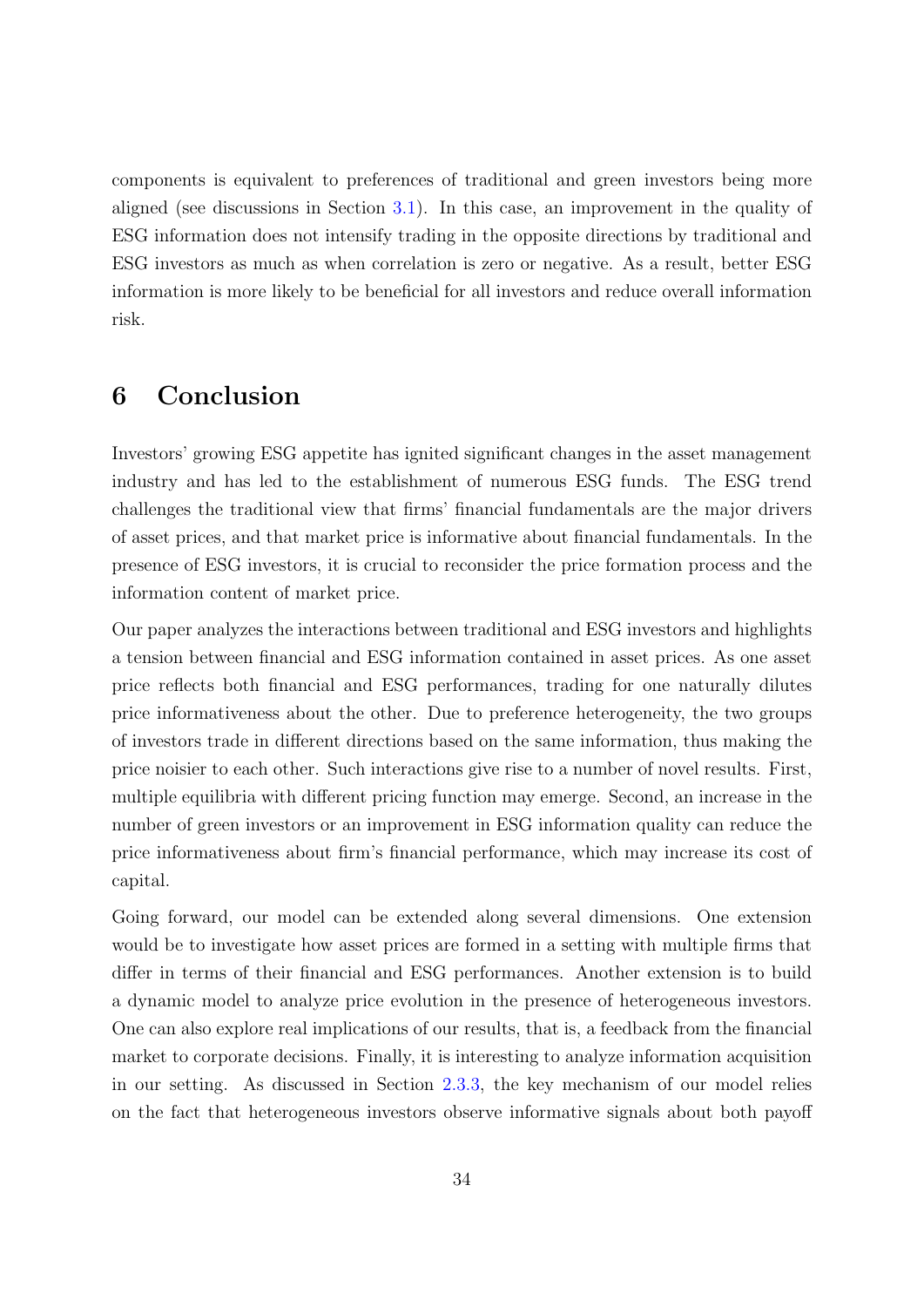components is equivalent to preferences of traditional and green investors being more aligned (see discussions in Section 3.1). In this case, an improvement in the quality of ESG information does not intensify trading in the opposite directions by traditional and ESG investors as much as when correlation is zero or negative. As a result, better ESG information is more likely to be beneficial for all investors and reduce overall information risk.

# 6 Conclusion

Investors' growing ESG appetite has ignited significant changes in the asset management industry and has led to the establishment of numerous ESG funds. The ESG trend challenges the traditional view that firms' financial fundamentals are the major drivers of asset prices, and that market price is informative about financial fundamentals. In the presence of ESG investors, it is crucial to reconsider the price formation process and the information content of market price.

Our paper analyzes the interactions between traditional and ESG investors and highlights a tension between financial and ESG information contained in asset prices. As one asset price reflects both financial and ESG performances, trading for one naturally dilutes price informativeness about the other. Due to preference heterogeneity, the two groups of investors trade in different directions based on the same information, thus making the price noisier to each other. Such interactions give rise to a number of novel results. First, multiple equilibria with different pricing function may emerge. Second, an increase in the number of green investors or an improvement in ESG information quality can reduce the price informativeness about firm's financial performance, which may increase its cost of capital.

Going forward, our model can be extended along several dimensions. One extension would be to investigate how asset prices are formed in a setting with multiple firms that differ in terms of their financial and ESG performances. Another extension is to build a dynamic model to analyze price evolution in the presence of heterogeneous investors. One can also explore real implications of our results, that is, a feedback from the financial market to corporate decisions. Finally, it is interesting to analyze information acquisition in our setting. As discussed in Section 2.3.3, the key mechanism of our model relies on the fact that heterogeneous investors observe informative signals about both payoff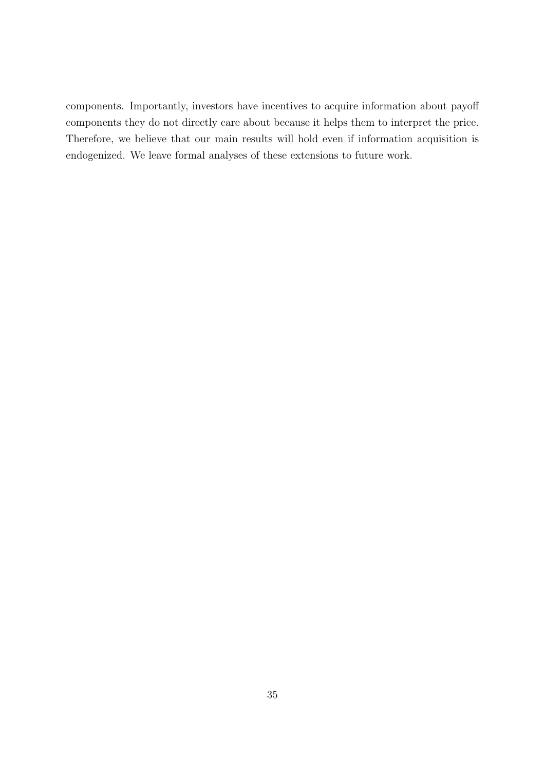components. Importantly, investors have incentives to acquire information about payoff components they do not directly care about because it helps them to interpret the price. Therefore, we believe that our main results will hold even if information acquisition is endogenized. We leave formal analyses of these extensions to future work.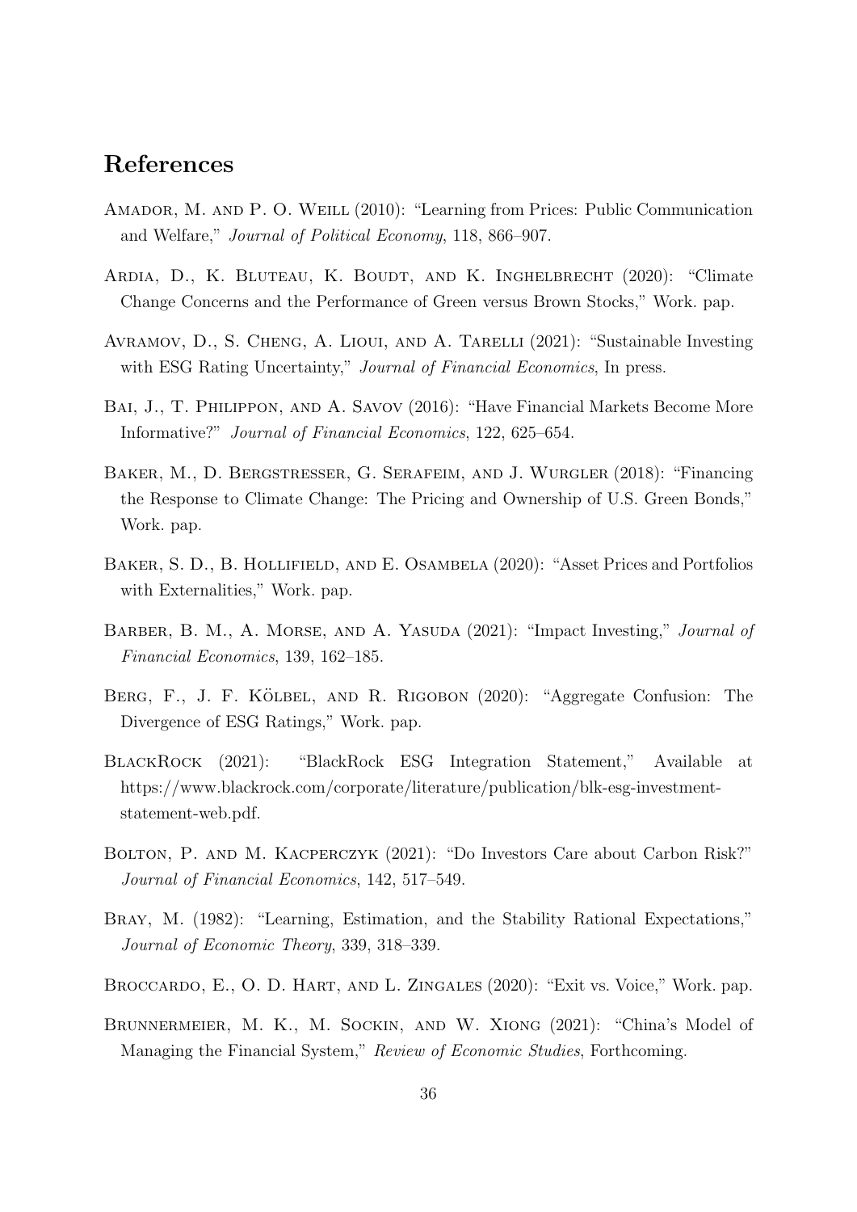## References

Amador, M. and P. O. Weill (2010): "Learning from Prices: Public Communication and Welfare," *Journal of Political Economy*, 118, 866–907.

Ardia, D., K. Bluteau, K. Boudt, and K. Inghelbrecht (2020): "Climate Change Concerns and the Performance of Green versus Brown Stocks," Work. pap.

Avramov, D., S. Cheng, A. Lioui, and A. Tarelli (2021): "Sustainable Investing with ESG Rating Uncertainty," *Journal of Financial Economics*, In press.

Bai, J., T. Philippon, and A. Savov (2016): "Have Financial Markets Become More Informative?" *Journal of Financial Economics*, 122, 625–654.

Baker, M., D. Bergstresser, G. Serafeim, and J. Wurgler (2018): "Financing the Response to Climate Change: The Pricing and Ownership of U.S. Green Bonds," Work. pap.

Baker, S. D., B. Hollifield, and E. Osambela (2020): "Asset Prices and Portfolios with Externalities," Work. pap.

Barber, B. M., A. Morse, and A. Yasuda (2021): "Impact Investing," *Journal of Financial Economics*, 139, 162–185.

Berg, F., J. F. Kölbel, and R. Rigobon (2020): "Aggregate Confusion: The Divergence of ESG Ratings," Work. pap.

BlackRock (2021): "BlackRock ESG Integration Statement," Available at https://www.blackrock.com/corporate/literature/publication/blk-esg-investment-statement-web.pdf.

Bolton, P. and M. Kacperczyk (2021): "Do Investors Care about Carbon Risk?" *Journal of Financial Economics*, 142, 517–549.

Bray, M. (1982): "Learning, Estimation, and the Stability Rational Expectations," *Journal of Economic Theory*, 339, 318–339.

Broccardo, E., O. D. Hart, and L. Zingales (2020): "Exit vs. Voice," Work. pap.

Brunnermeier, M. K., M. Sockin, and W. Xiong (2021): "China's Model of Managing the Financial System," *Review of Economic Studies*, Forthcoming.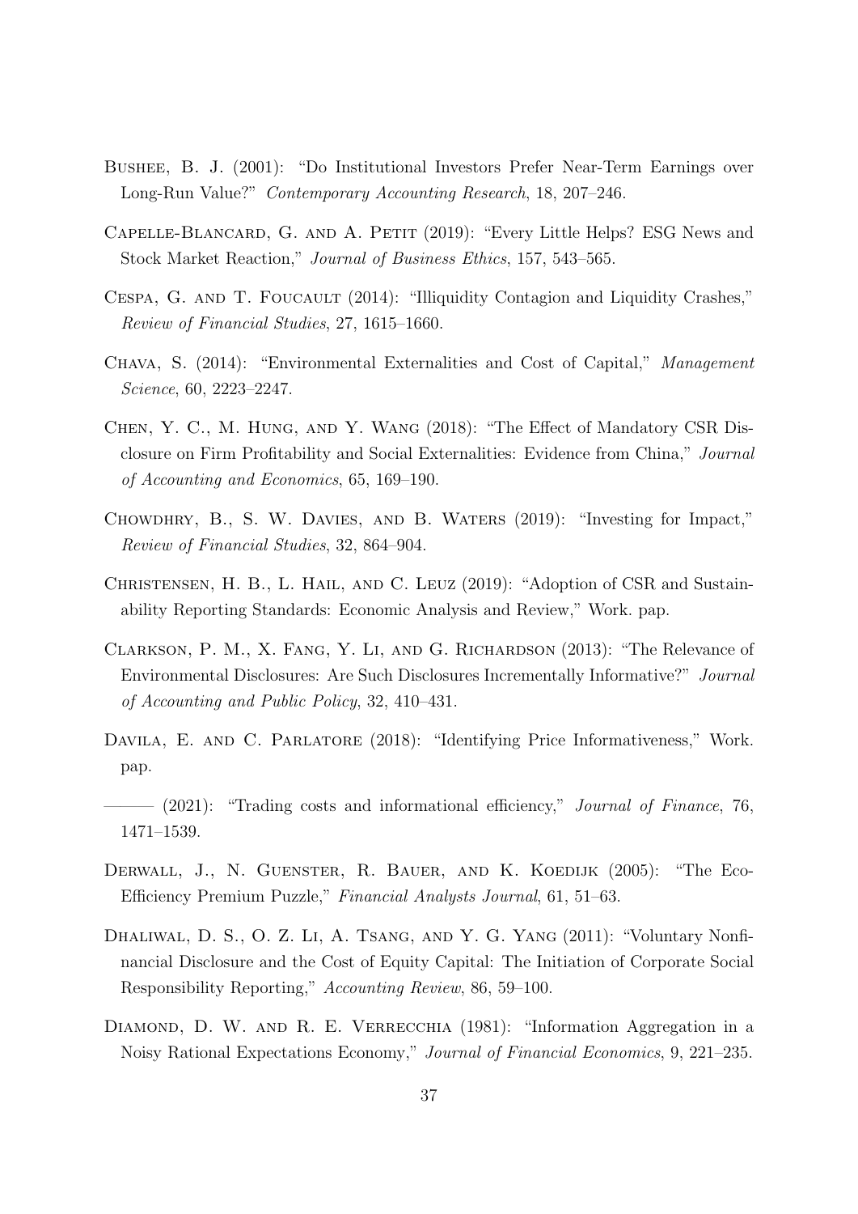Bushee, B. J. (2001): "Do Institutional Investors Prefer Near-Term Earnings over Long-Run Value?" *Contemporary Accounting Research*, 18, 207–246.

Capelle-Blancard, G. and A. Petit (2019): "Every Little Helps? ESG News and Stock Market Reaction," *Journal of Business Ethics*, 157, 543–565.

Cespa, G. and T. Foucault (2014): "Illiquidity Contagion and Liquidity Crashes," *Review of Financial Studies*, 27, 1615–1660.

Chava, S. (2014): "Environmental Externalities and Cost of Capital," *Management Science*, 60, 2223–2247.

Chen, Y. C., M. Hung, and Y. Wang (2018): "The Effect of Mandatory CSR Disclosure on Firm Profitability and Social Externalities: Evidence from China," *Journal of Accounting and Economics*, 65, 169–190.

Chowdhry, B., S. W. Davies, and B. Waters (2019): "Investing for Impact," *Review of Financial Studies*, 32, 864–904.

Christensen, H. B., L. Hail, and C. Leuz (2019): "Adoption of CSR and Sustainability Reporting Standards: Economic Analysis and Review," Work. pap.

Clarkson, P. M., X. Fang, Y. Li, and G. Richardson (2013): "The Relevance of Environmental Disclosures: Are Such Disclosures Incrementally Informative?" *Journal of Accounting and Public Policy*, 32, 410–431.

Davila, E. and C. Parlatore (2018): "Identifying Price Informativeness," Work. pap.

——— (2021): "Trading costs and informational efficiency," *Journal of Finance*, 76, 1471–1539.

Derwall, J., N. Guenster, R. Bauer, and K. Koedijk (2005): "The Eco-Efficiency Premium Puzzle," *Financial Analysts Journal*, 61, 51–63.

Dhaliwal, D. S., O. Z. Li, A. Tsang, and Y. G. Yang (2011): "Voluntary Nonfinancial Disclosure and the Cost of Equity Capital: The Initiation of Corporate Social Responsibility Reporting," *Accounting Review*, 86, 59–100.

Diamond, D. W. and R. E. Verrecchia (1981): "Information Aggregation in a Noisy Rational Expectations Economy," *Journal of Financial Economics*, 9, 221–235.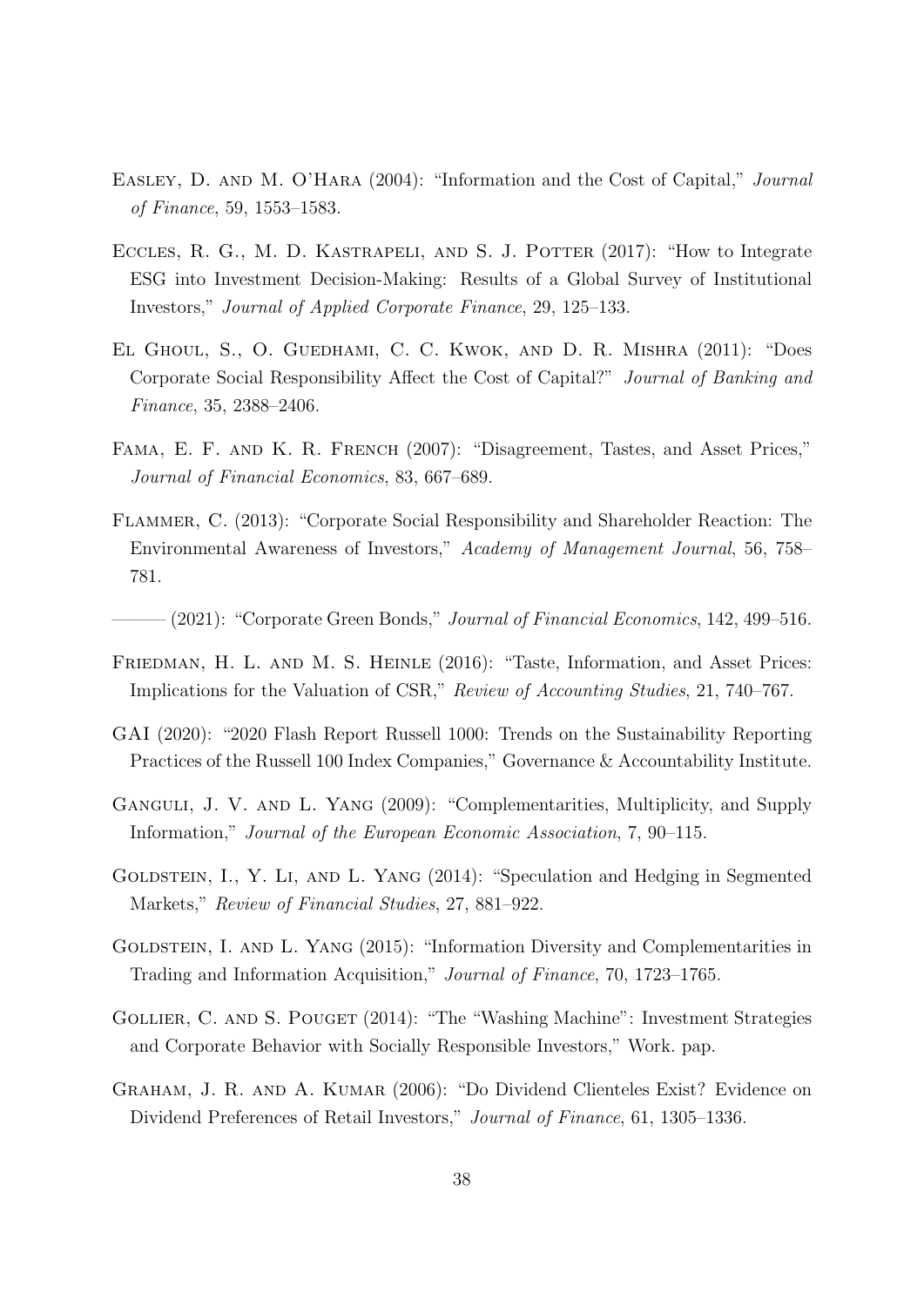Easley, D. and M. O'Hara (2004): "Information and the Cost of Capital," *Journal of Finance*, 59, 1553–1583.

Eccles, R. G., M. D. Kastrapeli, and S. J. Potter (2017): "How to Integrate ESG into Investment Decision-Making: Results of a Global Survey of Institutional Investors," *Journal of Applied Corporate Finance*, 29, 125–133.

El Ghoul, S., O. Guedhami, C. C. Kwok, and D. R. Mishra (2011): "Does Corporate Social Responsibility Affect the Cost of Capital?" *Journal of Banking and Finance*, 35, 2388–2406.

Fama, E. F. and K. R. French (2007): "Disagreement, Tastes, and Asset Prices," *Journal of Financial Economics*, 83, 667–689.

Flammer, C. (2013): "Corporate Social Responsibility and Shareholder Reaction: The Environmental Awareness of Investors," *Academy of Management Journal*, 56, 758–781.

——— (2021): "Corporate Green Bonds," *Journal of Financial Economics*, 142, 499–516.

Friedman, H. L. and M. S. Heinle (2016): "Taste, Information, and Asset Prices: Implications for the Valuation of CSR," *Review of Accounting Studies*, 21, 740–767.

GAI (2020): "2020 Flash Report Russell 1000: Trends on the Sustainability Reporting Practices of the Russell 100 Index Companies," Governance & Accountability Institute.

Ganguli, J. V. and L. Yang (2009): "Complementarities, Multiplicity, and Supply Information," *Journal of the European Economic Association*, 7, 90–115.

Goldstein, I., Y. Li, and L. Yang (2014): "Speculation and Hedging in Segmented Markets," *Review of Financial Studies*, 27, 881–922.

Goldstein, I. and L. Yang (2015): "Information Diversity and Complementarities in Trading and Information Acquisition," *Journal of Finance*, 70, 1723–1765.

Gollier, C. and S. Pouget (2014): "The "Washing Machine": Investment Strategies and Corporate Behavior with Socially Responsible Investors," Work. pap.

Graham, J. R. and A. Kumar (2006): "Do Dividend Clienteles Exist? Evidence on Dividend Preferences of Retail Investors," *Journal of Finance*, 61, 1305–1336.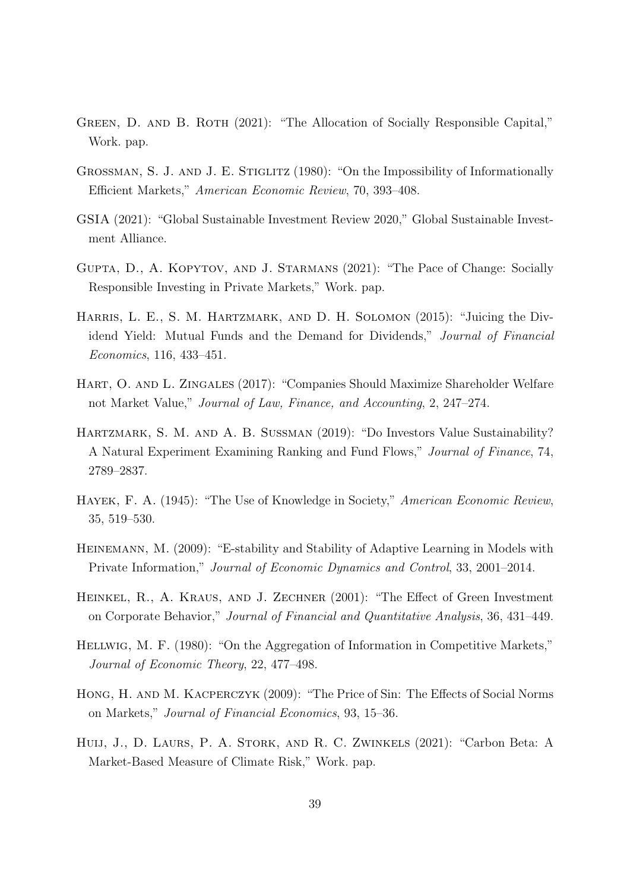Green, D. and B. Roth (2021): "The Allocation of Socially Responsible Capital," Work. pap.

Grossman, S. J. and J. E. Stiglitz (1980): "On the Impossibility of Informationally Efficient Markets," *American Economic Review*, 70, 393–408.

GSIA (2021): "Global Sustainable Investment Review 2020," Global Sustainable Investment Alliance.

Gupta, D., A. Kopytov, and J. Starmans (2021): "The Pace of Change: Socially Responsible Investing in Private Markets," Work. pap.

Harris, L. E., S. M. Hartzmark, and D. H. Solomon (2015): "Juicing the Dividend Yield: Mutual Funds and the Demand for Dividends," *Journal of Financial Economics*, 116, 433–451.

Hart, O. and L. Zingales (2017): "Companies Should Maximize Shareholder Welfare not Market Value," *Journal of Law, Finance, and Accounting*, 2, 247–274.

Hartzmark, S. M. and A. B. Sussman (2019): "Do Investors Value Sustainability? A Natural Experiment Examining Ranking and Fund Flows," *Journal of Finance*, 74, 2789–2837.

Hayek, F. A. (1945): "The Use of Knowledge in Society," *American Economic Review*, 35, 519–530.

Heinemann, M. (2009): "E-stability and Stability of Adaptive Learning in Models with Private Information," *Journal of Economic Dynamics and Control*, 33, 2001–2014.

Heinkel, R., A. Kraus, and J. Zechner (2001): "The Effect of Green Investment on Corporate Behavior," *Journal of Financial and Quantitative Analysis*, 36, 431–449.

Hellwig, M. F. (1980): "On the Aggregation of Information in Competitive Markets," *Journal of Economic Theory*, 22, 477–498.

Hong, H. and M. Kacperczyk (2009): "The Price of Sin: The Effects of Social Norms on Markets," *Journal of Financial Economics*, 93, 15–36.

Huij, J., D. Laurs, P. A. Stork, and R. C. Zwinkels (2021): "Carbon Beta: A Market-Based Measure of Climate Risk," Work. pap.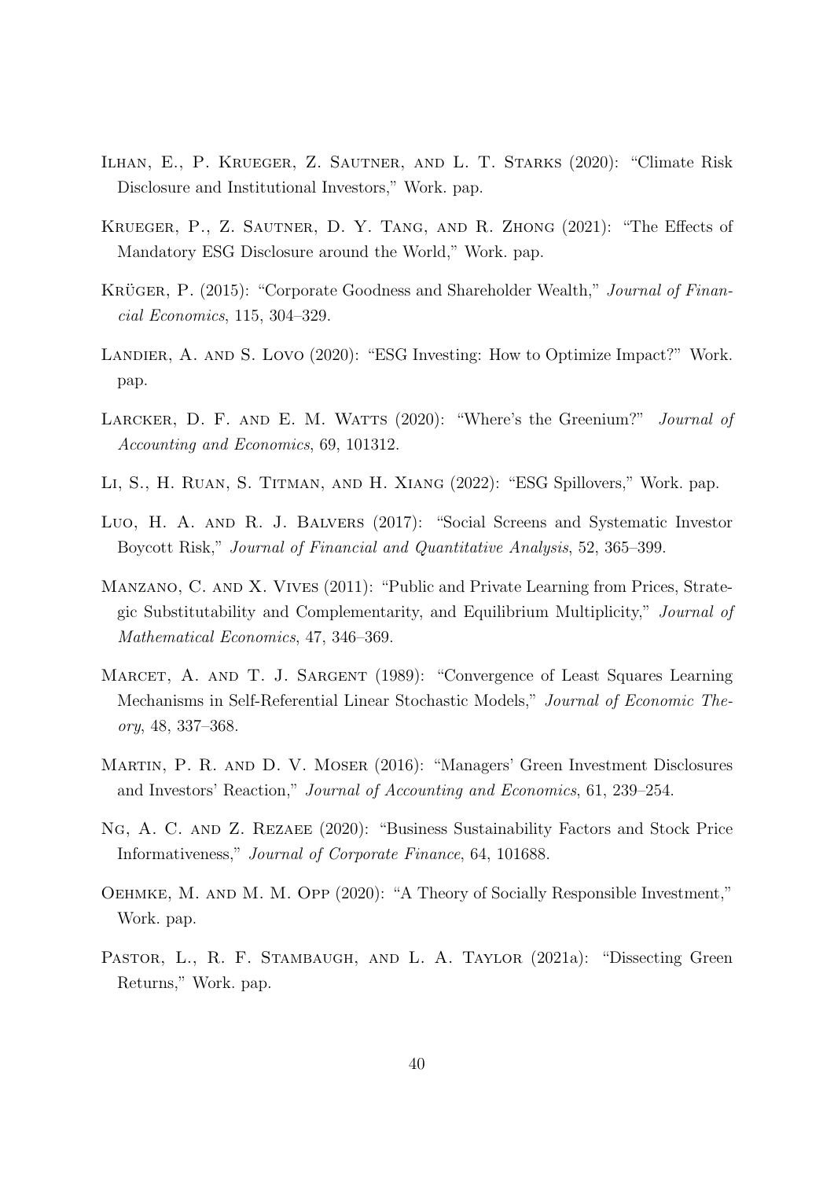Ilhan, E., P. Krueger, Z. Sautner, and L. T. Starks (2020): "Climate Risk Disclosure and Institutional Investors," Work. pap.

Krueger, P., Z. Sautner, D. Y. Tang, and R. Zhong (2021): "The Effects of Mandatory ESG Disclosure around the World," Work. pap.

Krüger, P. (2015): "Corporate Goodness and Shareholder Wealth," *Journal of Financial Economics*, 115, 304–329.

Landier, A. and S. Lovo (2020): "ESG Investing: How to Optimize Impact?" Work. pap.

Larcker, D. F. and E. M. Watts (2020): "Where's the Greenium?" *Journal of Accounting and Economics*, 69, 101312.

Li, S., H. Ruan, S. Titman, and H. Xiang (2022): "ESG Spillovers," Work. pap.

Luo, H. A. and R. J. Balvers (2017): "Social Screens and Systematic Investor Boycott Risk," *Journal of Financial and Quantitative Analysis*, 52, 365–399.

Manzano, C. and X. Vives (2011): "Public and Private Learning from Prices, Strategic Substitutability and Complementarity, and Equilibrium Multiplicity," *Journal of Mathematical Economics*, 47, 346–369.

Marcet, A. and T. J. Sargent (1989): "Convergence of Least Squares Learning Mechanisms in Self-Referential Linear Stochastic Models," *Journal of Economic Theory*, 48, 337–368.

Martin, P. R. and D. V. Moser (2016): "Managers' Green Investment Disclosures and Investors' Reaction," *Journal of Accounting and Economics*, 61, 239–254.

Ng, A. C. and Z. Rezaee (2020): "Business Sustainability Factors and Stock Price Informativeness," *Journal of Corporate Finance*, 64, 101688.

Oehmke, M. and M. M. Opp (2020): "A Theory of Socially Responsible Investment," Work. pap.

Pastor, L., R. F. Stambaugh, and L. A. Taylor (2021a): "Dissecting Green Returns," Work. pap.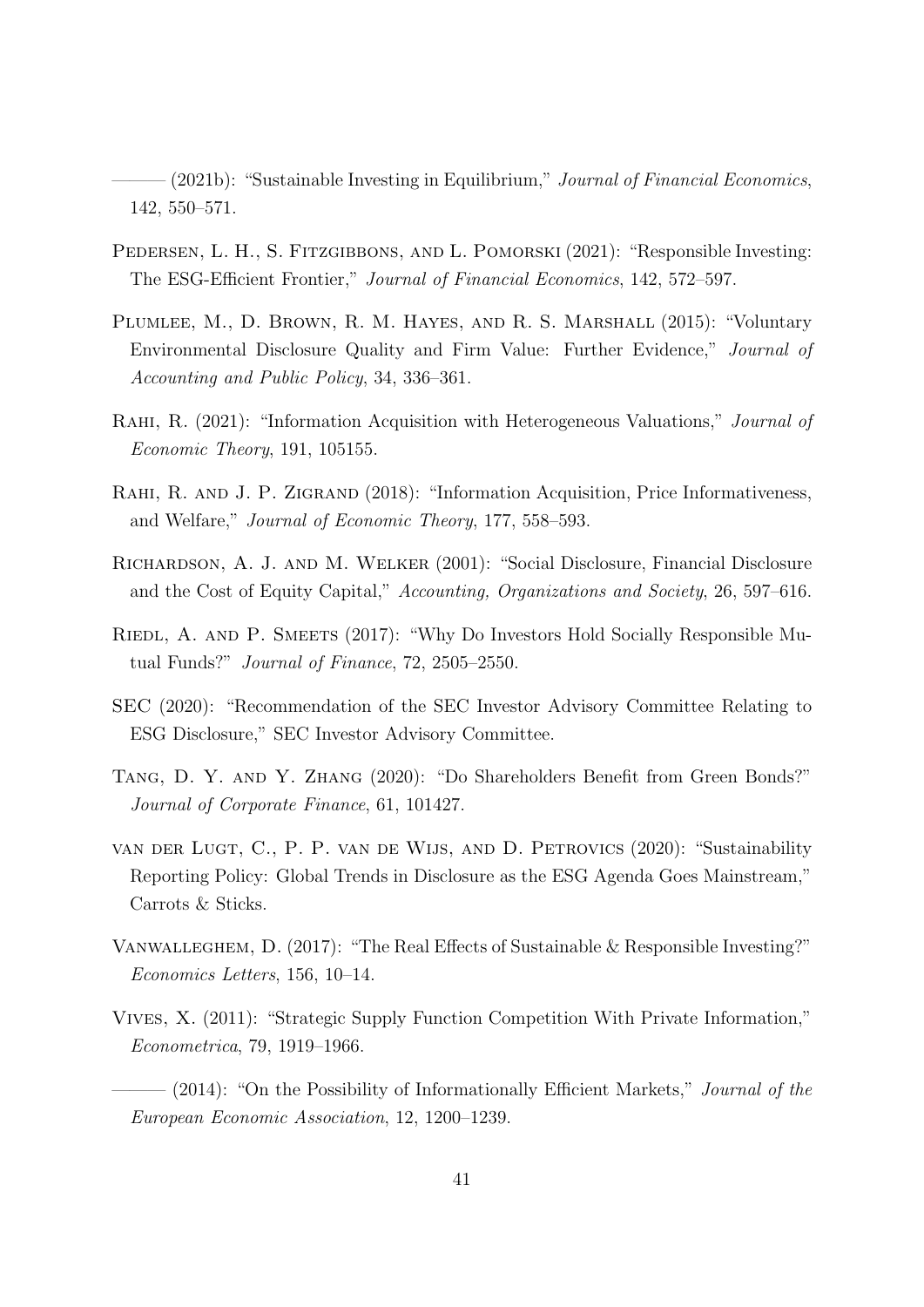——— (2021b): "Sustainable Investing in Equilibrium," *Journal of Financial Economics*, 142, 550–571.

Pedersen, L. H., S. Fitzgibbons, and L. Pomorski (2021): "Responsible Investing: The ESG-Efficient Frontier," *Journal of Financial Economics*, 142, 572–597.

Plumlee, M., D. Brown, R. M. Hayes, and R. S. Marshall (2015): "Voluntary Environmental Disclosure Quality and Firm Value: Further Evidence," *Journal of Accounting and Public Policy*, 34, 336–361.

Rahi, R. (2021): "Information Acquisition with Heterogeneous Valuations," *Journal of Economic Theory*, 191, 105155.

Rahi, R. and J. P. Zigrand (2018): "Information Acquisition, Price Informativeness, and Welfare," *Journal of Economic Theory*, 177, 558–593.

Richardson, A. J. and M. Welker (2001): "Social Disclosure, Financial Disclosure and the Cost of Equity Capital," *Accounting, Organizations and Society*, 26, 597–616.

Riedl, A. and P. Smeets (2017): "Why Do Investors Hold Socially Responsible Mutual Funds?" *Journal of Finance*, 72, 2505–2550.

SEC (2020): "Recommendation of the SEC Investor Advisory Committee Relating to ESG Disclosure," SEC Investor Advisory Committee.

Tang, D. Y. and Y. Zhang (2020): "Do Shareholders Benefit from Green Bonds?" *Journal of Corporate Finance*, 61, 101427.

van der Lugt, C., P. P. van de Wijs, and D. Petrovics (2020): "Sustainability Reporting Policy: Global Trends in Disclosure as the ESG Agenda Goes Mainstream," Carrots & Sticks.

Vanwalleghem, D. (2017): "The Real Effects of Sustainable & Responsible Investing?" *Economics Letters*, 156, 10–14.

Vives, X. (2011): "Strategic Supply Function Competition With Private Information," *Econometrica*, 79, 1919–1966.

——— (2014): "On the Possibility of Informationally Efficient Markets," *Journal of the European Economic Association*, 12, 1200–1239.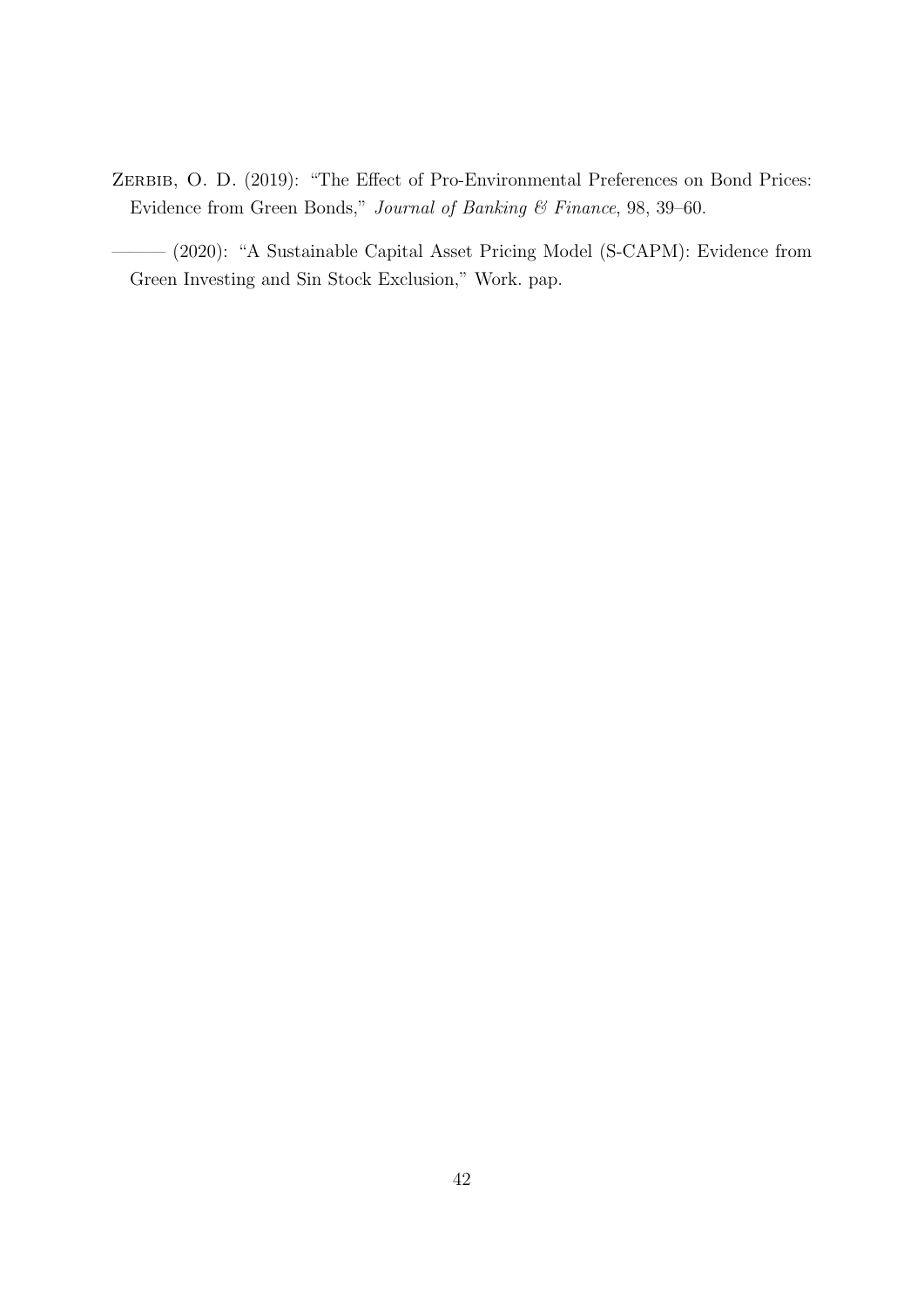Zerbib, O. D. (2019): "The Effect of Pro-Environmental Preferences on Bond Prices: Evidence from Green Bonds," *Journal of Banking & Finance*, 98, 39–60.

——— (2020): "A Sustainable Capital Asset Pricing Model (S-CAPM): Evidence from Green Investing and Sin Stock Exclusion," Work. pap.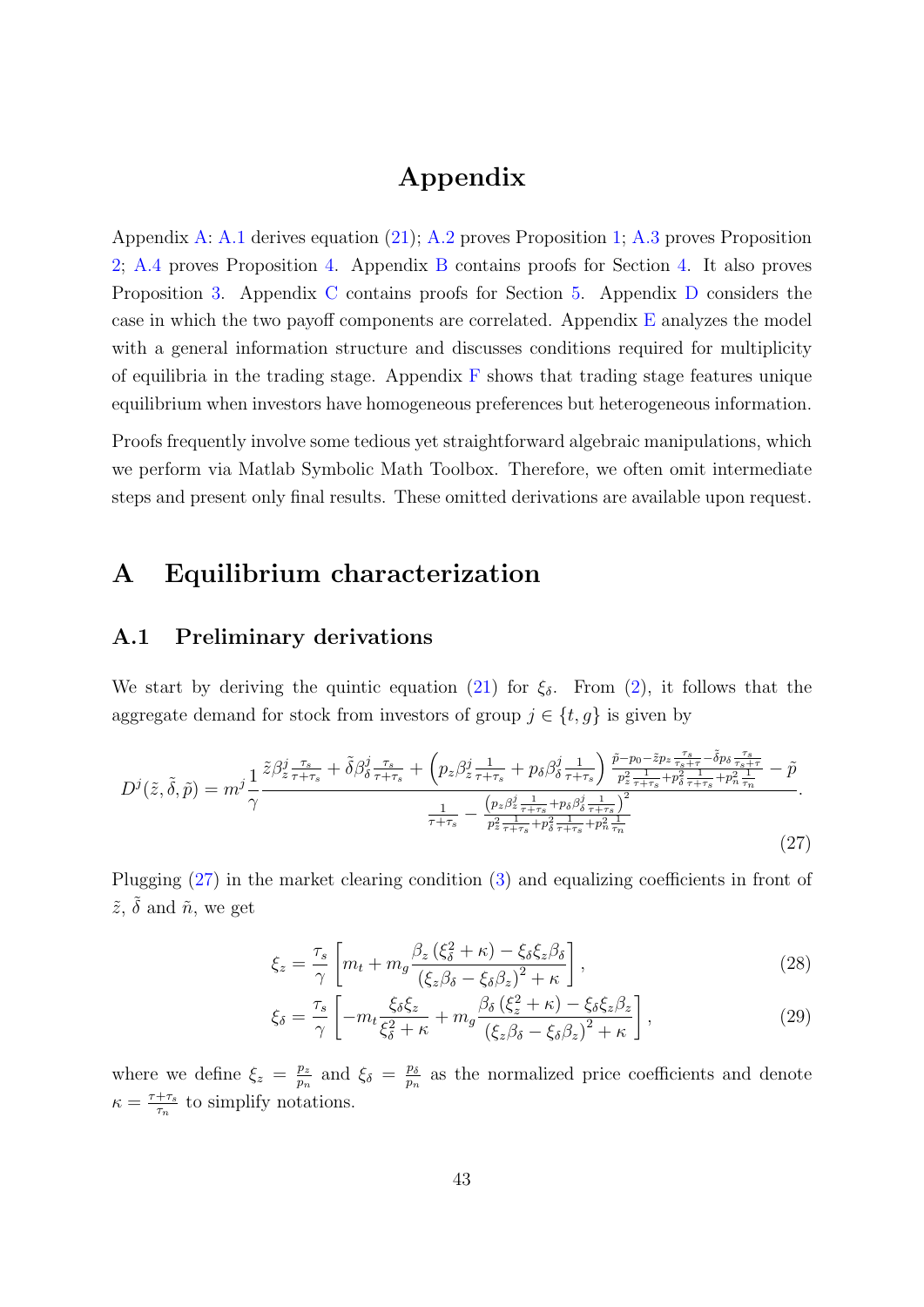# Appendix

Appendix A: A.1 derives equation (21); A.2 proves Proposition 1; A.3 proves Proposition 2; A.4 proves Proposition 4. Appendix B contains proofs for Section 4. It also proves Proposition 3. Appendix C contains proofs for Section 5. Appendix D considers the case in which the two payoff components are correlated. Appendix E analyzes the model with a general information structure and discusses conditions required for multiplicity of equilibria in the trading stage. Appendix F shows that trading stage features unique equilibrium when investors have homogeneous preferences but heterogeneous information.

Proofs frequently involve some tedious yet straightforward algebraic manipulations, which we perform via Matlab Symbolic Math Toolbox. Therefore, we often omit intermediate steps and present only final results. These omitted derivations are available upon request.

## A Equilibrium characterization

### A.1 Preliminary derivations

We start by deriving the quintic equation (21) for $\xi_\delta$. From (2), it follows that the aggregate demand for stock from investors of group $j \in \{t, g\}$ is given by

$$D^j(\tilde{z}, \tilde{\delta}, \tilde{p}) = m^j \frac{1}{\gamma} \frac{\tilde{z}\beta_z^j \frac{\tau_s}{\tau+\tau_s} + \tilde{\delta}\beta_\delta^j \frac{\tau_s}{\tau+\tau_s} + \left(p_z\beta_z^j \frac{1}{\tau+\tau_s} + p_\delta\beta_\delta^j \frac{1}{\tau+\tau_s}\right) \frac{\tilde{p}-p_0-\tilde{z}p_z\frac{\tau_s}{\tau_s+\tau} - \tilde{\delta}p_\delta\frac{\tau_s}{\tau_s+\tau}}{p_z^2\frac{1}{\tau+\tau_s}+p_\delta^2\frac{1}{\tau+\tau_s}+p_n^2\frac{1}{\tau_n}} - \tilde{p}}{\frac{1}{\tau+\tau_s} - \frac{\left(p_z\beta_z^j\frac{1}{\tau+\tau_s}+p_\delta\beta_\delta^j\frac{1}{\tau+\tau_s}\right)^2}{p_z^2\frac{1}{\tau+\tau_s}+p_\delta^2\frac{1}{\tau+\tau_s}+p_n^2\frac{1}{\tau_n}}}. \tag{27}$$

Plugging (27) in the market clearing condition (3) and equalizing coefficients in front of $\tilde{z}$, $\tilde{\delta}$ and $\tilde{n}$, we get

$$\xi_z = \frac{\tau_s}{\gamma}\left[m_t + m_g \frac{\beta_z\left(\xi_\delta^2 + \kappa\right) - \xi_\delta\xi_z\beta_\delta}{\left(\xi_z\beta_\delta - \xi_\delta\beta_z\right)^2 + \kappa}\right], \tag{28}$$

$$\xi_\delta = \frac{\tau_s}{\gamma}\left[-m_t \frac{\xi_\delta\xi_z}{\xi_\delta^2 + \kappa} + m_g \frac{\beta_\delta\left(\xi_z^2 + \kappa\right) - \xi_\delta\xi_z\beta_z}{\left(\xi_z\beta_\delta - \xi_\delta\beta_z\right)^2 + \kappa}\right], \tag{29}$$

where we define $\xi_z = \frac{p_z}{p_n}$ and $\xi_\delta = \frac{p_\delta}{p_n}$ as the normalized price coefficients and denote $\kappa = \frac{\tau+\tau_s}{\tau_n}$ to simplify notations.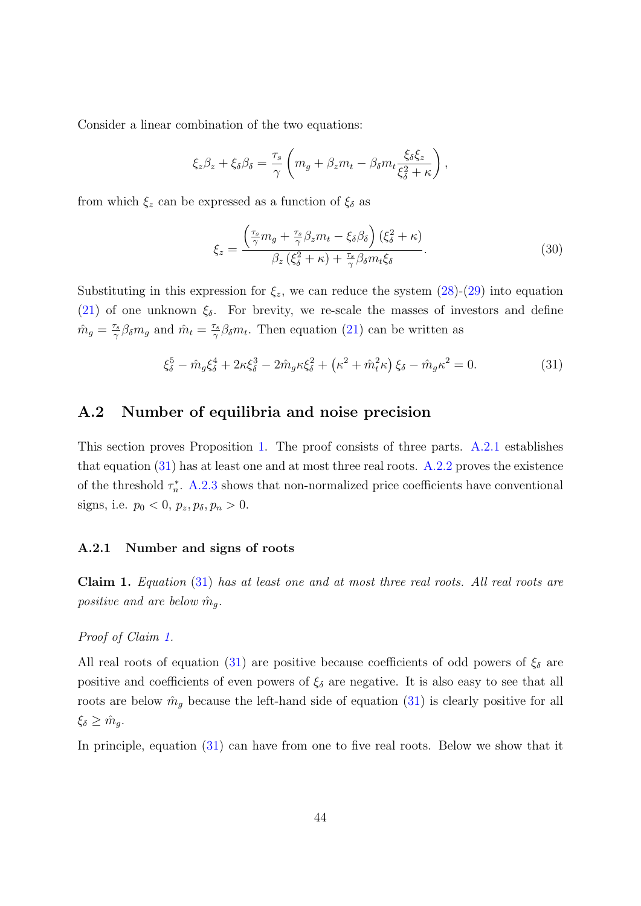Consider a linear combination of the two equations:

$$\xi_z \beta_z + \xi_\delta \beta_\delta = \frac{\tau_s}{\gamma}\left(m_g + \beta_z m_t - \beta_\delta m_t \frac{\xi_\delta \xi_z}{\xi_\delta^2 + \kappa}\right),$$

from which $\xi_z$ can be expressed as a function of $\xi_\delta$ as

$$\xi_z = \frac{\left(\frac{\tau_s}{\gamma} m_g + \frac{\tau_s}{\gamma}\beta_z m_t - \xi_\delta \beta_\delta\right)\left(\xi_\delta^2 + \kappa\right)}{\beta_z\left(\xi_\delta^2 + \kappa\right) + \frac{\tau_s}{\gamma}\beta_\delta m_t \xi_\delta}. \tag{30}$$

Substituting in this expression for $\xi_z$, we can reduce the system (28)-(29) into equation (21) of one unknown $\xi_\delta$. For brevity, we re-scale the masses of investors and define $\hat{m}_g = \frac{\tau_s}{\gamma}\beta_\delta m_g$ and $\hat{m}_t = \frac{\tau_s}{\gamma}\beta_\delta m_t$. Then equation (21) can be written as

$$\xi_\delta^5 - \hat{m}_g \xi_\delta^4 + 2\kappa \xi_\delta^3 - 2\hat{m}_g \kappa \xi_\delta^2 + \left(\kappa^2 + \hat{m}_t^2 \kappa\right)\xi_\delta - \hat{m}_g \kappa^2 = 0. \tag{31}$$

## A.2 Number of equilibria and noise precision

This section proves Proposition 1. The proof consists of three parts. A.2.1 establishes that equation (31) has at least one and at most three real roots. A.2.2 proves the existence of the threshold $\tau_n^*$. A.2.3 shows that non-normalized price coefficients have conventional signs, i.e. $p_0 < 0$, $p_z, p_\delta, p_n > 0$.

### A.2.1 Number and signs of roots

**Claim 1.** *Equation (31) has at least one and at most three real roots. All real roots are positive and are below $\hat{m}_g$.*

*Proof of Claim 1.*

All real roots of equation (31) are positive because coefficients of odd powers of $\xi_\delta$ are positive and coefficients of even powers of $\xi_\delta$ are negative. It is also easy to see that all roots are below $\hat{m}_g$ because the left-hand side of equation (31) is clearly positive for all $\xi_\delta \geq \hat{m}_g$.

In principle, equation (31) can have from one to five real roots. Below we show that it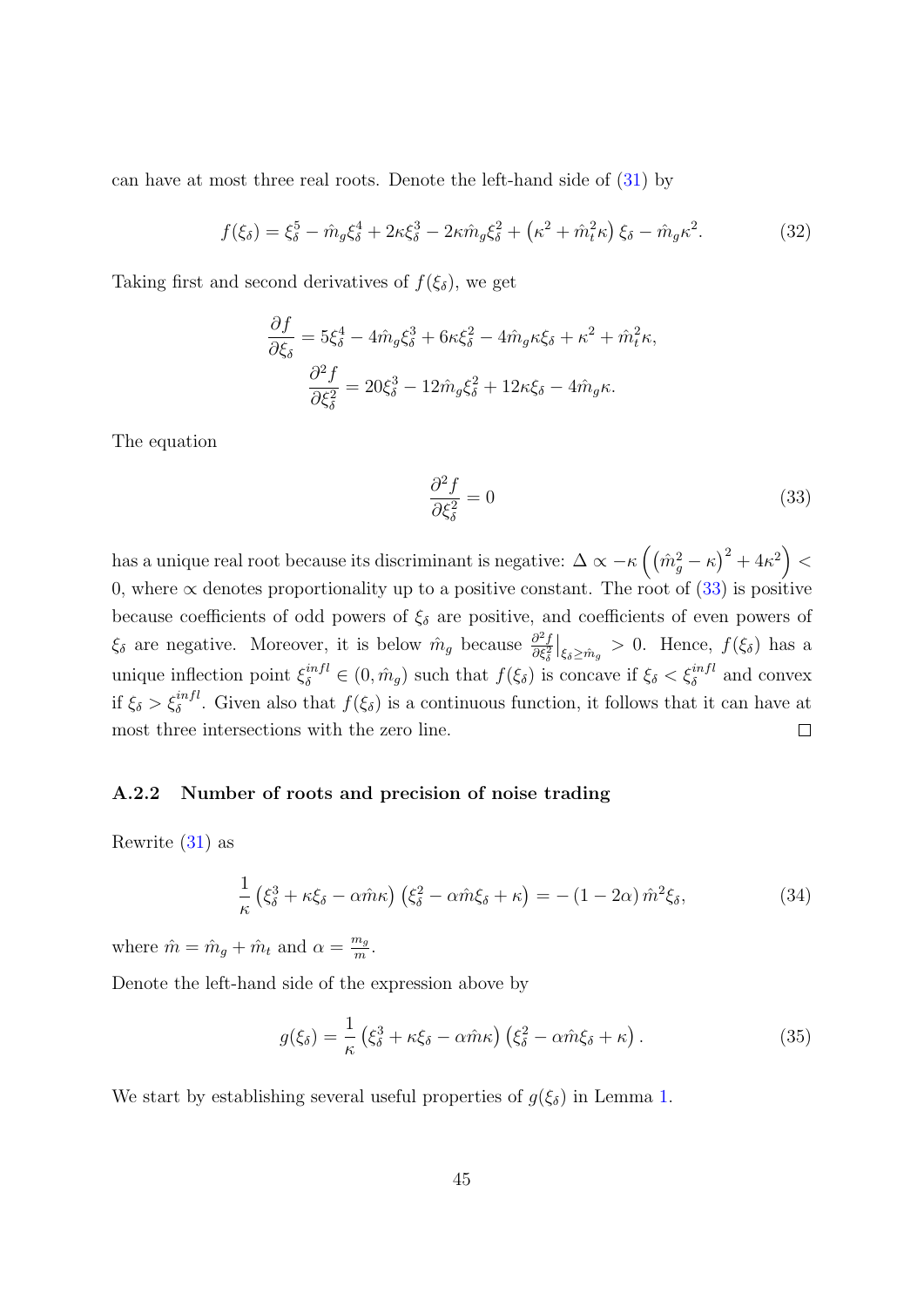can have at most three real roots. Denote the left-hand side of (31) by

$$f(\xi_\delta) = \xi_\delta^5 - \hat{m}_g \xi_\delta^4 + 2\kappa \xi_\delta^3 - 2\kappa \hat{m}_g \xi_\delta^2 + \left(\kappa^2 + \hat{m}_t^2 \kappa\right) \xi_\delta - \hat{m}_g \kappa^2. \tag{32}$$

Taking first and second derivatives of $f(\xi_\delta)$, we get

$$\frac{\partial f}{\partial \xi_\delta} = 5\xi_\delta^4 - 4\hat{m}_g \xi_\delta^3 + 6\kappa \xi_\delta^2 - 4\hat{m}_g \kappa \xi_\delta + \kappa^2 + \hat{m}_t^2 \kappa,$$

$$\frac{\partial^2 f}{\partial \xi_\delta^2} = 20\xi_\delta^3 - 12\hat{m}_g \xi_\delta^2 + 12\kappa \xi_\delta - 4\hat{m}_g \kappa.$$

The equation

$$\frac{\partial^2 f}{\partial \xi_\delta^2} = 0 \tag{33}$$

has a unique real root because its discriminant is negative: $\Delta \propto -\kappa \left( \left(\hat{m}_g^2 - \kappa\right)^2 + 4\kappa^2 \right) < 0$, where $\propto$ denotes proportionality up to a positive constant. The root of (33) is positive because coefficients of odd powers of $\xi_\delta$ are positive, and coefficients of even powers of $\xi_\delta$ are negative. Moreover, it is below $\hat{m}_g$ because $\frac{\partial^2 f}{\partial \xi_\delta^2}\big|_{\xi_\delta \geq \hat{m}_g} > 0$. Hence, $f(\xi_\delta)$ has a unique inflection point $\xi_\delta^{infl} \in (0, \hat{m}_g)$ such that $f(\xi_\delta)$ is concave if $\xi_\delta < \xi_\delta^{infl}$ and convex if $\xi_\delta > \xi_\delta^{infl}$. Given also that $f(\xi_\delta)$ is a continuous function, it follows that it can have at most three intersections with the zero line. $\square$

#### A.2.2 Number of roots and precision of noise trading

Rewrite (31) as

$$\frac{1}{\kappa} \left(\xi_\delta^3 + \kappa \xi_\delta - \alpha \hat{m} \kappa\right) \left(\xi_\delta^2 - \alpha \hat{m} \xi_\delta + \kappa\right) = -\left(1 - 2\alpha\right) \hat{m}^2 \xi_\delta, \tag{34}$$

where $\hat{m} = \hat{m}_g + \hat{m}_t$ and $\alpha = \frac{m_g}{m}$.

Denote the left-hand side of the expression above by

$$g(\xi_\delta) = \frac{1}{\kappa} \left(\xi_\delta^3 + \kappa \xi_\delta - \alpha \hat{m} \kappa\right) \left(\xi_\delta^2 - \alpha \hat{m} \xi_\delta + \kappa\right). \tag{35}$$

We start by establishing several useful properties of $g(\xi_\delta)$ in Lemma 1.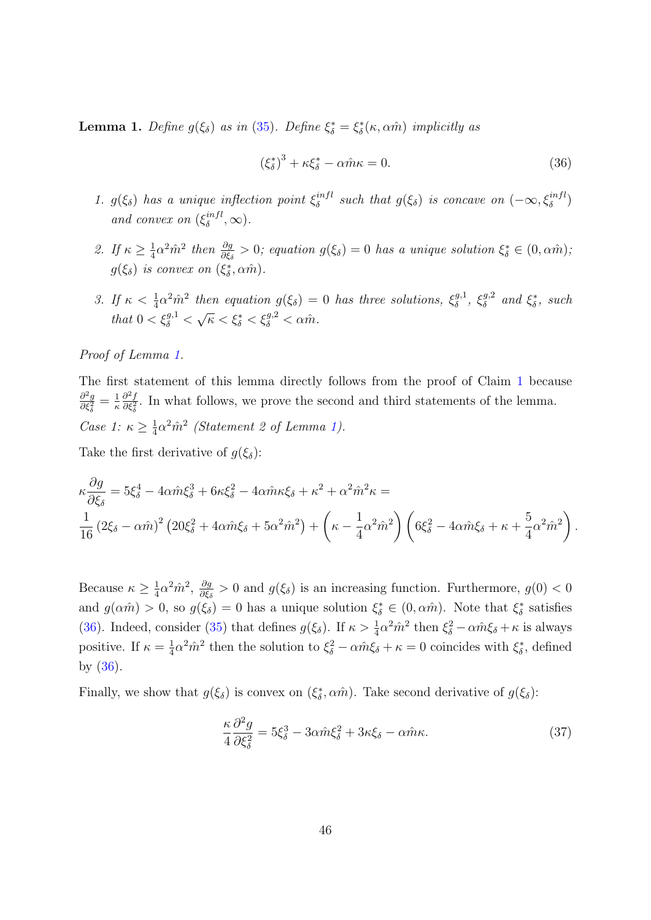**Lemma 1.** *Define $g(\xi_\delta)$ as in (35). Define $\xi_\delta^* = \xi_\delta^*(\kappa, \alpha\hat{m})$ implicitly as*

$$(\xi_\delta^*)^3 + \kappa\xi_\delta^* - \alpha\hat{m}\kappa = 0. \tag{36}$$

1. *$g(\xi_\delta)$ has a unique inflection point $\xi_\delta^{infl}$ such that $g(\xi_\delta)$ is concave on $(-\infty, \xi_\delta^{infl})$ and convex on $(\xi_\delta^{infl}, \infty)$.*

2. *If $\kappa \geq \frac{1}{4}\alpha^2\hat{m}^2$ then $\frac{\partial g}{\partial \xi_\delta} > 0$; equation $g(\xi_\delta) = 0$ has a unique solution $\xi_\delta^* \in (0, \alpha\hat{m})$; $g(\xi_\delta)$ is convex on $(\xi_\delta^*, \alpha\hat{m})$.*

3. *If $\kappa < \frac{1}{4}\alpha^2\hat{m}^2$ then equation $g(\xi_\delta) = 0$ has three solutions, $\xi_\delta^{g,1}$, $\xi_\delta^{g,2}$ and $\xi_\delta^*$, such that $0 < \xi_\delta^{g,1} < \sqrt{\kappa} < \xi_\delta^* < \xi_\delta^{g,2} < \alpha\hat{m}$.*

*Proof of Lemma 1.*

The first statement of this lemma directly follows from the proof of Claim 1 because $\frac{\partial^2 g}{\partial \xi_\delta^2} = \frac{1}{\kappa}\frac{\partial^2 f}{\partial \xi_\delta^2}$. In what follows, we prove the second and third statements of the lemma.

*Case 1: $\kappa \geq \frac{1}{4}\alpha^2\hat{m}^2$ (Statement 2 of Lemma 1).*

Take the first derivative of $g(\xi_\delta)$:

$$\kappa\frac{\partial g}{\partial \xi_\delta} = 5\xi_\delta^4 - 4\alpha\hat{m}\xi_\delta^3 + 6\kappa\xi_\delta^2 - 4\alpha\hat{m}\kappa\xi_\delta + \kappa^2 + \alpha^2\hat{m}^2\kappa =$$
$$\frac{1}{16}\left(2\xi_\delta - \alpha\hat{m}\right)^2\left(20\xi_\delta^2 + 4\alpha\hat{m}\xi_\delta + 5\alpha^2\hat{m}^2\right) + \left(\kappa - \frac{1}{4}\alpha^2\hat{m}^2\right)\left(6\xi_\delta^2 - 4\alpha\hat{m}\xi_\delta + \kappa + \frac{5}{4}\alpha^2\hat{m}^2\right).$$

Because $\kappa \geq \frac{1}{4}\alpha^2\hat{m}^2$, $\frac{\partial g}{\partial \xi_\delta} > 0$ and $g(\xi_\delta)$ is an increasing function. Furthermore, $g(0) < 0$ and $g(\alpha\hat{m}) > 0$, so $g(\xi_\delta) = 0$ has a unique solution $\xi_\delta^* \in (0, \alpha\hat{m})$. Note that $\xi_\delta^*$ satisfies (36). Indeed, consider (35) that defines $g(\xi_\delta)$. If $\kappa > \frac{1}{4}\alpha^2\hat{m}^2$ then $\xi_\delta^2 - \alpha\hat{m}\xi_\delta + \kappa$ is always positive. If $\kappa = \frac{1}{4}\alpha^2\hat{m}^2$ then the solution to $\xi_\delta^2 - \alpha\hat{m}\xi_\delta + \kappa = 0$ coincides with $\xi_\delta^*$, defined by (36).

Finally, we show that $g(\xi_\delta)$ is convex on $(\xi_\delta^*, \alpha\hat{m})$. Take second derivative of $g(\xi_\delta)$:

$$\frac{\kappa}{4}\frac{\partial^2 g}{\partial \xi_\delta^2} = 5\xi_\delta^3 - 3\alpha\hat{m}\xi_\delta^2 + 3\kappa\xi_\delta - \alpha\hat{m}\kappa. \tag{37}$$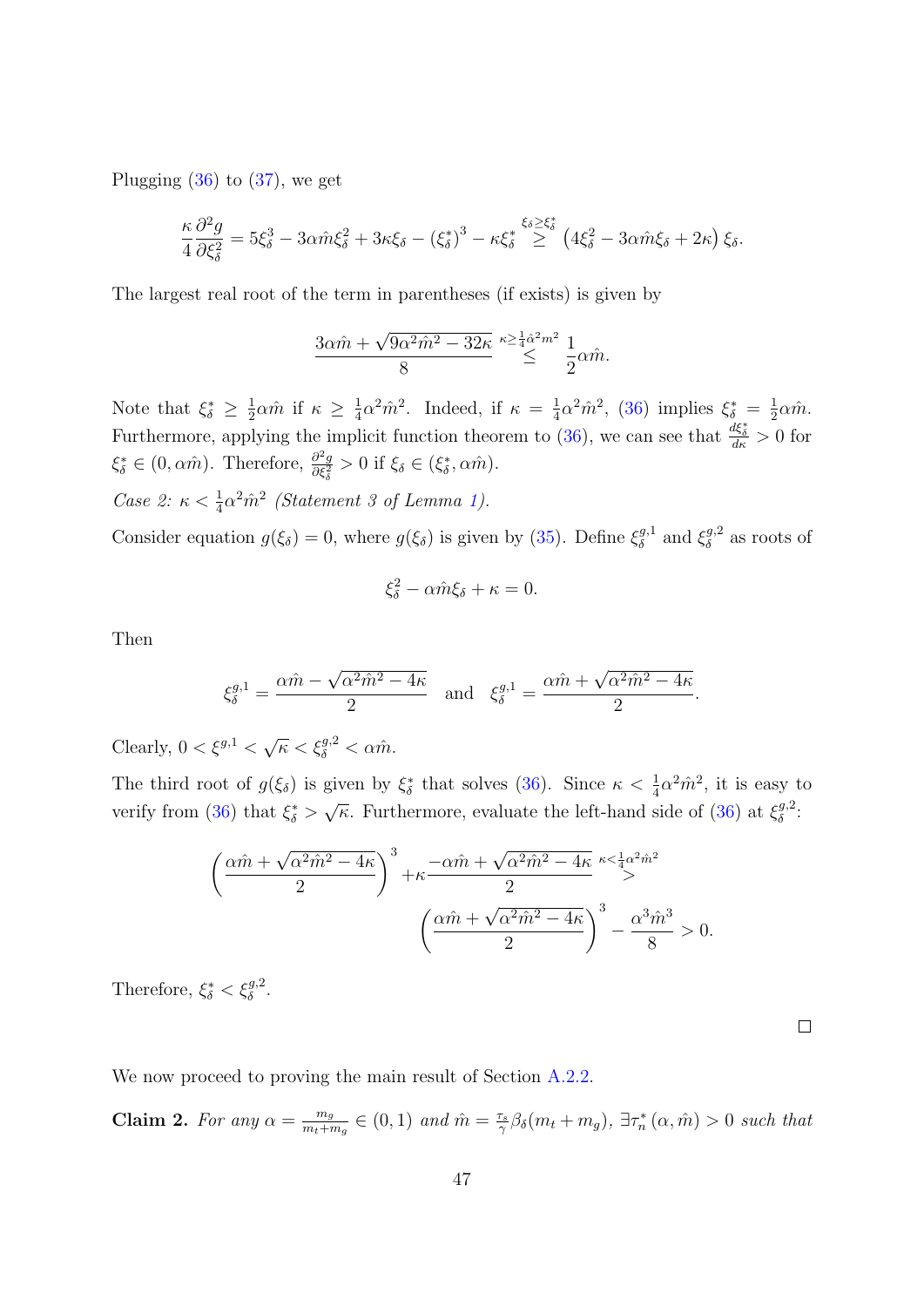Plugging (36) to (37), we get

$$\frac{\kappa}{4}\frac{\partial^2 g}{\partial \xi_\delta^2} = 5\xi_\delta^3 - 3\alpha\hat{m}\xi_\delta^2 + 3\kappa\xi_\delta - (\xi_\delta^*)^3 - \kappa\xi_\delta^* \overset{\xi_\delta \geq \xi_\delta^*}{\geq} \left(4\xi_\delta^2 - 3\alpha\hat{m}\xi_\delta + 2\kappa\right)\xi_\delta.$$

The largest real root of the term in parentheses (if exists) is given by

$$\frac{3\alpha\hat{m} + \sqrt{9\alpha^2\hat{m}^2 - 32\kappa}}{8} \overset{\kappa \geq \frac{1}{4}\hat{\alpha}^2 m^2}{\leq} \frac{1}{2}\alpha\hat{m}.$$

Note that $\xi_\delta^* \geq \frac{1}{2}\alpha\hat{m}$ if $\kappa \geq \frac{1}{4}\alpha^2\hat{m}^2$. Indeed, if $\kappa = \frac{1}{4}\alpha^2\hat{m}^2$, (36) implies $\xi_\delta^* = \frac{1}{2}\alpha\hat{m}$. Furthermore, applying the implicit function theorem to (36), we can see that $\frac{d\xi_\delta^*}{d\kappa} > 0$ for $\xi_\delta^* \in (0, \alpha\hat{m})$. Therefore, $\frac{\partial^2 g}{\partial \xi_\delta^2} > 0$ if $\xi_\delta \in (\xi_\delta^*, \alpha\hat{m})$.

*Case 2: $\kappa < \frac{1}{4}\alpha^2\hat{m}^2$ (Statement 3 of Lemma 1).*

Consider equation $g(\xi_\delta) = 0$, where $g(\xi_\delta)$ is given by (35). Define $\xi_\delta^{g,1}$ and $\xi_\delta^{g,2}$ as roots of

$$\xi_\delta^2 - \alpha\hat{m}\xi_\delta + \kappa = 0.$$

Then

$$\xi_\delta^{g,1} = \frac{\alpha\hat{m} - \sqrt{\alpha^2\hat{m}^2 - 4\kappa}}{2} \quad \text{and} \quad \xi_\delta^{g,1} = \frac{\alpha\hat{m} + \sqrt{\alpha^2\hat{m}^2 - 4\kappa}}{2}.$$

Clearly, $0 < \xi^{g,1} < \sqrt{\kappa} < \xi_\delta^{g,2} < \alpha\hat{m}$.

The third root of $g(\xi_\delta)$ is given by $\xi_\delta^*$ that solves (36). Since $\kappa < \frac{1}{4}\alpha^2\hat{m}^2$, it is easy to verify from (36) that $\xi_\delta^* > \sqrt{\kappa}$. Furthermore, evaluate the left-hand side of (36) at $\xi_\delta^{g,2}$:

$$\left(\frac{\alpha\hat{m} + \sqrt{\alpha^2\hat{m}^2 - 4\kappa}}{2}\right)^3 + \kappa\frac{-\alpha\hat{m} + \sqrt{\alpha^2\hat{m}^2 - 4\kappa}}{2} \overset{\kappa < \frac{1}{4}\alpha^2\hat{m}^2}{>} \left(\frac{\alpha\hat{m} + \sqrt{\alpha^2\hat{m}^2 - 4\kappa}}{2}\right)^3 - \frac{\alpha^3\hat{m}^3}{8} > 0.$$

Therefore, $\xi_\delta^* < \xi_\delta^{g,2}$.

□

We now proceed to proving the main result of Section A.2.2.

**Claim 2.** *For any $\alpha = \frac{m_g}{m_t + m_g} \in (0, 1)$ and $\hat{m} = \frac{\tau_s}{\gamma}\beta_\delta(m_t + m_g)$, $\exists \tau_n^*(\alpha, \hat{m}) > 0$ such that*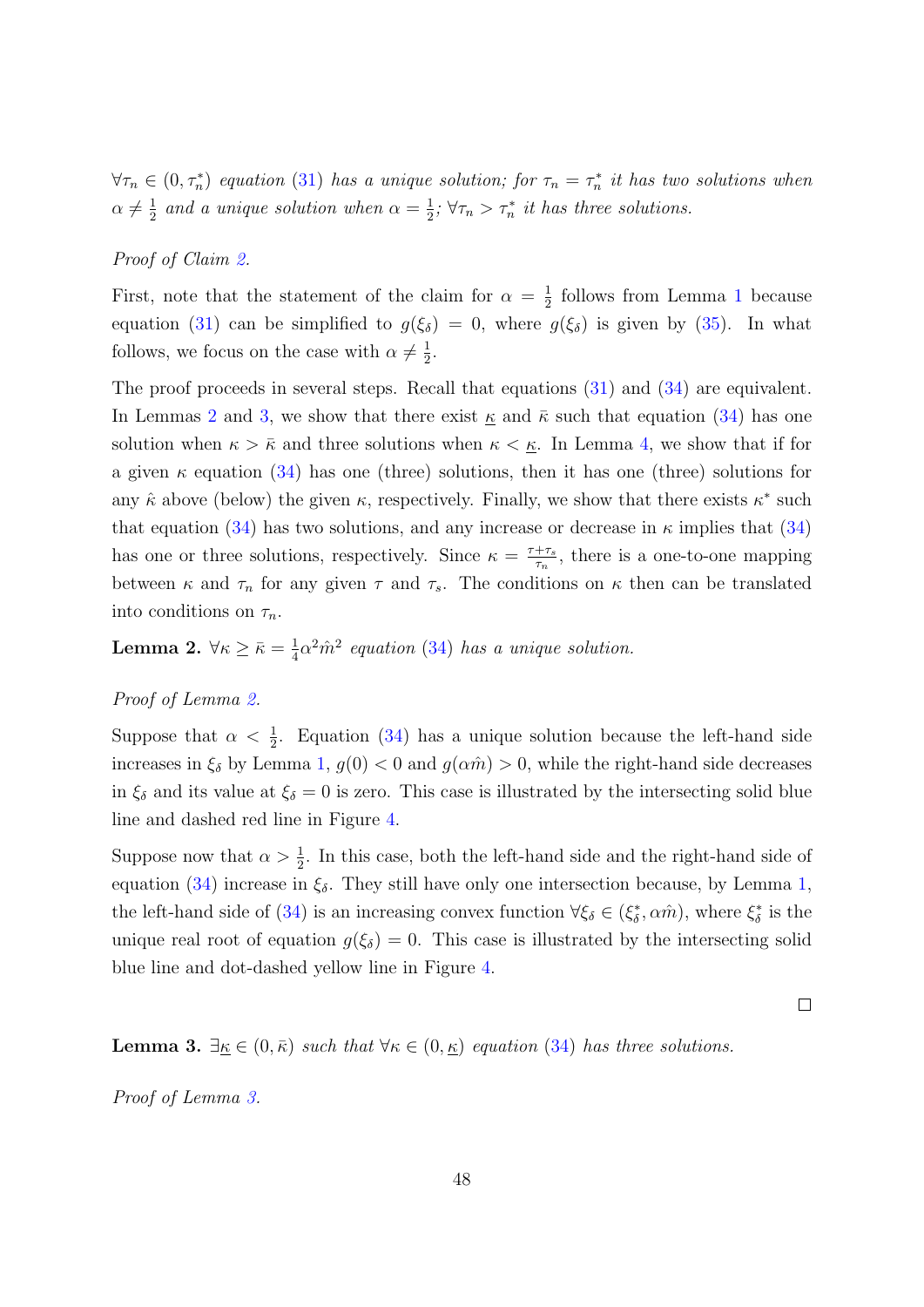*$\forall \tau_n \in (0, \tau_n^*)$ equation (31) has a unique solution; for $\tau_n = \tau_n^*$ it has two solutions when $\alpha \neq \frac{1}{2}$ and a unique solution when $\alpha = \frac{1}{2}$; $\forall \tau_n > \tau_n^*$ it has three solutions.*

*Proof of Claim 2.*

First, note that the statement of the claim for $\alpha = \frac{1}{2}$ follows from Lemma 1 because equation (31) can be simplified to $g(\xi_\delta) = 0$, where $g(\xi_\delta)$ is given by (35). In what follows, we focus on the case with $\alpha \neq \frac{1}{2}$.

The proof proceeds in several steps. Recall that equations (31) and (34) are equivalent. In Lemmas 2 and 3, we show that there exist $\underline{\kappa}$ and $\bar{\kappa}$ such that equation (34) has one solution when $\kappa > \bar{\kappa}$ and three solutions when $\kappa < \underline{\kappa}$. In Lemma 4, we show that if for a given $\kappa$ equation (34) has one (three) solutions, then it has one (three) solutions for any $\hat{\kappa}$ above (below) the given $\kappa$, respectively. Finally, we show that there exists $\kappa^*$ such that equation (34) has two solutions, and any increase or decrease in $\kappa$ implies that (34) has one or three solutions, respectively. Since $\kappa = \frac{\tau + \tau_s}{\tau_n}$, there is a one-to-one mapping between $\kappa$ and $\tau_n$ for any given $\tau$ and $\tau_s$. The conditions on $\kappa$ then can be translated into conditions on $\tau_n$.

**Lemma 2.** *$\forall \kappa \geq \bar{\kappa} = \frac{1}{4}\alpha^2 \hat{m}^2$ equation (34) has a unique solution.*

*Proof of Lemma 2.*

Suppose that $\alpha < \frac{1}{2}$. Equation (34) has a unique solution because the left-hand side increases in $\xi_\delta$ by Lemma 1, $g(0) < 0$ and $g(\alpha \hat{m}) > 0$, while the right-hand side decreases in $\xi_\delta$ and its value at $\xi_\delta = 0$ is zero. This case is illustrated by the intersecting solid blue line and dashed red line in Figure 4.

Suppose now that $\alpha > \frac{1}{2}$. In this case, both the left-hand side and the right-hand side of equation (34) increase in $\xi_\delta$. They still have only one intersection because, by Lemma 1, the left-hand side of (34) is an increasing convex function $\forall \xi_\delta \in (\xi_\delta^*, \alpha \hat{m})$, where $\xi_\delta^*$ is the unique real root of equation $g(\xi_\delta) = 0$. This case is illustrated by the intersecting solid blue line and dot-dashed yellow line in Figure 4.

$\square$

**Lemma 3.** *$\exists \underline{\kappa} \in (0, \bar{\kappa})$ such that $\forall \kappa \in (0, \underline{\kappa})$ equation (34) has three solutions.*

*Proof of Lemma 3.*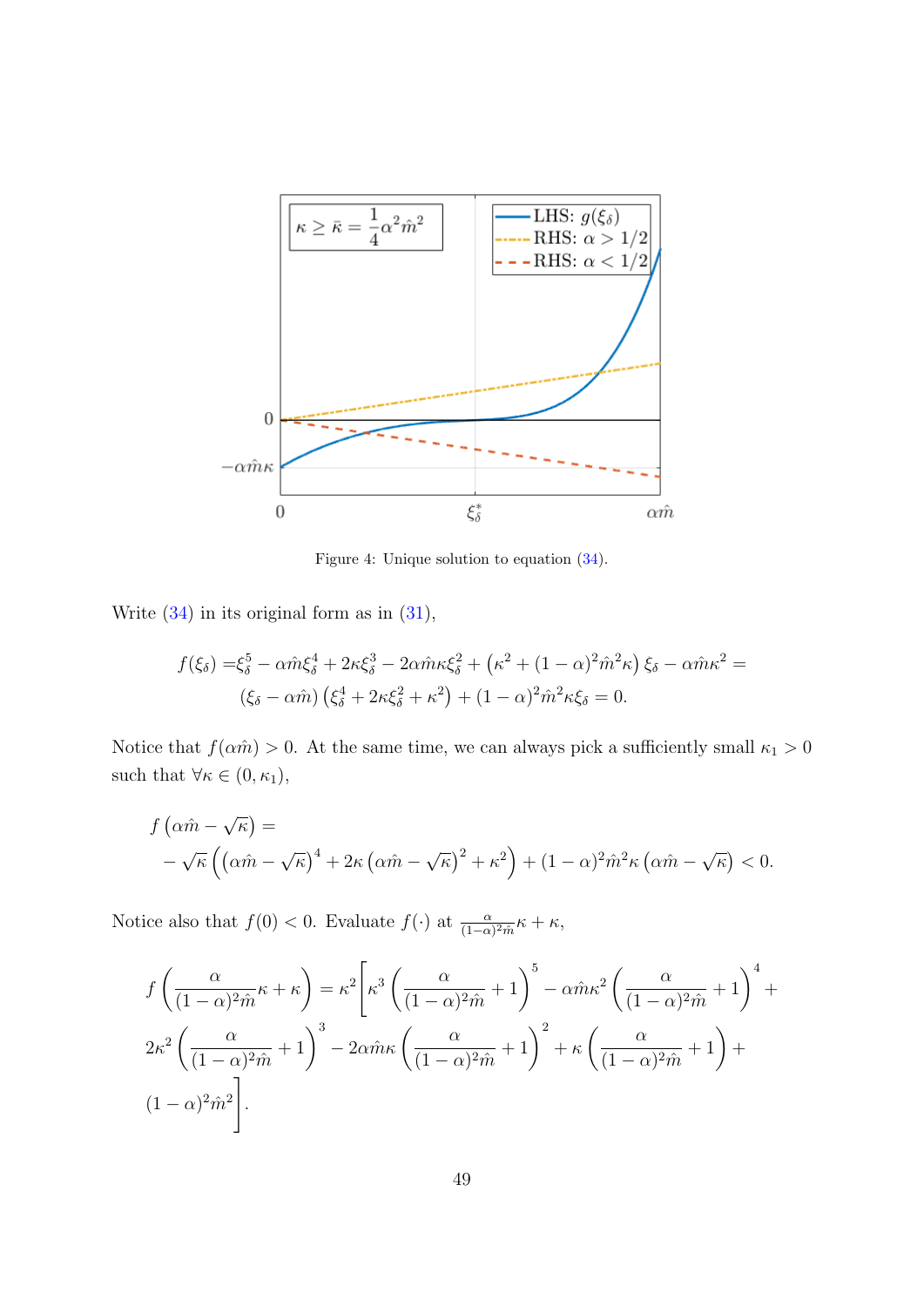Figure 4: Unique solution to equation (34).

Write (34) in its original form as in (31),

$$
\begin{aligned}
f(\xi_\delta) =& \xi_\delta^5 - \alpha\hat{m}\xi_\delta^4 + 2\kappa\xi_\delta^3 - 2\alpha\hat{m}\kappa\xi_\delta^2 + \left(\kappa^2 + (1-\alpha)^2\hat{m}^2\kappa\right)\xi_\delta - \alpha\hat{m}\kappa^2 = \\
& (\xi_\delta - \alpha\hat{m})\left(\xi_\delta^4 + 2\kappa\xi_\delta^2 + \kappa^2\right) + (1-\alpha)^2\hat{m}^2\kappa\xi_\delta = 0.
\end{aligned}
$$

Notice that $f(\alpha\hat{m}) > 0$. At the same time, we can always pick a sufficiently small $\kappa_1 > 0$ such that $\forall \kappa \in (0, \kappa_1)$,

$$
\begin{aligned}
& f\left(\alpha\hat{m} - \sqrt{\kappa}\right) = \\
& -\sqrt{\kappa}\left(\left(\alpha\hat{m} - \sqrt{\kappa}\right)^4 + 2\kappa\left(\alpha\hat{m} - \sqrt{\kappa}\right)^2 + \kappa^2\right) + (1-\alpha)^2\hat{m}^2\kappa\left(\alpha\hat{m} - \sqrt{\kappa}\right) < 0.
\end{aligned}
$$

Notice also that $f(0) < 0$. Evaluate $f(\cdot)$ at $\frac{\alpha}{(1-\alpha)^2\hat{m}}\kappa + \kappa$,

$$
\begin{aligned}
f\left(\frac{\alpha}{(1-\alpha)^2\hat{m}}\kappa + \kappa\right) =& \kappa^2\Bigg[\kappa^3\left(\frac{\alpha}{(1-\alpha)^2\hat{m}} + 1\right)^5 - \alpha\hat{m}\kappa^2\left(\frac{\alpha}{(1-\alpha)^2\hat{m}} + 1\right)^4 + \\
& 2\kappa^2\left(\frac{\alpha}{(1-\alpha)^2\hat{m}} + 1\right)^3 - 2\alpha\hat{m}\kappa\left(\frac{\alpha}{(1-\alpha)^2\hat{m}} + 1\right)^2 + \kappa\left(\frac{\alpha}{(1-\alpha)^2\hat{m}} + 1\right) + \\
& (1-\alpha)^2\hat{m}^2\Bigg].
\end{aligned}
$$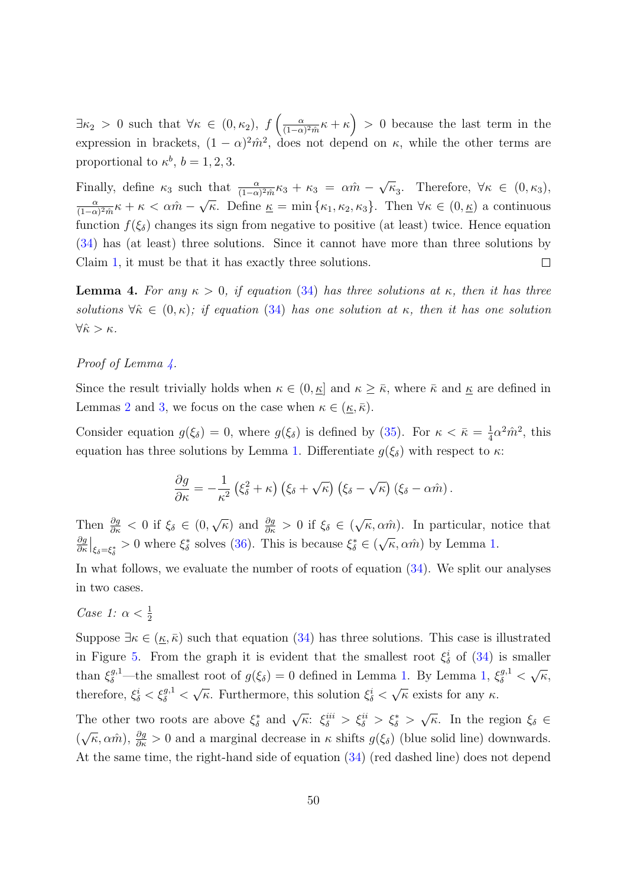$\exists \kappa_2 > 0$ such that $\forall \kappa \in (0, \kappa_2)$, $f\left(\frac{\alpha}{(1-\alpha)^2 \hat{m}} \kappa + \kappa\right) > 0$ because the last term in the expression in brackets, $(1-\alpha)^2 \hat{m}^2$, does not depend on $\kappa$, while the other terms are proportional to $\kappa^b$, $b = 1, 2, 3$.

Finally, define $\kappa_3$ such that $\frac{\alpha}{(1-\alpha)^2 \hat{m}} \kappa_3 + \kappa_3 = \alpha \hat{m} - \sqrt{\kappa_3}$. Therefore, $\forall \kappa \in (0, \kappa_3)$, $\frac{\alpha}{(1-\alpha)^2 \hat{m}} \kappa + \kappa < \alpha \hat{m} - \sqrt{\kappa}$. Define $\underline{\kappa} = \min\{\kappa_1, \kappa_2, \kappa_3\}$. Then $\forall \kappa \in (0, \underline{\kappa})$ a continuous function $f(\xi_\delta)$ changes its sign from negative to positive (at least) twice. Hence equation (34) has (at least) three solutions. Since it cannot have more than three solutions by Claim 1, it must be that it has exactly three solutions. $\square$

**Lemma 4.** *For any $\kappa > 0$, if equation (34) has three solutions at $\kappa$, then it has three solutions $\forall \hat{\kappa} \in (0, \kappa)$; if equation (34) has one solution at $\kappa$, then it has one solution $\forall \hat{\kappa} > \kappa$.*

*Proof of Lemma 4.*

Since the result trivially holds when $\kappa \in (0, \underline{\kappa}]$ and $\kappa \geq \bar{\kappa}$, where $\bar{\kappa}$ and $\underline{\kappa}$ are defined in Lemmas 2 and 3, we focus on the case when $\kappa \in (\underline{\kappa}, \bar{\kappa})$.

Consider equation $g(\xi_\delta) = 0$, where $g(\xi_\delta)$ is defined by (35). For $\kappa < \bar{\kappa} = \frac{1}{4}\alpha^2 \hat{m}^2$, this equation has three solutions by Lemma 1. Differentiate $g(\xi_\delta)$ with respect to $\kappa$:

$$\frac{\partial g}{\partial \kappa} = -\frac{1}{\kappa^2}\left(\xi_\delta^2 + \kappa\right)\left(\xi_\delta + \sqrt{\kappa}\right)\left(\xi_\delta - \sqrt{\kappa}\right)\left(\xi_\delta - \alpha \hat{m}\right).$$

Then $\frac{\partial g}{\partial \kappa} < 0$ if $\xi_\delta \in (0, \sqrt{\kappa})$ and $\frac{\partial g}{\partial \kappa} > 0$ if $\xi_\delta \in (\sqrt{\kappa}, \alpha \hat{m})$. In particular, notice that $\frac{\partial g}{\partial \kappa}\big|_{\xi_\delta = \xi_\delta^*} > 0$ where $\xi_\delta^*$ solves (36). This is because $\xi_\delta^* \in (\sqrt{\kappa}, \alpha \hat{m})$ by Lemma 1.

In what follows, we evaluate the number of roots of equation (34). We split our analyses in two cases.

*Case 1: $\alpha < \frac{1}{2}$*

Suppose $\exists \kappa \in (\underline{\kappa}, \bar{\kappa})$ such that equation (34) has three solutions. This case is illustrated in Figure 5. From the graph it is evident that the smallest root $\xi_\delta^i$ of (34) is smaller than $\xi_\delta^{g,1}$—the smallest root of $g(\xi_\delta) = 0$ defined in Lemma 1. By Lemma 1, $\xi_\delta^{g,1} < \sqrt{\kappa}$, therefore, $\xi_\delta^i < \xi_\delta^{g,1} < \sqrt{\kappa}$. Furthermore, this solution $\xi_\delta^i < \sqrt{\kappa}$ exists for any $\kappa$.

The other two roots are above $\xi_\delta^*$ and $\sqrt{\kappa}$: $\xi_\delta^{iii} > \xi_\delta^{ii} > \xi_\delta^* > \sqrt{\kappa}$. In the region $\xi_\delta \in (\sqrt{\kappa}, \alpha \hat{m})$, $\frac{\partial g}{\partial \kappa} > 0$ and a marginal decrease in $\kappa$ shifts $g(\xi_\delta)$ (blue solid line) downwards. At the same time, the right-hand side of equation (34) (red dashed line) does not depend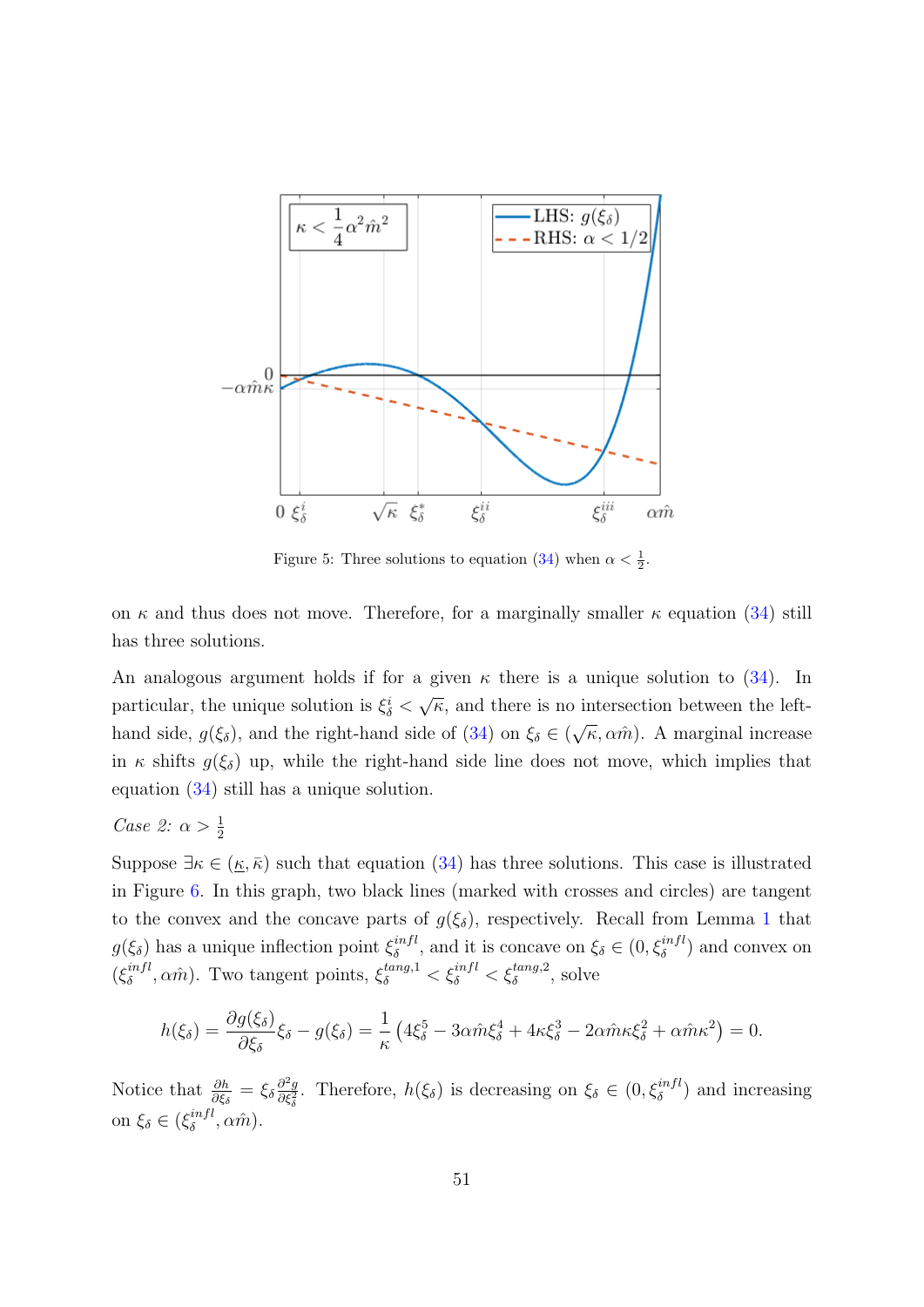Figure 5: Three solutions to equation (34) when $\alpha < \frac{1}{2}$.

on $\kappa$ and thus does not move. Therefore, for a marginally smaller $\kappa$ equation (34) still has three solutions.

An analogous argument holds if for a given $\kappa$ there is a unique solution to (34). In particular, the unique solution is $\xi_\delta^i < \sqrt{\kappa}$, and there is no intersection between the left-hand side, $g(\xi_\delta)$, and the right-hand side of (34) on $\xi_\delta \in (\sqrt{\kappa}, \alpha\hat{m})$. A marginal increase in $\kappa$ shifts $g(\xi_\delta)$ up, while the right-hand side line does not move, which implies that equation (34) still has a unique solution.

*Case 2:* $\alpha > \frac{1}{2}$

Suppose $\exists \kappa \in (\underline{\kappa}, \bar{\kappa})$ such that equation (34) has three solutions. This case is illustrated in Figure 6. In this graph, two black lines (marked with crosses and circles) are tangent to the convex and the concave parts of $g(\xi_\delta)$, respectively. Recall from Lemma 1 that $g(\xi_\delta)$ has a unique inflection point $\xi_\delta^{infl}$, and it is concave on $\xi_\delta \in (0, \xi_\delta^{infl})$ and convex on $(\xi_\delta^{infl}, \alpha\hat{m})$. Two tangent points, $\xi_\delta^{tang,1} < \xi_\delta^{infl} < \xi_\delta^{tang,2}$, solve

$$h(\xi_\delta) = \frac{\partial g(\xi_\delta)}{\partial \xi_\delta}\xi_\delta - g(\xi_\delta) = \frac{1}{\kappa}\left(4\xi_\delta^5 - 3\alpha\hat{m}\xi_\delta^4 + 4\kappa\xi_\delta^3 - 2\alpha\hat{m}\kappa\xi_\delta^2 + \alpha\hat{m}\kappa^2\right) = 0.$$

Notice that $\frac{\partial h}{\partial \xi_\delta} = \xi_\delta \frac{\partial^2 g}{\partial \xi_\delta^2}$. Therefore, $h(\xi_\delta)$ is decreasing on $\xi_\delta \in (0, \xi_\delta^{infl})$ and increasing on $\xi_\delta \in (\xi_\delta^{infl}, \alpha\hat{m})$.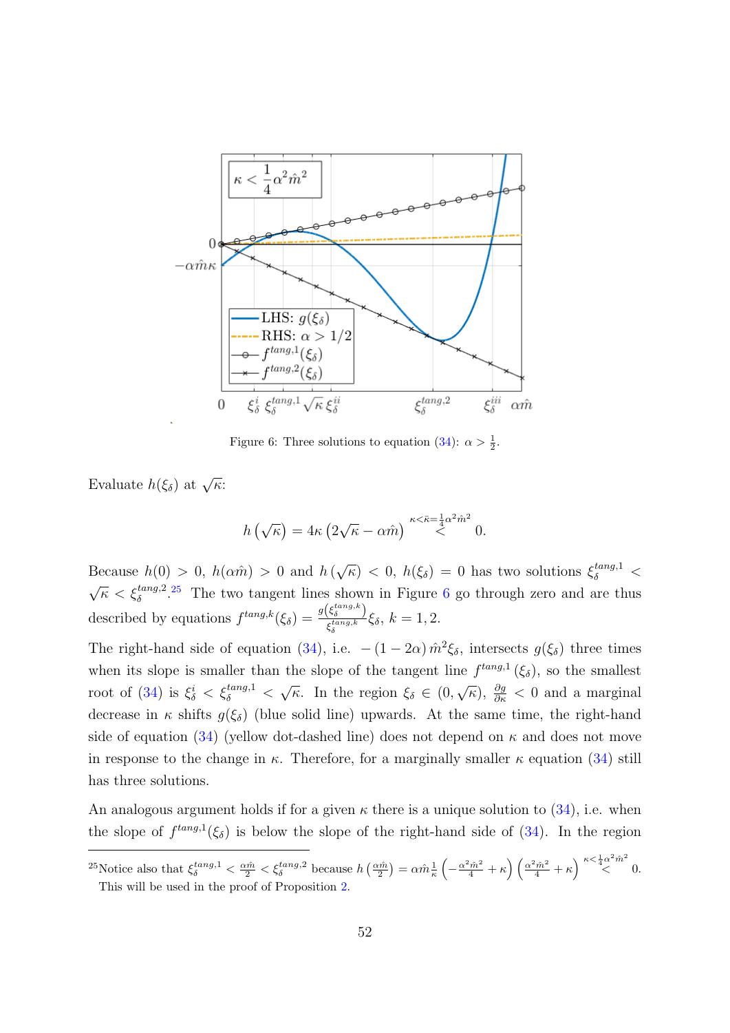Figure 6: Three solutions to equation (34): $\alpha > \frac{1}{2}$.

Evaluate $h(\xi_\delta)$ at $\sqrt{\kappa}$:

$$h\left(\sqrt{\kappa}\right) = 4\kappa\left(2\sqrt{\kappa} - \alpha\hat{m}\right) \overset{\kappa<\bar{\kappa}=\frac{1}{4}\alpha^2\hat{m}^2}{<} 0.$$

Because $h(0) > 0$, $h(\alpha\hat{m}) > 0$ and $h\left(\sqrt{\kappa}\right) < 0$, $h(\xi_\delta) = 0$ has two solutions $\xi_\delta^{tang,1} < \sqrt{\kappa} < \xi_\delta^{tang,2}$.[25] The two tangent lines shown in Figure 6 go through zero and are thus described by equations $f^{tang,k}(\xi_\delta) = \frac{g(\xi_\delta^{tang,k})}{\xi_\delta^{tang,k}}\xi_\delta$, $k = 1, 2$.

The right-hand side of equation (34), i.e. $-(1-2\alpha)\,\hat{m}^2\xi_\delta$, intersects $g(\xi_\delta)$ three times when its slope is smaller than the slope of the tangent line $f^{tang,1}(\xi_\delta)$, so the smallest root of (34) is $\xi_\delta^i < \xi_\delta^{tang,1} < \sqrt{\kappa}$. In the region $\xi_\delta \in (0, \sqrt{\kappa})$, $\frac{\partial g}{\partial \kappa} < 0$ and a marginal decrease in $\kappa$ shifts $g(\xi_\delta)$ (blue solid line) upwards. At the same time, the right-hand side of equation (34) (yellow dot-dashed line) does not depend on $\kappa$ and does not move in response to the change in $\kappa$. Therefore, for a marginally smaller $\kappa$ equation (34) still has three solutions.

An analogous argument holds if for a given $\kappa$ there is a unique solution to (34), i.e. when the slope of $f^{tang,1}(\xi_\delta)$ is below the slope of the right-hand side of (34). In the region

[25] Notice also that $\xi_\delta^{tang,1} < \frac{\alpha\hat{m}}{2} < \xi_\delta^{tang,2}$ because $h\left(\frac{\alpha\hat{m}}{2}\right) = \alpha\hat{m}\frac{1}{\kappa}\left(-\frac{\alpha^2\hat{m}^2}{4} + \kappa\right)\left(\frac{\alpha^2\hat{m}^2}{4} + \kappa\right) \overset{\kappa<\frac{1}{4}\alpha^2\hat{m}^2}{<} 0$. This will be used in the proof of Proposition 2.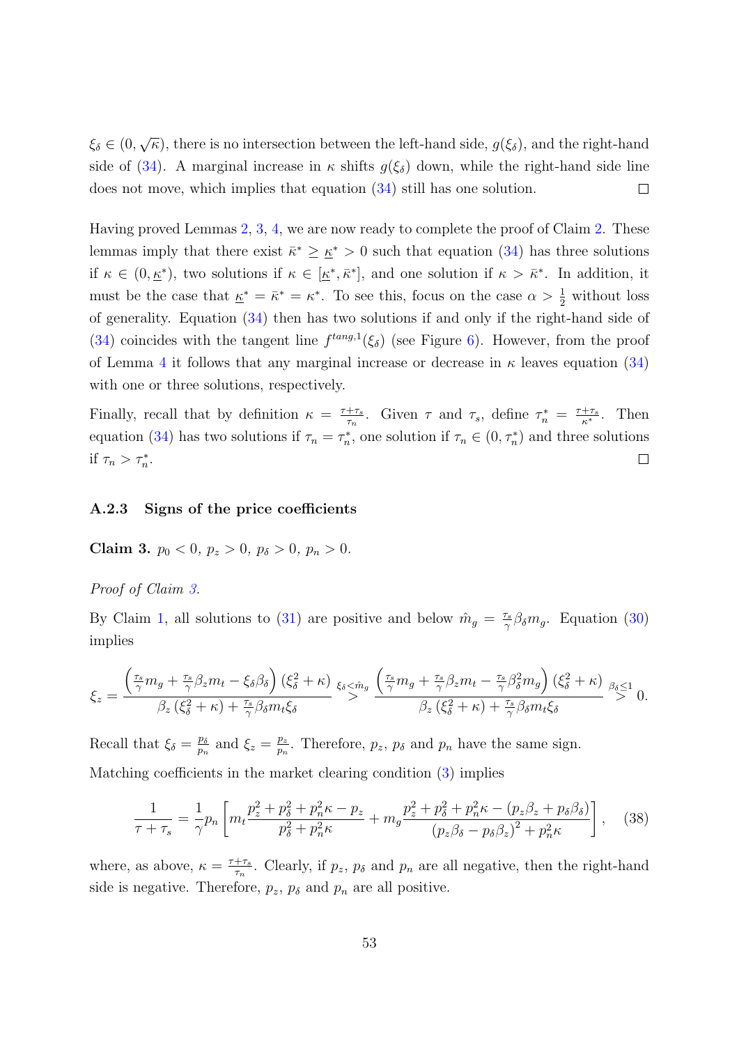$\xi_\delta \in (0, \sqrt{\kappa})$, there is no intersection between the left-hand side, $g(\xi_\delta)$, and the right-hand side of (34). A marginal increase in $\kappa$ shifts $g(\xi_\delta)$ down, while the right-hand side line does not move, which implies that equation (34) still has one solution. $\square$

Having proved Lemmas 2, 3, 4, we are now ready to complete the proof of Claim 2. These lemmas imply that there exist $\bar{\kappa}^* \geq \underline{\kappa}^* > 0$ such that equation (34) has three solutions if $\kappa \in (0, \underline{\kappa}^*)$, two solutions if $\kappa \in [\underline{\kappa}^*, \bar{\kappa}^*]$, and one solution if $\kappa > \bar{\kappa}^*$. In addition, it must be the case that $\underline{\kappa}^* = \bar{\kappa}^* = \kappa^*$. To see this, focus on the case $\alpha > \frac{1}{2}$ without loss of generality. Equation (34) then has two solutions if and only if the right-hand side of (34) coincides with the tangent line $f^{tang,1}(\xi_\delta)$ (see Figure 6). However, from the proof of Lemma 4 it follows that any marginal increase or decrease in $\kappa$ leaves equation (34) with one or three solutions, respectively.

Finally, recall that by definition $\kappa = \frac{\tau+\tau_s}{\tau_n}$. Given $\tau$ and $\tau_s$, define $\tau_n^* = \frac{\tau+\tau_s}{\kappa^*}$. Then equation (34) has two solutions if $\tau_n = \tau_n^*$, one solution if $\tau_n \in (0, \tau_n^*)$ and three solutions if $\tau_n > \tau_n^*$. $\square$

### A.2.3 Signs of the price coefficients

**Claim 3.** $p_0 < 0$, $p_z > 0$, $p_\delta > 0$, $p_n > 0$.

*Proof of Claim 3.*

By Claim 1, all solutions to (31) are positive and below $\hat{m}_g = \frac{\tau_s}{\gamma}\beta_\delta m_g$. Equation (30) implies

$$\xi_z = \frac{\left(\frac{\tau_s}{\gamma}m_g + \frac{\tau_s}{\gamma}\beta_z m_t - \xi_\delta\beta_\delta\right)(\xi_\delta^2 + \kappa)}{\beta_z(\xi_\delta^2 + \kappa) + \frac{\tau_s}{\gamma}\beta_\delta m_t \xi_\delta} \overset{\xi_\delta < \hat{m}_g}{>} \frac{\left(\frac{\tau_s}{\gamma}m_g + \frac{\tau_s}{\gamma}\beta_z m_t - \frac{\tau_s}{\gamma}\beta_\delta^2 m_g\right)(\xi_\delta^2 + \kappa)}{\beta_z(\xi_\delta^2 + \kappa) + \frac{\tau_s}{\gamma}\beta_\delta m_t \xi_\delta} \overset{\beta_\delta \leq 1}{>} 0.$$

Recall that $\xi_\delta = \frac{p_\delta}{p_n}$ and $\xi_z = \frac{p_z}{p_n}$. Therefore, $p_z$, $p_\delta$ and $p_n$ have the same sign.

Matching coefficients in the market clearing condition (3) implies

$$\frac{1}{\tau+\tau_s} = \frac{1}{\gamma}p_n\left[m_t\frac{p_z^2 + p_\delta^2 + p_n^2\kappa - p_z}{p_\delta^2 + p_n^2\kappa} + m_g\frac{p_z^2 + p_\delta^2 + p_n^2\kappa - (p_z\beta_z + p_\delta\beta_\delta)}{(p_z\beta_\delta - p_\delta\beta_z)^2 + p_n^2\kappa}\right], \quad (38)$$

where, as above, $\kappa = \frac{\tau+\tau_s}{\tau_n}$. Clearly, if $p_z$, $p_\delta$ and $p_n$ are all negative, then the right-hand side is negative. Therefore, $p_z$, $p_\delta$ and $p_n$ are all positive.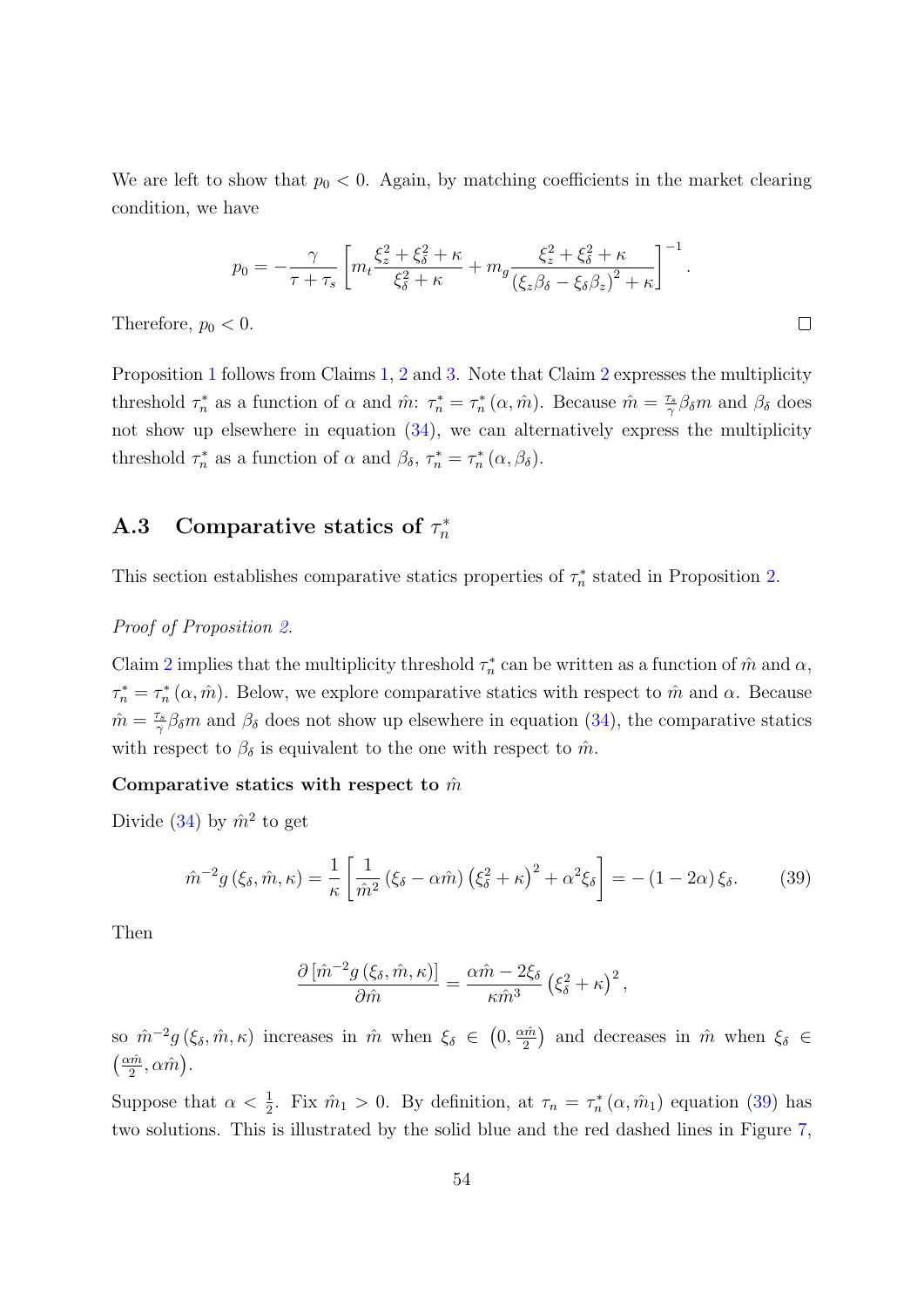We are left to show that $p_0 < 0$. Again, by matching coefficients in the market clearing condition, we have

$$p_0 = -\frac{\gamma}{\tau + \tau_s}\left[m_t \frac{\xi_z^2 + \xi_\delta^2 + \kappa}{\xi_\delta^2 + \kappa} + m_g \frac{\xi_z^2 + \xi_\delta^2 + \kappa}{\left(\xi_z \beta_\delta - \xi_\delta \beta_z\right)^2 + \kappa}\right]^{-1}.$$

Therefore, $p_0 < 0$. ∎

Proposition 1 follows from Claims 1, 2 and 3. Note that Claim 2 expresses the multiplicity threshold $\tau_n^*$ as a function of $\alpha$ and $\hat{m}$: $\tau_n^* = \tau_n^*(\alpha, \hat{m})$. Because $\hat{m} = \frac{\tau_s}{\gamma}\beta_\delta m$ and $\beta_\delta$ does not show up elsewhere in equation (34), we can alternatively express the multiplicity threshold $\tau_n^*$ as a function of $\alpha$ and $\beta_\delta$, $\tau_n^* = \tau_n^*(\alpha, \beta_\delta)$.

## A.3 Comparative statics of $\tau_n^*$

This section establishes comparative statics properties of $\tau_n^*$ stated in Proposition 2.

*Proof of Proposition 2.*

Claim 2 implies that the multiplicity threshold $\tau_n^*$ can be written as a function of $\hat{m}$ and $\alpha$, $\tau_n^* = \tau_n^*(\alpha, \hat{m})$. Below, we explore comparative statics with respect to $\hat{m}$ and $\alpha$. Because $\hat{m} = \frac{\tau_s}{\gamma}\beta_\delta m$ and $\beta_\delta$ does not show up elsewhere in equation (34), the comparative statics with respect to $\beta_\delta$ is equivalent to the one with respect to $\hat{m}$.

**Comparative statics with respect to $\hat{m}$**

Divide (34) by $\hat{m}^2$ to get

$$\hat{m}^{-2} g(\xi_\delta, \hat{m}, \kappa) = \frac{1}{\kappa}\left[\frac{1}{\hat{m}^2}(\xi_\delta - \alpha\hat{m})\left(\xi_\delta^2 + \kappa\right)^2 + \alpha^2 \xi_\delta\right] = -(1 - 2\alpha)\xi_\delta. \tag{39}$$

Then

$$\frac{\partial\left[\hat{m}^{-2} g(\xi_\delta, \hat{m}, \kappa)\right]}{\partial \hat{m}} = \frac{\alpha\hat{m} - 2\xi_\delta}{\kappa\hat{m}^3}\left(\xi_\delta^2 + \kappa\right)^2,$$

so $\hat{m}^{-2} g(\xi_\delta, \hat{m}, \kappa)$ increases in $\hat{m}$ when $\xi_\delta \in \left(0, \frac{\alpha\hat{m}}{2}\right)$ and decreases in $\hat{m}$ when $\xi_\delta \in \left(\frac{\alpha\hat{m}}{2}, \alpha\hat{m}\right)$.

Suppose that $\alpha < \frac{1}{2}$. Fix $\hat{m}_1 > 0$. By definition, at $\tau_n = \tau_n^*(\alpha, \hat{m}_1)$ equation (39) has two solutions. This is illustrated by the solid blue and the red dashed lines in Figure 7,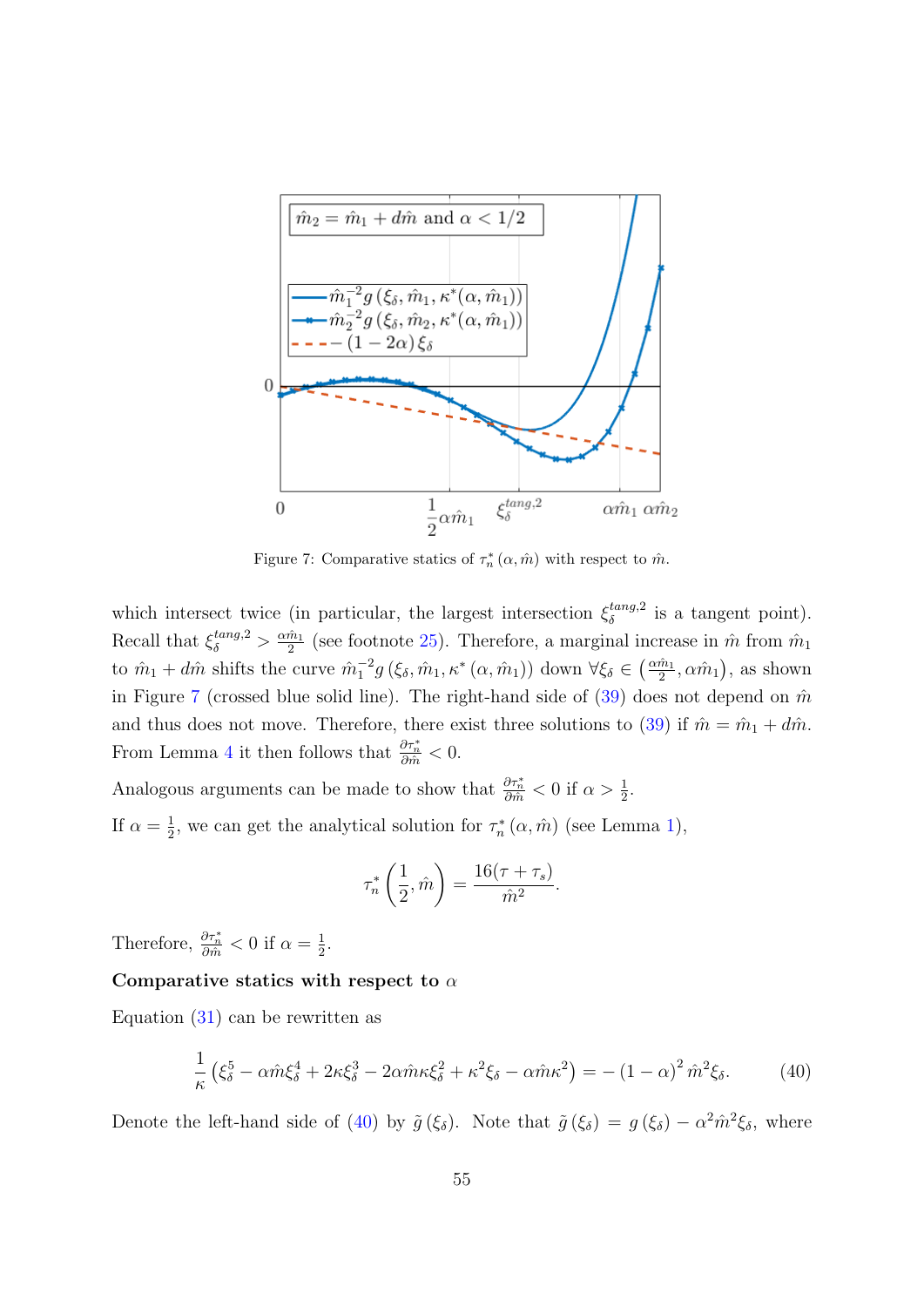Figure 7: Comparative statics of $\tau_n^*(\alpha, \hat{m})$ with respect to $\hat{m}$.

which intersect twice (in particular, the largest intersection $\xi_\delta^{tang,2}$ is a tangent point). Recall that $\xi_\delta^{tang,2} > \frac{\alpha \hat{m}_1}{2}$ (see footnote 25). Therefore, a marginal increase in $\hat{m}$ from $\hat{m}_1$ to $\hat{m}_1 + d\hat{m}$ shifts the curve $\hat{m}_1^{-2} g(\xi_\delta, \hat{m}_1, \kappa^*(\alpha, \hat{m}_1))$ down $\forall \xi_\delta \in \left(\frac{\alpha \hat{m}_1}{2}, \alpha \hat{m}_1\right)$, as shown in Figure 7 (crossed blue solid line). The right-hand side of (39) does not depend on $\hat{m}$ and thus does not move. Therefore, there exist three solutions to (39) if $\hat{m} = \hat{m}_1 + d\hat{m}$. From Lemma 4 it then follows that $\frac{\partial \tau_n^*}{\partial \hat{m}} < 0$.

Analogous arguments can be made to show that $\frac{\partial \tau_n^*}{\partial \hat{m}} < 0$ if $\alpha > \frac{1}{2}$.

If $\alpha = \frac{1}{2}$, we can get the analytical solution for $\tau_n^*(\alpha, \hat{m})$ (see Lemma 1),

$$\tau_n^*\left(\frac{1}{2}, \hat{m}\right) = \frac{16(\tau + \tau_s)}{\hat{m}^2}.$$

Therefore, $\frac{\partial \tau_n^*}{\partial \hat{m}} < 0$ if $\alpha = \frac{1}{2}$.

**Comparative statics with respect to $\alpha$**

Equation (31) can be rewritten as

$$\frac{1}{\kappa}\left(\xi_\delta^5 - \alpha \hat{m} \xi_\delta^4 + 2\kappa \xi_\delta^3 - 2\alpha \hat{m} \kappa \xi_\delta^2 + \kappa^2 \xi_\delta - \alpha \hat{m} \kappa^2\right) = -(1-\alpha)^2 \hat{m}^2 \xi_\delta. \tag{40}$$

Denote the left-hand side of (40) by $\tilde{g}(\xi_\delta)$. Note that $\tilde{g}(\xi_\delta) = g(\xi_\delta) - \alpha^2 \hat{m}^2 \xi_\delta$, where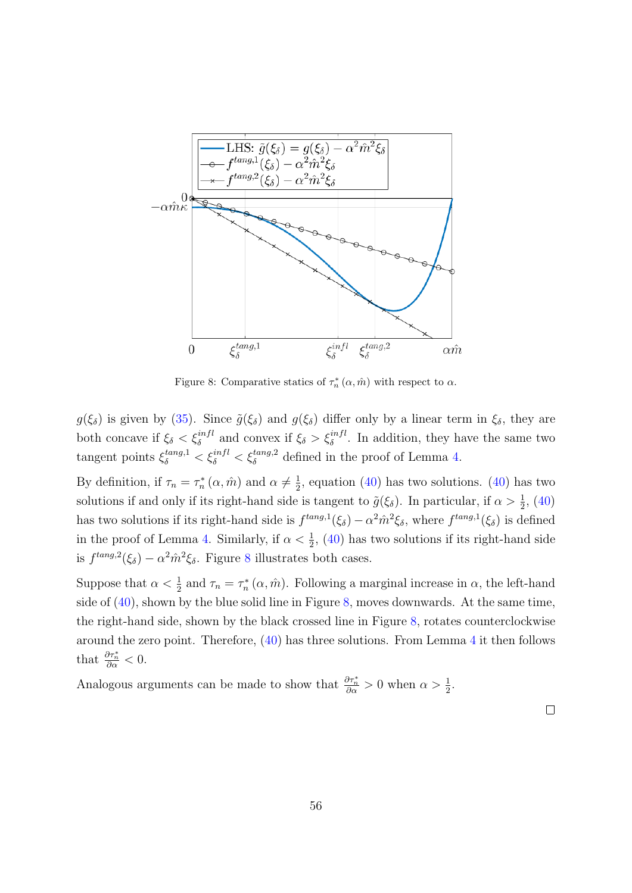Figure 8: Comparative statics of $\tau_n^*(\alpha, \hat{m})$ with respect to $\alpha$.

$g(\xi_\delta)$ is given by (35). Since $\tilde{g}(\xi_\delta)$ and $g(\xi_\delta)$ differ only by a linear term in $\xi_\delta$, they are both concave if $\xi_\delta < \xi_\delta^{infl}$ and convex if $\xi_\delta > \xi_\delta^{infl}$. In addition, they have the same two tangent points $\xi_\delta^{tang,1} < \xi_\delta^{infl} < \xi_\delta^{tang,2}$ defined in the proof of Lemma 4.

By definition, if $\tau_n = \tau_n^*(\alpha, \hat{m})$ and $\alpha \neq \frac{1}{2}$, equation (40) has two solutions. (40) has two solutions if and only if its right-hand side is tangent to $\tilde{g}(\xi_\delta)$. In particular, if $\alpha > \frac{1}{2}$, (40) has two solutions if its right-hand side is $f^{tang,1}(\xi_\delta) - \alpha^2 \hat{m}^2 \xi_\delta$, where $f^{tang,1}(\xi_\delta)$ is defined in the proof of Lemma 4. Similarly, if $\alpha < \frac{1}{2}$, (40) has two solutions if its right-hand side is $f^{tang,2}(\xi_\delta) - \alpha^2 \hat{m}^2 \xi_\delta$. Figure 8 illustrates both cases.

Suppose that $\alpha < \frac{1}{2}$ and $\tau_n = \tau_n^*(\alpha, \hat{m})$. Following a marginal increase in $\alpha$, the left-hand side of (40), shown by the blue solid line in Figure 8, moves downwards. At the same time, the right-hand side, shown by the black crossed line in Figure 8, rotates counterclockwise around the zero point. Therefore, (40) has three solutions. From Lemma 4 it then follows that $\frac{\partial \tau_n^*}{\partial \alpha} < 0$.

Analogous arguments can be made to show that $\frac{\partial \tau_n^*}{\partial \alpha} > 0$ when $\alpha > \frac{1}{2}$.

$\square$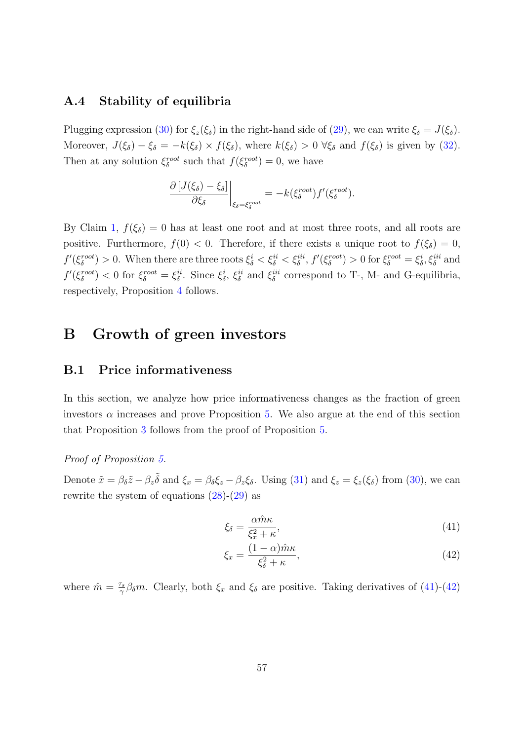### A.4 Stability of equilibria

Plugging expression (30) for $\xi_z(\xi_\delta)$ in the right-hand side of (29), we can write $\xi_\delta = J(\xi_\delta)$. Moreover, $J(\xi_\delta) - \xi_\delta = -k(\xi_\delta) \times f(\xi_\delta)$, where $k(\xi_\delta) > 0 \; \forall \xi_\delta$ and $f(\xi_\delta)$ is given by (32). Then at any solution $\xi_\delta^{root}$ such that $f(\xi_\delta^{root}) = 0$, we have

$$\left. \frac{\partial \left[ J(\xi_\delta) - \xi_\delta \right]}{\partial \xi_\delta} \right|_{\xi_\delta = \xi_\delta^{root}} = -k(\xi_\delta^{root}) f'(\xi_\delta^{root}).$$

By Claim 1, $f(\xi_\delta) = 0$ has at least one root and at most three roots, and all roots are positive. Furthermore, $f(0) < 0$. Therefore, if there exists a unique root to $f(\xi_\delta) = 0$, $f'(\xi_\delta^{root}) > 0$. When there are three roots $\xi_\delta^{i} < \xi_\delta^{ii} < \xi_\delta^{iii}$, $f'(\xi_\delta^{root}) > 0$ for $\xi_\delta^{root} = \xi_\delta^{i}, \xi_\delta^{iii}$ and $f'(\xi_\delta^{root}) < 0$ for $\xi_\delta^{root} = \xi_\delta^{ii}$. Since $\xi_\delta^{i}$, $\xi_\delta^{ii}$ and $\xi_\delta^{iii}$ correspond to T-, M- and G-equilibria, respectively, Proposition 4 follows.

# B Growth of green investors

## B.1 Price informativeness

In this section, we analyze how price informativeness changes as the fraction of green investors $\alpha$ increases and prove Proposition 5. We also argue at the end of this section that Proposition 3 follows from the proof of Proposition 5.

*Proof of Proposition 5.*

Denote $\tilde{x} = \beta_\delta \tilde{z} - \beta_z \tilde{\delta}$ and $\xi_x = \beta_\delta \xi_z - \beta_z \xi_\delta$. Using (31) and $\xi_z = \xi_z(\xi_\delta)$ from (30), we can rewrite the system of equations (28)-(29) as

$$\xi_\delta = \frac{\alpha \hat{m} \kappa}{\xi_x^2 + \kappa}, \tag{41}$$

$$\xi_x = \frac{(1-\alpha)\hat{m}\kappa}{\xi_\delta^2 + \kappa}, \tag{42}$$

where $\hat{m} = \frac{\tau_s}{\gamma} \beta_\delta m$. Clearly, both $\xi_x$ and $\xi_\delta$ are positive. Taking derivatives of (41)-(42)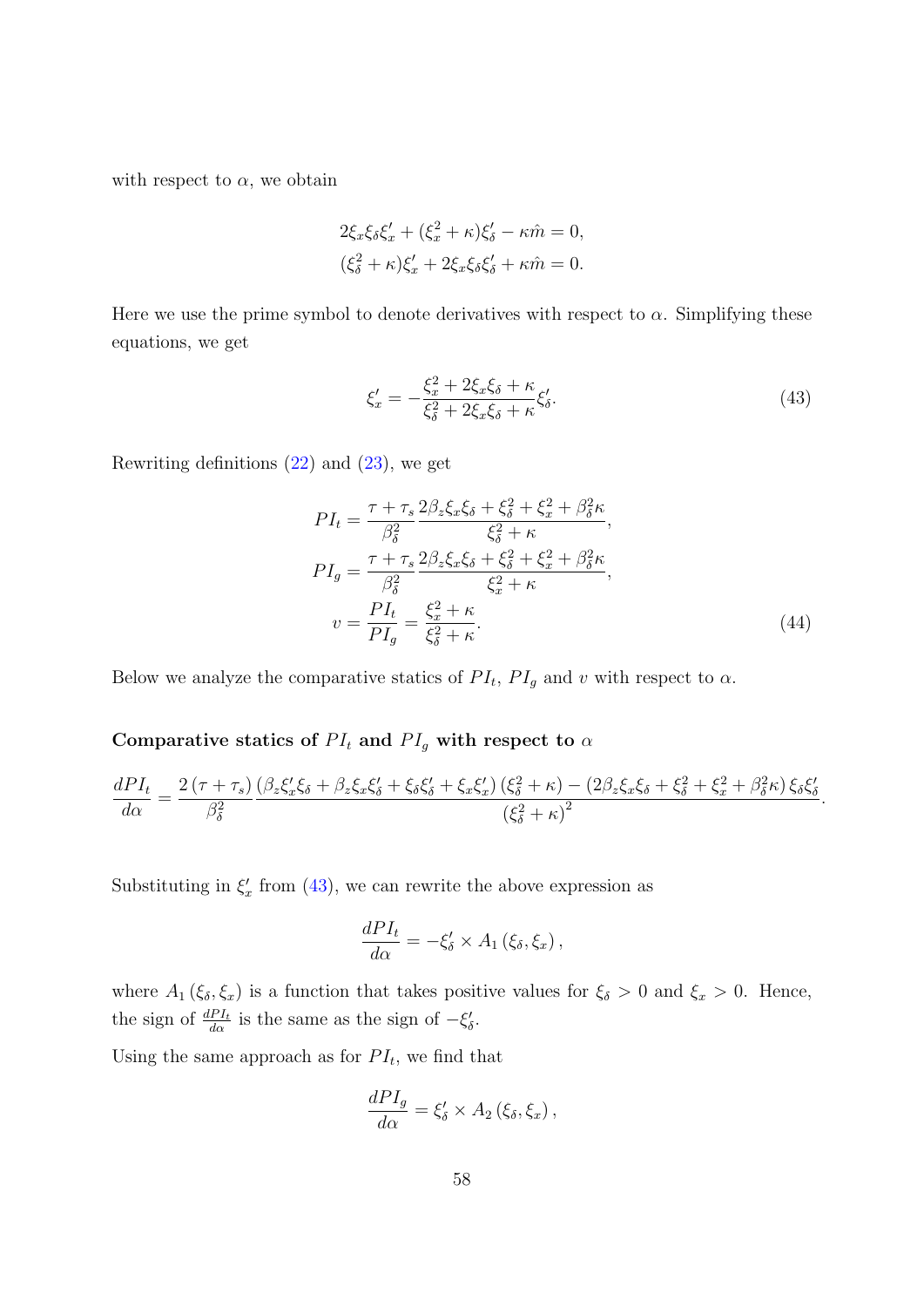with respect to $\alpha$, we obtain

$$
\begin{aligned}
2\xi_x\xi_\delta\xi_x' + (\xi_x^2 + \kappa)\xi_\delta' - \kappa\hat{m} = 0, \\
(\xi_\delta^2 + \kappa)\xi_x' + 2\xi_x\xi_\delta\xi_\delta' + \kappa\hat{m} = 0.
\end{aligned}
$$

Here we use the prime symbol to denote derivatives with respect to $\alpha$. Simplifying these equations, we get

$$
\xi_x' = -\frac{\xi_x^2 + 2\xi_x\xi_\delta + \kappa}{\xi_\delta^2 + 2\xi_x\xi_\delta + \kappa}\xi_\delta'. \tag{43}
$$

Rewriting definitions (22) and (23), we get

$$
\begin{aligned}
PI_t &= \frac{\tau + \tau_s}{\beta_\delta^2}\frac{2\beta_z\xi_x\xi_\delta + \xi_\delta^2 + \xi_x^2 + \beta_\delta^2\kappa}{\xi_\delta^2 + \kappa}, \\
PI_g &= \frac{\tau + \tau_s}{\beta_\delta^2}\frac{2\beta_z\xi_x\xi_\delta + \xi_\delta^2 + \xi_x^2 + \beta_\delta^2\kappa}{\xi_x^2 + \kappa}, \\
v &= \frac{PI_t}{PI_g} = \frac{\xi_x^2 + \kappa}{\xi_\delta^2 + \kappa}.
\end{aligned} \tag{44}
$$

Below we analyze the comparative statics of $PI_t$, $PI_g$ and $v$ with respect to $\alpha$.

### Comparative statics of $PI_t$ and $PI_g$ with respect to $\alpha$

$$
\frac{dPI_t}{d\alpha} = \frac{2\left(\tau + \tau_s\right)}{\beta_\delta^2}\frac{\left(\beta_z\xi_x'\xi_\delta + \beta_z\xi_x\xi_\delta' + \xi_\delta\xi_\delta' + \xi_x\xi_x'\right)\left(\xi_\delta^2 + \kappa\right) - \left(2\beta_z\xi_x\xi_\delta + \xi_\delta^2 + \xi_x^2 + \beta_\delta^2\kappa\right)\xi_\delta\xi_\delta'}{\left(\xi_\delta^2 + \kappa\right)^2}.
$$

Substituting in $\xi_x'$ from (43), we can rewrite the above expression as

$$
\frac{dPI_t}{d\alpha} = -\xi_\delta' \times A_1\left(\xi_\delta, \xi_x\right),
$$

where $A_1\left(\xi_\delta, \xi_x\right)$ is a function that takes positive values for $\xi_\delta > 0$ and $\xi_x > 0$. Hence, the sign of $\frac{dPI_t}{d\alpha}$ is the same as the sign of $-\xi_\delta'$.

Using the same approach as for $PI_t$, we find that

$$
\frac{dPI_g}{d\alpha} = \xi_\delta' \times A_2\left(\xi_\delta, \xi_x\right),
$$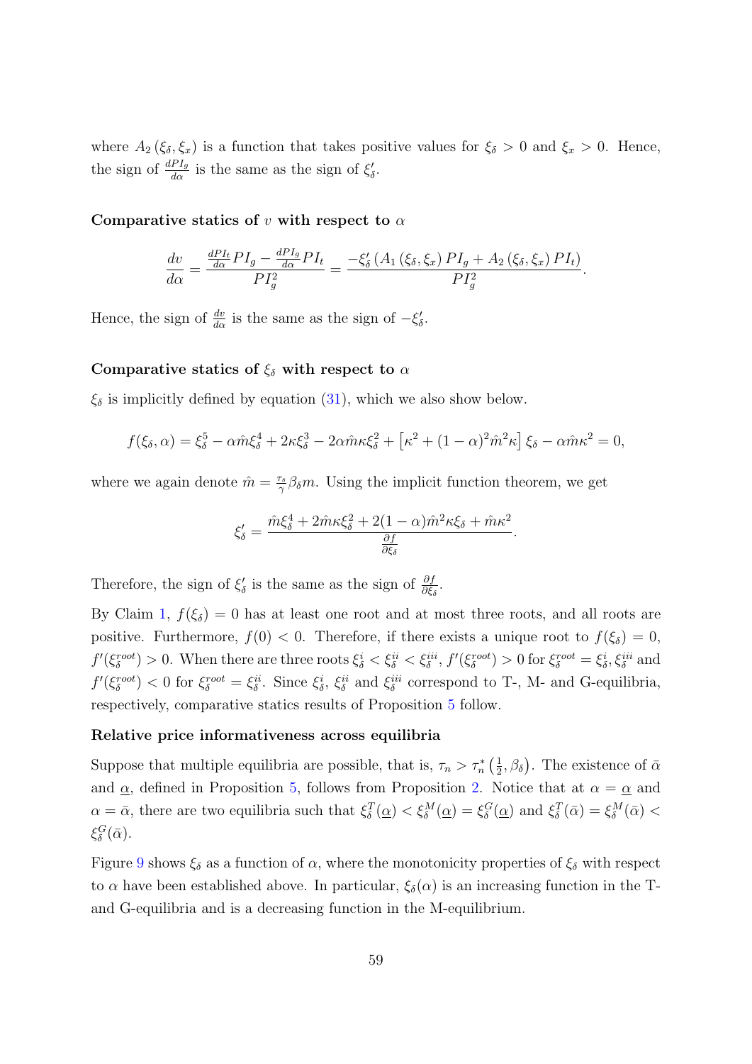where $A_2(\xi_\delta, \xi_x)$ is a function that takes positive values for $\xi_\delta > 0$ and $\xi_x > 0$. Hence, the sign of $\frac{dPI_g}{d\alpha}$ is the same as the sign of $\xi_\delta'$.

**Comparative statics of $v$ with respect to $\alpha$**

$$\frac{dv}{d\alpha} = \frac{\frac{dPI_t}{d\alpha} PI_g - \frac{dPI_g}{d\alpha} PI_t}{PI_g^2} = \frac{-\xi_\delta' \left(A_1(\xi_\delta, \xi_x) PI_g + A_2(\xi_\delta, \xi_x) PI_t\right)}{PI_g^2}.$$

Hence, the sign of $\frac{dv}{d\alpha}$ is the same as the sign of $-\xi_\delta'$.

**Comparative statics of $\xi_\delta$ with respect to $\alpha$**

$\xi_\delta$ is implicitly defined by equation (31), which we also show below.

$$f(\xi_\delta, \alpha) = \xi_\delta^5 - \alpha \hat{m} \xi_\delta^4 + 2\kappa \xi_\delta^3 - 2\alpha \hat{m} \kappa \xi_\delta^2 + \left[\kappa^2 + (1-\alpha)^2 \hat{m}^2 \kappa\right] \xi_\delta - \alpha \hat{m} \kappa^2 = 0,$$

where we again denote $\hat{m} = \frac{\tau_s}{\gamma} \beta_\delta m$. Using the implicit function theorem, we get

$$\xi_\delta' = \frac{\hat{m}\xi_\delta^4 + 2\hat{m}\kappa\xi_\delta^2 + 2(1-\alpha)\hat{m}^2\kappa\xi_\delta + \hat{m}\kappa^2}{\frac{\partial f}{\partial \xi_\delta}}.$$

Therefore, the sign of $\xi_\delta'$ is the same as the sign of $\frac{\partial f}{\partial \xi_\delta}$.

By Claim 1, $f(\xi_\delta) = 0$ has at least one root and at most three roots, and all roots are positive. Furthermore, $f(0) < 0$. Therefore, if there exists a unique root to $f(\xi_\delta) = 0$, $f'(\xi_\delta^{root}) > 0$. When there are three roots $\xi_\delta^i < \xi_\delta^{ii} < \xi_\delta^{iii}$, $f'(\xi_\delta^{root}) > 0$ for $\xi_\delta^{root} = \xi_\delta^i, \xi_\delta^{iii}$ and $f'(\xi_\delta^{root}) < 0$ for $\xi_\delta^{root} = \xi_\delta^{ii}$. Since $\xi_\delta^i$, $\xi_\delta^{ii}$ and $\xi_\delta^{iii}$ correspond to T-, M- and G-equilibria, respectively, comparative statics results of Proposition 5 follow.

**Relative price informativeness across equilibria**

Suppose that multiple equilibria are possible, that is, $\tau_n > \tau_n^*\left(\frac{1}{2}, \beta_\delta\right)$. The existence of $\bar{\alpha}$ and $\underline{\alpha}$, defined in Proposition 5, follows from Proposition 2. Notice that at $\alpha = \underline{\alpha}$ and $\alpha = \bar{\alpha}$, there are two equilibria such that $\xi_\delta^T(\underline{\alpha}) < \xi_\delta^M(\underline{\alpha}) = \xi_\delta^G(\underline{\alpha})$ and $\xi_\delta^T(\bar{\alpha}) = \xi_\delta^M(\bar{\alpha}) < \xi_\delta^G(\bar{\alpha})$.

Figure 9 shows $\xi_\delta$ as a function of $\alpha$, where the monotonicity properties of $\xi_\delta$ with respect to $\alpha$ have been established above. In particular, $\xi_\delta(\alpha)$ is an increasing function in the T- and G-equilibria and is a decreasing function in the M-equilibrium.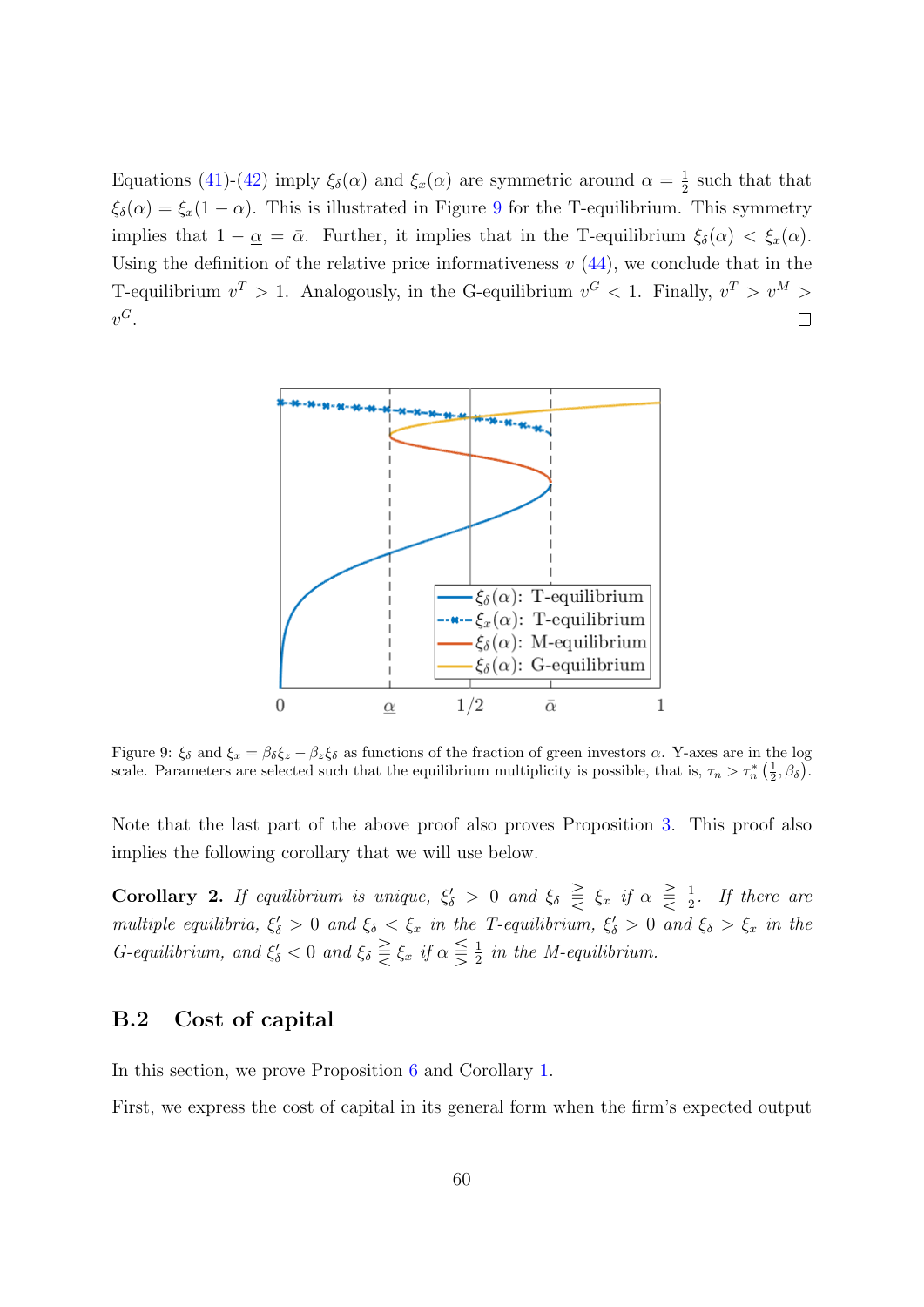Equations (41)-(42) imply $\xi_\delta(\alpha)$ and $\xi_x(\alpha)$ are symmetric around $\alpha = \frac{1}{2}$ such that that $\xi_\delta(\alpha) = \xi_x(1-\alpha)$. This is illustrated in Figure 9 for the T-equilibrium. This symmetry implies that $1 - \underline{\alpha} = \bar{\alpha}$. Further, it implies that in the T-equilibrium $\xi_\delta(\alpha) < \xi_x(\alpha)$. Using the definition of the relative price informativeness $v$ (44), we conclude that in the T-equilibrium $v^T > 1$. Analogously, in the G-equilibrium $v^G < 1$. Finally, $v^T > v^M > v^G$. □

Figure 9: $\xi_\delta$ and $\xi_x = \beta_\delta \xi_z - \beta_z \xi_\delta$ as functions of the fraction of green investors $\alpha$. Y-axes are in the log scale. Parameters are selected such that the equilibrium multiplicity is possible, that is, $\tau_n > \tau_n^*\left(\frac{1}{2}, \beta_\delta\right)$.

Note that the last part of the above proof also proves Proposition 3. This proof also implies the following corollary that we will use below.

**Corollary 2.** *If equilibrium is unique, $\xi'_\delta > 0$ and $\xi_\delta \gtreqless \xi_x$ if $\alpha \gtreqless \frac{1}{2}$. If there are multiple equilibria, $\xi'_\delta > 0$ and $\xi_\delta < \xi_x$ in the T-equilibrium, $\xi'_\delta > 0$ and $\xi_\delta > \xi_x$ in the G-equilibrium, and $\xi'_\delta < 0$ and $\xi_\delta \gtreqless \xi_x$ if $\alpha \lesseqgtr \frac{1}{2}$ in the M-equilibrium.*

## B.2 Cost of capital

In this section, we prove Proposition 6 and Corollary 1.

First, we express the cost of capital in its general form when the firm's expected output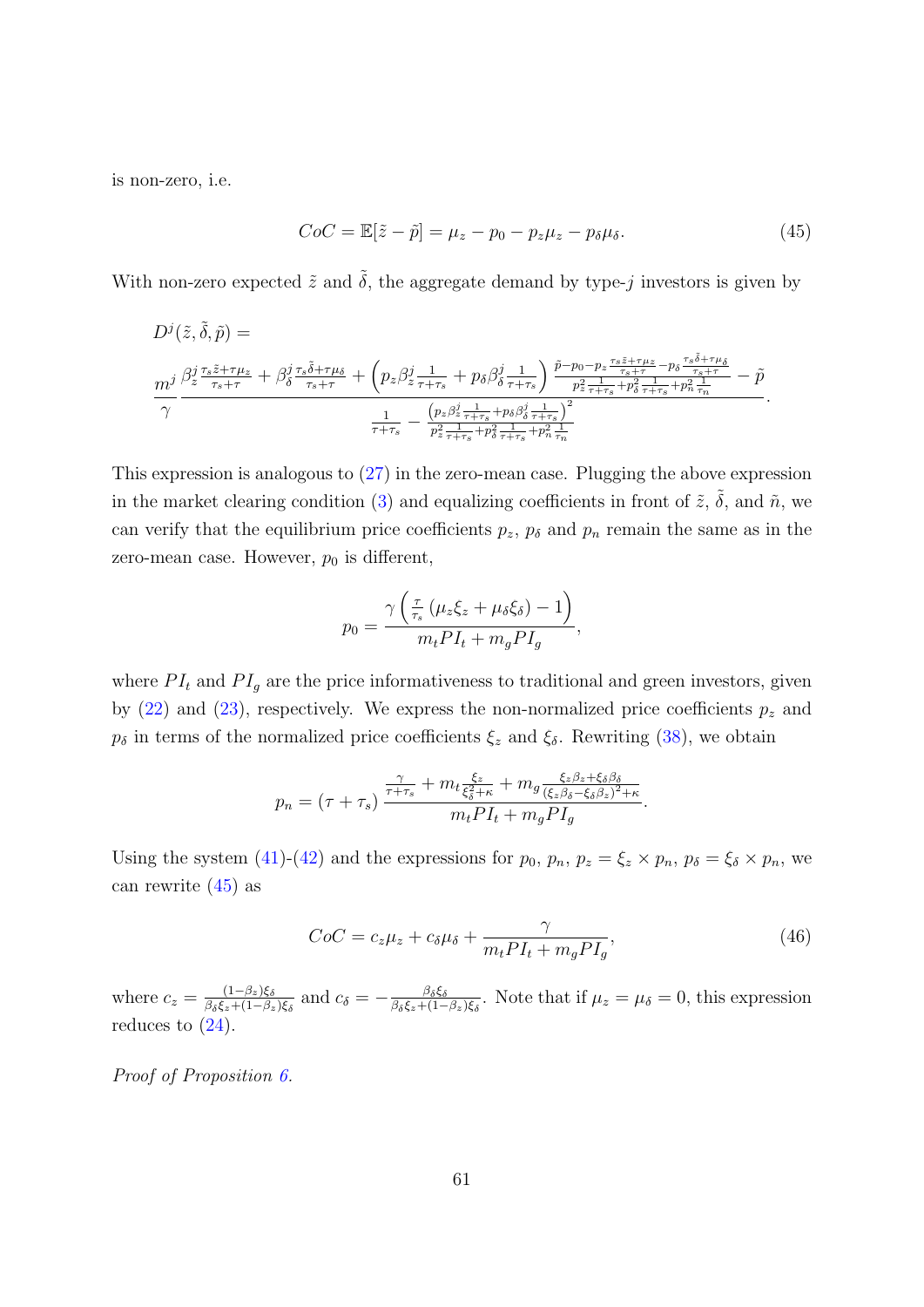is non-zero, i.e.

$$CoC = \mathbb{E}[\tilde{z} - \tilde{p}] = \mu_z - p_0 - p_z\mu_z - p_\delta\mu_\delta. \tag{45}$$

With non-zero expected $\tilde{z}$ and $\tilde{\delta}$, the aggregate demand by type-$j$ investors is given by

$$D^j(\tilde{z}, \tilde{\delta}, \tilde{p}) =$$

$$\frac{m^j}{\gamma} \frac{\beta_z^j \frac{\tau_s \tilde{z} + \tau\mu_z}{\tau_s + \tau} + \beta_\delta^j \frac{\tau_s \tilde{\delta} + \tau\mu_\delta}{\tau_s + \tau} + \left(p_z \beta_z^j \frac{1}{\tau + \tau_s} + p_\delta \beta_\delta^j \frac{1}{\tau + \tau_s}\right) \frac{\tilde{p} - p_0 - p_z \frac{\tau_s \tilde{z} + \tau\mu_z}{\tau_s + \tau} - p_\delta \frac{\tau_s \tilde{\delta} + \tau\mu_\delta}{\tau_s + \tau}}{p_z^2 \frac{1}{\tau + \tau_s} + p_\delta^2 \frac{1}{\tau + \tau_s} + p_n^2 \frac{1}{\tau_n}} - \tilde{p}}{\frac{1}{\tau + \tau_s} - \frac{\left(p_z \beta_z^j \frac{1}{\tau + \tau_s} + p_\delta \beta_\delta^j \frac{1}{\tau + \tau_s}\right)^2}{p_z^2 \frac{1}{\tau + \tau_s} + p_\delta^2 \frac{1}{\tau + \tau_s} + p_n^2 \frac{1}{\tau_n}}}.$$

This expression is analogous to (27) in the zero-mean case. Plugging the above expression in the market clearing condition (3) and equalizing coefficients in front of $\tilde{z}$, $\tilde{\delta}$, and $\tilde{n}$, we can verify that the equilibrium price coefficients $p_z$, $p_\delta$ and $p_n$ remain the same as in the zero-mean case. However, $p_0$ is different,

$$p_0 = \frac{\gamma\left(\frac{\tau}{\tau_s}\left(\mu_z \xi_z + \mu_\delta \xi_\delta\right) - 1\right)}{m_t PI_t + m_g PI_g},$$

where $PI_t$ and $PI_g$ are the price informativeness to traditional and green investors, given by (22) and (23), respectively. We express the non-normalized price coefficients $p_z$ and $p_\delta$ in terms of the normalized price coefficients $\xi_z$ and $\xi_\delta$. Rewriting (38), we obtain

$$p_n = (\tau + \tau_s) \frac{\frac{\gamma}{\tau + \tau_s} + m_t \frac{\xi_z}{\xi_\delta^2 + \kappa} + m_g \frac{\xi_z \beta_z + \xi_\delta \beta_\delta}{(\xi_z \beta_\delta - \xi_\delta \beta_z)^2 + \kappa}}{m_t PI_t + m_g PI_g}.$$

Using the system (41)-(42) and the expressions for $p_0$, $p_n$, $p_z = \xi_z \times p_n$, $p_\delta = \xi_\delta \times p_n$, we can rewrite (45) as

$$CoC = c_z \mu_z + c_\delta \mu_\delta + \frac{\gamma}{m_t PI_t + m_g PI_g}, \tag{46}$$

where $c_z = \frac{(1-\beta_z)\xi_\delta}{\beta_\delta \xi_z + (1-\beta_z)\xi_\delta}$ and $c_\delta = -\frac{\beta_\delta \xi_\delta}{\beta_\delta \xi_z + (1-\beta_z)\xi_\delta}$. Note that if $\mu_z = \mu_\delta = 0$, this expression reduces to (24).

*Proof of Proposition 6.*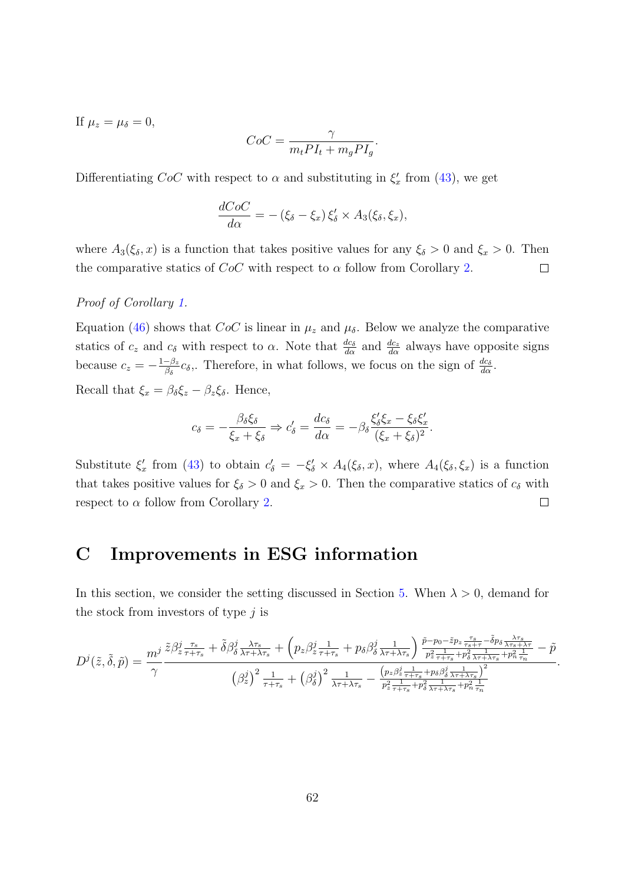If $\mu_z = \mu_\delta = 0$,

$$CoC = \frac{\gamma}{m_t PI_t + m_g PI_g}.$$

Differentiating $CoC$ with respect to $\alpha$ and substituting in $\xi_x'$ from (43), we get

$$\frac{dCoC}{d\alpha} = -\left(\xi_\delta - \xi_x\right)\xi_\delta' \times A_3(\xi_\delta, \xi_x),$$

where $A_3(\xi_\delta, x)$ is a function that takes positive values for any $\xi_\delta > 0$ and $\xi_x > 0$. Then the comparative statics of $CoC$ with respect to $\alpha$ follow from Corollary 2. □

*Proof of Corollary 1.*

Equation (46) shows that $CoC$ is linear in $\mu_z$ and $\mu_\delta$. Below we analyze the comparative statics of $c_z$ and $c_\delta$ with respect to $\alpha$. Note that $\frac{dc_\delta}{d\alpha}$ and $\frac{dc_z}{d\alpha}$ always have opposite signs because $c_z = -\frac{1-\beta_z}{\beta_\delta}c_\delta$,. Therefore, in what follows, we focus on the sign of $\frac{dc_\delta}{d\alpha}$.

Recall that $\xi_x = \beta_\delta \xi_z - \beta_z \xi_\delta$. Hence,

$$c_\delta = -\frac{\beta_\delta \xi_\delta}{\xi_x + \xi_\delta} \Rightarrow c_\delta' = \frac{dc_\delta}{d\alpha} = -\beta_\delta \frac{\xi_\delta' \xi_x - \xi_\delta \xi_x'}{(\xi_x + \xi_\delta)^2}.$$

Substitute $\xi_x'$ from (43) to obtain $c_\delta' = -\xi_\delta' \times A_4(\xi_\delta, x)$, where $A_4(\xi_\delta, \xi_x)$ is a function that takes positive values for $\xi_\delta > 0$ and $\xi_x > 0$. Then the comparative statics of $c_\delta$ with respect to $\alpha$ follow from Corollary 2. □

# C Improvements in ESG information

In this section, we consider the setting discussed in Section 5. When $\lambda > 0$, demand for the stock from investors of type $j$ is

$$D^j(\tilde{z}, \tilde{\delta}, \tilde{p}) = \frac{m^j}{\gamma} \frac{\tilde{z}\beta_z^j \frac{\tau_s}{\tau + \tau_s} + \tilde{\delta}\beta_\delta^j \frac{\lambda\tau_s}{\lambda\tau + \lambda\tau_s} + \left(p_z \beta_z^j \frac{1}{\tau + \tau_s} + p_\delta \beta_\delta^j \frac{1}{\lambda\tau + \lambda\tau_s}\right) \frac{\tilde{p} - p_0 - \tilde{z}p_z \frac{\tau_s}{\tau_s + \tau} - \tilde{\delta}p_\delta \frac{\lambda\tau_s}{\lambda\tau_s + \lambda\tau}}{p_z^2 \frac{1}{\tau + \tau_s} + p_\delta^2 \frac{1}{\lambda\tau + \lambda\tau_s} + p_n^2 \frac{1}{\tau_n}} - \tilde{p}}{\left(\beta_z^j\right)^2 \frac{1}{\tau + \tau_s} + \left(\beta_\delta^j\right)^2 \frac{1}{\lambda\tau + \lambda\tau_s} - \frac{\left(p_z \beta_z^j \frac{1}{\tau + \tau_s} + p_\delta \beta_\delta^j \frac{1}{\lambda\tau + \lambda\tau_s}\right)^2}{p_z^2 \frac{1}{\tau + \tau_s} + p_\delta^2 \frac{1}{\lambda\tau + \lambda\tau_s} + p_n^2 \frac{1}{\tau_n}}}.$$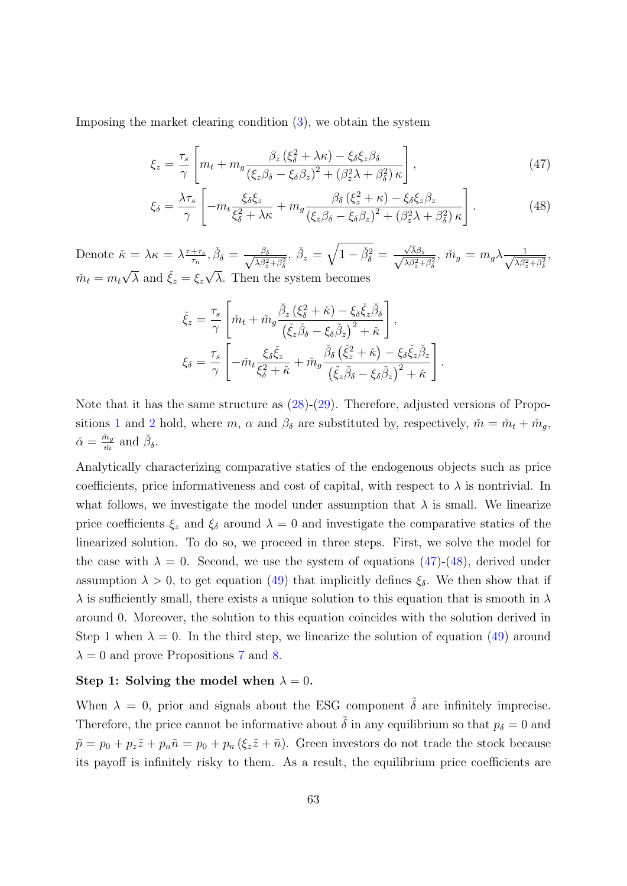Imposing the market clearing condition (3), we obtain the system

$$\xi_z = \frac{\tau_s}{\gamma}\left[m_t + m_g \frac{\beta_z\left(\xi_\delta^2 + \lambda\kappa\right) - \xi_\delta \xi_z \beta_\delta}{\left(\xi_z\beta_\delta - \xi_\delta\beta_z\right)^2 + \left(\beta_z^2\lambda + \beta_\delta^2\right)\kappa}\right], \tag{47}$$

$$\xi_\delta = \frac{\lambda\tau_s}{\gamma}\left[-m_t \frac{\xi_\delta\xi_z}{\xi_\delta^2 + \lambda\kappa} + m_g \frac{\beta_\delta\left(\xi_z^2 + \kappa\right) - \xi_\delta\xi_z\beta_z}{\left(\xi_z\beta_\delta - \xi_\delta\beta_z\right)^2 + \left(\beta_z^2\lambda + \beta_\delta^2\right)\kappa}\right]. \tag{48}$$

Denote $\check{\kappa} = \lambda\kappa = \lambda\frac{\tau+\tau_s}{\tau_n}$, $\check{\beta}_\delta = \frac{\beta_\delta}{\sqrt{\lambda\beta_z^2+\beta_\delta^2}}$, $\check{\beta}_z = \sqrt{1-\check{\beta}_\delta^2} = \frac{\sqrt{\lambda}\beta_z}{\sqrt{\lambda\beta_z^2+\beta_\delta^2}}$, $\check{m}_g = m_g\lambda\frac{1}{\sqrt{\lambda\beta_z^2+\beta_\delta^2}}$, $\check{m}_t = m_t\sqrt{\lambda}$ and $\check{\xi}_z = \xi_z\sqrt{\lambda}$. Then the system becomes

$$\check{\xi}_z = \frac{\tau_s}{\gamma}\left[\check{m}_t + \check{m}_g \frac{\check{\beta}_z\left(\xi_\delta^2 + \check{\kappa}\right) - \xi_\delta\check{\xi}_z\check{\beta}_\delta}{\left(\check{\xi}_z\check{\beta}_\delta - \xi_\delta\check{\beta}_z\right)^2 + \check{\kappa}}\right],$$

$$\xi_\delta = \frac{\tau_s}{\gamma}\left[-\check{m}_t\frac{\xi_\delta\check{\xi}_z}{\xi_\delta^2 + \check{\kappa}} + \check{m}_g \frac{\check{\beta}_\delta\left(\check{\xi}_z^2 + \check{\kappa}\right) - \xi_\delta\check{\xi}_z\check{\beta}_z}{\left(\check{\xi}_z\check{\beta}_\delta - \xi_\delta\check{\beta}_z\right)^2 + \check{\kappa}}\right].$$

Note that it has the same structure as (28)-(29). Therefore, adjusted versions of Propositions 1 and 2 hold, where $m$, $\alpha$ and $\beta_\delta$ are substituted by, respectively, $\check{m} = \check{m}_t + \check{m}_g$, $\check{\alpha} = \frac{\check{m}_g}{\check{m}}$ and $\check{\beta}_\delta$.

Analytically characterizing comparative statics of the endogenous objects such as price coefficients, price informativeness and cost of capital, with respect to $\lambda$ is nontrivial. In what follows, we investigate the model under assumption that $\lambda$ is small. We linearize price coefficients $\xi_z$ and $\xi_\delta$ around $\lambda = 0$ and investigate the comparative statics of the linearized solution. To do so, we proceed in three steps. First, we solve the model for the case with $\lambda = 0$. Second, we use the system of equations (47)-(48), derived under assumption $\lambda > 0$, to get equation (49) that implicitly defines $\xi_\delta$. We then show that if $\lambda$ is sufficiently small, there exists a unique solution to this equation that is smooth in $\lambda$ around 0. Moreover, the solution to this equation coincides with the solution derived in Step 1 when $\lambda = 0$. In the third step, we linearize the solution of equation (49) around $\lambda = 0$ and prove Propositions 7 and 8.

**Step 1: Solving the model when $\lambda = 0$.**

When $\lambda = 0$, prior and signals about the ESG component $\tilde{\delta}$ are infinitely imprecise. Therefore, the price cannot be informative about $\tilde{\delta}$ in any equilibrium so that $p_\delta = 0$ and $\tilde{p} = p_0 + p_z\tilde{z} + p_n\tilde{n} = p_0 + p_n\left(\xi_z\tilde{z} + \tilde{n}\right)$. Green investors do not trade the stock because its payoff is infinitely risky to them. As a result, the equilibrium price coefficients are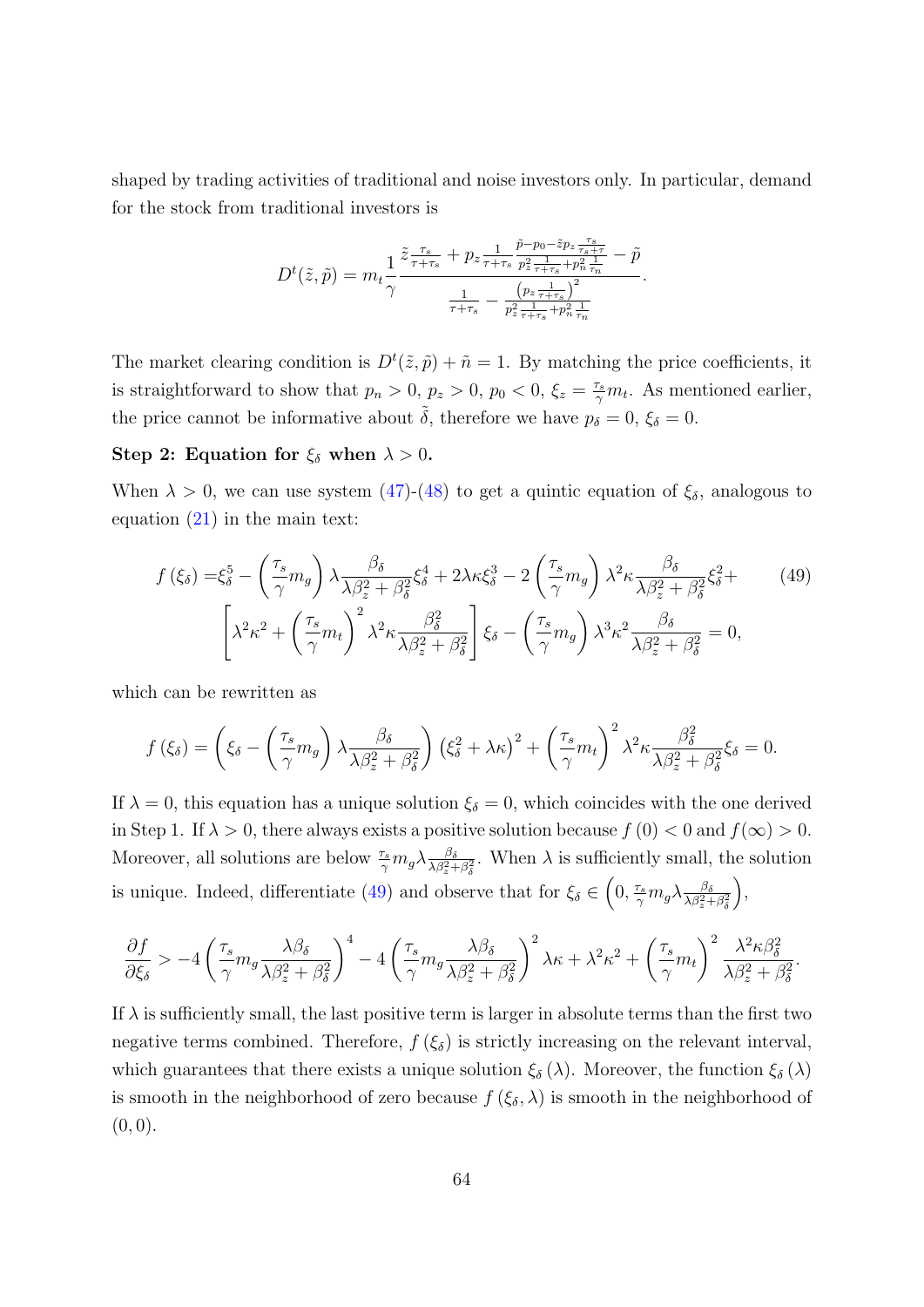shaped by trading activities of traditional and noise investors only. In particular, demand for the stock from traditional investors is

$$D^t(\tilde{z},\tilde{p}) = m_t \frac{1}{\gamma} \frac{\tilde{z}\frac{\tau_s}{\tau+\tau_s} + p_z \frac{1}{\tau+\tau_s} \frac{\tilde{p}-p_0-\tilde{z}p_z\frac{\tau_s}{\tau_s+\tau}}{p_z^2\frac{1}{\tau+\tau_s}+p_n^2\frac{1}{\tau_n}} - \tilde{p}}{\frac{1}{\tau+\tau_s} - \frac{\left(p_z\frac{1}{\tau+\tau_s}\right)^2}{p_z^2\frac{1}{\tau+\tau_s}+p_n^2\frac{1}{\tau_n}}}.$$

The market clearing condition is $D^t(\tilde{z},\tilde{p}) + \tilde{n} = 1$. By matching the price coefficients, it is straightforward to show that $p_n > 0$, $p_z > 0$, $p_0 < 0$, $\xi_z = \frac{\tau_s}{\gamma} m_t$. As mentioned earlier, the price cannot be informative about $\tilde{\delta}$, therefore we have $p_\delta = 0$, $\xi_\delta = 0$.

**Step 2: Equation for $\xi_\delta$ when $\lambda > 0$.**

When $\lambda > 0$, we can use system (47)-(48) to get a quintic equation of $\xi_\delta$, analogous to equation (21) in the main text:

$$\begin{aligned} f(\xi_\delta) =& \xi_\delta^5 - \left(\frac{\tau_s}{\gamma} m_g\right) \lambda \frac{\beta_\delta}{\lambda\beta_z^2+\beta_\delta^2} \xi_\delta^4 + 2\lambda\kappa\xi_\delta^3 - 2\left(\frac{\tau_s}{\gamma} m_g\right) \lambda^2\kappa \frac{\beta_\delta}{\lambda\beta_z^2+\beta_\delta^2}\xi_\delta^2 + \\ & \left[\lambda^2\kappa^2 + \left(\frac{\tau_s}{\gamma} m_t\right)^2 \lambda^2\kappa\frac{\beta_\delta^2}{\lambda\beta_z^2+\beta_\delta^2}\right]\xi_\delta - \left(\frac{\tau_s}{\gamma} m_g\right)\lambda^3\kappa^2\frac{\beta_\delta}{\lambda\beta_z^2+\beta_\delta^2} = 0, \end{aligned} \tag{49}$$

which can be rewritten as

$$f(\xi_\delta) = \left(\xi_\delta - \left(\frac{\tau_s}{\gamma} m_g\right)\lambda\frac{\beta_\delta}{\lambda\beta_z^2+\beta_\delta^2}\right)\left(\xi_\delta^2 + \lambda\kappa\right)^2 + \left(\frac{\tau_s}{\gamma} m_t\right)^2 \lambda^2\kappa\frac{\beta_\delta^2}{\lambda\beta_z^2+\beta_\delta^2}\xi_\delta = 0.$$

If $\lambda = 0$, this equation has a unique solution $\xi_\delta = 0$, which coincides with the one derived in Step 1. If $\lambda > 0$, there always exists a positive solution because $f(0) < 0$ and $f(\infty) > 0$. Moreover, all solutions are below $\frac{\tau_s}{\gamma} m_g \lambda \frac{\beta_\delta}{\lambda\beta_z^2+\beta_\delta^2}$. When $\lambda$ is sufficiently small, the solution is unique. Indeed, differentiate (49) and observe that for $\xi_\delta \in \left(0, \frac{\tau_s}{\gamma} m_g \lambda\frac{\beta_\delta}{\lambda\beta_z^2+\beta_\delta^2}\right)$,

$$\frac{\partial f}{\partial \xi_\delta} > -4\left(\frac{\tau_s}{\gamma} m_g \frac{\lambda\beta_\delta}{\lambda\beta_z^2+\beta_\delta^2}\right)^4 - 4\left(\frac{\tau_s}{\gamma} m_g \frac{\lambda\beta_\delta}{\lambda\beta_z^2+\beta_\delta^2}\right)^2\lambda\kappa + \lambda^2\kappa^2 + \left(\frac{\tau_s}{\gamma} m_t\right)^2 \frac{\lambda^2\kappa\beta_\delta^2}{\lambda\beta_z^2+\beta_\delta^2}.$$

If $\lambda$ is sufficiently small, the last positive term is larger in absolute terms than the first two negative terms combined. Therefore, $f(\xi_\delta)$ is strictly increasing on the relevant interval, which guarantees that there exists a unique solution $\xi_\delta(\lambda)$. Moreover, the function $\xi_\delta(\lambda)$ is smooth in the neighborhood of zero because $f(\xi_\delta, \lambda)$ is smooth in the neighborhood of $(0, 0)$.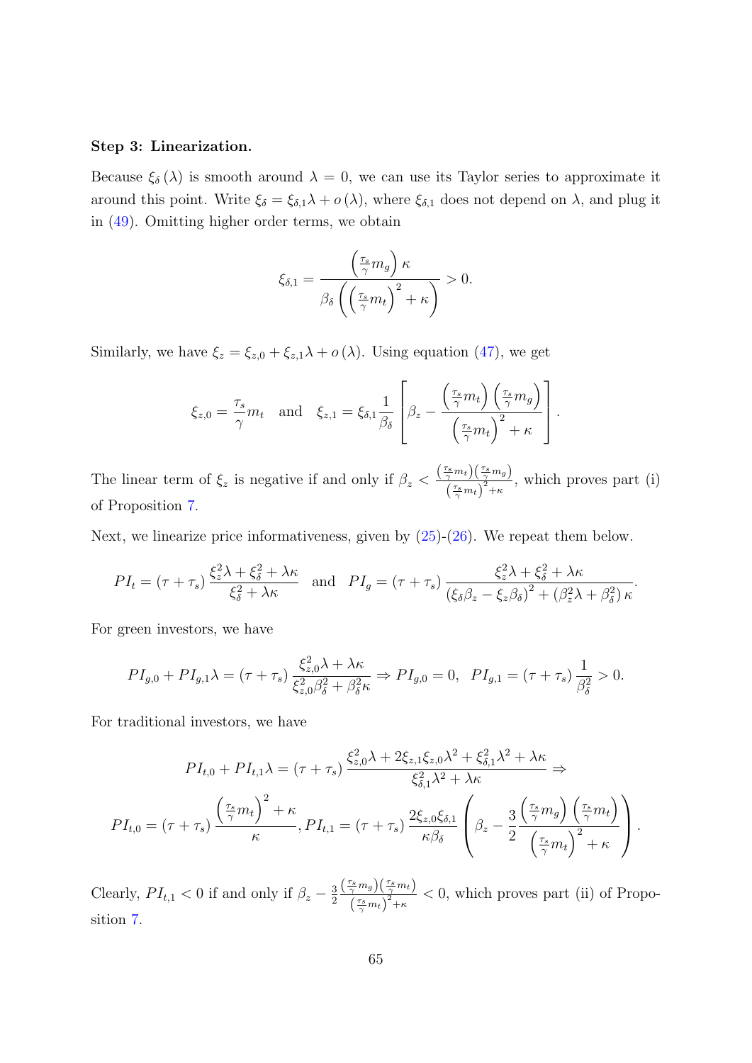**Step 3: Linearization.**

Because $\xi_\delta(\lambda)$ is smooth around $\lambda = 0$, we can use its Taylor series to approximate it around this point. Write $\xi_\delta = \xi_{\delta,1}\lambda + o(\lambda)$, where $\xi_{\delta,1}$ does not depend on $\lambda$, and plug it in (49). Omitting higher order terms, we obtain

$$\xi_{\delta,1} = \frac{\left(\frac{\tau_s}{\gamma}m_g\right)\kappa}{\beta_\delta\left(\left(\frac{\tau_s}{\gamma}m_t\right)^2 + \kappa\right)} > 0.$$

Similarly, we have $\xi_z = \xi_{z,0} + \xi_{z,1}\lambda + o(\lambda)$. Using equation (47), we get

$$\xi_{z,0} = \frac{\tau_s}{\gamma}m_t \quad \text{and} \quad \xi_{z,1} = \xi_{\delta,1}\frac{1}{\beta_\delta}\left[\beta_z - \frac{\left(\frac{\tau_s}{\gamma}m_t\right)\left(\frac{\tau_s}{\gamma}m_g\right)}{\left(\frac{\tau_s}{\gamma}m_t\right)^2 + \kappa}\right].$$

The linear term of $\xi_z$ is negative if and only if $\beta_z < \frac{\left(\frac{\tau_s}{\gamma}m_t\right)\left(\frac{\tau_s}{\gamma}m_g\right)}{\left(\frac{\tau_s}{\gamma}m_t\right)^2+\kappa}$, which proves part (i) of Proposition 7.

Next, we linearize price informativeness, given by (25)-(26). We repeat them below.

$$PI_t = (\tau + \tau_s)\frac{\xi_z^2\lambda + \xi_\delta^2 + \lambda\kappa}{\xi_\delta^2 + \lambda\kappa} \quad \text{and} \quad PI_g = (\tau + \tau_s)\frac{\xi_z^2\lambda + \xi_\delta^2 + \lambda\kappa}{\left(\xi_\delta\beta_z - \xi_z\beta_\delta\right)^2 + \left(\beta_z^2\lambda + \beta_\delta^2\right)\kappa}.$$

For green investors, we have

$$PI_{g,0} + PI_{g,1}\lambda = (\tau + \tau_s)\frac{\xi_{z,0}^2\lambda + \lambda\kappa}{\xi_{z,0}^2\beta_\delta^2 + \beta_\delta^2\kappa} \Rightarrow PI_{g,0} = 0, \;\; PI_{g,1} = (\tau + \tau_s)\frac{1}{\beta_\delta^2} > 0.$$

For traditional investors, we have

$$PI_{t,0} + PI_{t,1}\lambda = (\tau + \tau_s)\frac{\xi_{z,0}^2\lambda + 2\xi_{z,1}\xi_{z,0}\lambda^2 + \xi_{\delta,1}^2\lambda^2 + \lambda\kappa}{\xi_{\delta,1}^2\lambda^2 + \lambda\kappa} \Rightarrow$$

$$PI_{t,0} = (\tau + \tau_s)\frac{\left(\frac{\tau_s}{\gamma}m_t\right)^2 + \kappa}{\kappa}, PI_{t,1} = (\tau + \tau_s)\frac{2\xi_{z,0}\xi_{\delta,1}}{\kappa\beta_\delta}\left(\beta_z - \frac{3}{2}\frac{\left(\frac{\tau_s}{\gamma}m_g\right)\left(\frac{\tau_s}{\gamma}m_t\right)}{\left(\frac{\tau_s}{\gamma}m_t\right)^2 + \kappa}\right).$$

Clearly, $PI_{t,1} < 0$ if and only if $\beta_z - \frac{3}{2}\frac{\left(\frac{\tau_s}{\gamma}m_g\right)\left(\frac{\tau_s}{\gamma}m_t\right)}{\left(\frac{\tau_s}{\gamma}m_t\right)^2+\kappa} < 0$, which proves part (ii) of Proposition 7.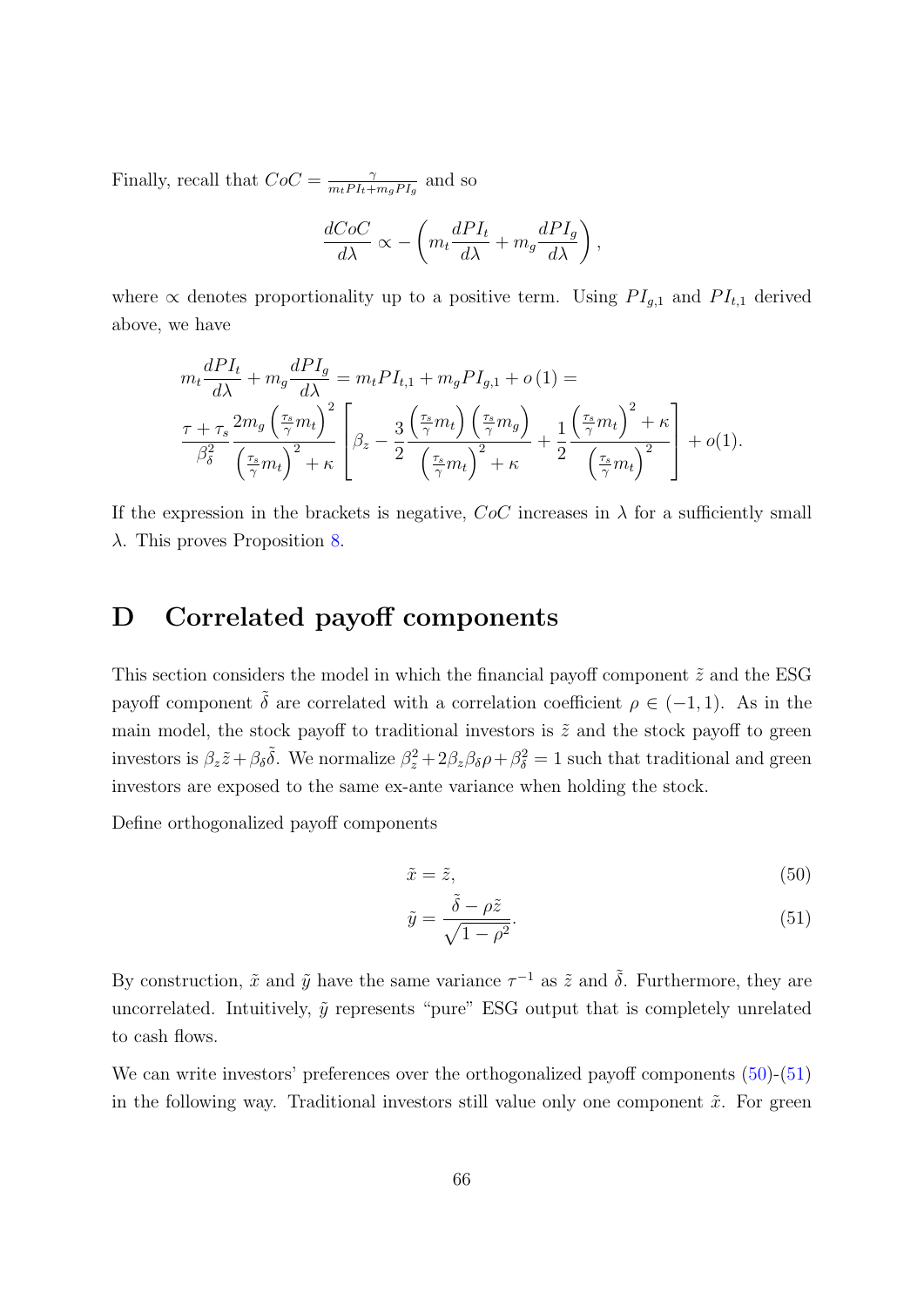Finally, recall that $CoC = \frac{\gamma}{m_t PI_t + m_g PI_g}$ and so

$$\frac{dCoC}{d\lambda} \propto -\left(m_t \frac{dPI_t}{d\lambda} + m_g \frac{dPI_g}{d\lambda}\right),$$

where $\propto$ denotes proportionality up to a positive term. Using $PI_{g,1}$ and $PI_{t,1}$ derived above, we have

$$m_t \frac{dPI_t}{d\lambda} + m_g \frac{dPI_g}{d\lambda} = m_t PI_{t,1} + m_g PI_{g,1} + o(1) =$$
$$\frac{\tau + \tau_s}{\beta_\delta^2} \frac{2m_g \left(\frac{\tau_s}{\gamma} m_t\right)^2}{\left(\frac{\tau_s}{\gamma} m_t\right)^2 + \kappa} \left[\beta_z - \frac{3}{2} \frac{\left(\frac{\tau_s}{\gamma} m_t\right)\left(\frac{\tau_s}{\gamma} m_g\right)}{\left(\frac{\tau_s}{\gamma} m_t\right)^2 + \kappa} + \frac{1}{2} \frac{\left(\frac{\tau_s}{\gamma} m_t\right)^2 + \kappa}{\left(\frac{\tau_s}{\gamma} m_t\right)^2}\right] + o(1).$$

If the expression in the brackets is negative, $CoC$ increases in $\lambda$ for a sufficiently small $\lambda$. This proves Proposition 8.

# D Correlated payoff components

This section considers the model in which the financial payoff component $\tilde{z}$ and the ESG payoff component $\tilde{\delta}$ are correlated with a correlation coefficient $\rho \in (-1, 1)$. As in the main model, the stock payoff to traditional investors is $\tilde{z}$ and the stock payoff to green investors is $\beta_z \tilde{z} + \beta_\delta \tilde{\delta}$. We normalize $\beta_z^2 + 2\beta_z \beta_\delta \rho + \beta_\delta^2 = 1$ such that traditional and green investors are exposed to the same ex-ante variance when holding the stock.

Define orthogonalized payoff components

$$\tilde{x} = \tilde{z}, \tag{50}$$

$$\tilde{y} = \frac{\tilde{\delta} - \rho \tilde{z}}{\sqrt{1 - \rho^2}}. \tag{51}$$

By construction, $\tilde{x}$ and $\tilde{y}$ have the same variance $\tau^{-1}$ as $\tilde{z}$ and $\tilde{\delta}$. Furthermore, they are uncorrelated. Intuitively, $\tilde{y}$ represents "pure" ESG output that is completely unrelated to cash flows.

We can write investors' preferences over the orthogonalized payoff components (50)-(51) in the following way. Traditional investors still value only one component $\tilde{x}$. For green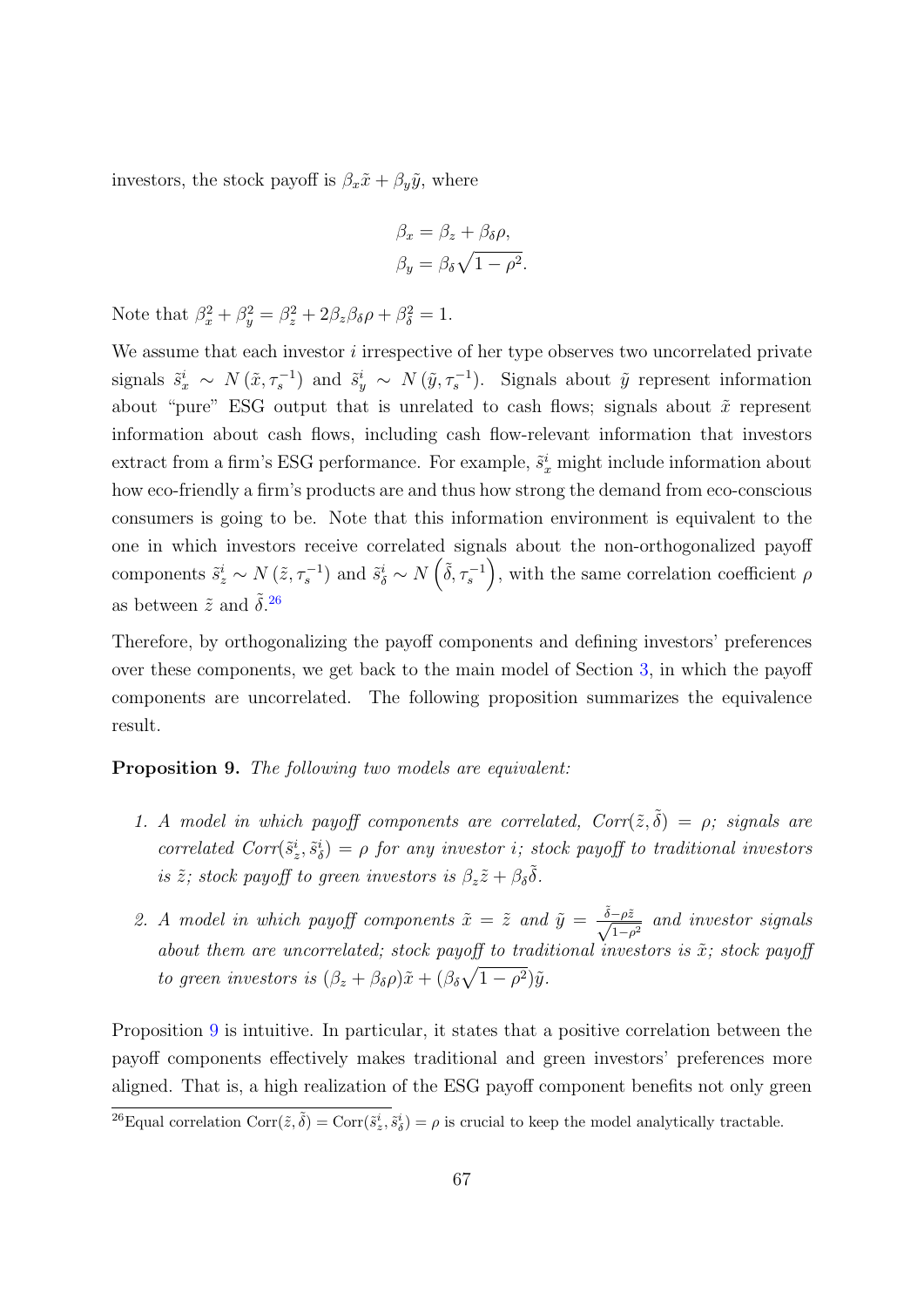investors, the stock payoff is $\beta_x \tilde{x} + \beta_y \tilde{y}$, where

$$\beta_x = \beta_z + \beta_\delta \rho,$$
$$\beta_y = \beta_\delta \sqrt{1 - \rho^2}.$$

Note that $\beta_x^2 + \beta_y^2 = \beta_z^2 + 2\beta_z\beta_\delta\rho + \beta_\delta^2 = 1$.

We assume that each investor $i$ irrespective of her type observes two uncorrelated private signals $\tilde{s}_x^i \sim N(\tilde{x}, \tau_s^{-1})$ and $\tilde{s}_y^i \sim N(\tilde{y}, \tau_s^{-1})$. Signals about $\tilde{y}$ represent information about "pure" ESG output that is unrelated to cash flows; signals about $\tilde{x}$ represent information about cash flows, including cash flow-relevant information that investors extract from a firm's ESG performance. For example, $\tilde{s}_x^i$ might include information about how eco-friendly a firm's products are and thus how strong the demand from eco-conscious consumers is going to be. Note that this information environment is equivalent to the one in which investors receive correlated signals about the non-orthogonalized payoff components $\tilde{s}_z^i \sim N(\tilde{z}, \tau_s^{-1})$ and $\tilde{s}_\delta^i \sim N\left(\tilde{\delta}, \tau_s^{-1}\right)$, with the same correlation coefficient $\rho$ as between $\tilde{z}$ and $\tilde{\delta}$.[26]

Therefore, by orthogonalizing the payoff components and defining investors' preferences over these components, we get back to the main model of Section 3, in which the payoff components are uncorrelated. The following proposition summarizes the equivalence result.

**Proposition 9.** *The following two models are equivalent:*

1. *A model in which payoff components are correlated, $Corr(\tilde{z}, \tilde{\delta}) = \rho$; signals are correlated $Corr(\tilde{s}_z^i, \tilde{s}_\delta^i) = \rho$ for any investor $i$; stock payoff to traditional investors is $\tilde{z}$; stock payoff to green investors is $\beta_z \tilde{z} + \beta_\delta \tilde{\delta}$.*

2. *A model in which payoff components $\tilde{x} = \tilde{z}$ and $\tilde{y} = \frac{\tilde{\delta} - \rho\tilde{z}}{\sqrt{1-\rho^2}}$ and investor signals about them are uncorrelated; stock payoff to traditional investors is $\tilde{x}$; stock payoff to green investors is $(\beta_z + \beta_\delta\rho)\tilde{x} + (\beta_\delta\sqrt{1-\rho^2})\tilde{y}$.*

Proposition 9 is intuitive. In particular, it states that a positive correlation between the payoff components effectively makes traditional and green investors' preferences more aligned. That is, a high realization of the ESG payoff component benefits not only green

[26] Equal correlation $\text{Corr}(\tilde{z}, \tilde{\delta}) = \text{Corr}(\tilde{s}_z^i, \tilde{s}_\delta^i) = \rho$ is crucial to keep the model analytically tractable.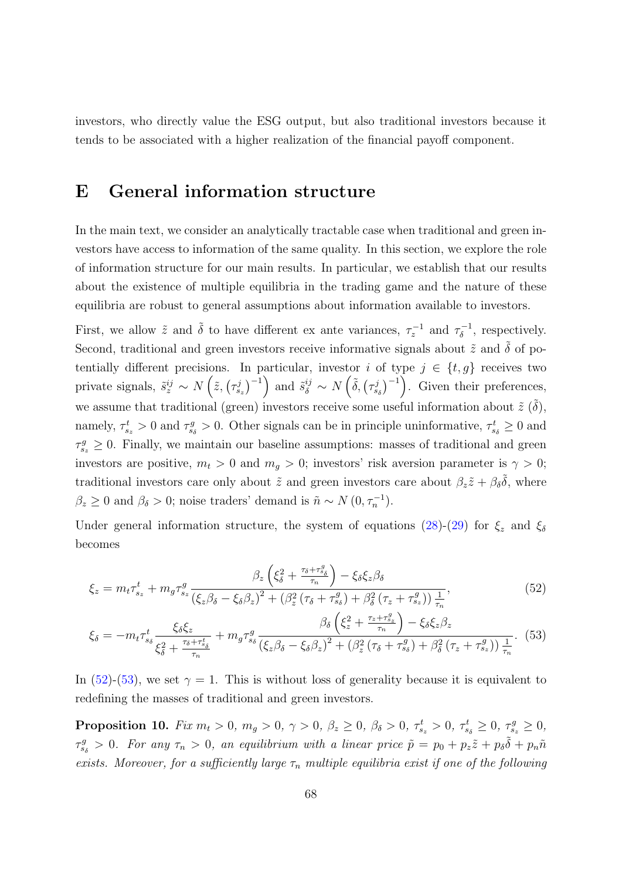investors, who directly value the ESG output, but also traditional investors because it tends to be associated with a higher realization of the financial payoff component.

# E General information structure

In the main text, we consider an analytically tractable case when traditional and green investors have access to information of the same quality. In this section, we explore the role of information structure for our main results. In particular, we establish that our results about the existence of multiple equilibria in the trading game and the nature of these equilibria are robust to general assumptions about information available to investors.

First, we allow $\tilde{z}$ and $\tilde{\delta}$ to have different ex ante variances, $\tau_z^{-1}$ and $\tau_\delta^{-1}$, respectively. Second, traditional and green investors receive informative signals about $\tilde{z}$ and $\tilde{\delta}$ of potentially different precisions. In particular, investor $i$ of type $j \in \{t, g\}$ receives two private signals, $\tilde{s}_z^{ij} \sim N\left(\tilde{z}, \left(\tau_{s_z}^j\right)^{-1}\right)$ and $\tilde{s}_\delta^{ij} \sim N\left(\tilde{\delta}, \left(\tau_{s_\delta}^j\right)^{-1}\right)$. Given their preferences, we assume that traditional (green) investors receive some useful information about $\tilde{z}$ ($\tilde{\delta}$), namely, $\tau_{s_z}^t > 0$ and $\tau_{s_\delta}^g > 0$. Other signals can be in principle uninformative, $\tau_{s_\delta}^t \geq 0$ and $\tau_{s_z}^g \geq 0$. Finally, we maintain our baseline assumptions: masses of traditional and green investors are positive, $m_t > 0$ and $m_g > 0$; investors' risk aversion parameter is $\gamma > 0$; traditional investors care only about $\tilde{z}$ and green investors care about $\beta_z \tilde{z} + \beta_\delta \tilde{\delta}$, where $\beta_z \geq 0$ and $\beta_\delta > 0$; noise traders' demand is $\tilde{n} \sim N(0, \tau_n^{-1})$.

Under general information structure, the system of equations (28)-(29) for $\xi_z$ and $\xi_\delta$ becomes

$$\xi_z = m_t \tau_{s_z}^t + m_g \tau_{s_z}^g \frac{\beta_z \left(\xi_\delta^2 + \frac{\tau_\delta + \tau_{s_\delta}^g}{\tau_n}\right) - \xi_\delta \xi_z \beta_\delta}{\left(\xi_z \beta_\delta - \xi_\delta \beta_z\right)^2 + \left(\beta_z^2 \left(\tau_\delta + \tau_{s_\delta}^g\right) + \beta_\delta^2 \left(\tau_z + \tau_{s_z}^g\right)\right) \frac{1}{\tau_n}}, \tag{52}$$

$$\xi_\delta = -m_t \tau_{s_\delta}^t \frac{\xi_\delta \xi_z}{\xi_\delta^2 + \frac{\tau_\delta + \tau_{s_\delta}^t}{\tau_n}} + m_g \tau_{s_\delta}^g \frac{\beta_\delta \left(\xi_z^2 + \frac{\tau_z + \tau_{s_z}^g}{\tau_n}\right) - \xi_\delta \xi_z \beta_z}{\left(\xi_z \beta_\delta - \xi_\delta \beta_z\right)^2 + \left(\beta_z^2 \left(\tau_\delta + \tau_{s_\delta}^g\right) + \beta_\delta^2 \left(\tau_z + \tau_{s_z}^g\right)\right) \frac{1}{\tau_n}}. \tag{53}$$

In (52)-(53), we set $\gamma = 1$. This is without loss of generality because it is equivalent to redefining the masses of traditional and green investors.

**Proposition 10.** *Fix $m_t > 0$, $m_g > 0$, $\gamma > 0$, $\beta_z \geq 0$, $\beta_\delta > 0$, $\tau_{s_z}^t > 0$, $\tau_{s_\delta}^t \geq 0$, $\tau_{s_z}^g \geq 0$, $\tau_{s_\delta}^g > 0$. For any $\tau_n > 0$, an equilibrium with a linear price $\tilde{p} = p_0 + p_z \tilde{z} + p_\delta \tilde{\delta} + p_n \tilde{n}$ exists. Moreover, for a sufficiently large $\tau_n$ multiple equilibria exist if one of the following*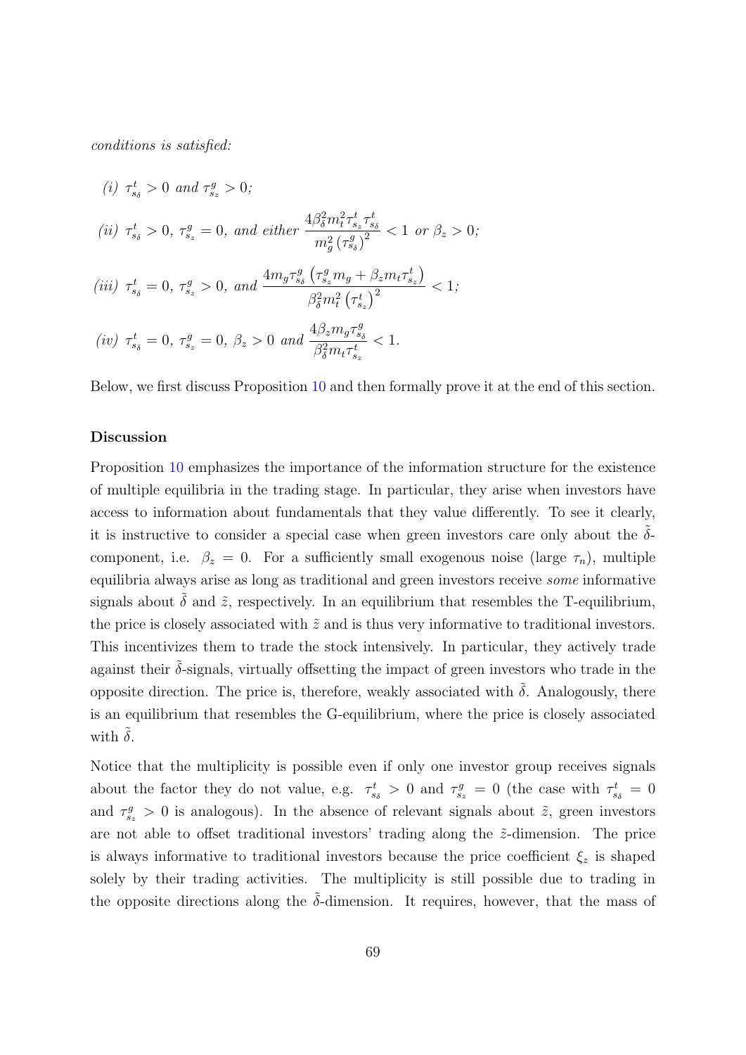*conditions is satisfied:*

*(i)* $\tau^t_{s_\delta} > 0$ *and* $\tau^g_{s_z} > 0$*;*

*(ii)* $\tau^t_{s_\delta} > 0$, $\tau^g_{s_z} = 0$, *and either* $\dfrac{4\beta_\delta^2 m_t^2 \tau^t_{s_z} \tau^t_{s_\delta}}{m_g^2 \left(\tau^g_{s_\delta}\right)^2} < 1$ *or* $\beta_z > 0$*;*

*(iii)* $\tau^t_{s_\delta} = 0$, $\tau^g_{s_z} > 0$, *and* $\dfrac{4 m_g \tau^g_{s_\delta}\left(\tau^g_{s_z} m_g + \beta_z m_t \tau^t_{s_z}\right)}{\beta_\delta^2 m_t^2 \left(\tau^t_{s_z}\right)^2} < 1$*;*

*(iv)* $\tau^t_{s_\delta} = 0$, $\tau^g_{s_z} = 0$, $\beta_z > 0$ *and* $\dfrac{4\beta_z m_g \tau^g_{s_\delta}}{\beta_\delta^2 m_t \tau^t_{s_z}} < 1$.

Below, we first discuss Proposition 10 and then formally prove it at the end of this section.

**Discussion**

Proposition 10 emphasizes the importance of the information structure for the existence of multiple equilibria in the trading stage. In particular, they arise when investors have access to information about fundamentals that they value differently. To see it clearly, it is instructive to consider a special case when green investors care only about the $\tilde{\delta}$-component, i.e. $\beta_z = 0$. For a sufficiently small exogenous noise (large $\tau_n$), multiple equilibria always arise as long as traditional and green investors receive *some* informative signals about $\tilde{\delta}$ and $\tilde{z}$, respectively. In an equilibrium that resembles the T-equilibrium, the price is closely associated with $\tilde{z}$ and is thus very informative to traditional investors. This incentivizes them to trade the stock intensively. In particular, they actively trade against their $\tilde{\delta}$-signals, virtually offsetting the impact of green investors who trade in the opposite direction. The price is, therefore, weakly associated with $\tilde{\delta}$. Analogously, there is an equilibrium that resembles the G-equilibrium, where the price is closely associated with $\tilde{\delta}$.

Notice that the multiplicity is possible even if only one investor group receives signals about the factor they do not value, e.g. $\tau^t_{s_\delta} > 0$ and $\tau^g_{s_z} = 0$ (the case with $\tau^t_{s_\delta} = 0$ and $\tau^g_{s_z} > 0$ is analogous). In the absence of relevant signals about $\tilde{z}$, green investors are not able to offset traditional investors' trading along the $\tilde{z}$-dimension. The price is always informative to traditional investors because the price coefficient $\xi_z$ is shaped solely by their trading activities. The multiplicity is still possible due to trading in the opposite directions along the $\tilde{\delta}$-dimension. It requires, however, that the mass of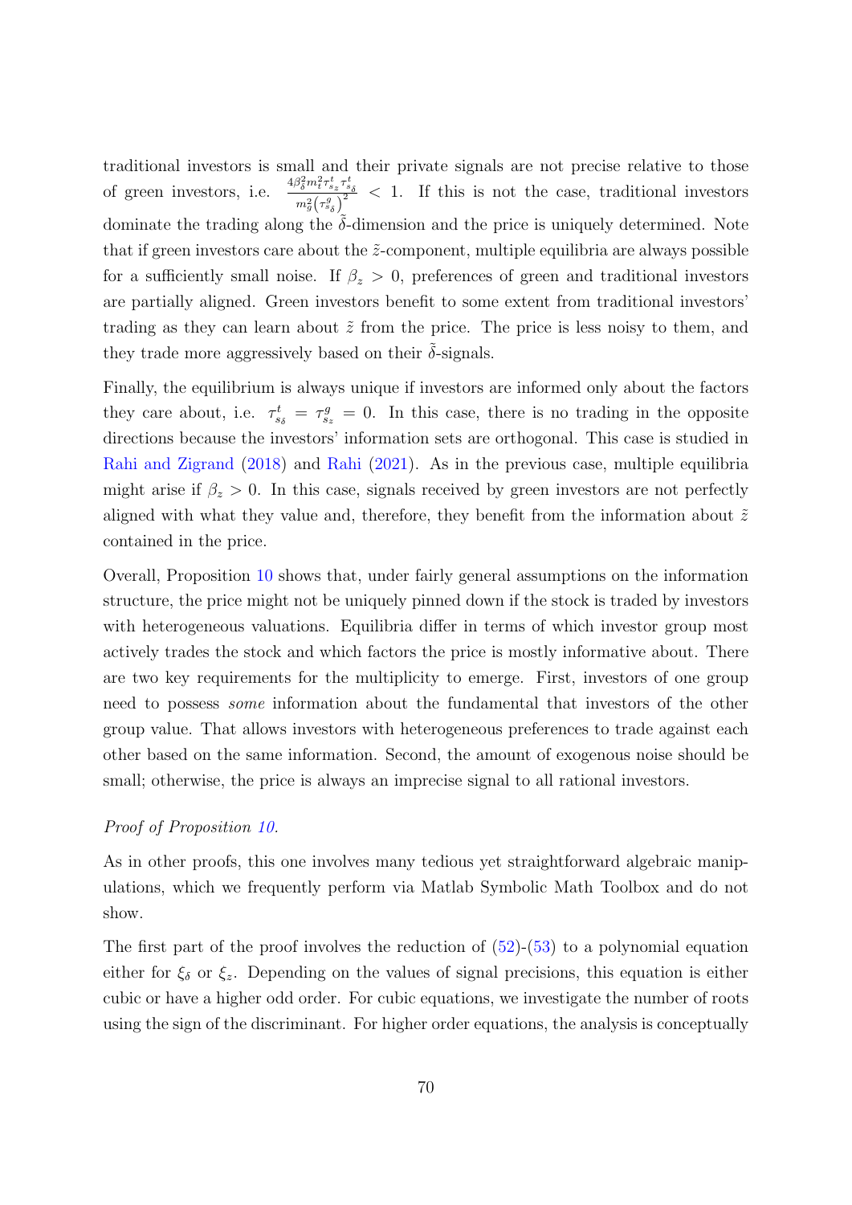traditional investors is small and their private signals are not precise relative to those of green investors, i.e. $\frac{4\beta_\delta^2 m_t^2 \tau_{s_z}^t \tau_{s_\delta}^t}{m_g^2 \left(\tau_{s_\delta}^g\right)^2} < 1$. If this is not the case, traditional investors dominate the trading along the $\tilde{\delta}$-dimension and the price is uniquely determined. Note that if green investors care about the $\tilde{z}$-component, multiple equilibria are always possible for a sufficiently small noise. If $\beta_z > 0$, preferences of green and traditional investors are partially aligned. Green investors benefit to some extent from traditional investors' trading as they can learn about $\tilde{z}$ from the price. The price is less noisy to them, and they trade more aggressively based on their $\tilde{\delta}$-signals.

Finally, the equilibrium is always unique if investors are informed only about the factors they care about, i.e. $\tau_{s_\delta}^t = \tau_{s_z}^g = 0$. In this case, there is no trading in the opposite directions because the investors' information sets are orthogonal. This case is studied in Rahi and Zigrand (2018) and Rahi (2021). As in the previous case, multiple equilibria might arise if $\beta_z > 0$. In this case, signals received by green investors are not perfectly aligned with what they value and, therefore, they benefit from the information about $\tilde{z}$ contained in the price.

Overall, Proposition 10 shows that, under fairly general assumptions on the information structure, the price might not be uniquely pinned down if the stock is traded by investors with heterogeneous valuations. Equilibria differ in terms of which investor group most actively trades the stock and which factors the price is mostly informative about. There are two key requirements for the multiplicity to emerge. First, investors of one group need to possess *some* information about the fundamental that investors of the other group value. That allows investors with heterogeneous preferences to trade against each other based on the same information. Second, the amount of exogenous noise should be small; otherwise, the price is always an imprecise signal to all rational investors.

*Proof of Proposition 10.*

As in other proofs, this one involves many tedious yet straightforward algebraic manipulations, which we frequently perform via Matlab Symbolic Math Toolbox and do not show.

The first part of the proof involves the reduction of (52)-(53) to a polynomial equation either for $\xi_\delta$ or $\xi_z$. Depending on the values of signal precisions, this equation is either cubic or have a higher odd order. For cubic equations, we investigate the number of roots using the sign of the discriminant. For higher order equations, the analysis is conceptually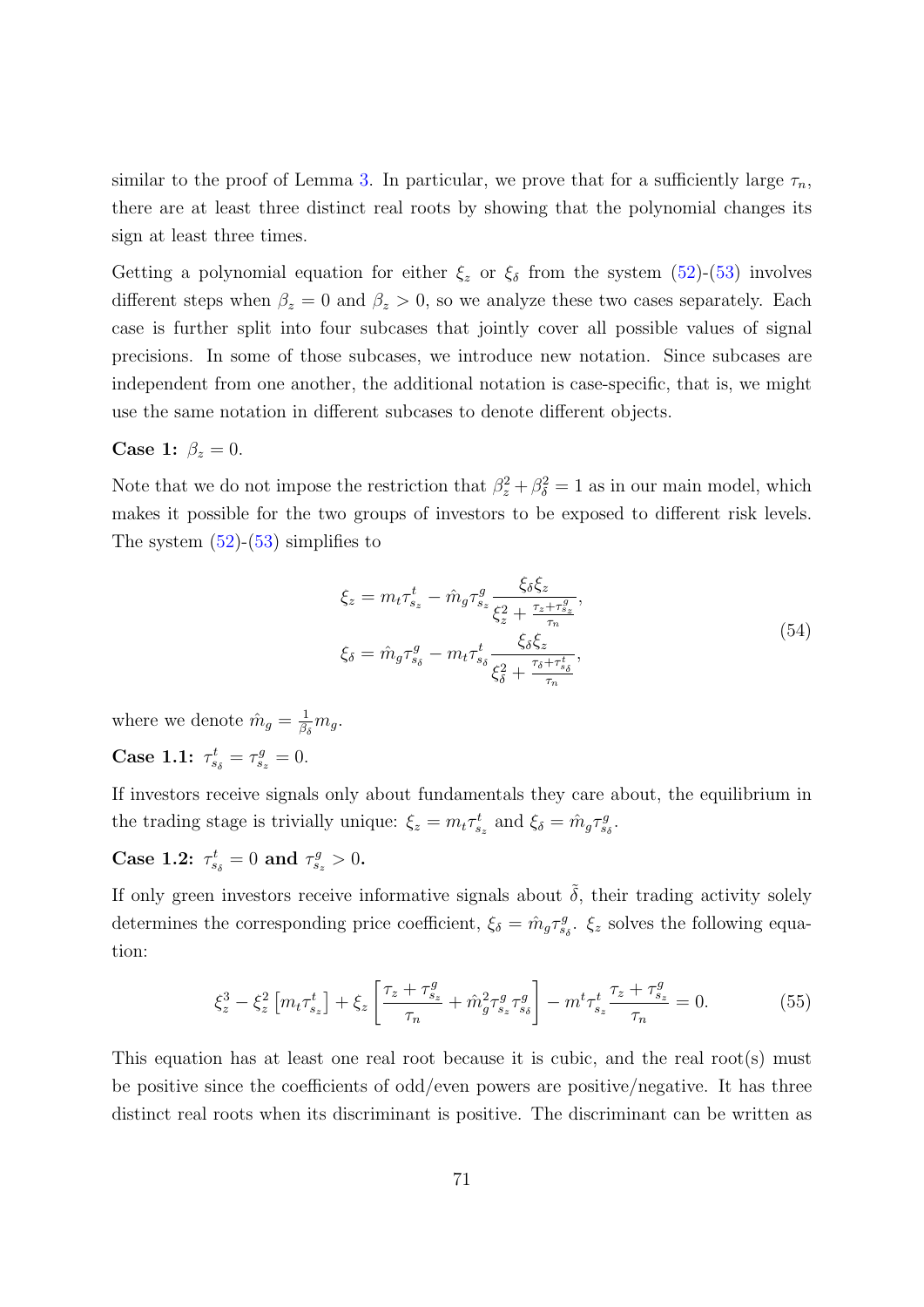similar to the proof of Lemma 3. In particular, we prove that for a sufficiently large $\tau_n$, there are at least three distinct real roots by showing that the polynomial changes its sign at least three times.

Getting a polynomial equation for either $\xi_z$ or $\xi_\delta$ from the system (52)-(53) involves different steps when $\beta_z = 0$ and $\beta_z > 0$, so we analyze these two cases separately. Each case is further split into four subcases that jointly cover all possible values of signal precisions. In some of those subcases, we introduce new notation. Since subcases are independent from one another, the additional notation is case-specific, that is, we might use the same notation in different subcases to denote different objects.

**Case 1:** $\beta_z = 0$.

Note that we do not impose the restriction that $\beta_z^2 + \beta_\delta^2 = 1$ as in our main model, which makes it possible for the two groups of investors to be exposed to different risk levels. The system (52)-(53) simplifies to

$$
\begin{aligned}
\xi_z &= m_t \tau_{s_z}^t - \hat{m}_g \tau_{s_z}^g \frac{\xi_\delta \xi_z}{\xi_z^2 + \frac{\tau_z + \tau_{s_z}^g}{\tau_n}}, \\
\xi_\delta &= \hat{m}_g \tau_{s_\delta}^g - m_t \tau_{s_\delta}^t \frac{\xi_\delta \xi_z}{\xi_\delta^2 + \frac{\tau_\delta + \tau_{s_\delta}^t}{\tau_n}},
\end{aligned}
\tag{54}
$$

where we denote $\hat{m}_g = \frac{1}{\beta_\delta} m_g$.

**Case 1.1:** $\tau_{s_\delta}^t = \tau_{s_z}^g = 0$.

If investors receive signals only about fundamentals they care about, the equilibrium in the trading stage is trivially unique: $\xi_z = m_t \tau_{s_z}^t$ and $\xi_\delta = \hat{m}_g \tau_{s_\delta}^g$.

**Case 1.2:** $\tau_{s_\delta}^t = 0$ **and** $\tau_{s_z}^g > 0$**.**

If only green investors receive informative signals about $\tilde{\delta}$, their trading activity solely determines the corresponding price coefficient, $\xi_\delta = \hat{m}_g \tau_{s_\delta}^g$. $\xi_z$ solves the following equation:

$$
\xi_z^3 - \xi_z^2 \left[ m_t \tau_{s_z}^t \right] + \xi_z \left[ \frac{\tau_z + \tau_{s_z}^g}{\tau_n} + \hat{m}_g^2 \tau_{s_z}^g \tau_{s_\delta}^g \right] - m^t \tau_{s_z}^t \frac{\tau_z + \tau_{s_z}^g}{\tau_n} = 0. \tag{55}
$$

This equation has at least one real root because it is cubic, and the real root(s) must be positive since the coefficients of odd/even powers are positive/negative. It has three distinct real roots when its discriminant is positive. The discriminant can be written as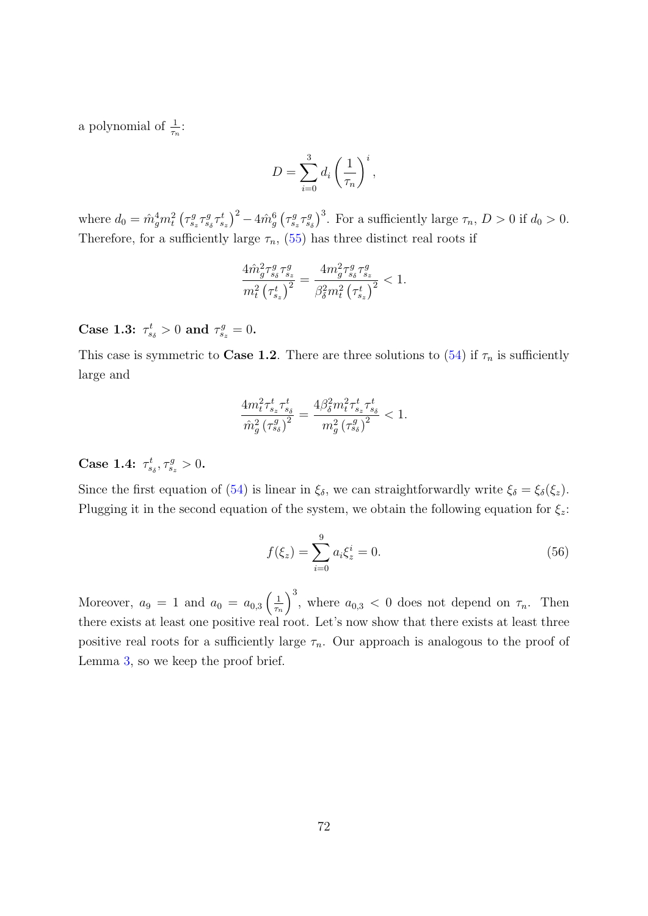a polynomial of $\frac{1}{\tau_n}$:

$$D = \sum_{i=0}^{3} d_i \left(\frac{1}{\tau_n}\right)^i,$$

where $d_0 = \hat{m}_g^4 m_t^2 \left(\tau_{s_z}^g \tau_{s_\delta}^g \tau_{s_z}^t\right)^2 - 4\hat{m}_g^6 \left(\tau_{s_z}^g \tau_{s_\delta}^g\right)^3$. For a sufficiently large $\tau_n$, $D > 0$ if $d_0 > 0$. Therefore, for a sufficiently large $\tau_n$, (55) has three distinct real roots if

$$\frac{4\hat{m}_g^2 \tau_{s_\delta}^g \tau_{s_z}^g}{m_t^2 \left(\tau_{s_z}^t\right)^2} = \frac{4m_g^2 \tau_{s_\delta}^g \tau_{s_z}^g}{\beta_\delta^2 m_t^2 \left(\tau_{s_z}^t\right)^2} < 1.$$

**Case 1.3: $\tau_{s_\delta}^t > 0$ and $\tau_{s_z}^g = 0$.**

This case is symmetric to **Case 1.2**. There are three solutions to (54) if $\tau_n$ is sufficiently large and

$$\frac{4m_t^2 \tau_{s_z}^t \tau_{s_\delta}^t}{\hat{m}_g^2 \left(\tau_{s_\delta}^g\right)^2} = \frac{4\beta_\delta^2 m_t^2 \tau_{s_z}^t \tau_{s_\delta}^t}{m_g^2 \left(\tau_{s_\delta}^g\right)^2} < 1.$$

**Case 1.4: $\tau_{s_\delta}^t, \tau_{s_z}^g > 0$.**

Since the first equation of (54) is linear in $\xi_\delta$, we can straightforwardly write $\xi_\delta = \xi_\delta(\xi_z)$. Plugging it in the second equation of the system, we obtain the following equation for $\xi_z$:

$$f(\xi_z) = \sum_{i=0}^{9} a_i \xi_z^i = 0. \tag{56}$$

Moreover, $a_9 = 1$ and $a_0 = a_{0,3}\left(\frac{1}{\tau_n}\right)^3$, where $a_{0,3} < 0$ does not depend on $\tau_n$. Then there exists at least one positive real root. Let's now show that there exists at least three positive real roots for a sufficiently large $\tau_n$. Our approach is analogous to the proof of Lemma 3, so we keep the proof brief.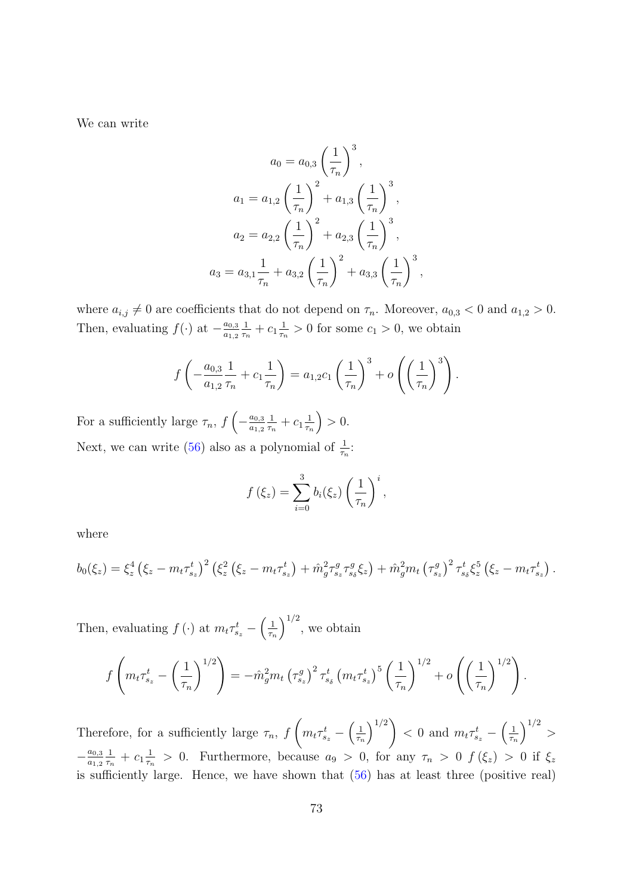We can write

$$a_0 = a_{0,3}\left(\frac{1}{\tau_n}\right)^3,$$

$$a_1 = a_{1,2}\left(\frac{1}{\tau_n}\right)^2 + a_{1,3}\left(\frac{1}{\tau_n}\right)^3,$$

$$a_2 = a_{2,2}\left(\frac{1}{\tau_n}\right)^2 + a_{2,3}\left(\frac{1}{\tau_n}\right)^3,$$

$$a_3 = a_{3,1}\frac{1}{\tau_n} + a_{3,2}\left(\frac{1}{\tau_n}\right)^2 + a_{3,3}\left(\frac{1}{\tau_n}\right)^3,$$

where $a_{i,j} \neq 0$ are coefficients that do not depend on $\tau_n$. Moreover, $a_{0,3} < 0$ and $a_{1,2} > 0$. Then, evaluating $f(\cdot)$ at $-\frac{a_{0,3}}{a_{1,2}}\frac{1}{\tau_n} + c_1\frac{1}{\tau_n} > 0$ for some $c_1 > 0$, we obtain

$$f\left(-\frac{a_{0,3}}{a_{1,2}}\frac{1}{\tau_n} + c_1\frac{1}{\tau_n}\right) = a_{1,2}c_1\left(\frac{1}{\tau_n}\right)^3 + o\left(\left(\frac{1}{\tau_n}\right)^3\right).$$

For a sufficiently large $\tau_n$, $f\left(-\frac{a_{0,3}}{a_{1,2}}\frac{1}{\tau_n} + c_1\frac{1}{\tau_n}\right) > 0$.

Next, we can write (56) also as a polynomial of $\frac{1}{\tau_n}$:

$$f(\xi_z) = \sum_{i=0}^{3} b_i(\xi_z)\left(\frac{1}{\tau_n}\right)^i,$$

where

$$b_0(\xi_z) = \xi_z^4\left(\xi_z - m_t\tau_{s_z}^t\right)^2\left(\xi_z^2\left(\xi_z - m_t\tau_{s_z}^t\right) + \hat{m}_g^2\tau_{s_z}^g\tau_{s_\delta}^g\xi_z\right) + \hat{m}_g^2 m_t\left(\tau_{s_z}^g\right)^2\tau_{s_\delta}^t\xi_z^5\left(\xi_z - m_t\tau_{s_z}^t\right).$$

Then, evaluating $f(\cdot)$ at $m_t\tau_{s_z}^t - \left(\frac{1}{\tau_n}\right)^{1/2}$, we obtain

$$f\left(m_t\tau_{s_z}^t - \left(\frac{1}{\tau_n}\right)^{1/2}\right) = -\hat{m}_g^2 m_t\left(\tau_{s_z}^g\right)^2\tau_{s_\delta}^t\left(m_t\tau_{s_z}^t\right)^5\left(\frac{1}{\tau_n}\right)^{1/2} + o\left(\left(\frac{1}{\tau_n}\right)^{1/2}\right).$$

Therefore, for a sufficiently large $\tau_n$, $f\left(m_t\tau_{s_z}^t - \left(\frac{1}{\tau_n}\right)^{1/2}\right) < 0$ and $m_t\tau_{s_z}^t - \left(\frac{1}{\tau_n}\right)^{1/2} > -\frac{a_{0,3}}{a_{1,2}}\frac{1}{\tau_n} + c_1\frac{1}{\tau_n} > 0$. Furthermore, because $a_9 > 0$, for any $\tau_n > 0$ $f(\xi_z) > 0$ if $\xi_z$ is sufficiently large. Hence, we have shown that (56) has at least three (positive real)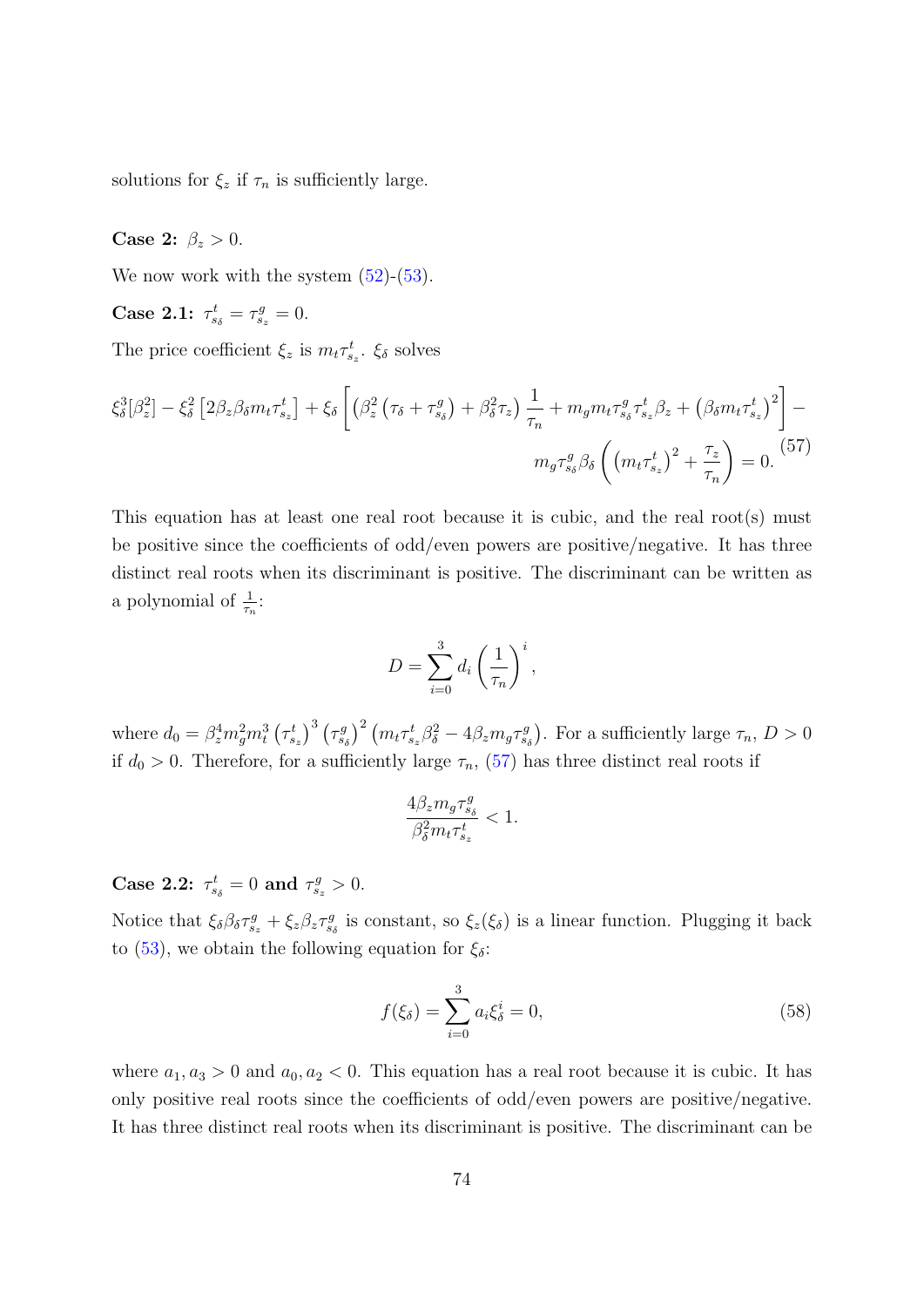solutions for $\xi_z$ if $\tau_n$ is sufficiently large.

**Case 2:** $\beta_z > 0$.

We now work with the system (52)-(53).

**Case 2.1:** $\tau^t_{s_\delta} = \tau^g_{s_z} = 0$.

The price coefficient $\xi_z$ is $m_t\tau^t_{s_z}$. $\xi_\delta$ solves

$$\xi_\delta^3[\beta_z^2] - \xi_\delta^2\left[2\beta_z\beta_\delta m_t\tau^t_{s_z}\right] + \xi_\delta\left[\left(\beta_z^2\left(\tau_\delta + \tau^g_{s_\delta}\right) + \beta_\delta^2\tau_z\right)\frac{1}{\tau_n} + m_g m_t \tau^g_{s_\delta}\tau^t_{s_z}\beta_z + \left(\beta_\delta m_t\tau^t_{s_z}\right)^2\right] - m_g\tau^g_{s_\delta}\beta_\delta\left(\left(m_t\tau^t_{s_z}\right)^2 + \frac{\tau_z}{\tau_n}\right) = 0. \tag{57}$$

This equation has at least one real root because it is cubic, and the real root(s) must be positive since the coefficients of odd/even powers are positive/negative. It has three distinct real roots when its discriminant is positive. The discriminant can be written as a polynomial of $\frac{1}{\tau_n}$:

$$D = \sum_{i=0}^{3} d_i\left(\frac{1}{\tau_n}\right)^i,$$

where $d_0 = \beta_z^4 m_g^2 m_t^3\left(\tau^t_{s_z}\right)^3\left(\tau^g_{s_\delta}\right)^2\left(m_t\tau^t_{s_z}\beta_\delta^2 - 4\beta_z m_g\tau^g_{s_\delta}\right)$. For a sufficiently large $\tau_n$, $D > 0$ if $d_0 > 0$. Therefore, for a sufficiently large $\tau_n$, (57) has three distinct real roots if

$$\frac{4\beta_z m_g\tau^g_{s_\delta}}{\beta_\delta^2 m_t\tau^t_{s_z}} < 1.$$

**Case 2.2:** $\tau^t_{s_\delta} = 0$ **and** $\tau^g_{s_z} > 0$.

Notice that $\xi_\delta\beta_\delta\tau^g_{s_z} + \xi_z\beta_z\tau^g_{s_\delta}$ is constant, so $\xi_z(\xi_\delta)$ is a linear function. Plugging it back to (53), we obtain the following equation for $\xi_\delta$:

$$f(\xi_\delta) = \sum_{i=0}^{3} a_i\xi_\delta^i = 0, \tag{58}$$

where $a_1, a_3 > 0$ and $a_0, a_2 < 0$. This equation has a real root because it is cubic. It has only positive real roots since the coefficients of odd/even powers are positive/negative. It has three distinct real roots when its discriminant is positive. The discriminant can be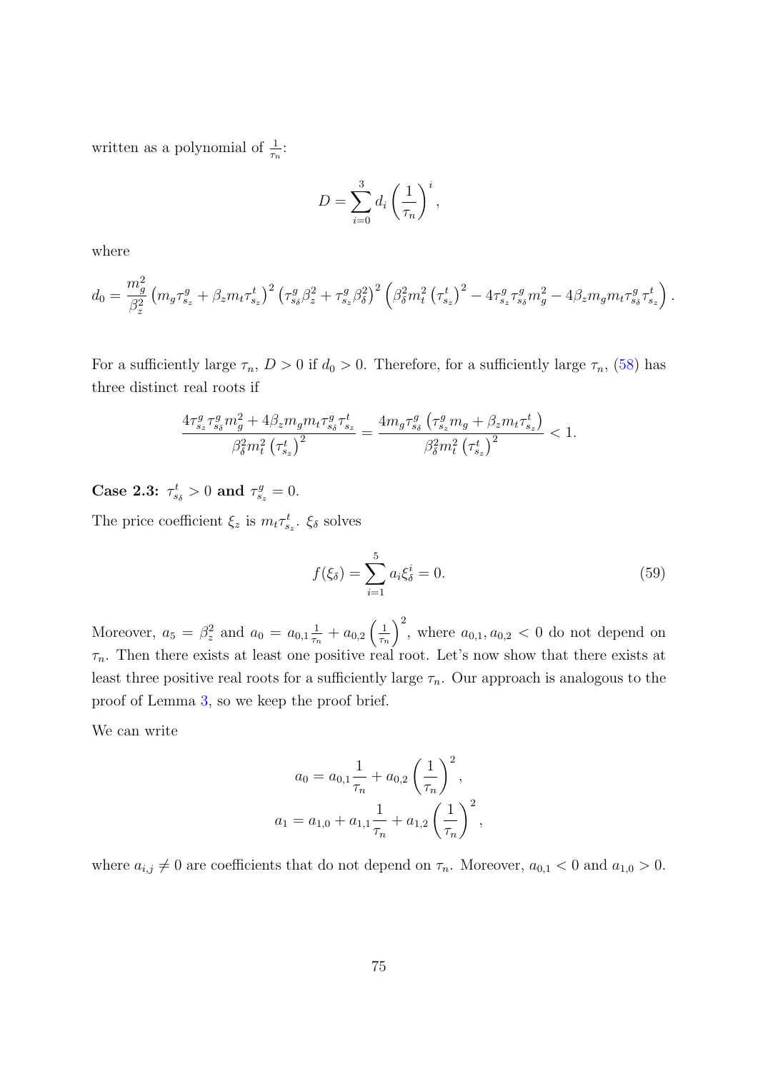written as a polynomial of $\frac{1}{\tau_n}$:

$$D = \sum_{i=0}^{3} d_i \left(\frac{1}{\tau_n}\right)^i,$$

where

$$d_0 = \frac{m_g^2}{\beta_z^2}\left(m_g \tau_{s_z}^g + \beta_z m_t \tau_{s_z}^t\right)^2 \left(\tau_{s_\delta}^g \beta_z^2 + \tau_{s_z}^g \beta_\delta^2\right)^2 \left(\beta_\delta^2 m_t^2 \left(\tau_{s_z}^t\right)^2 - 4\tau_{s_z}^g \tau_{s_\delta}^g m_g^2 - 4\beta_z m_g m_t \tau_{s_\delta}^g \tau_{s_z}^t\right).$$

For a sufficiently large $\tau_n$, $D > 0$ if $d_0 > 0$. Therefore, for a sufficiently large $\tau_n$, (58) has three distinct real roots if

$$\frac{4\tau_{s_z}^g \tau_{s_\delta}^g m_g^2 + 4\beta_z m_g m_t \tau_{s_\delta}^g \tau_{s_z}^t}{\beta_\delta^2 m_t^2 \left(\tau_{s_z}^t\right)^2} = \frac{4 m_g \tau_{s_\delta}^g \left(\tau_{s_z}^g m_g + \beta_z m_t \tau_{s_z}^t\right)}{\beta_\delta^2 m_t^2 \left(\tau_{s_z}^t\right)^2} < 1.$$

**Case 2.3: $\tau_{s_\delta}^t > 0$ and $\tau_{s_z}^g = 0$.**

The price coefficient $\xi_z$ is $m_t \tau_{s_z}^t$. $\xi_\delta$ solves

$$f(\xi_\delta) = \sum_{i=1}^{5} a_i \xi_\delta^i = 0. \tag{59}$$

Moreover, $a_5 = \beta_z^2$ and $a_0 = a_{0,1}\frac{1}{\tau_n} + a_{0,2}\left(\frac{1}{\tau_n}\right)^2$, where $a_{0,1}, a_{0,2} < 0$ do not depend on $\tau_n$. Then there exists at least one positive real root. Let's now show that there exists at least three positive real roots for a sufficiently large $\tau_n$. Our approach is analogous to the proof of Lemma 3, so we keep the proof brief.

We can write

$$a_0 = a_{0,1}\frac{1}{\tau_n} + a_{0,2}\left(\frac{1}{\tau_n}\right)^2,$$
$$a_1 = a_{1,0} + a_{1,1}\frac{1}{\tau_n} + a_{1,2}\left(\frac{1}{\tau_n}\right)^2,$$

where $a_{i,j} \neq 0$ are coefficients that do not depend on $\tau_n$. Moreover, $a_{0,1} < 0$ and $a_{1,0} > 0$.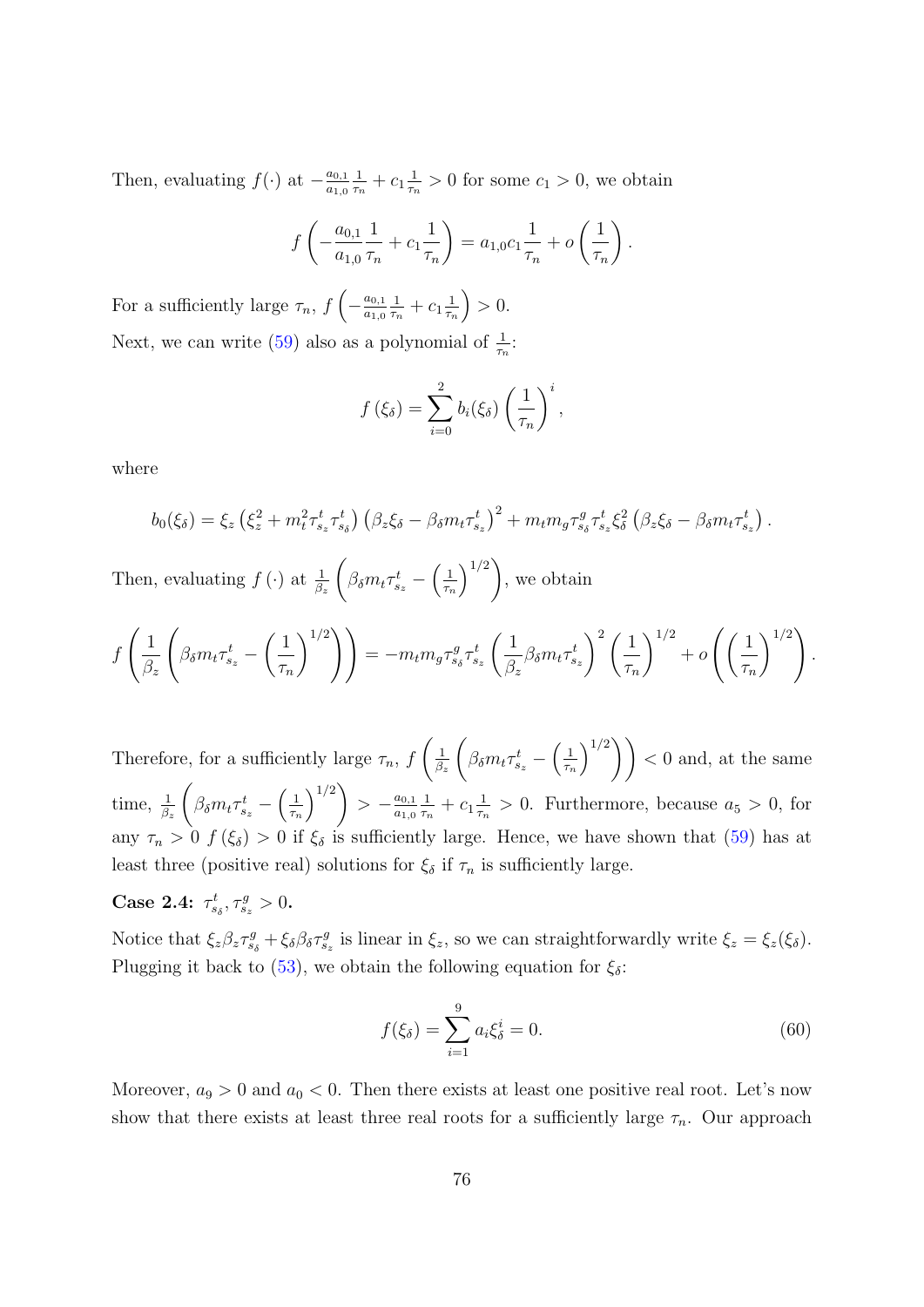Then, evaluating $f(\cdot)$ at $-\frac{a_{0,1}}{a_{1,0}}\frac{1}{\tau_n} + c_1\frac{1}{\tau_n} > 0$ for some $c_1 > 0$, we obtain

$$f\left(-\frac{a_{0,1}}{a_{1,0}}\frac{1}{\tau_n} + c_1\frac{1}{\tau_n}\right) = a_{1,0}c_1\frac{1}{\tau_n} + o\left(\frac{1}{\tau_n}\right).$$

For a sufficiently large $\tau_n$, $f\left(-\frac{a_{0,1}}{a_{1,0}}\frac{1}{\tau_n} + c_1\frac{1}{\tau_n}\right) > 0$.

Next, we can write (59) also as a polynomial of $\frac{1}{\tau_n}$:

$$f\left(\xi_\delta\right) = \sum_{i=0}^{2} b_i(\xi_\delta)\left(\frac{1}{\tau_n}\right)^i,$$

where

$$b_0(\xi_\delta) = \xi_z\left(\xi_z^2 + m_t^2\tau_{s_z}^t\tau_{s_\delta}^t\right)\left(\beta_z\xi_\delta - \beta_\delta m_t\tau_{s_z}^t\right)^2 + m_t m_g\tau_{s_\delta}^g\tau_{s_z}^t\xi_\delta^2\left(\beta_z\xi_\delta - \beta_\delta m_t\tau_{s_z}^t\right).$$

Then, evaluating $f\left(\cdot\right)$ at $\frac{1}{\beta_z}\left(\beta_\delta m_t\tau_{s_z}^t - \left(\frac{1}{\tau_n}\right)^{1/2}\right)$, we obtain

$$f\left(\frac{1}{\beta_z}\left(\beta_\delta m_t\tau_{s_z}^t - \left(\frac{1}{\tau_n}\right)^{1/2}\right)\right) = -m_t m_g\tau_{s_\delta}^g\tau_{s_z}^t\left(\frac{1}{\beta_z}\beta_\delta m_t\tau_{s_z}^t\right)^2\left(\frac{1}{\tau_n}\right)^{1/2} + o\left(\left(\frac{1}{\tau_n}\right)^{1/2}\right).$$

Therefore, for a sufficiently large $\tau_n$, $f\left(\frac{1}{\beta_z}\left(\beta_\delta m_t\tau_{s_z}^t - \left(\frac{1}{\tau_n}\right)^{1/2}\right)\right) < 0$ and, at the same time, $\frac{1}{\beta_z}\left(\beta_\delta m_t\tau_{s_z}^t - \left(\frac{1}{\tau_n}\right)^{1/2}\right) > -\frac{a_{0,1}}{a_{1,0}}\frac{1}{\tau_n} + c_1\frac{1}{\tau_n} > 0$. Furthermore, because $a_5 > 0$, for any $\tau_n > 0$ $f\left(\xi_\delta\right) > 0$ if $\xi_\delta$ is sufficiently large. Hence, we have shown that (59) has at least three (positive real) solutions for $\xi_\delta$ if $\tau_n$ is sufficiently large.

**Case 2.4: $\tau_{s_\delta}^t, \tau_{s_z}^g > 0$.**

Notice that $\xi_z\beta_z\tau_{s_\delta}^g + \xi_\delta\beta_\delta\tau_{s_z}^g$ is linear in $\xi_z$, so we can straightforwardly write $\xi_z = \xi_z(\xi_\delta)$. Plugging it back to (53), we obtain the following equation for $\xi_\delta$:

$$f(\xi_\delta) = \sum_{i=1}^{9} a_i\xi_\delta^i = 0. \tag{60}$$

Moreover, $a_9 > 0$ and $a_0 < 0$. Then there exists at least one positive real root. Let's now show that there exists at least three real roots for a sufficiently large $\tau_n$. Our approach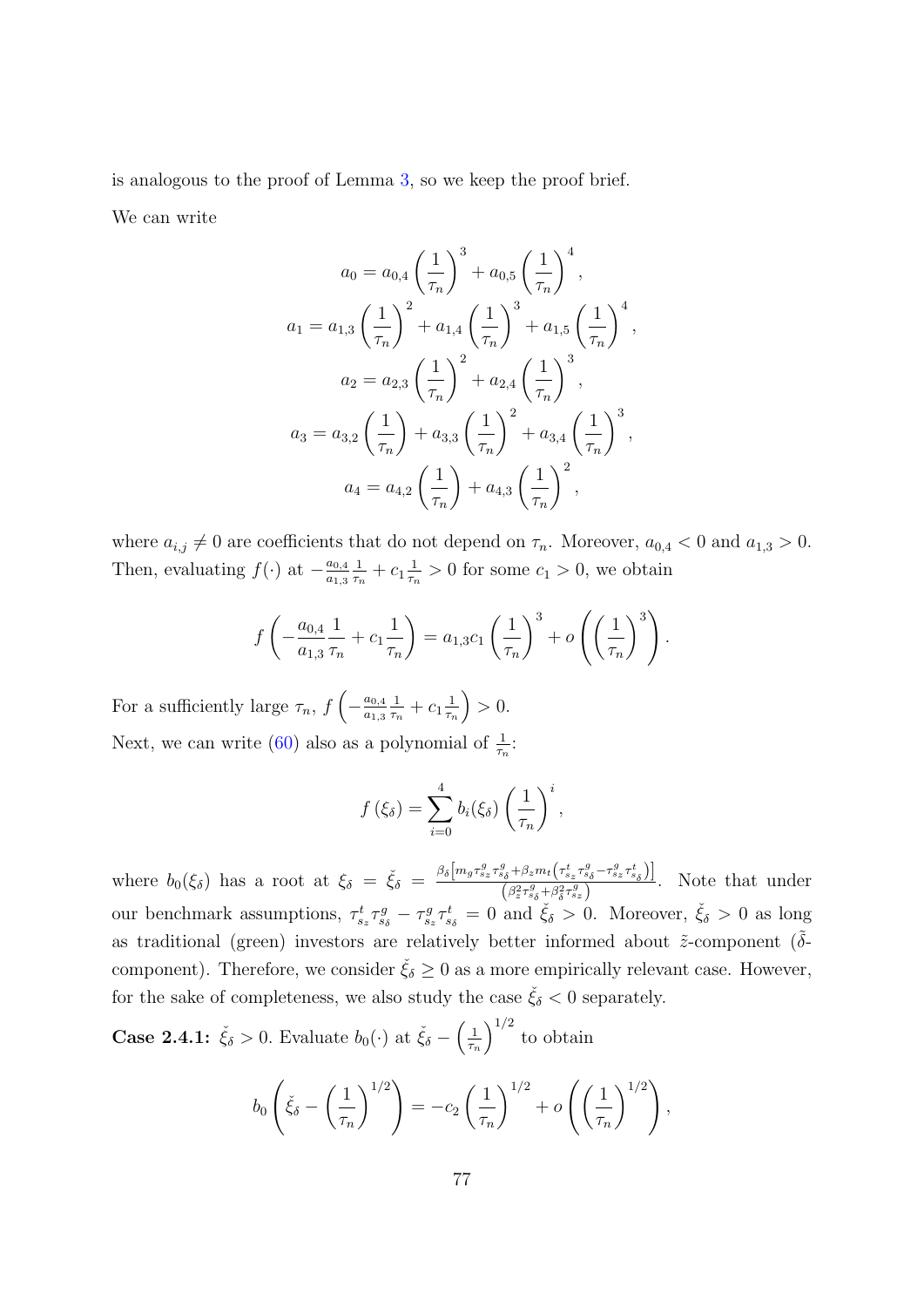is analogous to the proof of Lemma 3, so we keep the proof brief.

We can write

$$a_0 = a_{0,4}\left(\frac{1}{\tau_n}\right)^3 + a_{0,5}\left(\frac{1}{\tau_n}\right)^4,$$

$$a_1 = a_{1,3}\left(\frac{1}{\tau_n}\right)^2 + a_{1,4}\left(\frac{1}{\tau_n}\right)^3 + a_{1,5}\left(\frac{1}{\tau_n}\right)^4,$$

$$a_2 = a_{2,3}\left(\frac{1}{\tau_n}\right)^2 + a_{2,4}\left(\frac{1}{\tau_n}\right)^3,$$

$$a_3 = a_{3,2}\left(\frac{1}{\tau_n}\right) + a_{3,3}\left(\frac{1}{\tau_n}\right)^2 + a_{3,4}\left(\frac{1}{\tau_n}\right)^3,$$

$$a_4 = a_{4,2}\left(\frac{1}{\tau_n}\right) + a_{4,3}\left(\frac{1}{\tau_n}\right)^2,$$

where $a_{i,j} \neq 0$ are coefficients that do not depend on $\tau_n$. Moreover, $a_{0,4} < 0$ and $a_{1,3} > 0$. Then, evaluating $f(\cdot)$ at $-\frac{a_{0,4}}{a_{1,3}}\frac{1}{\tau_n} + c_1\frac{1}{\tau_n} > 0$ for some $c_1 > 0$, we obtain

$$f\left(-\frac{a_{0,4}}{a_{1,3}}\frac{1}{\tau_n} + c_1\frac{1}{\tau_n}\right) = a_{1,3}c_1\left(\frac{1}{\tau_n}\right)^3 + o\left(\left(\frac{1}{\tau_n}\right)^3\right).$$

For a sufficiently large $\tau_n$, $f\left(-\frac{a_{0,4}}{a_{1,3}}\frac{1}{\tau_n} + c_1\frac{1}{\tau_n}\right) > 0$.

Next, we can write (60) also as a polynomial of $\frac{1}{\tau_n}$:

$$f(\xi_\delta) = \sum_{i=0}^{4} b_i(\xi_\delta)\left(\frac{1}{\tau_n}\right)^i,$$

where $b_0(\xi_\delta)$ has a root at $\xi_\delta = \check{\xi}_\delta = \frac{\beta_\delta\left[m_g\tau_{s_z}^g\tau_{s_\delta}^g + \beta_z m_t\left(\tau_{s_z}^t\tau_{s_\delta}^g - \tau_{s_z}^g\tau_{s_\delta}^t\right)\right]}{\left(\beta_z^2\tau_{s_\delta}^g + \beta_\delta^2\tau_{s_z}^g\right)}$. Note that under our benchmark assumptions, $\tau_{s_z}^t\tau_{s_\delta}^g - \tau_{s_z}^g\tau_{s_\delta}^t = 0$ and $\check{\xi}_\delta > 0$. Moreover, $\check{\xi}_\delta > 0$ as long as traditional (green) investors are relatively better informed about $\tilde{z}$-component ($\tilde{\delta}$-component). Therefore, we consider $\check{\xi}_\delta \geq 0$ as a more empirically relevant case. However, for the sake of completeness, we also study the case $\check{\xi}_\delta < 0$ separately.

**Case 2.4.1:** $\check{\xi}_\delta > 0$. Evaluate $b_0(\cdot)$ at $\check{\xi}_\delta - \left(\frac{1}{\tau_n}\right)^{1/2}$ to obtain

$$b_0\left(\check{\xi}_\delta - \left(\frac{1}{\tau_n}\right)^{1/2}\right) = -c_2\left(\frac{1}{\tau_n}\right)^{1/2} + o\left(\left(\frac{1}{\tau_n}\right)^{1/2}\right),$$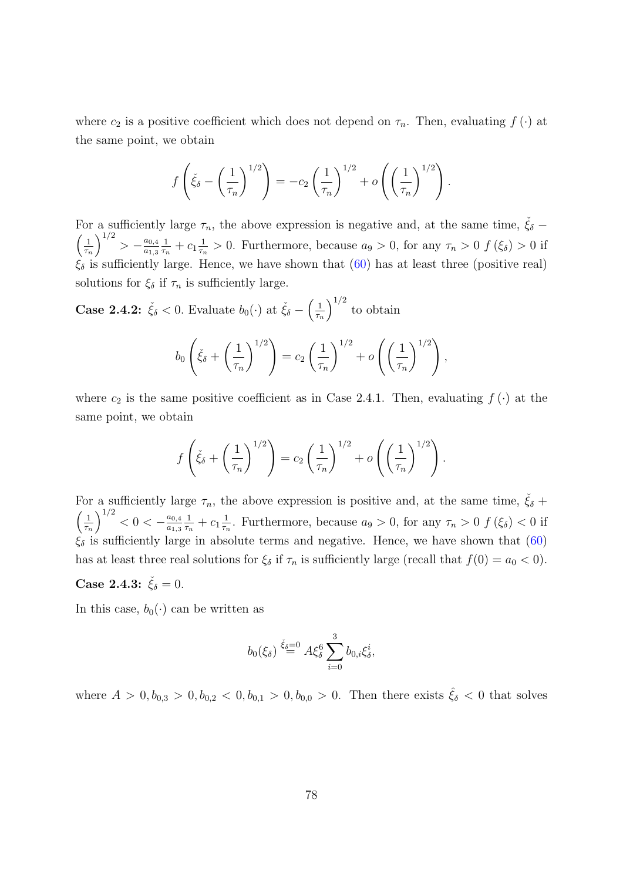where $c_2$ is a positive coefficient which does not depend on $\tau_n$. Then, evaluating $f(\cdot)$ at the same point, we obtain

$$f\left(\check{\xi}_\delta - \left(\frac{1}{\tau_n}\right)^{1/2}\right) = -c_2\left(\frac{1}{\tau_n}\right)^{1/2} + o\left(\left(\frac{1}{\tau_n}\right)^{1/2}\right).$$

For a sufficiently large $\tau_n$, the above expression is negative and, at the same time, $\check{\xi}_\delta - \left(\frac{1}{\tau_n}\right)^{1/2} > -\frac{a_{0,4}}{a_{1,3}}\frac{1}{\tau_n} + c_1\frac{1}{\tau_n} > 0$. Furthermore, because $a_9 > 0$, for any $\tau_n > 0$ $f(\xi_\delta) > 0$ if $\xi_\delta$ is sufficiently large. Hence, we have shown that (60) has at least three (positive real) solutions for $\xi_\delta$ if $\tau_n$ is sufficiently large.

**Case 2.4.2:** $\check{\xi}_\delta < 0$. Evaluate $b_0(\cdot)$ at $\check{\xi}_\delta - \left(\frac{1}{\tau_n}\right)^{1/2}$ to obtain

$$b_0\left(\check{\xi}_\delta + \left(\frac{1}{\tau_n}\right)^{1/2}\right) = c_2\left(\frac{1}{\tau_n}\right)^{1/2} + o\left(\left(\frac{1}{\tau_n}\right)^{1/2}\right),$$

where $c_2$ is the same positive coefficient as in Case 2.4.1. Then, evaluating $f(\cdot)$ at the same point, we obtain

$$f\left(\check{\xi}_\delta + \left(\frac{1}{\tau_n}\right)^{1/2}\right) = c_2\left(\frac{1}{\tau_n}\right)^{1/2} + o\left(\left(\frac{1}{\tau_n}\right)^{1/2}\right).$$

For a sufficiently large $\tau_n$, the above expression is positive and, at the same time, $\check{\xi}_\delta + \left(\frac{1}{\tau_n}\right)^{1/2} < 0 < -\frac{a_{0,4}}{a_{1,3}}\frac{1}{\tau_n} + c_1\frac{1}{\tau_n}$. Furthermore, because $a_9 > 0$, for any $\tau_n > 0$ $f(\xi_\delta) < 0$ if $\xi_\delta$ is sufficiently large in absolute terms and negative. Hence, we have shown that (60) has at least three real solutions for $\xi_\delta$ if $\tau_n$ is sufficiently large (recall that $f(0) = a_0 < 0$).

**Case 2.4.3:** $\check{\xi}_\delta = 0$.

In this case, $b_0(\cdot)$ can be written as

$$b_0(\xi_\delta) \overset{\check{\xi}_\delta=0}{=} A\xi_\delta^6 \sum_{i=0}^{3} b_{0,i}\xi_\delta^i,$$

where $A > 0, b_{0,3} > 0, b_{0,2} < 0, b_{0,1} > 0, b_{0,0} > 0$. Then there exists $\hat{\xi}_\delta < 0$ that solves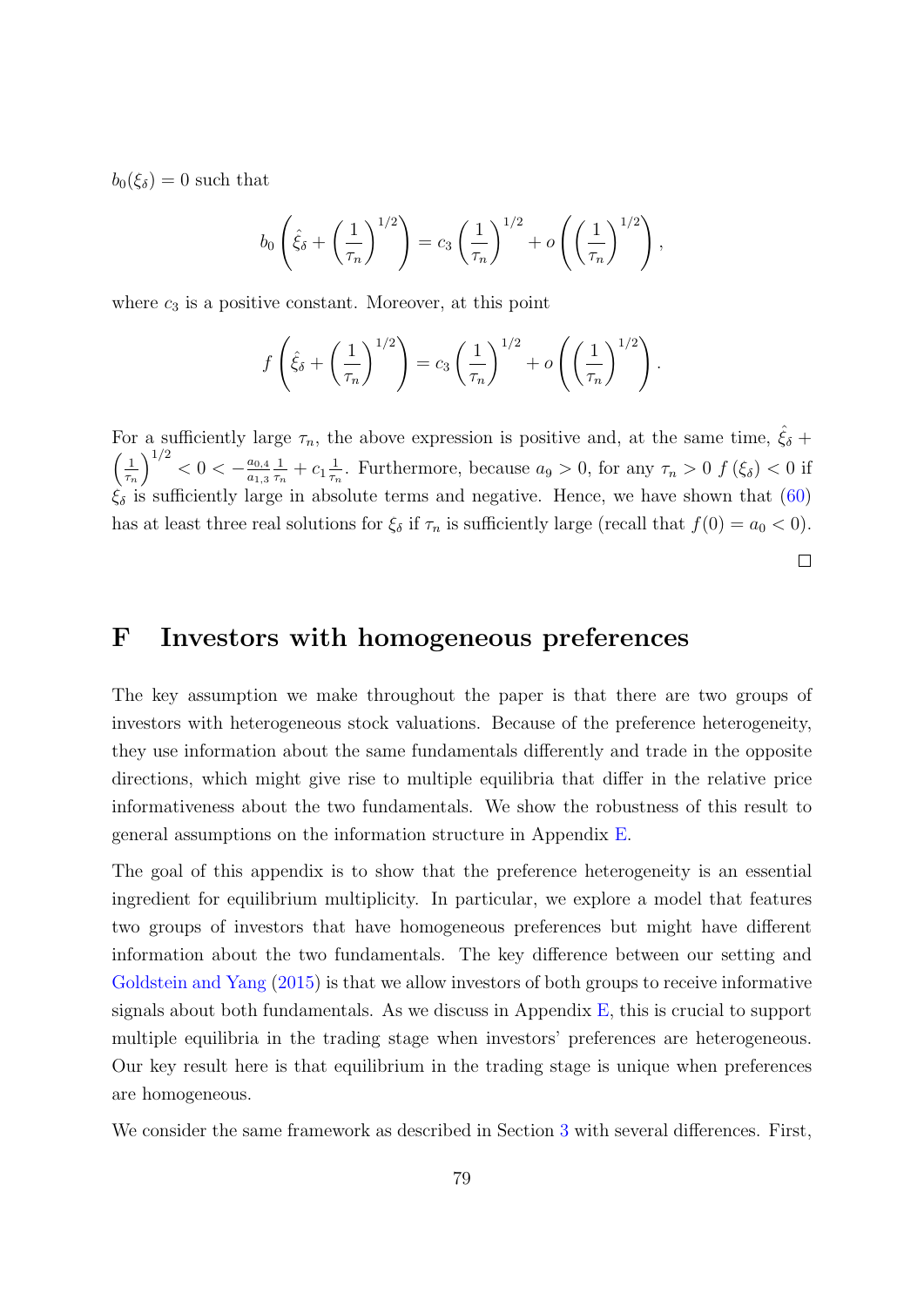$b_0(\xi_\delta) = 0$ such that

$$b_0\left(\hat{\xi}_\delta + \left(\frac{1}{\tau_n}\right)^{1/2}\right) = c_3\left(\frac{1}{\tau_n}\right)^{1/2} + o\left(\left(\frac{1}{\tau_n}\right)^{1/2}\right),$$

where $c_3$ is a positive constant. Moreover, at this point

$$f\left(\hat{\xi}_\delta + \left(\frac{1}{\tau_n}\right)^{1/2}\right) = c_3\left(\frac{1}{\tau_n}\right)^{1/2} + o\left(\left(\frac{1}{\tau_n}\right)^{1/2}\right).$$

For a sufficiently large $\tau_n$, the above expression is positive and, at the same time, $\hat{\xi}_\delta + \left(\frac{1}{\tau_n}\right)^{1/2} < 0 < -\frac{a_{0,4}}{a_{1,3}}\frac{1}{\tau_n} + c_1\frac{1}{\tau_n}$. Furthermore, because $a_9 > 0$, for any $\tau_n > 0$ $f(\xi_\delta) < 0$ if $\xi_\delta$ is sufficiently large in absolute terms and negative. Hence, we have shown that (60) has at least three real solutions for $\xi_\delta$ if $\tau_n$ is sufficiently large (recall that $f(0) = a_0 < 0$).

□

# F Investors with homogeneous preferences

The key assumption we make throughout the paper is that there are two groups of investors with heterogeneous stock valuations. Because of the preference heterogeneity, they use information about the same fundamentals differently and trade in the opposite directions, which might give rise to multiple equilibria that differ in the relative price informativeness about the two fundamentals. We show the robustness of this result to general assumptions on the information structure in Appendix E.

The goal of this appendix is to show that the preference heterogeneity is an essential ingredient for equilibrium multiplicity. In particular, we explore a model that features two groups of investors that have homogeneous preferences but might have different information about the two fundamentals. The key difference between our setting and Goldstein and Yang (2015) is that we allow investors of both groups to receive informative signals about both fundamentals. As we discuss in Appendix E, this is crucial to support multiple equilibria in the trading stage when investors' preferences are heterogeneous. Our key result here is that equilibrium in the trading stage is unique when preferences are homogeneous.

We consider the same framework as described in Section 3 with several differences. First,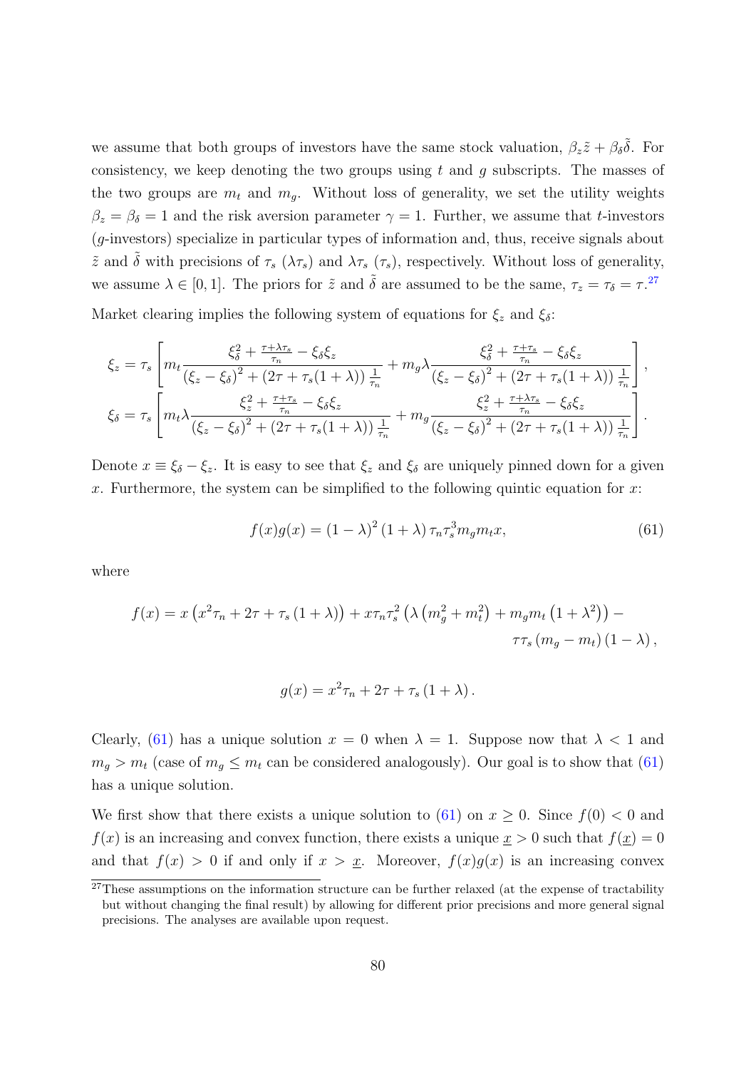we assume that both groups of investors have the same stock valuation, $\beta_z \tilde{z} + \beta_\delta \tilde{\delta}$. For consistency, we keep denoting the two groups using $t$ and $g$ subscripts. The masses of the two groups are $m_t$ and $m_g$. Without loss of generality, we set the utility weights $\beta_z = \beta_\delta = 1$ and the risk aversion parameter $\gamma = 1$. Further, we assume that $t$-investors ($g$-investors) specialize in particular types of information and, thus, receive signals about $\tilde{z}$ and $\tilde{\delta}$ with precisions of $\tau_s$ ($\lambda\tau_s$) and $\lambda\tau_s$ ($\tau_s$), respectively. Without loss of generality, we assume $\lambda \in [0, 1]$. The priors for $\tilde{z}$ and $\tilde{\delta}$ are assumed to be the same, $\tau_z = \tau_\delta = \tau$.[27]

Market clearing implies the following system of equations for $\xi_z$ and $\xi_\delta$:

$$\xi_z = \tau_s \left[ m_t \frac{\xi_\delta^2 + \frac{\tau + \lambda\tau_s}{\tau_n} - \xi_\delta \xi_z}{\left(\xi_z - \xi_\delta\right)^2 + \left(2\tau + \tau_s(1+\lambda)\right)\frac{1}{\tau_n}} + m_g \lambda \frac{\xi_\delta^2 + \frac{\tau + \tau_s}{\tau_n} - \xi_\delta \xi_z}{\left(\xi_z - \xi_\delta\right)^2 + \left(2\tau + \tau_s(1+\lambda)\right)\frac{1}{\tau_n}} \right],$$

$$\xi_\delta = \tau_s \left[ m_t \lambda \frac{\xi_z^2 + \frac{\tau + \tau_s}{\tau_n} - \xi_\delta \xi_z}{\left(\xi_z - \xi_\delta\right)^2 + \left(2\tau + \tau_s(1+\lambda)\right)\frac{1}{\tau_n}} + m_g \frac{\xi_z^2 + \frac{\tau + \lambda\tau_s}{\tau_n} - \xi_\delta \xi_z}{\left(\xi_z - \xi_\delta\right)^2 + \left(2\tau + \tau_s(1+\lambda)\right)\frac{1}{\tau_n}} \right].$$

Denote $x \equiv \xi_\delta - \xi_z$. It is easy to see that $\xi_z$ and $\xi_\delta$ are uniquely pinned down for a given $x$. Furthermore, the system can be simplified to the following quintic equation for $x$:

$$f(x)g(x) = (1-\lambda)^2 (1+\lambda)\, \tau_n \tau_s^3 m_g m_t x, \tag{61}$$

where

$$f(x) = x\left(x^2\tau_n + 2\tau + \tau_s(1+\lambda)\right) + x\tau_n\tau_s^2\left(\lambda\left(m_g^2 + m_t^2\right) + m_g m_t\left(1+\lambda^2\right)\right) - \tau\tau_s\left(m_g - m_t\right)(1-\lambda),$$

$$g(x) = x^2\tau_n + 2\tau + \tau_s(1+\lambda).$$

Clearly, (61) has a unique solution $x = 0$ when $\lambda = 1$. Suppose now that $\lambda < 1$ and $m_g > m_t$ (case of $m_g \leq m_t$ can be considered analogously). Our goal is to show that (61) has a unique solution.

We first show that there exists a unique solution to (61) on $x \geq 0$. Since $f(0) < 0$ and $f(x)$ is an increasing and convex function, there exists a unique $\underline{x} > 0$ such that $f(\underline{x}) = 0$ and that $f(x) > 0$ if and only if $x > \underline{x}$. Moreover, $f(x)g(x)$ is an increasing convex

[27] These assumptions on the information structure can be further relaxed (at the expense of tractability but without changing the final result) by allowing for different prior precisions and more general signal precisions. The analyses are available upon request.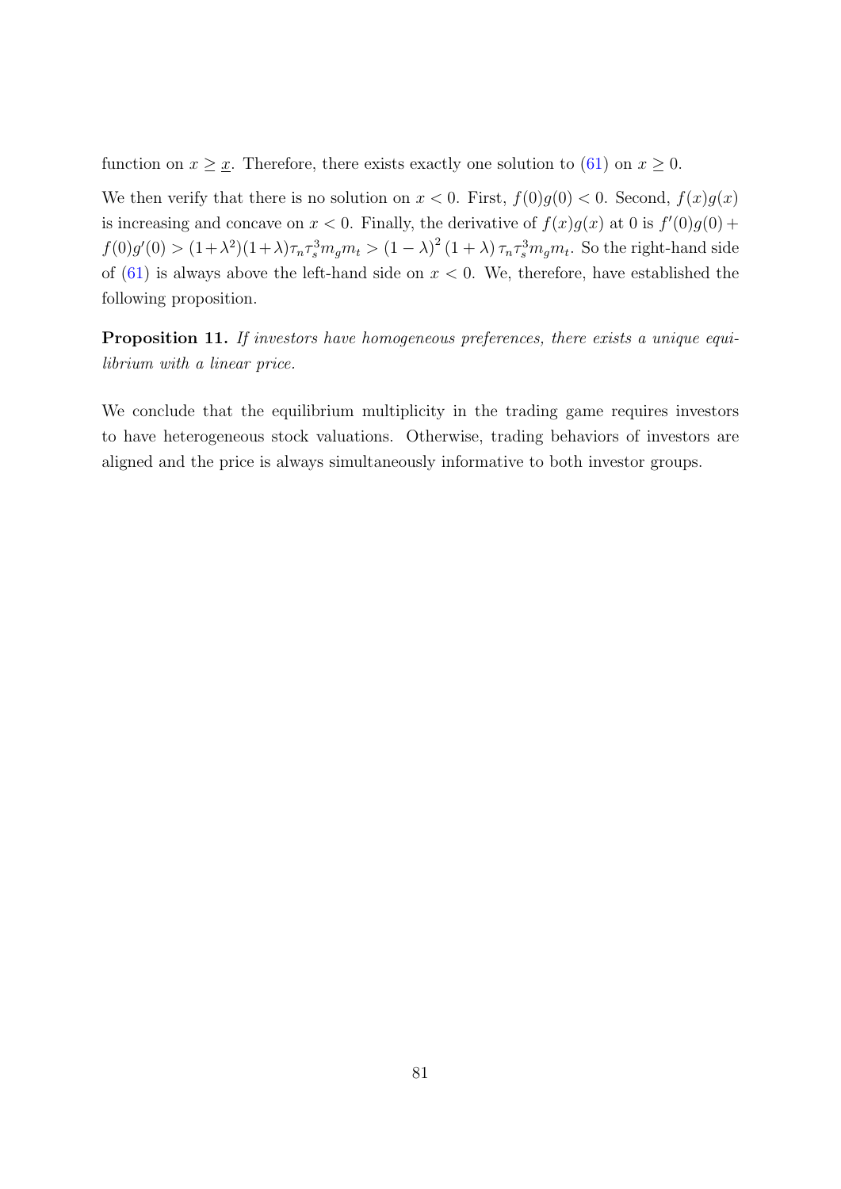function on $x \geq \underline{x}$. Therefore, there exists exactly one solution to (61) on $x \geq 0$.

We then verify that there is no solution on $x < 0$. First, $f(0)g(0) < 0$. Second, $f(x)g(x)$ is increasing and concave on $x < 0$. Finally, the derivative of $f(x)g(x)$ at 0 is $f'(0)g(0) + f(0)g'(0) > (1+\lambda^2)(1+\lambda)\tau_n\tau_s^3 m_g m_t > (1-\lambda)^2 (1+\lambda) \tau_n \tau_s^3 m_g m_t$. So the right-hand side of (61) is always above the left-hand side on $x < 0$. We, therefore, have established the following proposition.

**Proposition 11.** *If investors have homogeneous preferences, there exists a unique equilibrium with a linear price.*

We conclude that the equilibrium multiplicity in the trading game requires investors to have heterogeneous stock valuations. Otherwise, trading behaviors of investors are aligned and the price is always simultaneously informative to both investor groups.